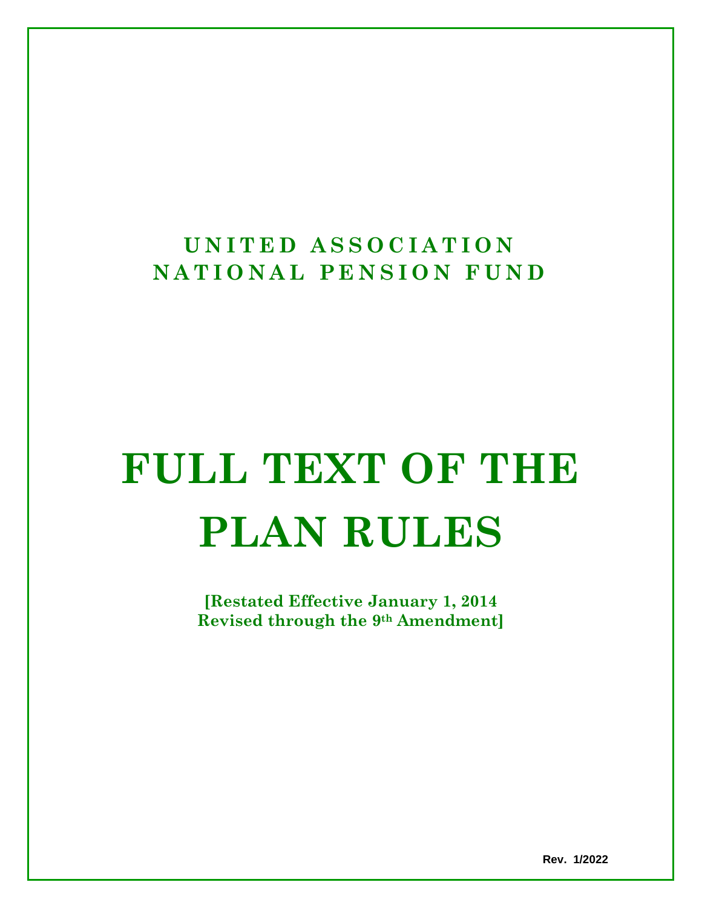# UNITED ASSOCIATION NATIONAL PENSION FUND

# FULL TEXT OF THE PLAN RULES

**[Restated Effective January 1, 2014**
**Revised through the 9th Amendment]**

Rev. 1/2022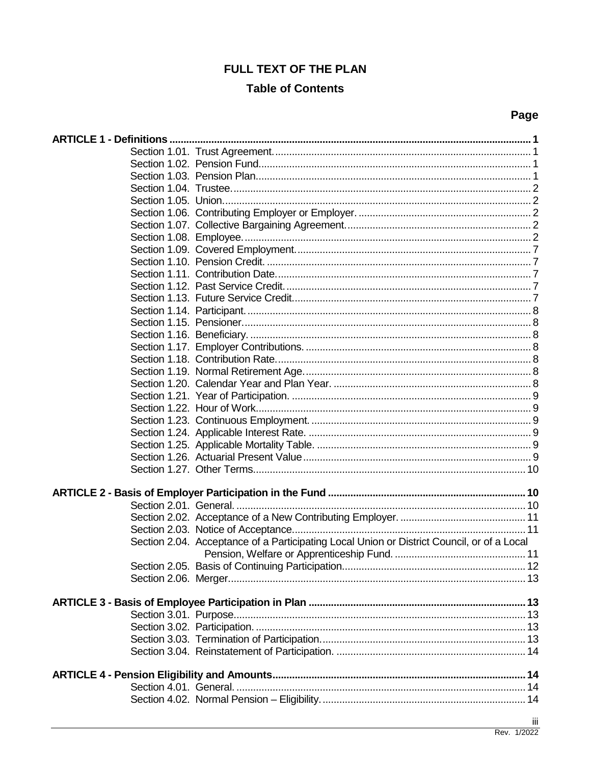# FULL TEXT OF THE PLAN

## Table of Contents

| | Page |
|---|---|
| **ARTICLE 1 - Definitions** | **1** |
| Section 1.01. Trust Agreement. | 1 |
| Section 1.02. Pension Fund. | 1 |
| Section 1.03. Pension Plan. | 1 |
| Section 1.04. Trustee. | 2 |
| Section 1.05. Union. | 2 |
| Section 1.06. Contributing Employer or Employer. | 2 |
| Section 1.07. Collective Bargaining Agreement. | 2 |
| Section 1.08. Employee. | 2 |
| Section 1.09. Covered Employment. | 7 |
| Section 1.10. Pension Credit. | 7 |
| Section 1.11. Contribution Date. | 7 |
| Section 1.12. Past Service Credit. | 7 |
| Section 1.13. Future Service Credit. | 7 |
| Section 1.14. Participant. | 8 |
| Section 1.15. Pensioner. | 8 |
| Section 1.16. Beneficiary. | 8 |
| Section 1.17. Employer Contributions. | 8 |
| Section 1.18. Contribution Rate. | 8 |
| Section 1.19. Normal Retirement Age. | 8 |
| Section 1.20. Calendar Year and Plan Year. | 8 |
| Section 1.21. Year of Participation. | 9 |
| Section 1.22. Hour of Work. | 9 |
| Section 1.23. Continuous Employment. | 9 |
| Section 1.24. Applicable Interest Rate. | 9 |
| Section 1.25. Applicable Mortality Table. | 9 |
| Section 1.26. Actuarial Present Value | 9 |
| Section 1.27. Other Terms. | 10 |
| **ARTICLE 2 - Basis of Employer Participation in the Fund** | **10** |
| Section 2.01. General. | 10 |
| Section 2.02. Acceptance of a New Contributing Employer. | 11 |
| Section 2.03. Notice of Acceptance. | 11 |
| Section 2.04. Acceptance of a Participating Local Union or District Council, or of a Local Pension, Welfare or Apprenticeship Fund. | 11 |
| Section 2.05. Basis of Continuing Participation. | 12 |
| Section 2.06. Merger. | 13 |
| **ARTICLE 3 - Basis of Employee Participation in Plan** | **13** |
| Section 3.01. Purpose. | 13 |
| Section 3.02. Participation. | 13 |
| Section 3.03. Termination of Participation. | 13 |
| Section 3.04. Reinstatement of Participation. | 14 |
| **ARTICLE 4 - Pension Eligibility and Amounts** | **14** |
| Section 4.01. General. | 14 |
| Section 4.02. Normal Pension – Eligibility. | 14 |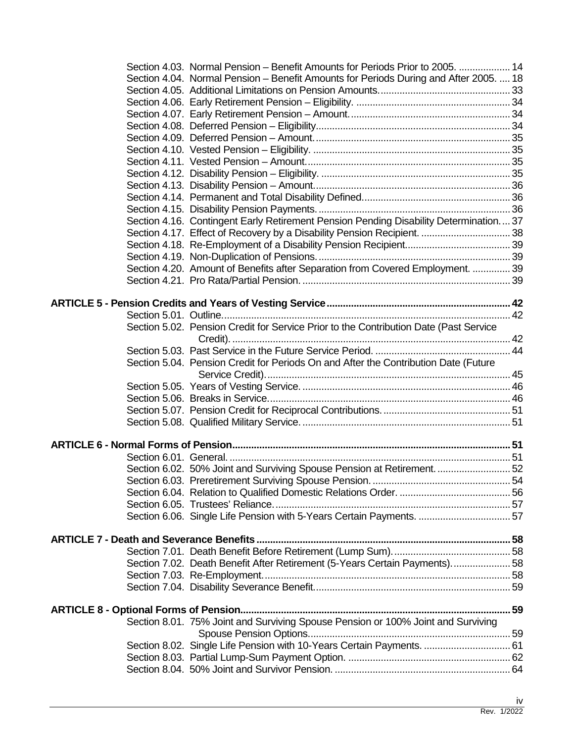Section 4.03. Normal Pension – Benefit Amounts for Periods Prior to 2005. .................. 14
Section 4.04. Normal Pension – Benefit Amounts for Periods During and After 2005. .... 18
Section 4.05. Additional Limitations on Pension Amounts................................................ 33
Section 4.06. Early Retirement Pension – Eligibility. ........................................................ 34
Section 4.07. Early Retirement Pension – Amount........................................................... 34
Section 4.08. Deferred Pension – Eligibility...................................................................... 34
Section 4.09. Deferred Pension – Amount........................................................................ 35
Section 4.10. Vested Pension – Eligibility. ........................................................................ 35
Section 4.11. Vested Pension – Amount........................................................................... 35
Section 4.12. Disability Pension – Eligibility. ..................................................................... 35
Section 4.13. Disability Pension – Amount........................................................................ 36
Section 4.14. Permanent and Total Disability Defined...................................................... 36
Section 4.15. Disability Pension Payments....................................................................... 36
Section 4.16. Contingent Early Retirement Pension Pending Disability Determination.... 37
Section 4.17. Effect of Recovery by a Disability Pension Recipient. ................................ 38
Section 4.18. Re-Employment of a Disability Pension Recipient....................................... 39
Section 4.19. Non-Duplication of Pensions....................................................................... 39
Section 4.20. Amount of Benefits after Separation from Covered Employment. .............. 39
Section 4.21. Pro Rata/Partial Pension. ............................................................................ 39

**ARTICLE 5 - Pension Credits and Years of Vesting Service.................................................................... 42**

Section 5.01. Outline.......................................................................................................... 42
Section 5.02. Pension Credit for Service Prior to the Contribution Date (Past Service Credit). ...................................................................................................... 42
Section 5.03. Past Service in the Future Service Period. .................................................. 44
Section 5.04. Pension Credit for Periods On and After the Contribution Date (Future Service Credit)......................................................................................... 45
Section 5.05. Years of Vesting Service. ............................................................................ 46
Section 5.06. Breaks in Service......................................................................................... 46
Section 5.07. Pension Credit for Reciprocal Contributions............................................... 51
Section 5.08. Qualified Military Service. ............................................................................ 51

**ARTICLE 6 - Normal Forms of Pension...................................................................................................... 51**

Section 6.01. General. ....................................................................................................... 51
Section 6.02. 50% Joint and Surviving Spouse Pension at Retirement. ........................... 52
Section 6.03. Preretirement Surviving Spouse Pension. ................................................... 54
Section 6.04. Relation to Qualified Domestic Relations Order. ......................................... 56
Section 6.05. Trustees' Reliance....................................................................................... 57
Section 6.06. Single Life Pension with 5-Years Certain Payments. .................................. 57

**ARTICLE 7 - Death and Severance Benefits............................................................................................. 58**

Section 7.01. Death Benefit Before Retirement (Lump Sum)............................................ 58
Section 7.02. Death Benefit After Retirement (5-Years Certain Payments)...................... 58
Section 7.03. Re-Employment........................................................................................... 58
Section 7.04. Disability Severance Benefit........................................................................ 59

**ARTICLE 8 - Optional Forms of Pension................................................................................................... 59**

Section 8.01. 75% Joint and Surviving Spouse Pension or 100% Joint and Surviving Spouse Pension Options.......................................................................... 59
Section 8.02. Single Life Pension with 10-Years Certain Payments. ................................ 61
Section 8.03. Partial Lump-Sum Payment Option. ........................................................... 62
Section 8.04. 50% Joint and Survivor Pension. ................................................................ 64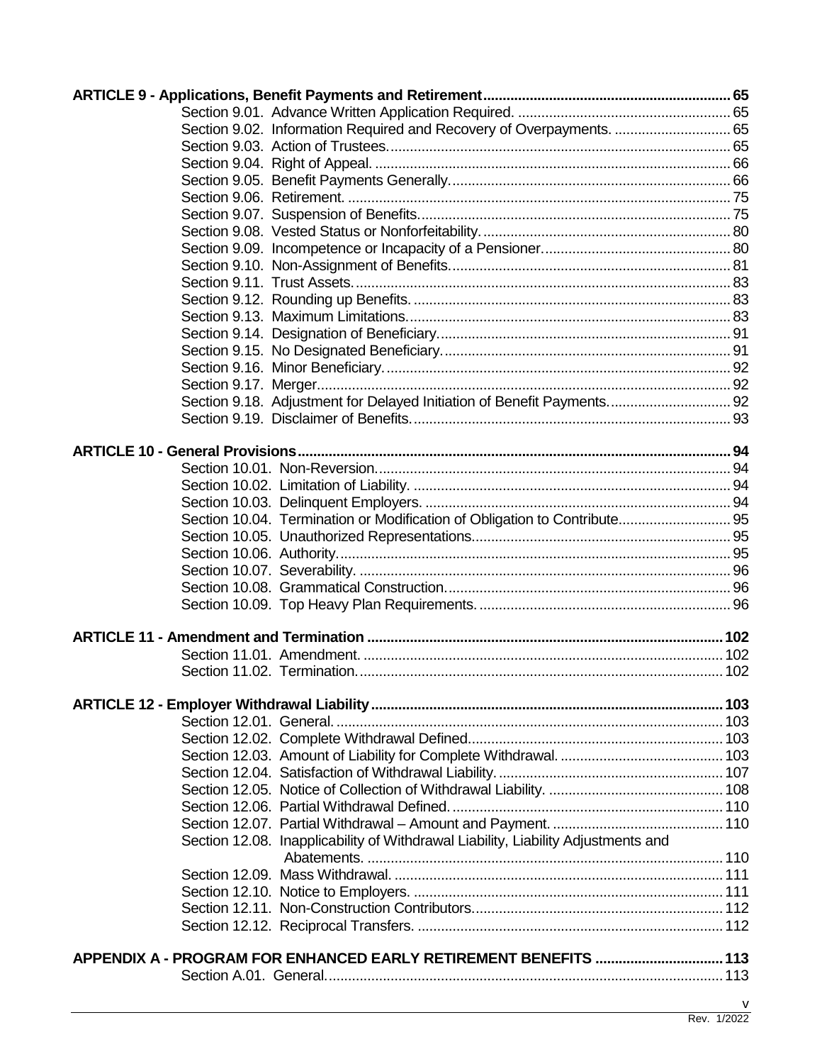**ARTICLE 9 - Applications, Benefit Payments and Retirement** ..... 65

- Section 9.01. Advance Written Application Required. ..... 65
- Section 9.02. Information Required and Recovery of Overpayments. ..... 65
- Section 9.03. Action of Trustees. ..... 65
- Section 9.04. Right of Appeal. ..... 66
- Section 9.05. Benefit Payments Generally. ..... 66
- Section 9.06. Retirement. ..... 75
- Section 9.07. Suspension of Benefits. ..... 75
- Section 9.08. Vested Status or Nonforfeitability. ..... 80
- Section 9.09. Incompetence or Incapacity of a Pensioner. ..... 80
- Section 9.10. Non-Assignment of Benefits. ..... 81
- Section 9.11. Trust Assets. ..... 83
- Section 9.12. Rounding up Benefits. ..... 83
- Section 9.13. Maximum Limitations. ..... 83
- Section 9.14. Designation of Beneficiary. ..... 91
- Section 9.15. No Designated Beneficiary. ..... 91
- Section 9.16. Minor Beneficiary. ..... 92
- Section 9.17. Merger. ..... 92
- Section 9.18. Adjustment for Delayed Initiation of Benefit Payments. ..... 92
- Section 9.19. Disclaimer of Benefits. ..... 93

**ARTICLE 10 - General Provisions** ..... 94

- Section 10.01. Non-Reversion. ..... 94
- Section 10.02. Limitation of Liability. ..... 94
- Section 10.03. Delinquent Employers. ..... 94
- Section 10.04. Termination or Modification of Obligation to Contribute. ..... 95
- Section 10.05. Unauthorized Representations. ..... 95
- Section 10.06. Authority. ..... 95
- Section 10.07. Severability. ..... 96
- Section 10.08. Grammatical Construction. ..... 96
- Section 10.09. Top Heavy Plan Requirements. ..... 96

**ARTICLE 11 - Amendment and Termination** ..... 102

- Section 11.01. Amendment. ..... 102
- Section 11.02. Termination. ..... 102

**ARTICLE 12 - Employer Withdrawal Liability** ..... 103

- Section 12.01. General. ..... 103
- Section 12.02. Complete Withdrawal Defined. ..... 103
- Section 12.03. Amount of Liability for Complete Withdrawal. ..... 103
- Section 12.04. Satisfaction of Withdrawal Liability. ..... 107
- Section 12.05. Notice of Collection of Withdrawal Liability. ..... 108
- Section 12.06. Partial Withdrawal Defined. ..... 110
- Section 12.07. Partial Withdrawal – Amount and Payment. ..... 110
- Section 12.08. Inapplicability of Withdrawal Liability, Liability Adjustments and Abatements. ..... 110
- Section 12.09. Mass Withdrawal. ..... 111
- Section 12.10. Notice to Employers. ..... 111
- Section 12.11. Non-Construction Contributors. ..... 112
- Section 12.12. Reciprocal Transfers. ..... 112

**APPENDIX A - PROGRAM FOR ENHANCED EARLY RETIREMENT BENEFITS** ..... 113

- Section A.01. General. ..... 113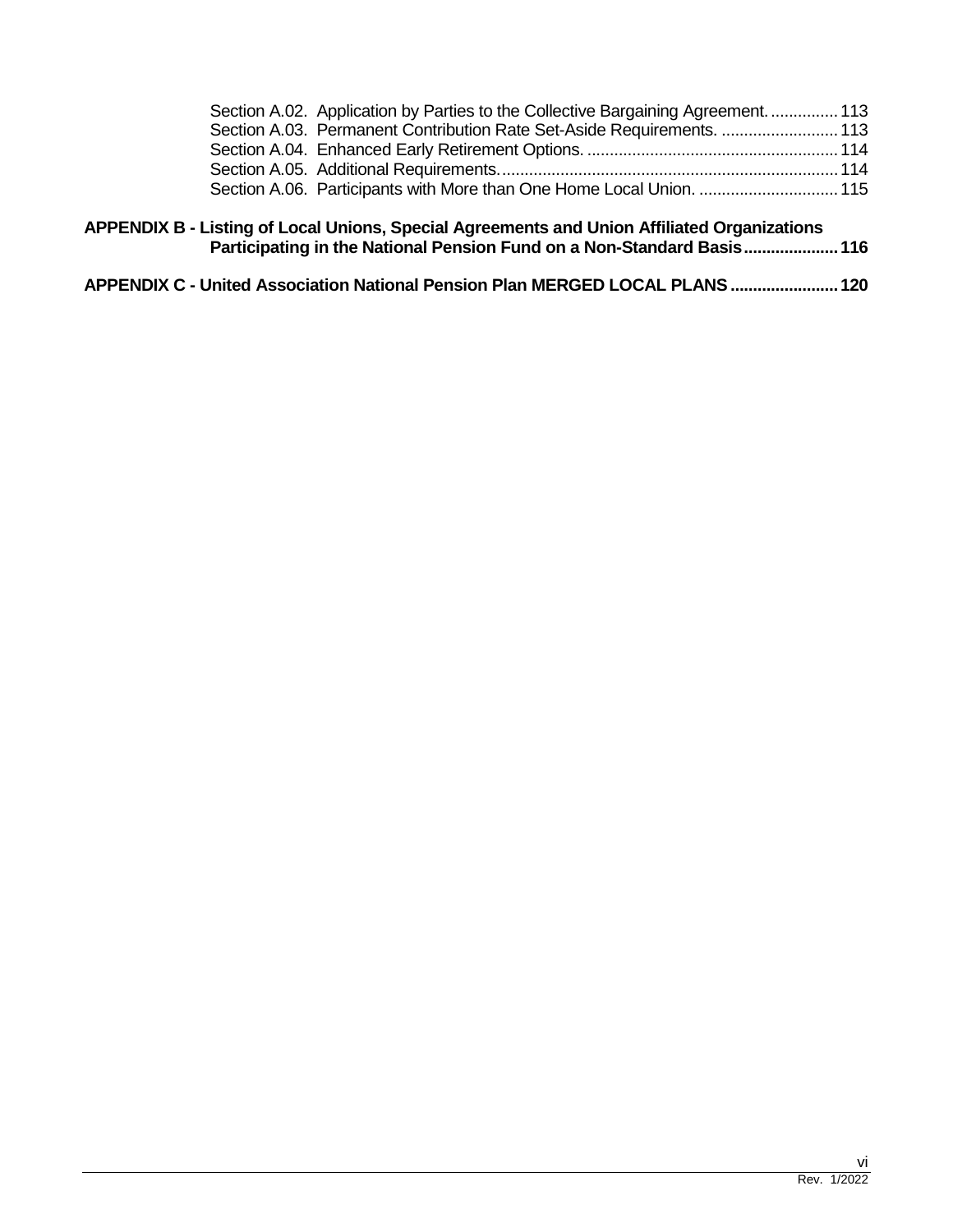Section A.02. Application by Parties to the Collective Bargaining Agreement. ............... 113
Section A.03. Permanent Contribution Rate Set-Aside Requirements. .......................... 113
Section A.04. Enhanced Early Retirement Options. ........................................................ 114
Section A.05. Additional Requirements. .......................................................................... 114
Section A.06. Participants with More than One Home Local Union. ............................... 115

**APPENDIX B - Listing of Local Unions, Special Agreements and Union Affiliated Organizations Participating in the National Pension Fund on a Non-Standard Basis ..................... 116**

**APPENDIX C - United Association National Pension Plan MERGED LOCAL PLANS ........................ 120**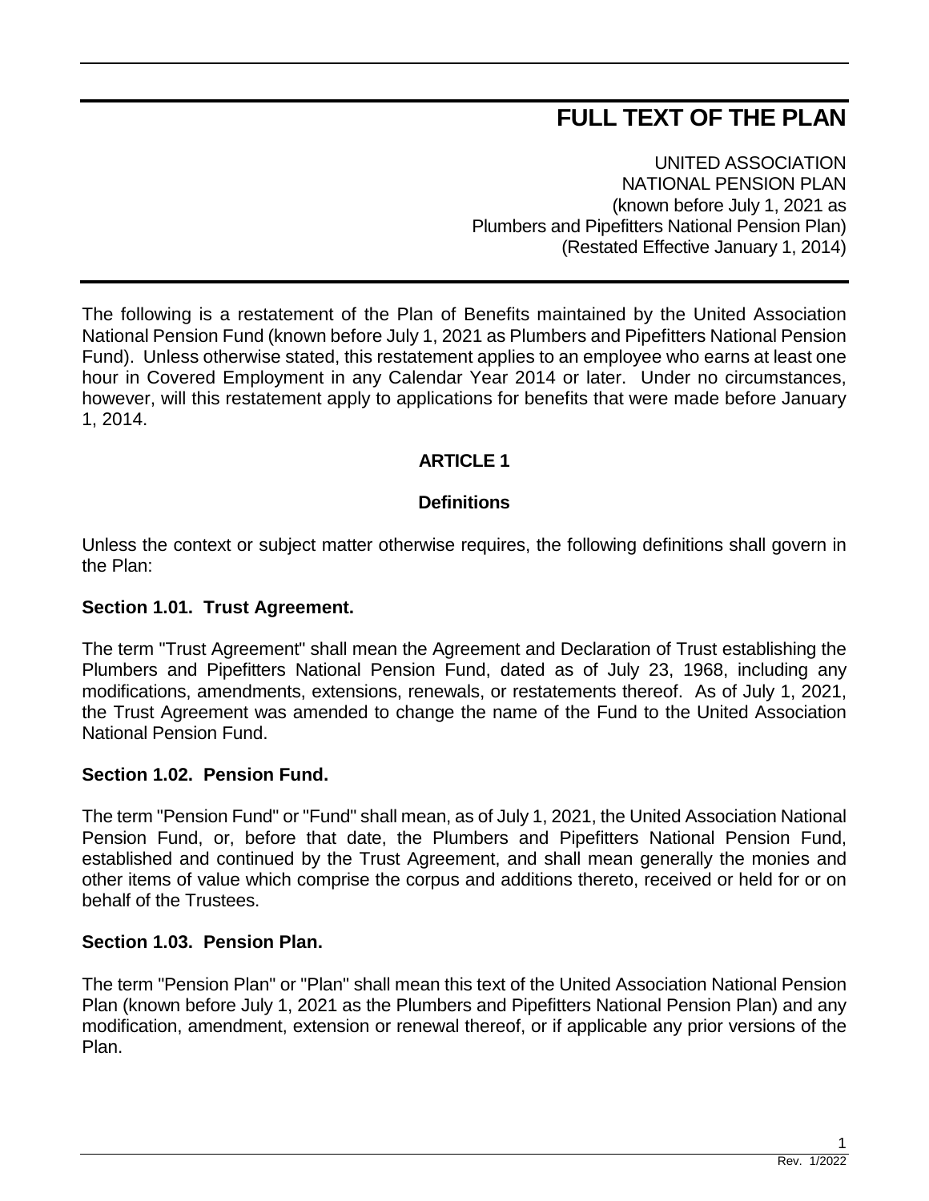# FULL TEXT OF THE PLAN

UNITED ASSOCIATION
NATIONAL PENSION PLAN
(known before July 1, 2021 as
Plumbers and Pipefitters National Pension Plan)
(Restated Effective January 1, 2014)

The following is a restatement of the Plan of Benefits maintained by the United Association National Pension Fund (known before July 1, 2021 as Plumbers and Pipefitters National Pension Fund). Unless otherwise stated, this restatement applies to an employee who earns at least one hour in Covered Employment in any Calendar Year 2014 or later. Under no circumstances, however, will this restatement apply to applications for benefits that were made before January 1, 2014.

## ARTICLE 1

## Definitions

Unless the context or subject matter otherwise requires, the following definitions shall govern in the Plan:

### Section 1.01. Trust Agreement.

The term "Trust Agreement" shall mean the Agreement and Declaration of Trust establishing the Plumbers and Pipefitters National Pension Fund, dated as of July 23, 1968, including any modifications, amendments, extensions, renewals, or restatements thereof. As of July 1, 2021, the Trust Agreement was amended to change the name of the Fund to the United Association National Pension Fund.

### Section 1.02. Pension Fund.

The term "Pension Fund" or "Fund" shall mean, as of July 1, 2021, the United Association National Pension Fund, or, before that date, the Plumbers and Pipefitters National Pension Fund, established and continued by the Trust Agreement, and shall mean generally the monies and other items of value which comprise the corpus and additions thereto, received or held for or on behalf of the Trustees.

### Section 1.03. Pension Plan.

The term "Pension Plan" or "Plan" shall mean this text of the United Association National Pension Plan (known before July 1, 2021 as the Plumbers and Pipefitters National Pension Plan) and any modification, amendment, extension or renewal thereof, or if applicable any prior versions of the Plan.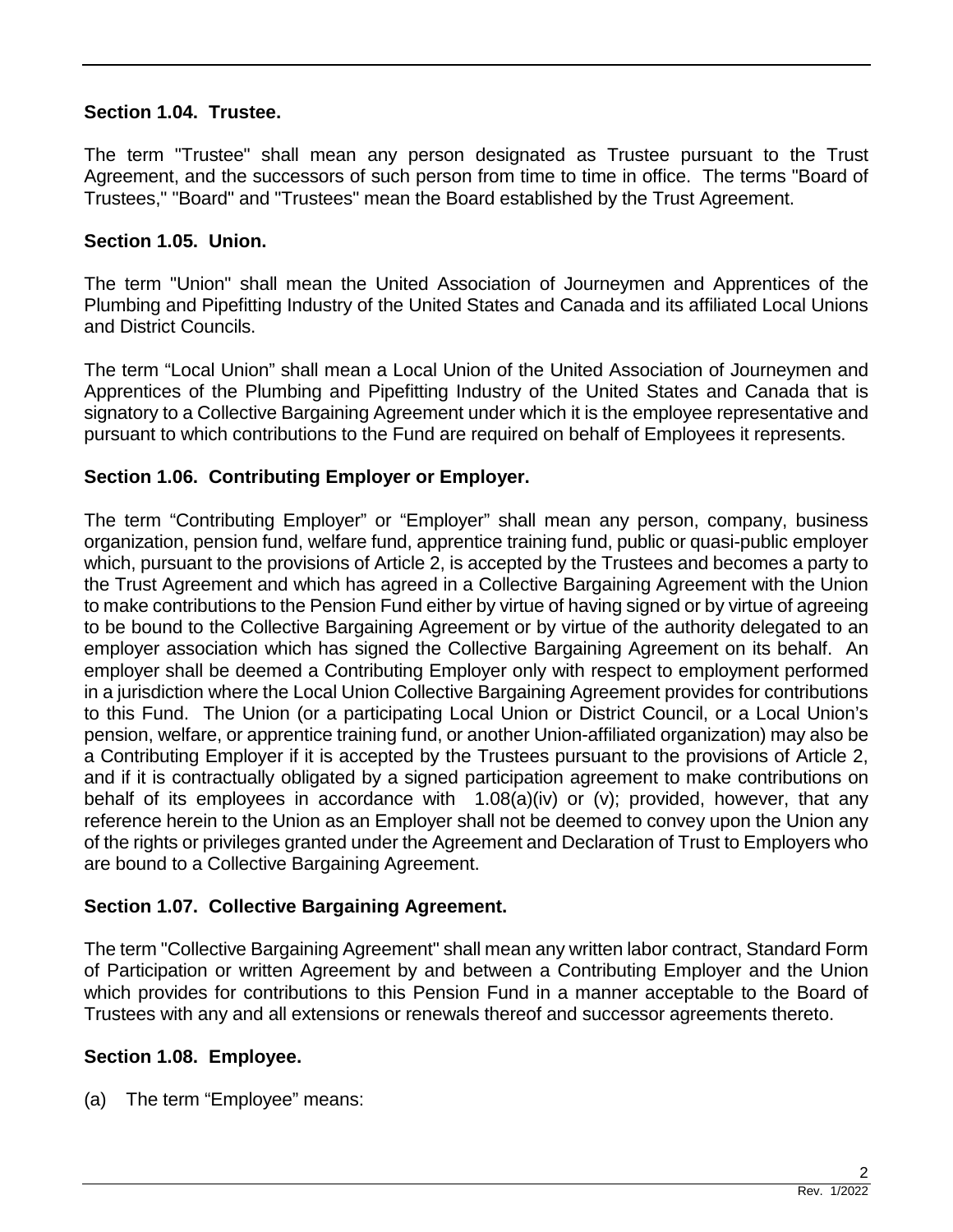### Section 1.04. Trustee.

The term "Trustee" shall mean any person designated as Trustee pursuant to the Trust Agreement, and the successors of such person from time to time in office. The terms "Board of Trustees," "Board" and "Trustees" mean the Board established by the Trust Agreement.

### Section 1.05. Union.

The term "Union" shall mean the United Association of Journeymen and Apprentices of the Plumbing and Pipefitting Industry of the United States and Canada and its affiliated Local Unions and District Councils.

The term "Local Union" shall mean a Local Union of the United Association of Journeymen and Apprentices of the Plumbing and Pipefitting Industry of the United States and Canada that is signatory to a Collective Bargaining Agreement under which it is the employee representative and pursuant to which contributions to the Fund are required on behalf of Employees it represents.

### Section 1.06. Contributing Employer or Employer.

The term "Contributing Employer" or "Employer" shall mean any person, company, business organization, pension fund, welfare fund, apprentice training fund, public or quasi-public employer which, pursuant to the provisions of Article 2, is accepted by the Trustees and becomes a party to the Trust Agreement and which has agreed in a Collective Bargaining Agreement with the Union to make contributions to the Pension Fund either by virtue of having signed or by virtue of agreeing to be bound to the Collective Bargaining Agreement or by virtue of the authority delegated to an employer association which has signed the Collective Bargaining Agreement on its behalf. An employer shall be deemed a Contributing Employer only with respect to employment performed in a jurisdiction where the Local Union Collective Bargaining Agreement provides for contributions to this Fund. The Union (or a participating Local Union or District Council, or a Local Union's pension, welfare, or apprentice training fund, or another Union-affiliated organization) may also be a Contributing Employer if it is accepted by the Trustees pursuant to the provisions of Article 2, and if it is contractually obligated by a signed participation agreement to make contributions on behalf of its employees in accordance with 1.08(a)(iv) or (v); provided, however, that any reference herein to the Union as an Employer shall not be deemed to convey upon the Union any of the rights or privileges granted under the Agreement and Declaration of Trust to Employers who are bound to a Collective Bargaining Agreement.

### Section 1.07. Collective Bargaining Agreement.

The term "Collective Bargaining Agreement" shall mean any written labor contract, Standard Form of Participation or written Agreement by and between a Contributing Employer and the Union which provides for contributions to this Pension Fund in a manner acceptable to the Board of Trustees with any and all extensions or renewals thereof and successor agreements thereto.

### Section 1.08. Employee.

(a) The term "Employee" means: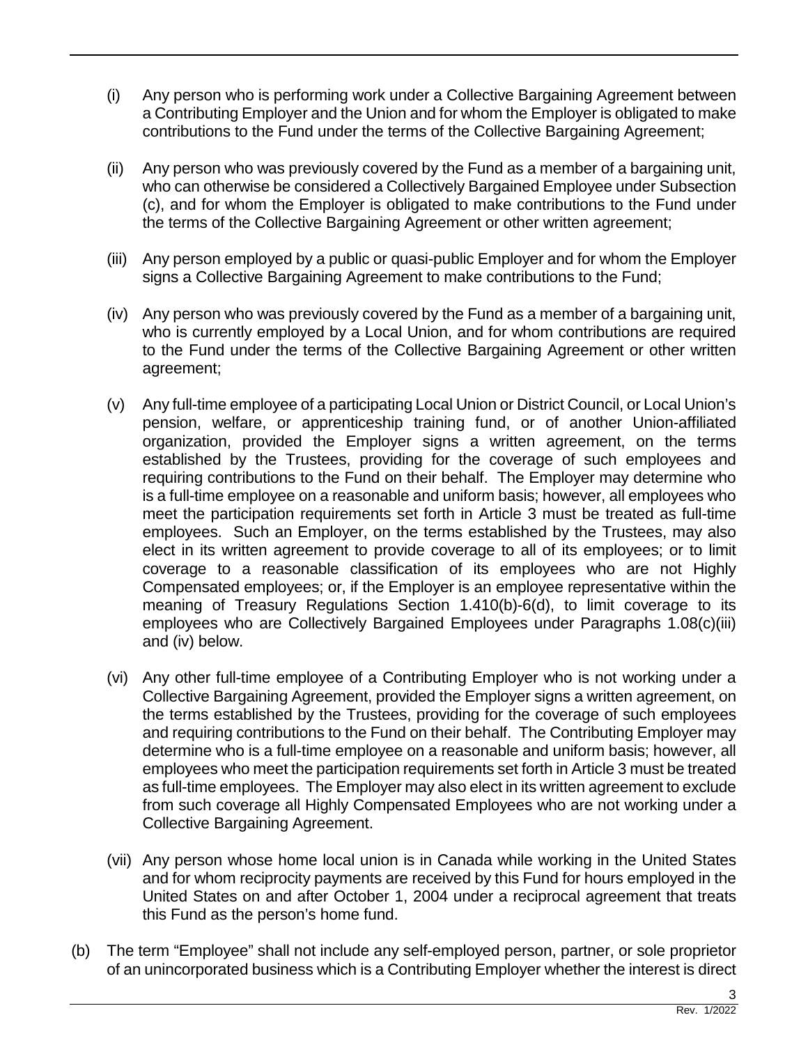(i) Any person who is performing work under a Collective Bargaining Agreement between a Contributing Employer and the Union and for whom the Employer is obligated to make contributions to the Fund under the terms of the Collective Bargaining Agreement;

(ii) Any person who was previously covered by the Fund as a member of a bargaining unit, who can otherwise be considered a Collectively Bargained Employee under Subsection (c), and for whom the Employer is obligated to make contributions to the Fund under the terms of the Collective Bargaining Agreement or other written agreement;

(iii) Any person employed by a public or quasi-public Employer and for whom the Employer signs a Collective Bargaining Agreement to make contributions to the Fund;

(iv) Any person who was previously covered by the Fund as a member of a bargaining unit, who is currently employed by a Local Union, and for whom contributions are required to the Fund under the terms of the Collective Bargaining Agreement or other written agreement;

(v) Any full-time employee of a participating Local Union or District Council, or Local Union's pension, welfare, or apprenticeship training fund, or of another Union-affiliated organization, provided the Employer signs a written agreement, on the terms established by the Trustees, providing for the coverage of such employees and requiring contributions to the Fund on their behalf. The Employer may determine who is a full-time employee on a reasonable and uniform basis; however, all employees who meet the participation requirements set forth in Article 3 must be treated as full-time employees. Such an Employer, on the terms established by the Trustees, may also elect in its written agreement to provide coverage to all of its employees; or to limit coverage to a reasonable classification of its employees who are not Highly Compensated employees; or, if the Employer is an employee representative within the meaning of Treasury Regulations Section 1.410(b)-6(d), to limit coverage to its employees who are Collectively Bargained Employees under Paragraphs 1.08(c)(iii) and (iv) below.

(vi) Any other full-time employee of a Contributing Employer who is not working under a Collective Bargaining Agreement, provided the Employer signs a written agreement, on the terms established by the Trustees, providing for the coverage of such employees and requiring contributions to the Fund on their behalf. The Contributing Employer may determine who is a full-time employee on a reasonable and uniform basis; however, all employees who meet the participation requirements set forth in Article 3 must be treated as full-time employees. The Employer may also elect in its written agreement to exclude from such coverage all Highly Compensated Employees who are not working under a Collective Bargaining Agreement.

(vii) Any person whose home local union is in Canada while working in the United States and for whom reciprocity payments are received by this Fund for hours employed in the United States on and after October 1, 2004 under a reciprocal agreement that treats this Fund as the person's home fund.

(b) The term "Employee" shall not include any self-employed person, partner, or sole proprietor of an unincorporated business which is a Contributing Employer whether the interest is direct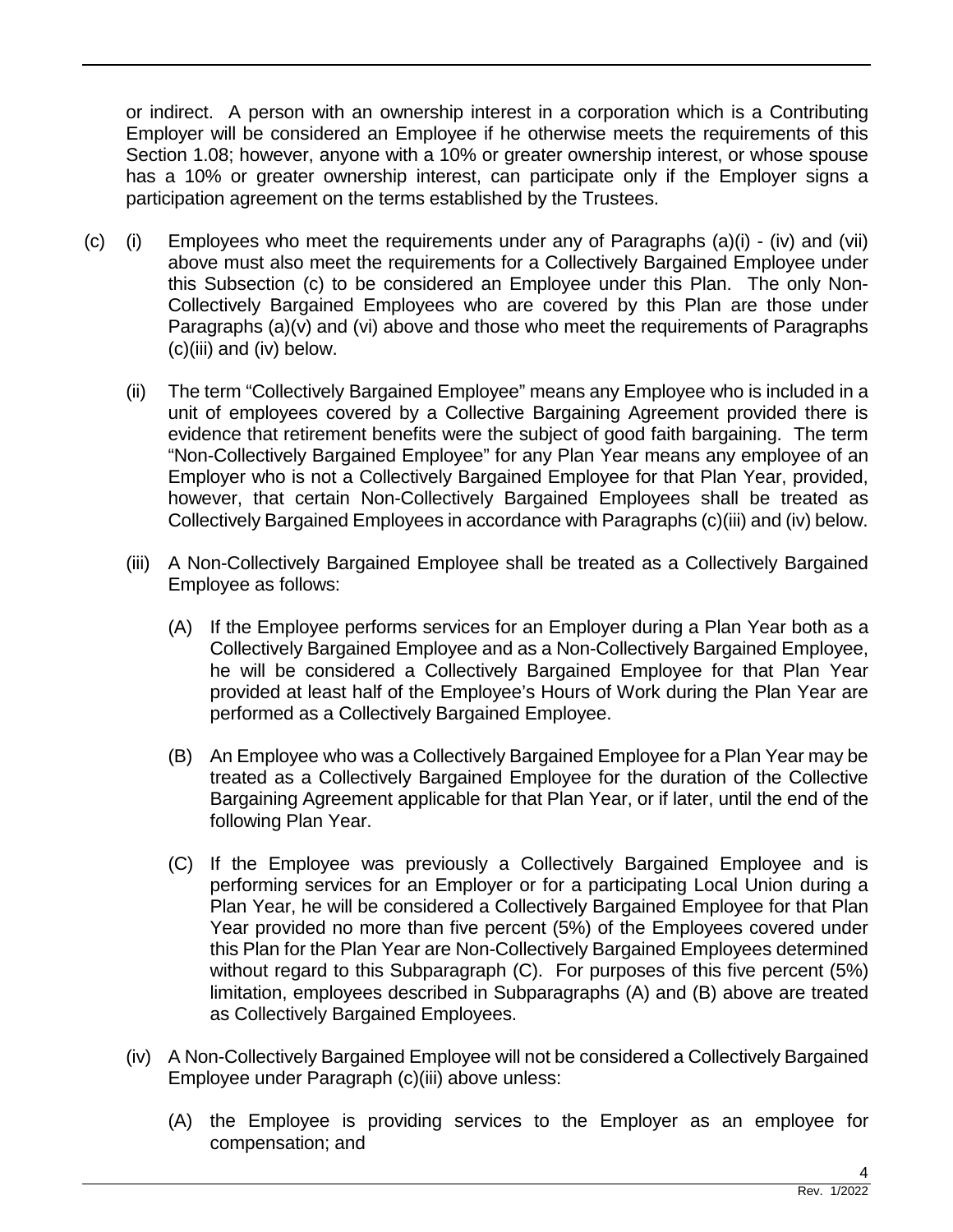or indirect. A person with an ownership interest in a corporation which is a Contributing Employer will be considered an Employee if he otherwise meets the requirements of this Section 1.08; however, anyone with a 10% or greater ownership interest, or whose spouse has a 10% or greater ownership interest, can participate only if the Employer signs a participation agreement on the terms established by the Trustees.

(c) (i) Employees who meet the requirements under any of Paragraphs (a)(i) - (iv) and (vii) above must also meet the requirements for a Collectively Bargained Employee under this Subsection (c) to be considered an Employee under this Plan. The only Non-Collectively Bargained Employees who are covered by this Plan are those under Paragraphs (a)(v) and (vi) above and those who meet the requirements of Paragraphs (c)(iii) and (iv) below.

(ii) The term "Collectively Bargained Employee" means any Employee who is included in a unit of employees covered by a Collective Bargaining Agreement provided there is evidence that retirement benefits were the subject of good faith bargaining. The term "Non-Collectively Bargained Employee" for any Plan Year means any employee of an Employer who is not a Collectively Bargained Employee for that Plan Year, provided, however, that certain Non-Collectively Bargained Employees shall be treated as Collectively Bargained Employees in accordance with Paragraphs (c)(iii) and (iv) below.

(iii) A Non-Collectively Bargained Employee shall be treated as a Collectively Bargained Employee as follows:

(A) If the Employee performs services for an Employer during a Plan Year both as a Collectively Bargained Employee and as a Non-Collectively Bargained Employee, he will be considered a Collectively Bargained Employee for that Plan Year provided at least half of the Employee's Hours of Work during the Plan Year are performed as a Collectively Bargained Employee.

(B) An Employee who was a Collectively Bargained Employee for a Plan Year may be treated as a Collectively Bargained Employee for the duration of the Collective Bargaining Agreement applicable for that Plan Year, or if later, until the end of the following Plan Year.

(C) If the Employee was previously a Collectively Bargained Employee and is performing services for an Employer or for a participating Local Union during a Plan Year, he will be considered a Collectively Bargained Employee for that Plan Year provided no more than five percent (5%) of the Employees covered under this Plan for the Plan Year are Non-Collectively Bargained Employees determined without regard to this Subparagraph (C). For purposes of this five percent (5%) limitation, employees described in Subparagraphs (A) and (B) above are treated as Collectively Bargained Employees.

(iv) A Non-Collectively Bargained Employee will not be considered a Collectively Bargained Employee under Paragraph (c)(iii) above unless:

(A) the Employee is providing services to the Employer as an employee for compensation; and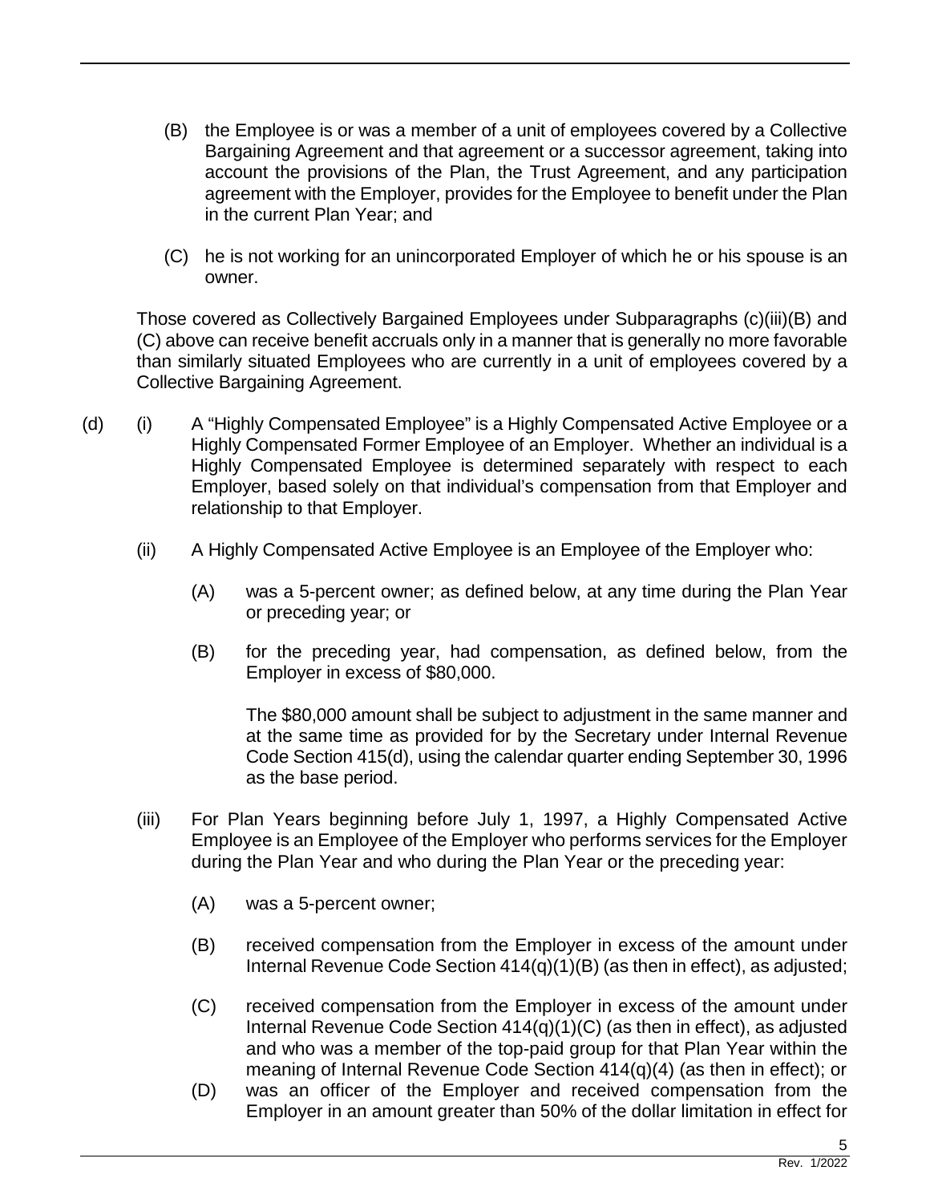(B) the Employee is or was a member of a unit of employees covered by a Collective Bargaining Agreement and that agreement or a successor agreement, taking into account the provisions of the Plan, the Trust Agreement, and any participation agreement with the Employer, provides for the Employee to benefit under the Plan in the current Plan Year; and

(C) he is not working for an unincorporated Employer of which he or his spouse is an owner.

Those covered as Collectively Bargained Employees under Subparagraphs (c)(iii)(B) and (C) above can receive benefit accruals only in a manner that is generally no more favorable than similarly situated Employees who are currently in a unit of employees covered by a Collective Bargaining Agreement.

(d) (i) A "Highly Compensated Employee" is a Highly Compensated Active Employee or a Highly Compensated Former Employee of an Employer. Whether an individual is a Highly Compensated Employee is determined separately with respect to each Employer, based solely on that individual's compensation from that Employer and relationship to that Employer.

(ii) A Highly Compensated Active Employee is an Employee of the Employer who:

(A) was a 5-percent owner; as defined below, at any time during the Plan Year or preceding year; or

(B) for the preceding year, had compensation, as defined below, from the Employer in excess of $80,000.

The $80,000 amount shall be subject to adjustment in the same manner and at the same time as provided for by the Secretary under Internal Revenue Code Section 415(d), using the calendar quarter ending September 30, 1996 as the base period.

(iii) For Plan Years beginning before July 1, 1997, a Highly Compensated Active Employee is an Employee of the Employer who performs services for the Employer during the Plan Year and who during the Plan Year or the preceding year:

(A) was a 5-percent owner;

(B) received compensation from the Employer in excess of the amount under Internal Revenue Code Section 414(q)(1)(B) (as then in effect), as adjusted;

(C) received compensation from the Employer in excess of the amount under Internal Revenue Code Section 414(q)(1)(C) (as then in effect), as adjusted and who was a member of the top-paid group for that Plan Year within the meaning of Internal Revenue Code Section 414(q)(4) (as then in effect); or

(D) was an officer of the Employer and received compensation from the Employer in an amount greater than 50% of the dollar limitation in effect for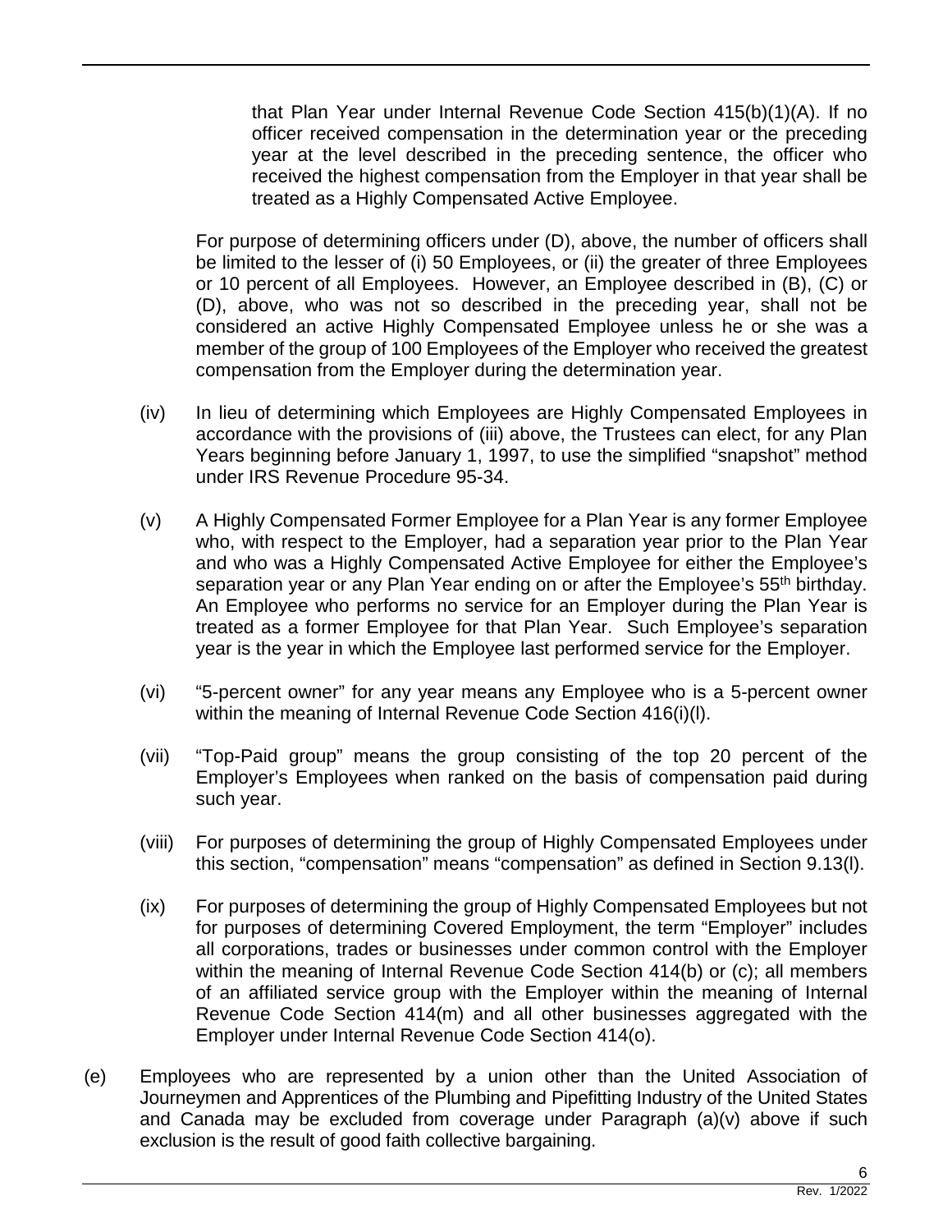that Plan Year under Internal Revenue Code Section 415(b)(1)(A). If no officer received compensation in the determination year or the preceding year at the level described in the preceding sentence, the officer who received the highest compensation from the Employer in that year shall be treated as a Highly Compensated Active Employee.

For purpose of determining officers under (D), above, the number of officers shall be limited to the lesser of (i) 50 Employees, or (ii) the greater of three Employees or 10 percent of all Employees. However, an Employee described in (B), (C) or (D), above, who was not so described in the preceding year, shall not be considered an active Highly Compensated Employee unless he or she was a member of the group of 100 Employees of the Employer who received the greatest compensation from the Employer during the determination year.

(iv) In lieu of determining which Employees are Highly Compensated Employees in accordance with the provisions of (iii) above, the Trustees can elect, for any Plan Years beginning before January 1, 1997, to use the simplified "snapshot" method under IRS Revenue Procedure 95-34.

(v) A Highly Compensated Former Employee for a Plan Year is any former Employee who, with respect to the Employer, had a separation year prior to the Plan Year and who was a Highly Compensated Active Employee for either the Employee's separation year or any Plan Year ending on or after the Employee's 55th birthday. An Employee who performs no service for an Employer during the Plan Year is treated as a former Employee for that Plan Year. Such Employee's separation year is the year in which the Employee last performed service for the Employer.

(vi) "5-percent owner" for any year means any Employee who is a 5-percent owner within the meaning of Internal Revenue Code Section 416(i)(l).

(vii) "Top-Paid group" means the group consisting of the top 20 percent of the Employer's Employees when ranked on the basis of compensation paid during such year.

(viii) For purposes of determining the group of Highly Compensated Employees under this section, "compensation" means "compensation" as defined in Section 9.13(l).

(ix) For purposes of determining the group of Highly Compensated Employees but not for purposes of determining Covered Employment, the term "Employer" includes all corporations, trades or businesses under common control with the Employer within the meaning of Internal Revenue Code Section 414(b) or (c); all members of an affiliated service group with the Employer within the meaning of Internal Revenue Code Section 414(m) and all other businesses aggregated with the Employer under Internal Revenue Code Section 414(o).

(e) Employees who are represented by a union other than the United Association of Journeymen and Apprentices of the Plumbing and Pipefitting Industry of the United States and Canada may be excluded from coverage under Paragraph (a)(v) above if such exclusion is the result of good faith collective bargaining.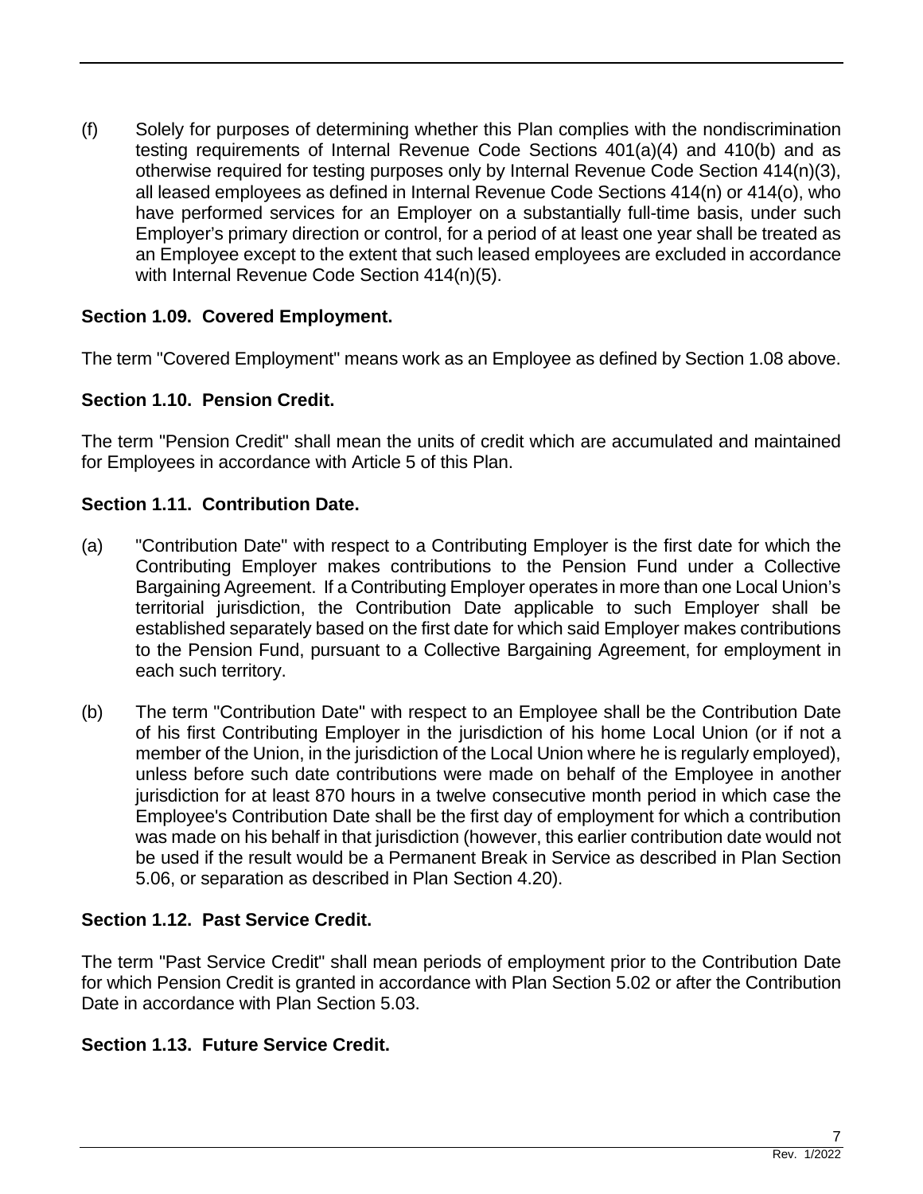(f) Solely for purposes of determining whether this Plan complies with the nondiscrimination testing requirements of Internal Revenue Code Sections 401(a)(4) and 410(b) and as otherwise required for testing purposes only by Internal Revenue Code Section 414(n)(3), all leased employees as defined in Internal Revenue Code Sections 414(n) or 414(o), who have performed services for an Employer on a substantially full-time basis, under such Employer's primary direction or control, for a period of at least one year shall be treated as an Employee except to the extent that such leased employees are excluded in accordance with Internal Revenue Code Section 414(n)(5).

**Section 1.09. Covered Employment.**

The term "Covered Employment" means work as an Employee as defined by Section 1.08 above.

**Section 1.10. Pension Credit.**

The term "Pension Credit" shall mean the units of credit which are accumulated and maintained for Employees in accordance with Article 5 of this Plan.

**Section 1.11. Contribution Date.**

(a) "Contribution Date" with respect to a Contributing Employer is the first date for which the Contributing Employer makes contributions to the Pension Fund under a Collective Bargaining Agreement. If a Contributing Employer operates in more than one Local Union's territorial jurisdiction, the Contribution Date applicable to such Employer shall be established separately based on the first date for which said Employer makes contributions to the Pension Fund, pursuant to a Collective Bargaining Agreement, for employment in each such territory.

(b) The term "Contribution Date" with respect to an Employee shall be the Contribution Date of his first Contributing Employer in the jurisdiction of his home Local Union (or if not a member of the Union, in the jurisdiction of the Local Union where he is regularly employed), unless before such date contributions were made on behalf of the Employee in another jurisdiction for at least 870 hours in a twelve consecutive month period in which case the Employee's Contribution Date shall be the first day of employment for which a contribution was made on his behalf in that jurisdiction (however, this earlier contribution date would not be used if the result would be a Permanent Break in Service as described in Plan Section 5.06, or separation as described in Plan Section 4.20).

**Section 1.12. Past Service Credit.**

The term "Past Service Credit" shall mean periods of employment prior to the Contribution Date for which Pension Credit is granted in accordance with Plan Section 5.02 or after the Contribution Date in accordance with Plan Section 5.03.

**Section 1.13. Future Service Credit.**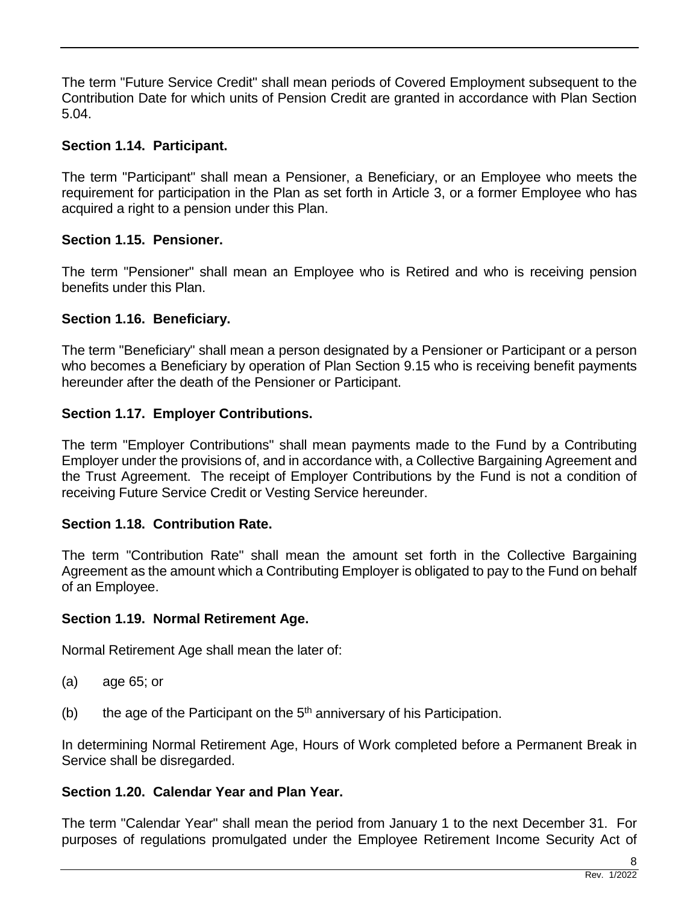The term "Future Service Credit" shall mean periods of Covered Employment subsequent to the Contribution Date for which units of Pension Credit are granted in accordance with Plan Section 5.04.

### Section 1.14. Participant.

The term "Participant" shall mean a Pensioner, a Beneficiary, or an Employee who meets the requirement for participation in the Plan as set forth in Article 3, or a former Employee who has acquired a right to a pension under this Plan.

### Section 1.15. Pensioner.

The term "Pensioner" shall mean an Employee who is Retired and who is receiving pension benefits under this Plan.

### Section 1.16. Beneficiary.

The term "Beneficiary" shall mean a person designated by a Pensioner or Participant or a person who becomes a Beneficiary by operation of Plan Section 9.15 who is receiving benefit payments hereunder after the death of the Pensioner or Participant.

### Section 1.17. Employer Contributions.

The term "Employer Contributions" shall mean payments made to the Fund by a Contributing Employer under the provisions of, and in accordance with, a Collective Bargaining Agreement and the Trust Agreement. The receipt of Employer Contributions by the Fund is not a condition of receiving Future Service Credit or Vesting Service hereunder.

### Section 1.18. Contribution Rate.

The term "Contribution Rate" shall mean the amount set forth in the Collective Bargaining Agreement as the amount which a Contributing Employer is obligated to pay to the Fund on behalf of an Employee.

### Section 1.19. Normal Retirement Age.

Normal Retirement Age shall mean the later of:

(a) age 65; or

(b) the age of the Participant on the 5th anniversary of his Participation.

In determining Normal Retirement Age, Hours of Work completed before a Permanent Break in Service shall be disregarded.

### Section 1.20. Calendar Year and Plan Year.

The term "Calendar Year" shall mean the period from January 1 to the next December 31. For purposes of regulations promulgated under the Employee Retirement Income Security Act of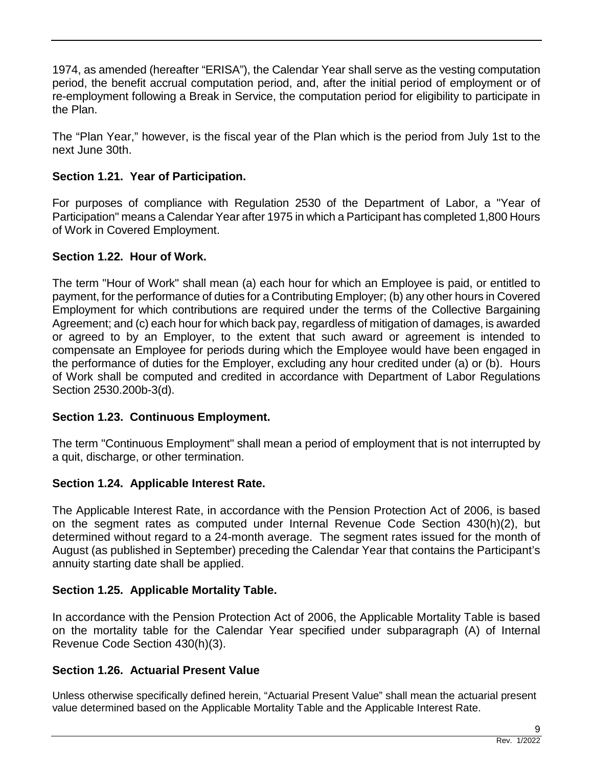1974, as amended (hereafter "ERISA"), the Calendar Year shall serve as the vesting computation period, the benefit accrual computation period, and, after the initial period of employment or of re-employment following a Break in Service, the computation period for eligibility to participate in the Plan.

The "Plan Year," however, is the fiscal year of the Plan which is the period from July 1st to the next June 30th.

**Section 1.21. Year of Participation.**

For purposes of compliance with Regulation 2530 of the Department of Labor, a "Year of Participation" means a Calendar Year after 1975 in which a Participant has completed 1,800 Hours of Work in Covered Employment.

**Section 1.22. Hour of Work.**

The term "Hour of Work" shall mean (a) each hour for which an Employee is paid, or entitled to payment, for the performance of duties for a Contributing Employer; (b) any other hours in Covered Employment for which contributions are required under the terms of the Collective Bargaining Agreement; and (c) each hour for which back pay, regardless of mitigation of damages, is awarded or agreed to by an Employer, to the extent that such award or agreement is intended to compensate an Employee for periods during which the Employee would have been engaged in the performance of duties for the Employer, excluding any hour credited under (a) or (b). Hours of Work shall be computed and credited in accordance with Department of Labor Regulations Section 2530.200b-3(d).

**Section 1.23. Continuous Employment.**

The term "Continuous Employment" shall mean a period of employment that is not interrupted by a quit, discharge, or other termination.

**Section 1.24. Applicable Interest Rate.**

The Applicable Interest Rate, in accordance with the Pension Protection Act of 2006, is based on the segment rates as computed under Internal Revenue Code Section 430(h)(2), but determined without regard to a 24-month average. The segment rates issued for the month of August (as published in September) preceding the Calendar Year that contains the Participant's annuity starting date shall be applied.

**Section 1.25. Applicable Mortality Table.**

In accordance with the Pension Protection Act of 2006, the Applicable Mortality Table is based on the mortality table for the Calendar Year specified under subparagraph (A) of Internal Revenue Code Section 430(h)(3).

**Section 1.26. Actuarial Present Value**

Unless otherwise specifically defined herein, "Actuarial Present Value" shall mean the actuarial present value determined based on the Applicable Mortality Table and the Applicable Interest Rate.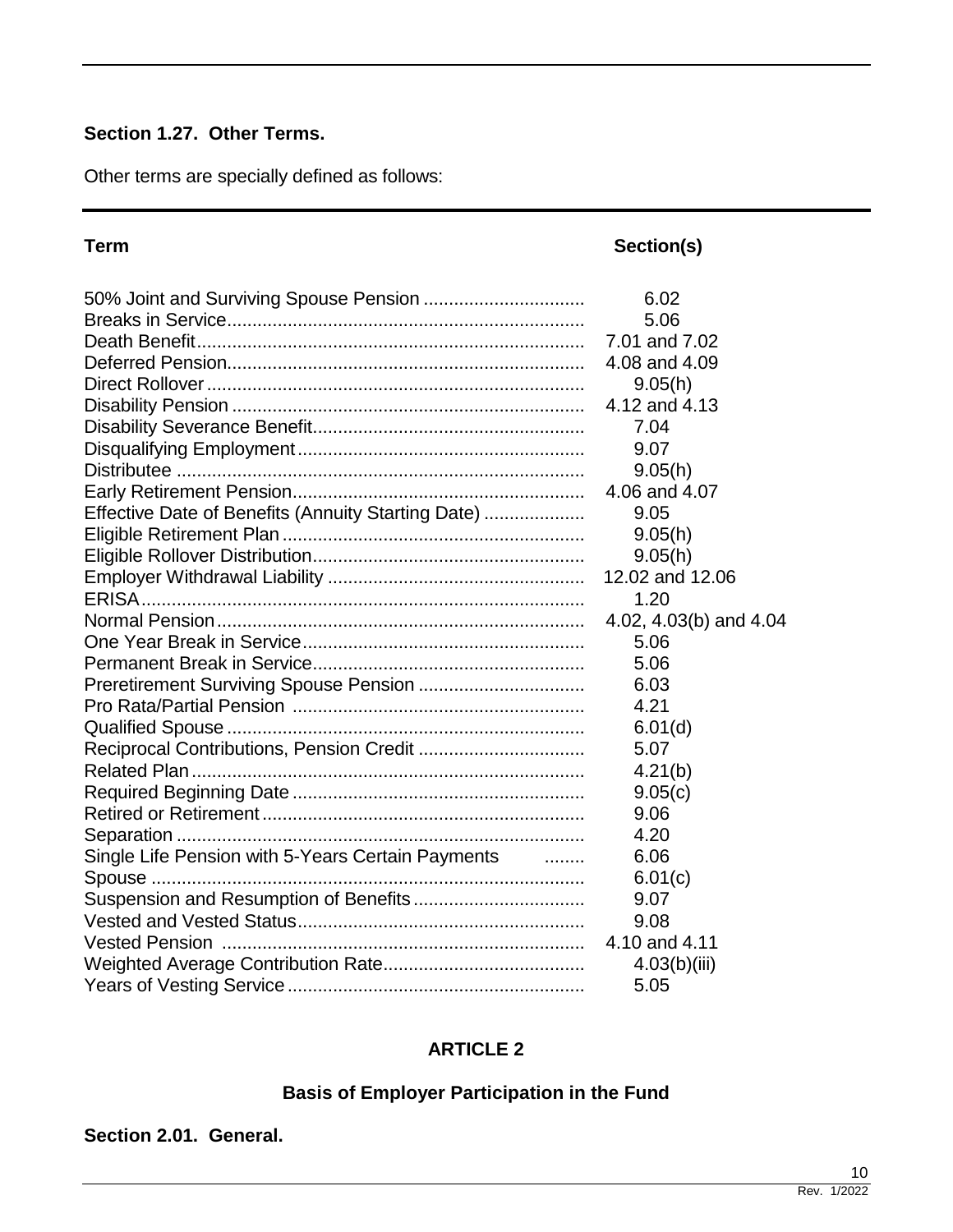### Section 1.27. Other Terms.

Other terms are specially defined as follows:

| Term | Section(s) |
|---|---|
| 50% Joint and Surviving Spouse Pension | 6.02 |
| Breaks in Service | 5.06 |
| Death Benefit | 7.01 and 7.02 |
| Deferred Pension | 4.08 and 4.09 |
| Direct Rollover | 9.05(h) |
| Disability Pension | 4.12 and 4.13 |
| Disability Severance Benefit | 7.04 |
| Disqualifying Employment | 9.07 |
| Distributee | 9.05(h) |
| Early Retirement Pension | 4.06 and 4.07 |
| Effective Date of Benefits (Annuity Starting Date) | 9.05 |
| Eligible Retirement Plan | 9.05(h) |
| Eligible Rollover Distribution | 9.05(h) |
| Employer Withdrawal Liability | 12.02 and 12.06 |
| ERISA | 1.20 |
| Normal Pension | 4.02, 4.03(b) and 4.04 |
| One Year Break in Service | 5.06 |
| Permanent Break in Service | 5.06 |
| Preretirement Surviving Spouse Pension | 6.03 |
| Pro Rata/Partial Pension | 4.21 |
| Qualified Spouse | 6.01(d) |
| Reciprocal Contributions, Pension Credit | 5.07 |
| Related Plan | 4.21(b) |
| Required Beginning Date | 9.05(c) |
| Retired or Retirement | 9.06 |
| Separation | 4.20 |
| Single Life Pension with 5-Years Certain Payments | 6.06 |
| Spouse | 6.01(c) |
| Suspension and Resumption of Benefits | 9.07 |
| Vested and Vested Status | 9.08 |
| Vested Pension | 4.10 and 4.11 |
| Weighted Average Contribution Rate | 4.03(b)(iii) |
| Years of Vesting Service | 5.05 |

## ARTICLE 2

## Basis of Employer Participation in the Fund

### Section 2.01. General.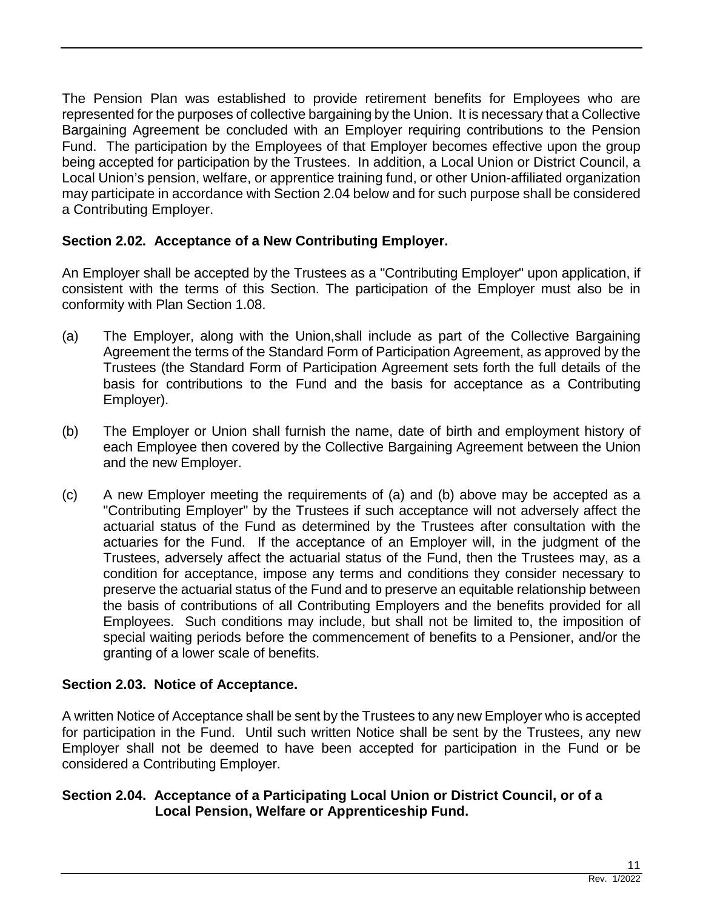The Pension Plan was established to provide retirement benefits for Employees who are represented for the purposes of collective bargaining by the Union. It is necessary that a Collective Bargaining Agreement be concluded with an Employer requiring contributions to the Pension Fund. The participation by the Employees of that Employer becomes effective upon the group being accepted for participation by the Trustees. In addition, a Local Union or District Council, a Local Union's pension, welfare, or apprentice training fund, or other Union-affiliated organization may participate in accordance with Section 2.04 below and for such purpose shall be considered a Contributing Employer.

### Section 2.02. Acceptance of a New Contributing Employer.

An Employer shall be accepted by the Trustees as a "Contributing Employer" upon application, if consistent with the terms of this Section. The participation of the Employer must also be in conformity with Plan Section 1.08.

(a) The Employer, along with the Union,shall include as part of the Collective Bargaining Agreement the terms of the Standard Form of Participation Agreement, as approved by the Trustees (the Standard Form of Participation Agreement sets forth the full details of the basis for contributions to the Fund and the basis for acceptance as a Contributing Employer).

(b) The Employer or Union shall furnish the name, date of birth and employment history of each Employee then covered by the Collective Bargaining Agreement between the Union and the new Employer.

(c) A new Employer meeting the requirements of (a) and (b) above may be accepted as a "Contributing Employer" by the Trustees if such acceptance will not adversely affect the actuarial status of the Fund as determined by the Trustees after consultation with the actuaries for the Fund. If the acceptance of an Employer will, in the judgment of the Trustees, adversely affect the actuarial status of the Fund, then the Trustees may, as a condition for acceptance, impose any terms and conditions they consider necessary to preserve the actuarial status of the Fund and to preserve an equitable relationship between the basis of contributions of all Contributing Employers and the benefits provided for all Employees. Such conditions may include, but shall not be limited to, the imposition of special waiting periods before the commencement of benefits to a Pensioner, and/or the granting of a lower scale of benefits.

### Section 2.03. Notice of Acceptance.

A written Notice of Acceptance shall be sent by the Trustees to any new Employer who is accepted for participation in the Fund. Until such written Notice shall be sent by the Trustees, any new Employer shall not be deemed to have been accepted for participation in the Fund or be considered a Contributing Employer.

### Section 2.04. Acceptance of a Participating Local Union or District Council, or of a Local Pension, Welfare or Apprenticeship Fund.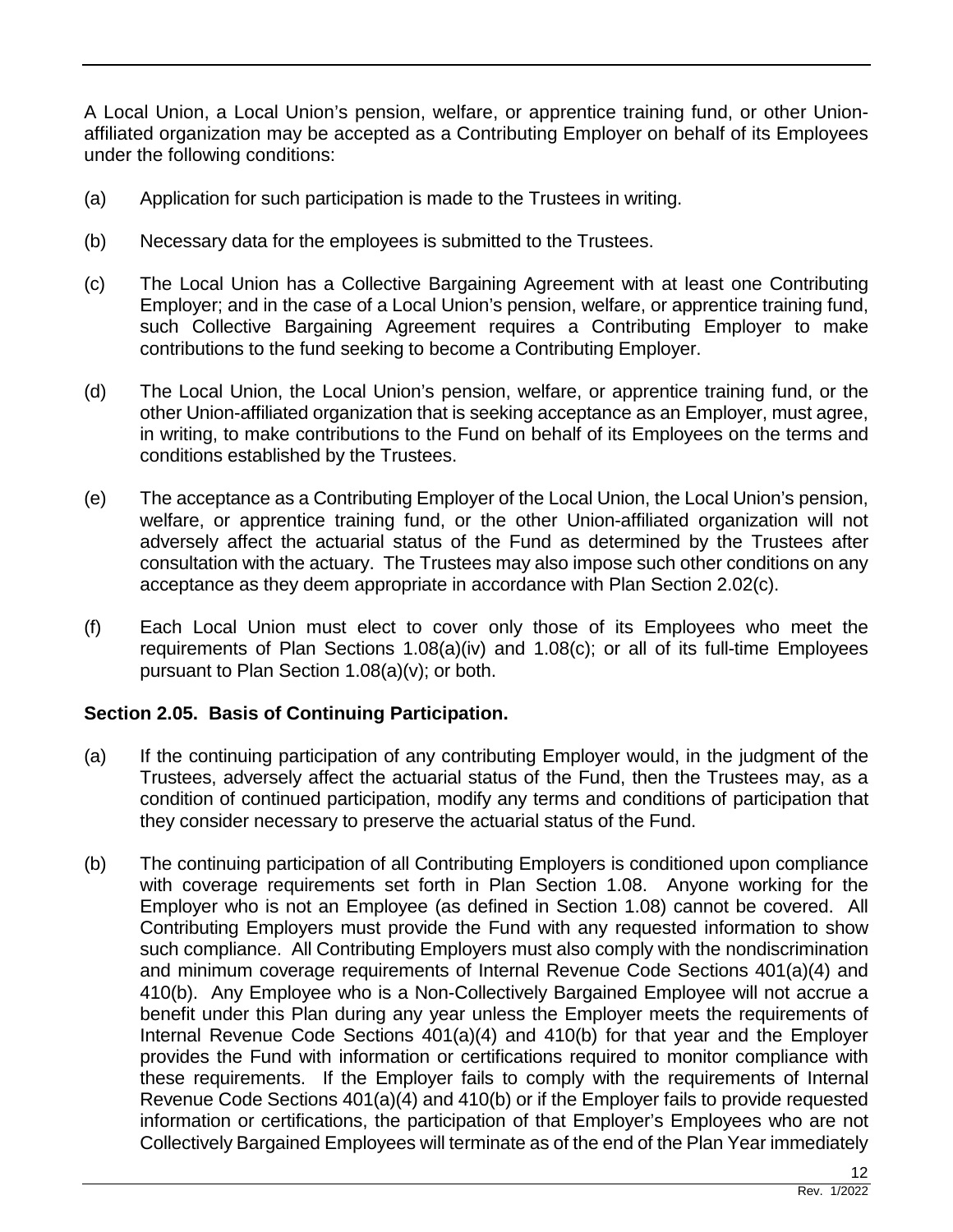A Local Union, a Local Union's pension, welfare, or apprentice training fund, or other Union-affiliated organization may be accepted as a Contributing Employer on behalf of its Employees under the following conditions:

(a) Application for such participation is made to the Trustees in writing.

(b) Necessary data for the employees is submitted to the Trustees.

(c) The Local Union has a Collective Bargaining Agreement with at least one Contributing Employer; and in the case of a Local Union's pension, welfare, or apprentice training fund, such Collective Bargaining Agreement requires a Contributing Employer to make contributions to the fund seeking to become a Contributing Employer.

(d) The Local Union, the Local Union's pension, welfare, or apprentice training fund, or the other Union-affiliated organization that is seeking acceptance as an Employer, must agree, in writing, to make contributions to the Fund on behalf of its Employees on the terms and conditions established by the Trustees.

(e) The acceptance as a Contributing Employer of the Local Union, the Local Union's pension, welfare, or apprentice training fund, or the other Union-affiliated organization will not adversely affect the actuarial status of the Fund as determined by the Trustees after consultation with the actuary. The Trustees may also impose such other conditions on any acceptance as they deem appropriate in accordance with Plan Section 2.02(c).

(f) Each Local Union must elect to cover only those of its Employees who meet the requirements of Plan Sections 1.08(a)(iv) and 1.08(c); or all of its full-time Employees pursuant to Plan Section 1.08(a)(v); or both.

**Section 2.05. Basis of Continuing Participation.**

(a) If the continuing participation of any contributing Employer would, in the judgment of the Trustees, adversely affect the actuarial status of the Fund, then the Trustees may, as a condition of continued participation, modify any terms and conditions of participation that they consider necessary to preserve the actuarial status of the Fund.

(b) The continuing participation of all Contributing Employers is conditioned upon compliance with coverage requirements set forth in Plan Section 1.08. Anyone working for the Employer who is not an Employee (as defined in Section 1.08) cannot be covered. All Contributing Employers must provide the Fund with any requested information to show such compliance. All Contributing Employers must also comply with the nondiscrimination and minimum coverage requirements of Internal Revenue Code Sections 401(a)(4) and 410(b). Any Employee who is a Non-Collectively Bargained Employee will not accrue a benefit under this Plan during any year unless the Employer meets the requirements of Internal Revenue Code Sections 401(a)(4) and 410(b) for that year and the Employer provides the Fund with information or certifications required to monitor compliance with these requirements. If the Employer fails to comply with the requirements of Internal Revenue Code Sections 401(a)(4) and 410(b) or if the Employer fails to provide requested information or certifications, the participation of that Employer's Employees who are not Collectively Bargained Employees will terminate as of the end of the Plan Year immediately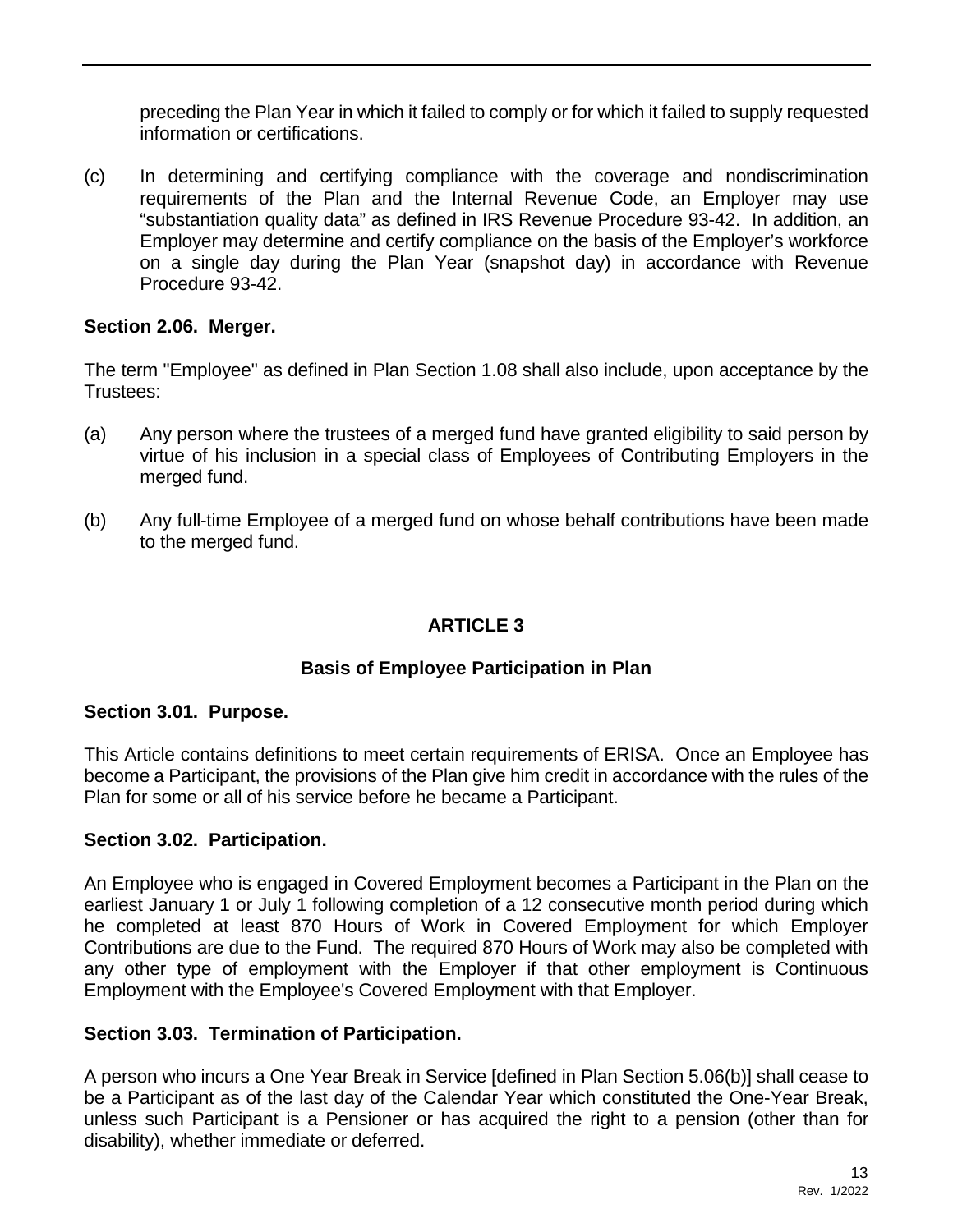preceding the Plan Year in which it failed to comply or for which it failed to supply requested information or certifications.

(c) In determining and certifying compliance with the coverage and nondiscrimination requirements of the Plan and the Internal Revenue Code, an Employer may use "substantiation quality data" as defined in IRS Revenue Procedure 93-42. In addition, an Employer may determine and certify compliance on the basis of the Employer's workforce on a single day during the Plan Year (snapshot day) in accordance with Revenue Procedure 93-42.

**Section 2.06. Merger.**

The term "Employee" as defined in Plan Section 1.08 shall also include, upon acceptance by the Trustees:

(a) Any person where the trustees of a merged fund have granted eligibility to said person by virtue of his inclusion in a special class of Employees of Contributing Employers in the merged fund.

(b) Any full-time Employee of a merged fund on whose behalf contributions have been made to the merged fund.

## ARTICLE 3

## Basis of Employee Participation in Plan

**Section 3.01. Purpose.**

This Article contains definitions to meet certain requirements of ERISA. Once an Employee has become a Participant, the provisions of the Plan give him credit in accordance with the rules of the Plan for some or all of his service before he became a Participant.

**Section 3.02. Participation.**

An Employee who is engaged in Covered Employment becomes a Participant in the Plan on the earliest January 1 or July 1 following completion of a 12 consecutive month period during which he completed at least 870 Hours of Work in Covered Employment for which Employer Contributions are due to the Fund. The required 870 Hours of Work may also be completed with any other type of employment with the Employer if that other employment is Continuous Employment with the Employee's Covered Employment with that Employer.

**Section 3.03. Termination of Participation.**

A person who incurs a One Year Break in Service [defined in Plan Section 5.06(b)] shall cease to be a Participant as of the last day of the Calendar Year which constituted the One-Year Break, unless such Participant is a Pensioner or has acquired the right to a pension (other than for disability), whether immediate or deferred.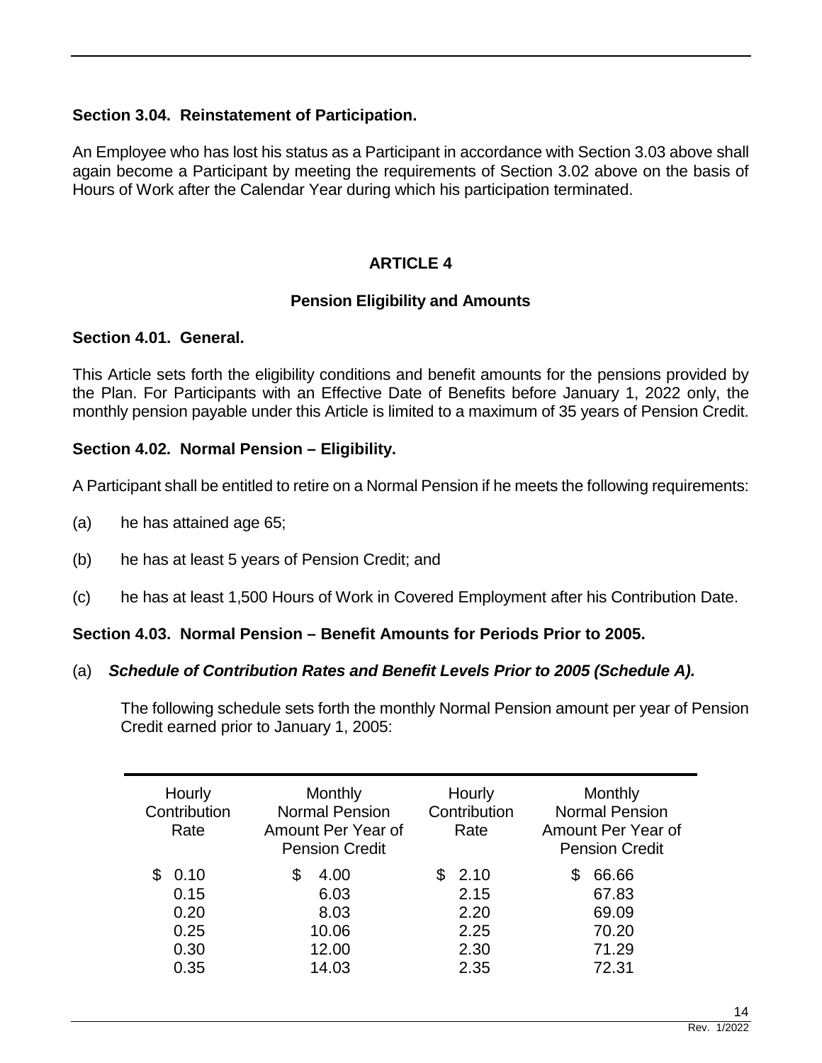### Section 3.04. Reinstatement of Participation.

An Employee who has lost his status as a Participant in accordance with Section 3.03 above shall again become a Participant by meeting the requirements of Section 3.02 above on the basis of Hours of Work after the Calendar Year during which his participation terminated.

## ARTICLE 4

### Pension Eligibility and Amounts

### Section 4.01. General.

This Article sets forth the eligibility conditions and benefit amounts for the pensions provided by the Plan. For Participants with an Effective Date of Benefits before January 1, 2022 only, the monthly pension payable under this Article is limited to a maximum of 35 years of Pension Credit.

### Section 4.02. Normal Pension – Eligibility.

A Participant shall be entitled to retire on a Normal Pension if he meets the following requirements:

(a) he has attained age 65;

(b) he has at least 5 years of Pension Credit; and

(c) he has at least 1,500 Hours of Work in Covered Employment after his Contribution Date.

### Section 4.03. Normal Pension – Benefit Amounts for Periods Prior to 2005.

(a) ***Schedule of Contribution Rates and Benefit Levels Prior to 2005 (Schedule A).***

The following schedule sets forth the monthly Normal Pension amount per year of Pension Credit earned prior to January 1, 2005:

| Hourly Contribution Rate | Monthly Normal Pension Amount Per Year of Pension Credit | Hourly Contribution Rate | Monthly Normal Pension Amount Per Year of Pension Credit |
|---|---|---|---|
| $ 0.10 | $ 4.00 | $ 2.10 | $ 66.66 |
| 0.15 | 6.03 | 2.15 | 67.83 |
| 0.20 | 8.03 | 2.20 | 69.09 |
| 0.25 | 10.06 | 2.25 | 70.20 |
| 0.30 | 12.00 | 2.30 | 71.29 |
| 0.35 | 14.03 | 2.35 | 72.31 |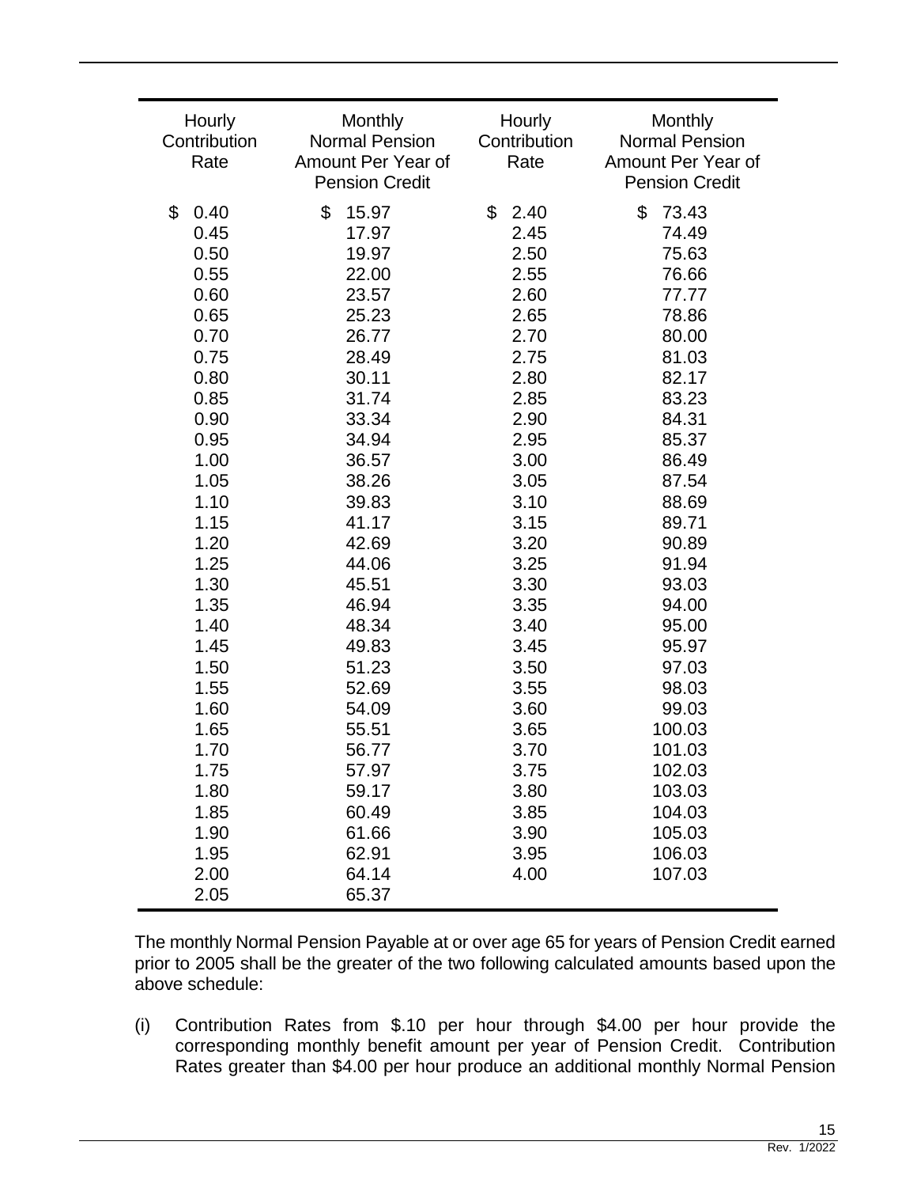| Hourly Contribution Rate | Monthly Normal Pension Amount Per Year of Pension Credit | Hourly Contribution Rate | Monthly Normal Pension Amount Per Year of Pension Credit |
|---|---|---|---|
| $ 0.40 | $ 15.97 | $ 2.40 | $ 73.43 |
| 0.45 | 17.97 | 2.45 | 74.49 |
| 0.50 | 19.97 | 2.50 | 75.63 |
| 0.55 | 22.00 | 2.55 | 76.66 |
| 0.60 | 23.57 | 2.60 | 77.77 |
| 0.65 | 25.23 | 2.65 | 78.86 |
| 0.70 | 26.77 | 2.70 | 80.00 |
| 0.75 | 28.49 | 2.75 | 81.03 |
| 0.80 | 30.11 | 2.80 | 82.17 |
| 0.85 | 31.74 | 2.85 | 83.23 |
| 0.90 | 33.34 | 2.90 | 84.31 |
| 0.95 | 34.94 | 2.95 | 85.37 |
| 1.00 | 36.57 | 3.00 | 86.49 |
| 1.05 | 38.26 | 3.05 | 87.54 |
| 1.10 | 39.83 | 3.10 | 88.69 |
| 1.15 | 41.17 | 3.15 | 89.71 |
| 1.20 | 42.69 | 3.20 | 90.89 |
| 1.25 | 44.06 | 3.25 | 91.94 |
| 1.30 | 45.51 | 3.30 | 93.03 |
| 1.35 | 46.94 | 3.35 | 94.00 |
| 1.40 | 48.34 | 3.40 | 95.00 |
| 1.45 | 49.83 | 3.45 | 95.97 |
| 1.50 | 51.23 | 3.50 | 97.03 |
| 1.55 | 52.69 | 3.55 | 98.03 |
| 1.60 | 54.09 | 3.60 | 99.03 |
| 1.65 | 55.51 | 3.65 | 100.03 |
| 1.70 | 56.77 | 3.70 | 101.03 |
| 1.75 | 57.97 | 3.75 | 102.03 |
| 1.80 | 59.17 | 3.80 | 103.03 |
| 1.85 | 60.49 | 3.85 | 104.03 |
| 1.90 | 61.66 | 3.90 | 105.03 |
| 1.95 | 62.91 | 3.95 | 106.03 |
| 2.00 | 64.14 | 4.00 | 107.03 |
| 2.05 | 65.37 | | |

The monthly Normal Pension Payable at or over age 65 for years of Pension Credit earned prior to 2005 shall be the greater of the two following calculated amounts based upon the above schedule:

(i) Contribution Rates from $.10 per hour through $4.00 per hour provide the corresponding monthly benefit amount per year of Pension Credit. Contribution Rates greater than $4.00 per hour produce an additional monthly Normal Pension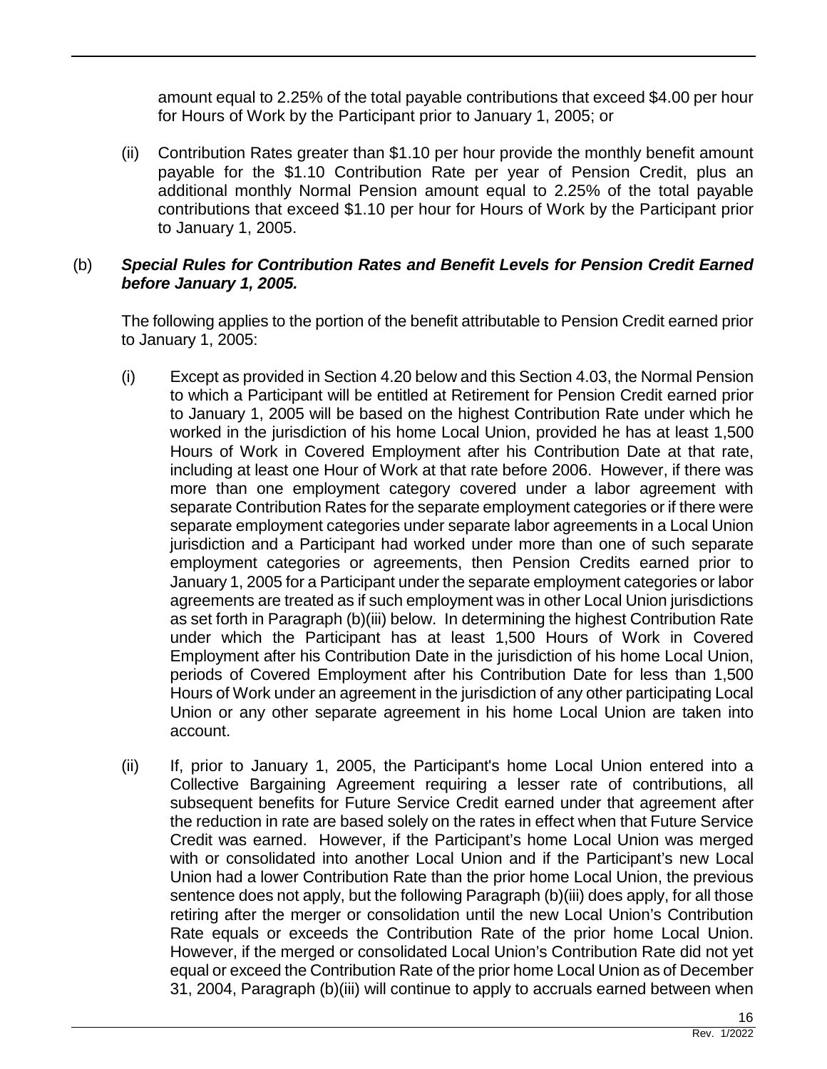amount equal to 2.25% of the total payable contributions that exceed $4.00 per hour for Hours of Work by the Participant prior to January 1, 2005; or

(ii) Contribution Rates greater than $1.10 per hour provide the monthly benefit amount payable for the $1.10 Contribution Rate per year of Pension Credit, plus an additional monthly Normal Pension amount equal to 2.25% of the total payable contributions that exceed $1.10 per hour for Hours of Work by the Participant prior to January 1, 2005.

(b) ***Special Rules for Contribution Rates and Benefit Levels for Pension Credit Earned before January 1, 2005.***

The following applies to the portion of the benefit attributable to Pension Credit earned prior to January 1, 2005:

(i) Except as provided in Section 4.20 below and this Section 4.03, the Normal Pension to which a Participant will be entitled at Retirement for Pension Credit earned prior to January 1, 2005 will be based on the highest Contribution Rate under which he worked in the jurisdiction of his home Local Union, provided he has at least 1,500 Hours of Work in Covered Employment after his Contribution Date at that rate, including at least one Hour of Work at that rate before 2006. However, if there was more than one employment category covered under a labor agreement with separate Contribution Rates for the separate employment categories or if there were separate employment categories under separate labor agreements in a Local Union jurisdiction and a Participant had worked under more than one of such separate employment categories or agreements, then Pension Credits earned prior to January 1, 2005 for a Participant under the separate employment categories or labor agreements are treated as if such employment was in other Local Union jurisdictions as set forth in Paragraph (b)(iii) below. In determining the highest Contribution Rate under which the Participant has at least 1,500 Hours of Work in Covered Employment after his Contribution Date in the jurisdiction of his home Local Union, periods of Covered Employment after his Contribution Date for less than 1,500 Hours of Work under an agreement in the jurisdiction of any other participating Local Union or any other separate agreement in his home Local Union are taken into account.

(ii) If, prior to January 1, 2005, the Participant's home Local Union entered into a Collective Bargaining Agreement requiring a lesser rate of contributions, all subsequent benefits for Future Service Credit earned under that agreement after the reduction in rate are based solely on the rates in effect when that Future Service Credit was earned. However, if the Participant's home Local Union was merged with or consolidated into another Local Union and if the Participant's new Local Union had a lower Contribution Rate than the prior home Local Union, the previous sentence does not apply, but the following Paragraph (b)(iii) does apply, for all those retiring after the merger or consolidation until the new Local Union's Contribution Rate equals or exceeds the Contribution Rate of the prior home Local Union. However, if the merged or consolidated Local Union's Contribution Rate did not yet equal or exceed the Contribution Rate of the prior home Local Union as of December 31, 2004, Paragraph (b)(iii) will continue to apply to accruals earned between when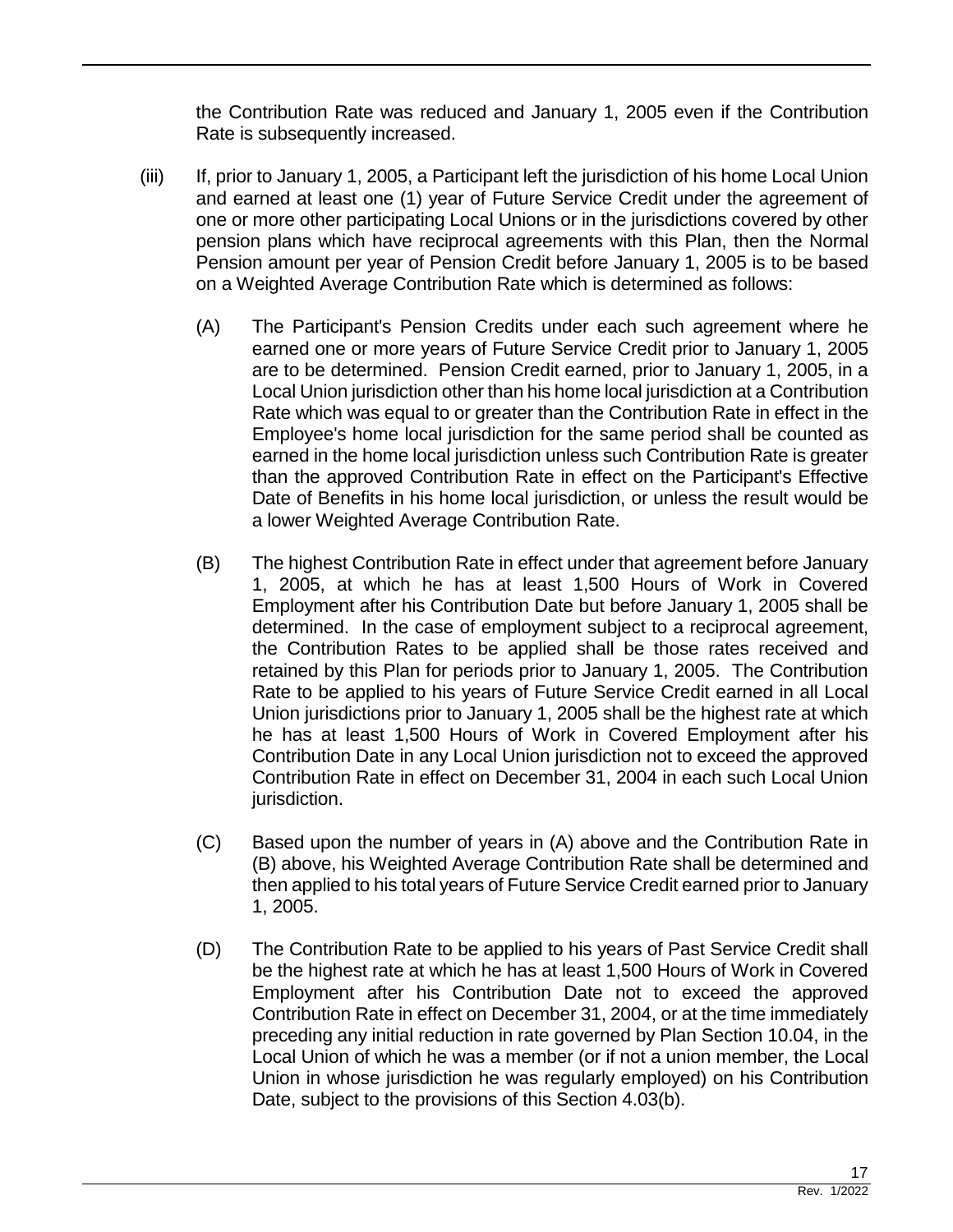the Contribution Rate was reduced and January 1, 2005 even if the Contribution Rate is subsequently increased.

(iii) If, prior to January 1, 2005, a Participant left the jurisdiction of his home Local Union and earned at least one (1) year of Future Service Credit under the agreement of one or more other participating Local Unions or in the jurisdictions covered by other pension plans which have reciprocal agreements with this Plan, then the Normal Pension amount per year of Pension Credit before January 1, 2005 is to be based on a Weighted Average Contribution Rate which is determined as follows:

(A) The Participant's Pension Credits under each such agreement where he earned one or more years of Future Service Credit prior to January 1, 2005 are to be determined. Pension Credit earned, prior to January 1, 2005, in a Local Union jurisdiction other than his home local jurisdiction at a Contribution Rate which was equal to or greater than the Contribution Rate in effect in the Employee's home local jurisdiction for the same period shall be counted as earned in the home local jurisdiction unless such Contribution Rate is greater than the approved Contribution Rate in effect on the Participant's Effective Date of Benefits in his home local jurisdiction, or unless the result would be a lower Weighted Average Contribution Rate.

(B) The highest Contribution Rate in effect under that agreement before January 1, 2005, at which he has at least 1,500 Hours of Work in Covered Employment after his Contribution Date but before January 1, 2005 shall be determined. In the case of employment subject to a reciprocal agreement, the Contribution Rates to be applied shall be those rates received and retained by this Plan for periods prior to January 1, 2005. The Contribution Rate to be applied to his years of Future Service Credit earned in all Local Union jurisdictions prior to January 1, 2005 shall be the highest rate at which he has at least 1,500 Hours of Work in Covered Employment after his Contribution Date in any Local Union jurisdiction not to exceed the approved Contribution Rate in effect on December 31, 2004 in each such Local Union jurisdiction.

(C) Based upon the number of years in (A) above and the Contribution Rate in (B) above, his Weighted Average Contribution Rate shall be determined and then applied to his total years of Future Service Credit earned prior to January 1, 2005.

(D) The Contribution Rate to be applied to his years of Past Service Credit shall be the highest rate at which he has at least 1,500 Hours of Work in Covered Employment after his Contribution Date not to exceed the approved Contribution Rate in effect on December 31, 2004, or at the time immediately preceding any initial reduction in rate governed by Plan Section 10.04, in the Local Union of which he was a member (or if not a union member, the Local Union in whose jurisdiction he was regularly employed) on his Contribution Date, subject to the provisions of this Section 4.03(b).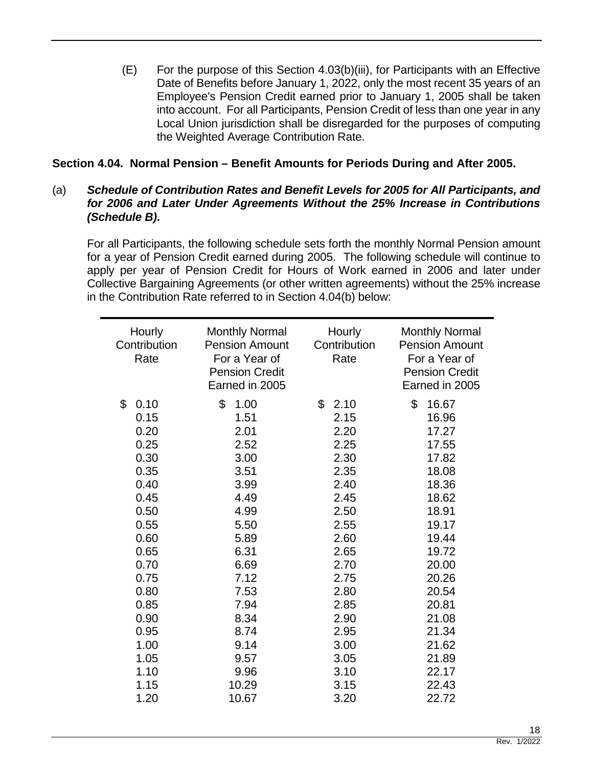(E) For the purpose of this Section 4.03(b)(iii), for Participants with an Effective Date of Benefits before January 1, 2022, only the most recent 35 years of an Employee's Pension Credit earned prior to January 1, 2005 shall be taken into account. For all Participants, Pension Credit of less than one year in any Local Union jurisdiction shall be disregarded for the purposes of computing the Weighted Average Contribution Rate.

## Section 4.04. Normal Pension – Benefit Amounts for Periods During and After 2005.

(a) ***Schedule of Contribution Rates and Benefit Levels for 2005 for All Participants, and for 2006 and Later Under Agreements Without the 25% Increase in Contributions (Schedule B).***

For all Participants, the following schedule sets forth the monthly Normal Pension amount for a year of Pension Credit earned during 2005. The following schedule will continue to apply per year of Pension Credit for Hours of Work earned in 2006 and later under Collective Bargaining Agreements (or other written agreements) without the 25% increase in the Contribution Rate referred to in Section 4.04(b) below:

| Hourly Contribution Rate | Monthly Normal Pension Amount For a Year of Pension Credit Earned in 2005 | Hourly Contribution Rate | Monthly Normal Pension Amount For a Year of Pension Credit Earned in 2005 |
|---|---|---|---|
| $ 0.10 | $ 1.00 | $ 2.10 | $ 16.67 |
| 0.15 | 1.51 | 2.15 | 16.96 |
| 0.20 | 2.01 | 2.20 | 17.27 |
| 0.25 | 2.52 | 2.25 | 17.55 |
| 0.30 | 3.00 | 2.30 | 17.82 |
| 0.35 | 3.51 | 2.35 | 18.08 |
| 0.40 | 3.99 | 2.40 | 18.36 |
| 0.45 | 4.49 | 2.45 | 18.62 |
| 0.50 | 4.99 | 2.50 | 18.91 |
| 0.55 | 5.50 | 2.55 | 19.17 |
| 0.60 | 5.89 | 2.60 | 19.44 |
| 0.65 | 6.31 | 2.65 | 19.72 |
| 0.70 | 6.69 | 2.70 | 20.00 |
| 0.75 | 7.12 | 2.75 | 20.26 |
| 0.80 | 7.53 | 2.80 | 20.54 |
| 0.85 | 7.94 | 2.85 | 20.81 |
| 0.90 | 8.34 | 2.90 | 21.08 |
| 0.95 | 8.74 | 2.95 | 21.34 |
| 1.00 | 9.14 | 3.00 | 21.62 |
| 1.05 | 9.57 | 3.05 | 21.89 |
| 1.10 | 9.96 | 3.10 | 22.17 |
| 1.15 | 10.29 | 3.15 | 22.43 |
| 1.20 | 10.67 | 3.20 | 22.72 |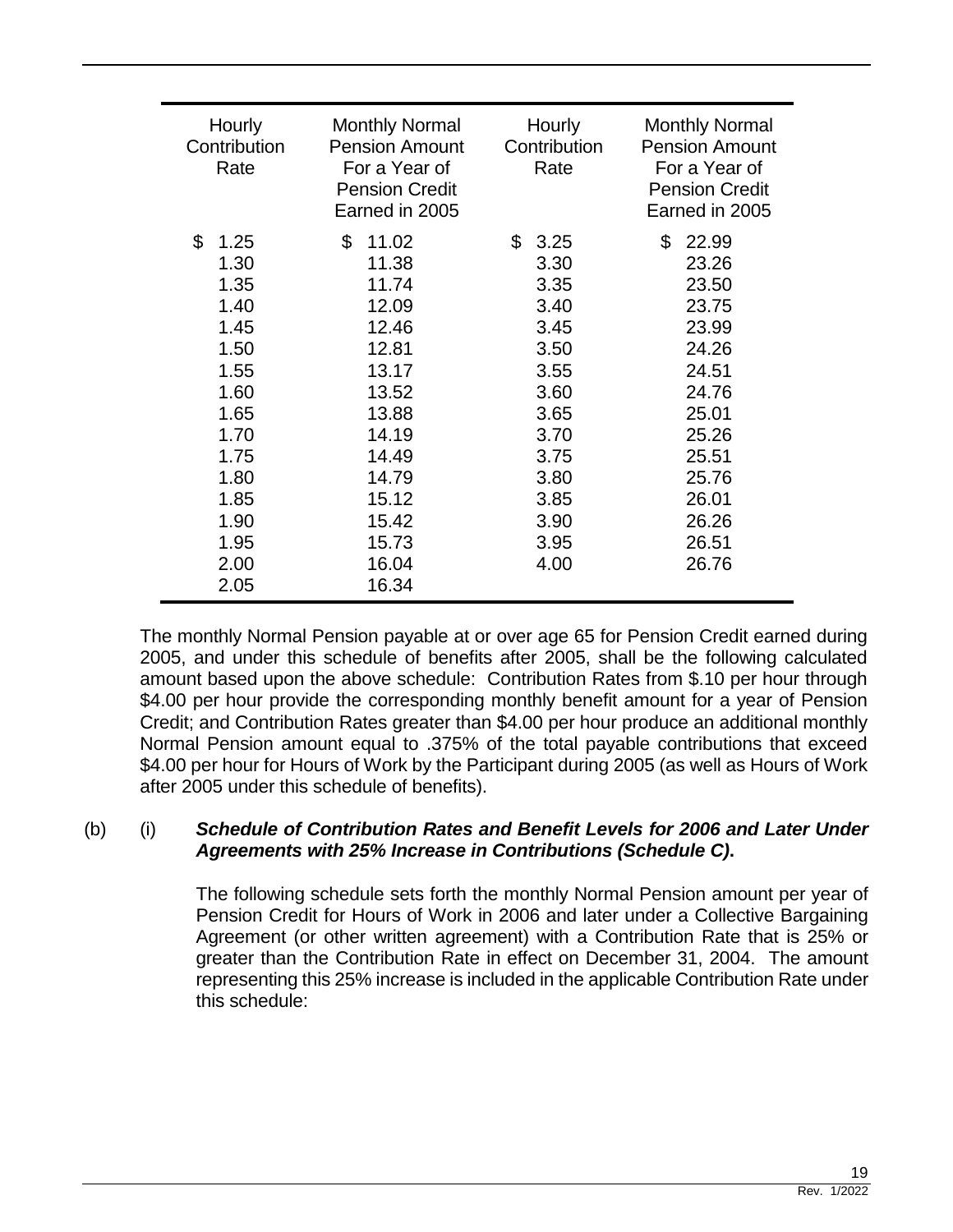| Hourly Contribution Rate | Monthly Normal Pension Amount For a Year of Pension Credit Earned in 2005 | Hourly Contribution Rate | Monthly Normal Pension Amount For a Year of Pension Credit Earned in 2005 |
|---|---|---|---|
| $ 1.25 | $ 11.02 | $ 3.25 | $ 22.99 |
| 1.30 | 11.38 | 3.30 | 23.26 |
| 1.35 | 11.74 | 3.35 | 23.50 |
| 1.40 | 12.09 | 3.40 | 23.75 |
| 1.45 | 12.46 | 3.45 | 23.99 |
| 1.50 | 12.81 | 3.50 | 24.26 |
| 1.55 | 13.17 | 3.55 | 24.51 |
| 1.60 | 13.52 | 3.60 | 24.76 |
| 1.65 | 13.88 | 3.65 | 25.01 |
| 1.70 | 14.19 | 3.70 | 25.26 |
| 1.75 | 14.49 | 3.75 | 25.51 |
| 1.80 | 14.79 | 3.80 | 25.76 |
| 1.85 | 15.12 | 3.85 | 26.01 |
| 1.90 | 15.42 | 3.90 | 26.26 |
| 1.95 | 15.73 | 3.95 | 26.51 |
| 2.00 | 16.04 | 4.00 | 26.76 |
| 2.05 | 16.34 | | |

The monthly Normal Pension payable at or over age 65 for Pension Credit earned during 2005, and under this schedule of benefits after 2005, shall be the following calculated amount based upon the above schedule: Contribution Rates from $.10 per hour through $4.00 per hour provide the corresponding monthly benefit amount for a year of Pension Credit; and Contribution Rates greater than $4.00 per hour produce an additional monthly Normal Pension amount equal to .375% of the total payable contributions that exceed $4.00 per hour for Hours of Work by the Participant during 2005 (as well as Hours of Work after 2005 under this schedule of benefits).

(b) (i) ***Schedule of Contribution Rates and Benefit Levels for 2006 and Later Under Agreements with 25% Increase in Contributions (Schedule C).***

The following schedule sets forth the monthly Normal Pension amount per year of Pension Credit for Hours of Work in 2006 and later under a Collective Bargaining Agreement (or other written agreement) with a Contribution Rate that is 25% or greater than the Contribution Rate in effect on December 31, 2004. The amount representing this 25% increase is included in the applicable Contribution Rate under this schedule: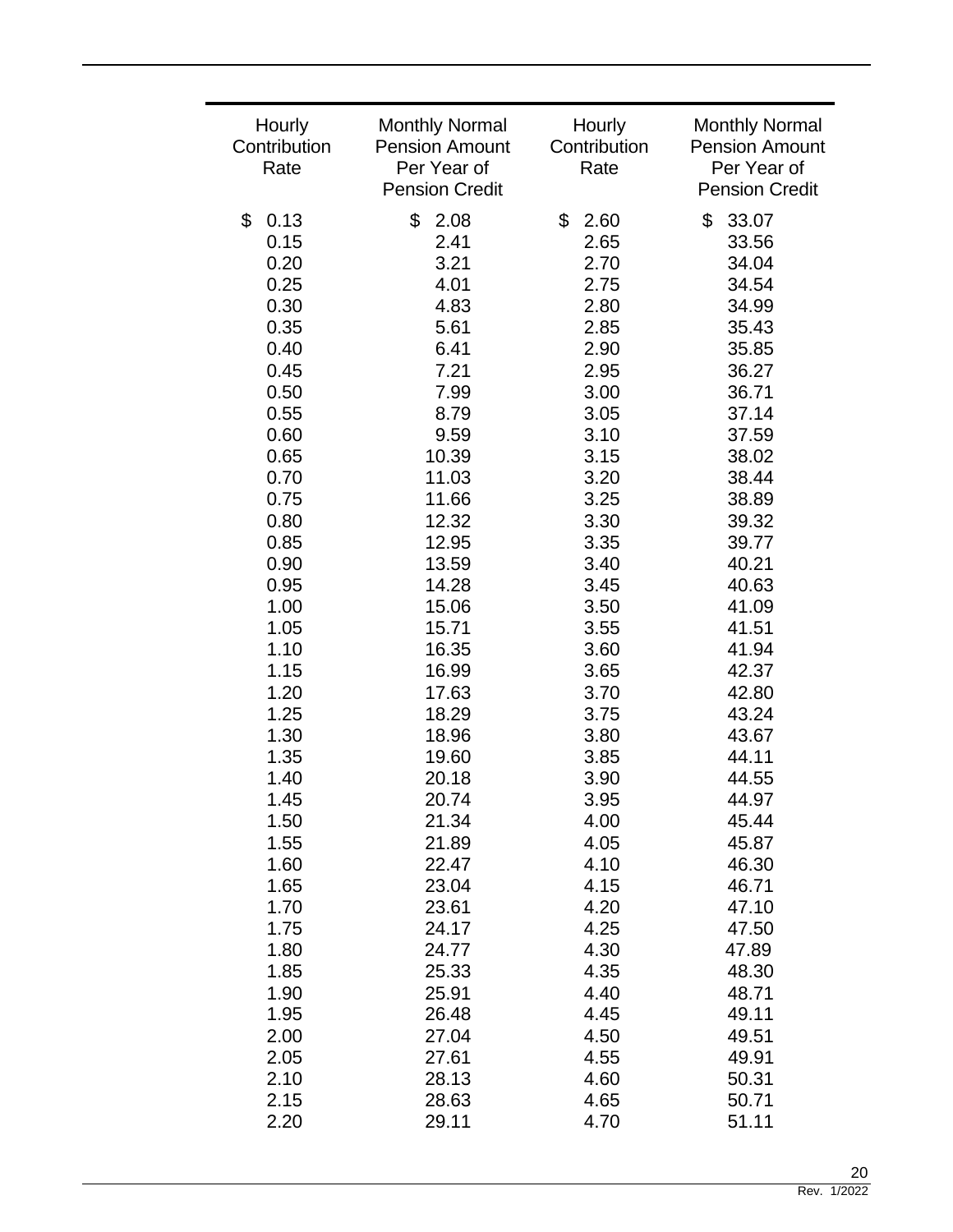| Hourly Contribution Rate | Monthly Normal Pension Amount Per Year of Pension Credit | Hourly Contribution Rate | Monthly Normal Pension Amount Per Year of Pension Credit |
|---|---|---|---|
| $ 0.13 | $ 2.08 | $ 2.60 | $ 33.07 |
| 0.15 | 2.41 | 2.65 | 33.56 |
| 0.20 | 3.21 | 2.70 | 34.04 |
| 0.25 | 4.01 | 2.75 | 34.54 |
| 0.30 | 4.83 | 2.80 | 34.99 |
| 0.35 | 5.61 | 2.85 | 35.43 |
| 0.40 | 6.41 | 2.90 | 35.85 |
| 0.45 | 7.21 | 2.95 | 36.27 |
| 0.50 | 7.99 | 3.00 | 36.71 |
| 0.55 | 8.79 | 3.05 | 37.14 |
| 0.60 | 9.59 | 3.10 | 37.59 |
| 0.65 | 10.39 | 3.15 | 38.02 |
| 0.70 | 11.03 | 3.20 | 38.44 |
| 0.75 | 11.66 | 3.25 | 38.89 |
| 0.80 | 12.32 | 3.30 | 39.32 |
| 0.85 | 12.95 | 3.35 | 39.77 |
| 0.90 | 13.59 | 3.40 | 40.21 |
| 0.95 | 14.28 | 3.45 | 40.63 |
| 1.00 | 15.06 | 3.50 | 41.09 |
| 1.05 | 15.71 | 3.55 | 41.51 |
| 1.10 | 16.35 | 3.60 | 41.94 |
| 1.15 | 16.99 | 3.65 | 42.37 |
| 1.20 | 17.63 | 3.70 | 42.80 |
| 1.25 | 18.29 | 3.75 | 43.24 |
| 1.30 | 18.96 | 3.80 | 43.67 |
| 1.35 | 19.60 | 3.85 | 44.11 |
| 1.40 | 20.18 | 3.90 | 44.55 |
| 1.45 | 20.74 | 3.95 | 44.97 |
| 1.50 | 21.34 | 4.00 | 45.44 |
| 1.55 | 21.89 | 4.05 | 45.87 |
| 1.60 | 22.47 | 4.10 | 46.30 |
| 1.65 | 23.04 | 4.15 | 46.71 |
| 1.70 | 23.61 | 4.20 | 47.10 |
| 1.75 | 24.17 | 4.25 | 47.50 |
| 1.80 | 24.77 | 4.30 | 47.89 |
| 1.85 | 25.33 | 4.35 | 48.30 |
| 1.90 | 25.91 | 4.40 | 48.71 |
| 1.95 | 26.48 | 4.45 | 49.11 |
| 2.00 | 27.04 | 4.50 | 49.51 |
| 2.05 | 27.61 | 4.55 | 49.91 |
| 2.10 | 28.13 | 4.60 | 50.31 |
| 2.15 | 28.63 | 4.65 | 50.71 |
| 2.20 | 29.11 | 4.70 | 51.11 |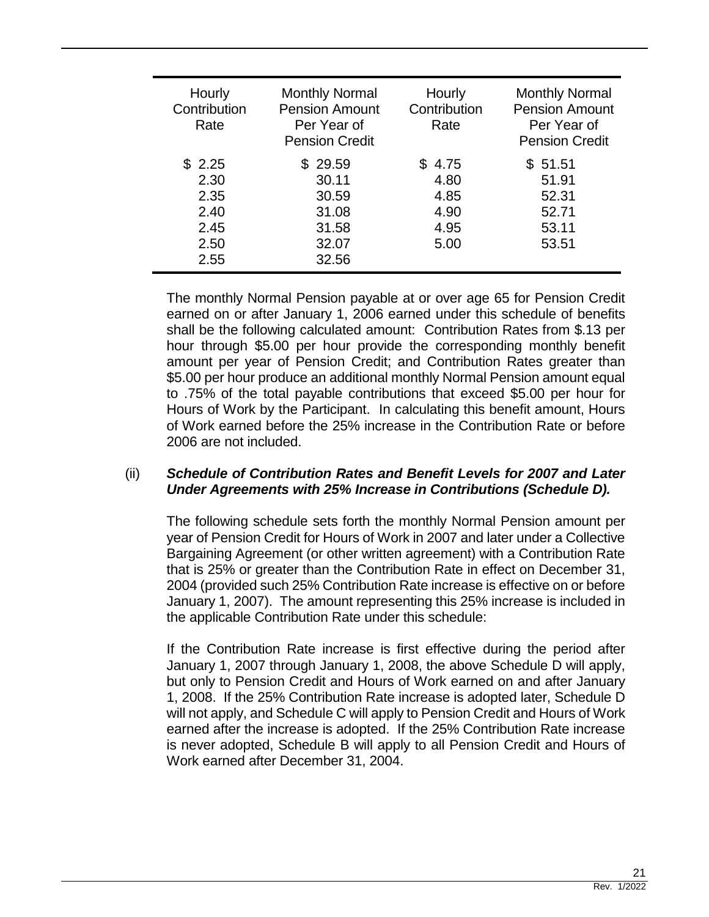| Hourly Contribution Rate | Monthly Normal Pension Amount Per Year of Pension Credit | Hourly Contribution Rate | Monthly Normal Pension Amount Per Year of Pension Credit |
|---|---|---|---|
| $ 2.25 | $ 29.59 | $ 4.75 | $ 51.51 |
| 2.30 | 30.11 | 4.80 | 51.91 |
| 2.35 | 30.59 | 4.85 | 52.31 |
| 2.40 | 31.08 | 4.90 | 52.71 |
| 2.45 | 31.58 | 4.95 | 53.11 |
| 2.50 | 32.07 | 5.00 | 53.51 |
| 2.55 | 32.56 | | |

The monthly Normal Pension payable at or over age 65 for Pension Credit earned on or after January 1, 2006 earned under this schedule of benefits shall be the following calculated amount: Contribution Rates from $.13 per hour through $5.00 per hour provide the corresponding monthly benefit amount per year of Pension Credit; and Contribution Rates greater than $5.00 per hour produce an additional monthly Normal Pension amount equal to .75% of the total payable contributions that exceed $5.00 per hour for Hours of Work by the Participant. In calculating this benefit amount, Hours of Work earned before the 25% increase in the Contribution Rate or before 2006 are not included.

(ii) ***Schedule of Contribution Rates and Benefit Levels for 2007 and Later Under Agreements with 25% Increase in Contributions (Schedule D).***

The following schedule sets forth the monthly Normal Pension amount per year of Pension Credit for Hours of Work in 2007 and later under a Collective Bargaining Agreement (or other written agreement) with a Contribution Rate that is 25% or greater than the Contribution Rate in effect on December 31, 2004 (provided such 25% Contribution Rate increase is effective on or before January 1, 2007). The amount representing this 25% increase is included in the applicable Contribution Rate under this schedule:

If the Contribution Rate increase is first effective during the period after January 1, 2007 through January 1, 2008, the above Schedule D will apply, but only to Pension Credit and Hours of Work earned on and after January 1, 2008. If the 25% Contribution Rate increase is adopted later, Schedule D will not apply, and Schedule C will apply to Pension Credit and Hours of Work earned after the increase is adopted. If the 25% Contribution Rate increase is never adopted, Schedule B will apply to all Pension Credit and Hours of Work earned after December 31, 2004.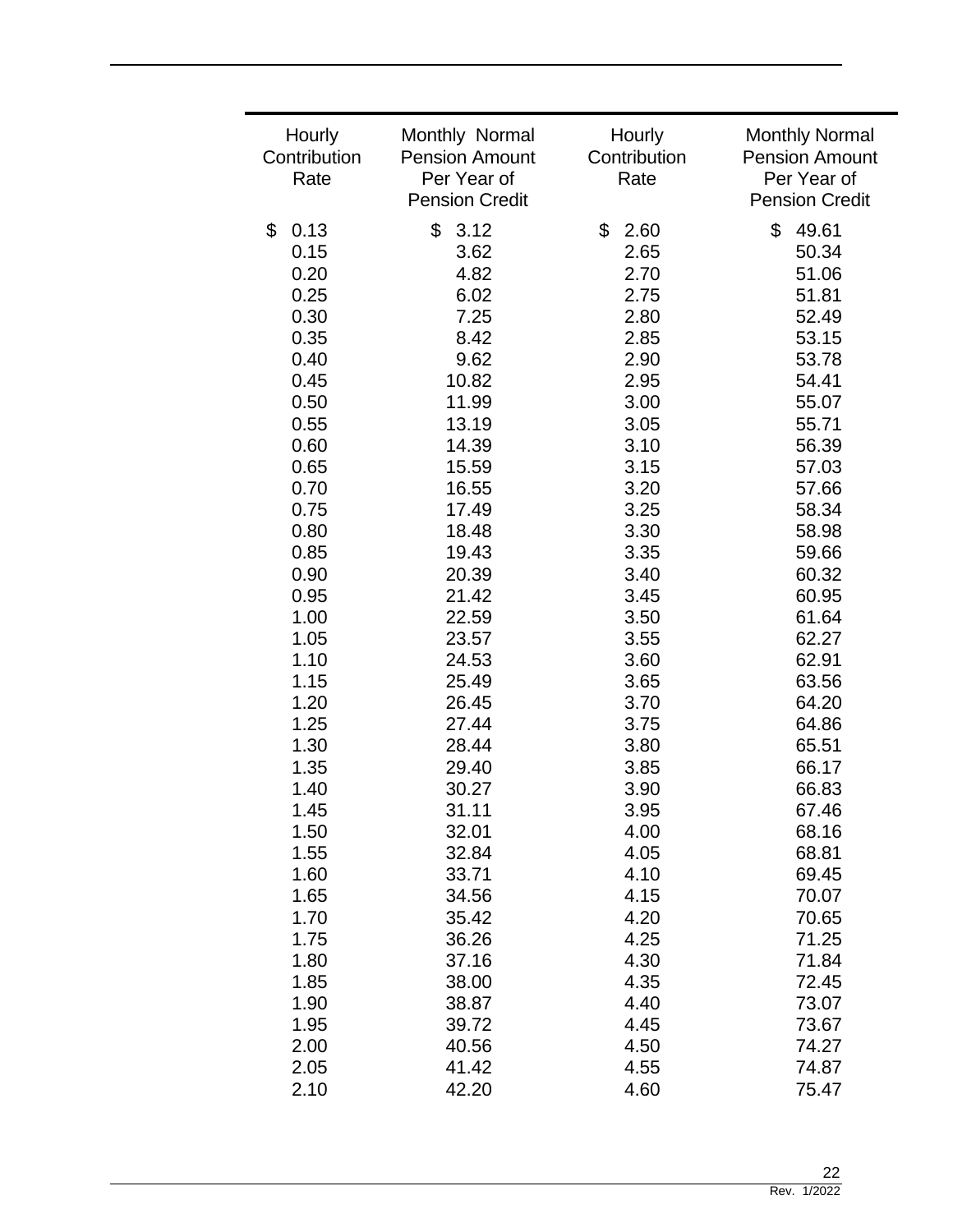| Hourly Contribution Rate | Monthly Normal Pension Amount Per Year of Pension Credit | Hourly Contribution Rate | Monthly Normal Pension Amount Per Year of Pension Credit |
|---|---|---|---|
| $ 0.13 | $ 3.12 | $ 2.60 | $ 49.61 |
| 0.15 | 3.62 | 2.65 | 50.34 |
| 0.20 | 4.82 | 2.70 | 51.06 |
| 0.25 | 6.02 | 2.75 | 51.81 |
| 0.30 | 7.25 | 2.80 | 52.49 |
| 0.35 | 8.42 | 2.85 | 53.15 |
| 0.40 | 9.62 | 2.90 | 53.78 |
| 0.45 | 10.82 | 2.95 | 54.41 |
| 0.50 | 11.99 | 3.00 | 55.07 |
| 0.55 | 13.19 | 3.05 | 55.71 |
| 0.60 | 14.39 | 3.10 | 56.39 |
| 0.65 | 15.59 | 3.15 | 57.03 |
| 0.70 | 16.55 | 3.20 | 57.66 |
| 0.75 | 17.49 | 3.25 | 58.34 |
| 0.80 | 18.48 | 3.30 | 58.98 |
| 0.85 | 19.43 | 3.35 | 59.66 |
| 0.90 | 20.39 | 3.40 | 60.32 |
| 0.95 | 21.42 | 3.45 | 60.95 |
| 1.00 | 22.59 | 3.50 | 61.64 |
| 1.05 | 23.57 | 3.55 | 62.27 |
| 1.10 | 24.53 | 3.60 | 62.91 |
| 1.15 | 25.49 | 3.65 | 63.56 |
| 1.20 | 26.45 | 3.70 | 64.20 |
| 1.25 | 27.44 | 3.75 | 64.86 |
| 1.30 | 28.44 | 3.80 | 65.51 |
| 1.35 | 29.40 | 3.85 | 66.17 |
| 1.40 | 30.27 | 3.90 | 66.83 |
| 1.45 | 31.11 | 3.95 | 67.46 |
| 1.50 | 32.01 | 4.00 | 68.16 |
| 1.55 | 32.84 | 4.05 | 68.81 |
| 1.60 | 33.71 | 4.10 | 69.45 |
| 1.65 | 34.56 | 4.15 | 70.07 |
| 1.70 | 35.42 | 4.20 | 70.65 |
| 1.75 | 36.26 | 4.25 | 71.25 |
| 1.80 | 37.16 | 4.30 | 71.84 |
| 1.85 | 38.00 | 4.35 | 72.45 |
| 1.90 | 38.87 | 4.40 | 73.07 |
| 1.95 | 39.72 | 4.45 | 73.67 |
| 2.00 | 40.56 | 4.50 | 74.27 |
| 2.05 | 41.42 | 4.55 | 74.87 |
| 2.10 | 42.20 | 4.60 | 75.47 |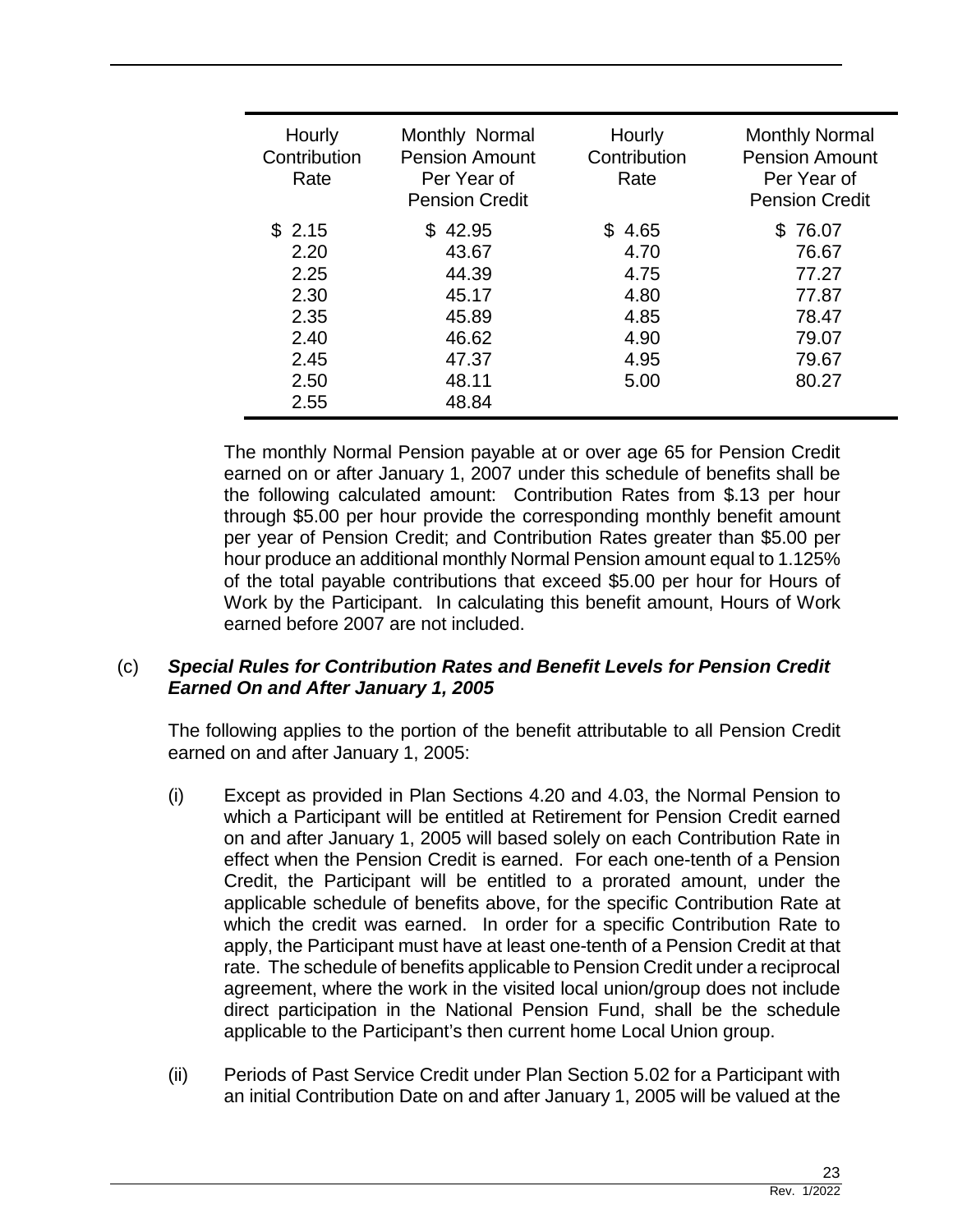| Hourly Contribution Rate | Monthly Normal Pension Amount Per Year of Pension Credit | Hourly Contribution Rate | Monthly Normal Pension Amount Per Year of Pension Credit |
|---|---|---|---|
| $ 2.15 | $ 42.95 | $ 4.65 | $ 76.07 |
| 2.20 | 43.67 | 4.70 | 76.67 |
| 2.25 | 44.39 | 4.75 | 77.27 |
| 2.30 | 45.17 | 4.80 | 77.87 |
| 2.35 | 45.89 | 4.85 | 78.47 |
| 2.40 | 46.62 | 4.90 | 79.07 |
| 2.45 | 47.37 | 4.95 | 79.67 |
| 2.50 | 48.11 | 5.00 | 80.27 |
| 2.55 | 48.84 | | |

The monthly Normal Pension payable at or over age 65 for Pension Credit earned on or after January 1, 2007 under this schedule of benefits shall be the following calculated amount: Contribution Rates from $.13 per hour through $5.00 per hour provide the corresponding monthly benefit amount per year of Pension Credit; and Contribution Rates greater than $5.00 per hour produce an additional monthly Normal Pension amount equal to 1.125% of the total payable contributions that exceed $5.00 per hour for Hours of Work by the Participant. In calculating this benefit amount, Hours of Work earned before 2007 are not included.

(c) ***Special Rules for Contribution Rates and Benefit Levels for Pension Credit Earned On and After January 1, 2005***

The following applies to the portion of the benefit attributable to all Pension Credit earned on and after January 1, 2005:

(i) Except as provided in Plan Sections 4.20 and 4.03, the Normal Pension to which a Participant will be entitled at Retirement for Pension Credit earned on and after January 1, 2005 will based solely on each Contribution Rate in effect when the Pension Credit is earned. For each one-tenth of a Pension Credit, the Participant will be entitled to a prorated amount, under the applicable schedule of benefits above, for the specific Contribution Rate at which the credit was earned. In order for a specific Contribution Rate to apply, the Participant must have at least one-tenth of a Pension Credit at that rate. The schedule of benefits applicable to Pension Credit under a reciprocal agreement, where the work in the visited local union/group does not include direct participation in the National Pension Fund, shall be the schedule applicable to the Participant's then current home Local Union group.

(ii) Periods of Past Service Credit under Plan Section 5.02 for a Participant with an initial Contribution Date on and after January 1, 2005 will be valued at the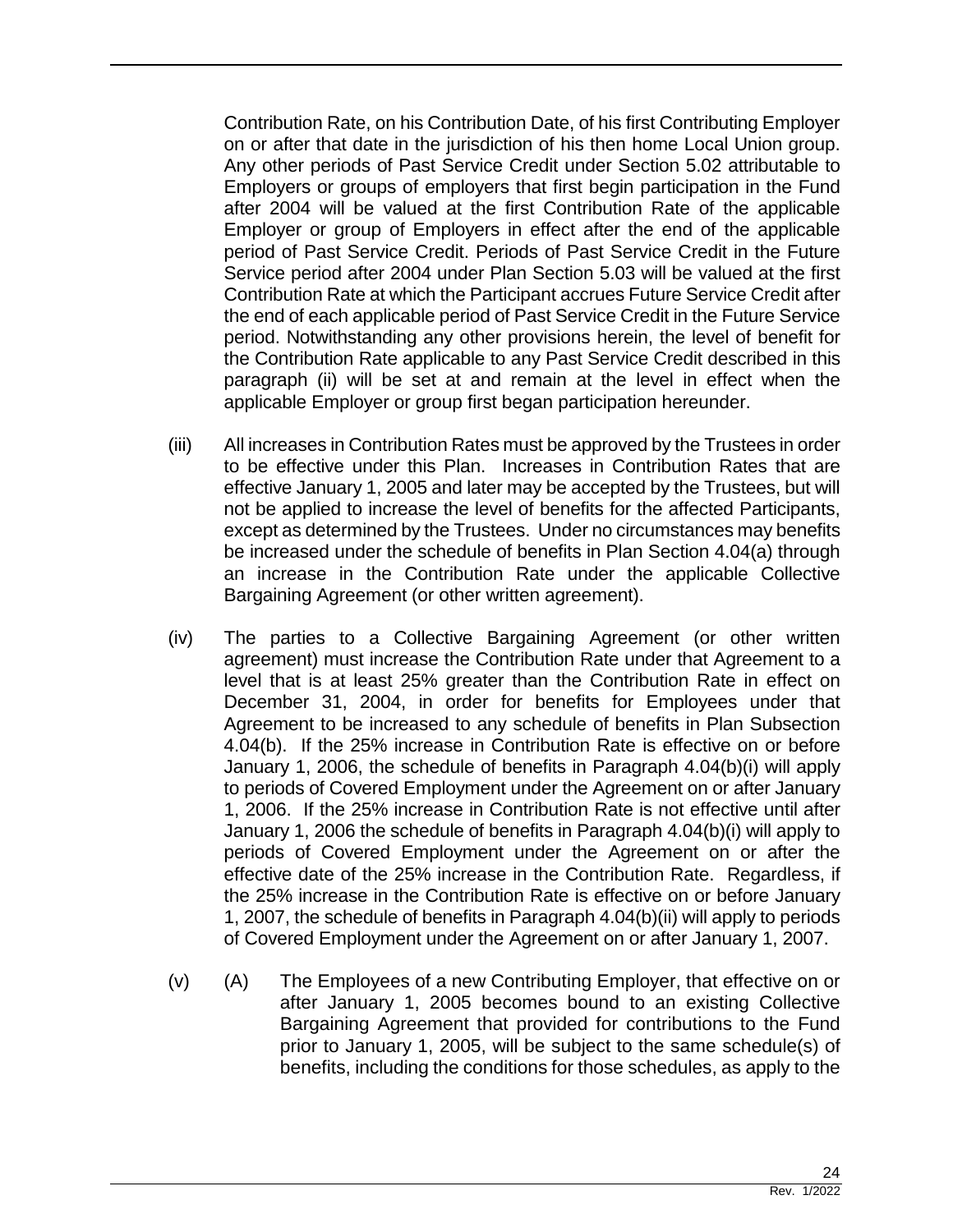Contribution Rate, on his Contribution Date, of his first Contributing Employer on or after that date in the jurisdiction of his then home Local Union group. Any other periods of Past Service Credit under Section 5.02 attributable to Employers or groups of employers that first begin participation in the Fund after 2004 will be valued at the first Contribution Rate of the applicable Employer or group of Employers in effect after the end of the applicable period of Past Service Credit. Periods of Past Service Credit in the Future Service period after 2004 under Plan Section 5.03 will be valued at the first Contribution Rate at which the Participant accrues Future Service Credit after the end of each applicable period of Past Service Credit in the Future Service period. Notwithstanding any other provisions herein, the level of benefit for the Contribution Rate applicable to any Past Service Credit described in this paragraph (ii) will be set at and remain at the level in effect when the applicable Employer or group first began participation hereunder.

(iii) All increases in Contribution Rates must be approved by the Trustees in order to be effective under this Plan. Increases in Contribution Rates that are effective January 1, 2005 and later may be accepted by the Trustees, but will not be applied to increase the level of benefits for the affected Participants, except as determined by the Trustees. Under no circumstances may benefits be increased under the schedule of benefits in Plan Section 4.04(a) through an increase in the Contribution Rate under the applicable Collective Bargaining Agreement (or other written agreement).

(iv) The parties to a Collective Bargaining Agreement (or other written agreement) must increase the Contribution Rate under that Agreement to a level that is at least 25% greater than the Contribution Rate in effect on December 31, 2004, in order for benefits for Employees under that Agreement to be increased to any schedule of benefits in Plan Subsection 4.04(b). If the 25% increase in Contribution Rate is effective on or before January 1, 2006, the schedule of benefits in Paragraph 4.04(b)(i) will apply to periods of Covered Employment under the Agreement on or after January 1, 2006. If the 25% increase in Contribution Rate is not effective until after January 1, 2006 the schedule of benefits in Paragraph 4.04(b)(i) will apply to periods of Covered Employment under the Agreement on or after the effective date of the 25% increase in the Contribution Rate. Regardless, if the 25% increase in the Contribution Rate is effective on or before January 1, 2007, the schedule of benefits in Paragraph 4.04(b)(ii) will apply to periods of Covered Employment under the Agreement on or after January 1, 2007.

(v) (A) The Employees of a new Contributing Employer, that effective on or after January 1, 2005 becomes bound to an existing Collective Bargaining Agreement that provided for contributions to the Fund prior to January 1, 2005, will be subject to the same schedule(s) of benefits, including the conditions for those schedules, as apply to the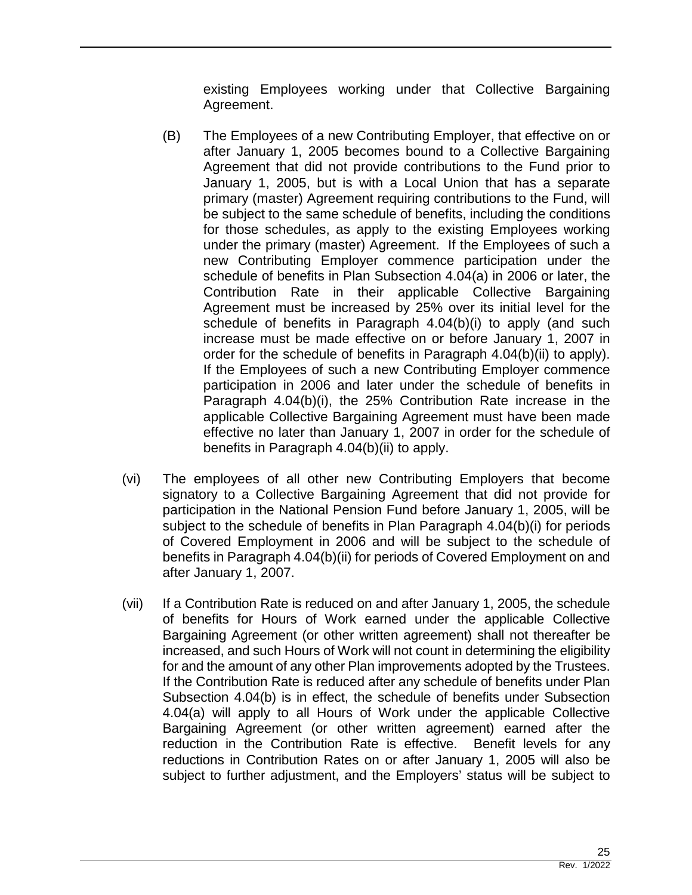existing Employees working under that Collective Bargaining Agreement.

(B) The Employees of a new Contributing Employer, that effective on or after January 1, 2005 becomes bound to a Collective Bargaining Agreement that did not provide contributions to the Fund prior to January 1, 2005, but is with a Local Union that has a separate primary (master) Agreement requiring contributions to the Fund, will be subject to the same schedule of benefits, including the conditions for those schedules, as apply to the existing Employees working under the primary (master) Agreement. If the Employees of such a new Contributing Employer commence participation under the schedule of benefits in Plan Subsection 4.04(a) in 2006 or later, the Contribution Rate in their applicable Collective Bargaining Agreement must be increased by 25% over its initial level for the schedule of benefits in Paragraph 4.04(b)(i) to apply (and such increase must be made effective on or before January 1, 2007 in order for the schedule of benefits in Paragraph 4.04(b)(ii) to apply). If the Employees of such a new Contributing Employer commence participation in 2006 and later under the schedule of benefits in Paragraph 4.04(b)(i), the 25% Contribution Rate increase in the applicable Collective Bargaining Agreement must have been made effective no later than January 1, 2007 in order for the schedule of benefits in Paragraph 4.04(b)(ii) to apply.

(vi) The employees of all other new Contributing Employers that become signatory to a Collective Bargaining Agreement that did not provide for participation in the National Pension Fund before January 1, 2005, will be subject to the schedule of benefits in Plan Paragraph 4.04(b)(i) for periods of Covered Employment in 2006 and will be subject to the schedule of benefits in Paragraph 4.04(b)(ii) for periods of Covered Employment on and after January 1, 2007.

(vii) If a Contribution Rate is reduced on and after January 1, 2005, the schedule of benefits for Hours of Work earned under the applicable Collective Bargaining Agreement (or other written agreement) shall not thereafter be increased, and such Hours of Work will not count in determining the eligibility for and the amount of any other Plan improvements adopted by the Trustees. If the Contribution Rate is reduced after any schedule of benefits under Plan Subsection 4.04(b) is in effect, the schedule of benefits under Subsection 4.04(a) will apply to all Hours of Work under the applicable Collective Bargaining Agreement (or other written agreement) earned after the reduction in the Contribution Rate is effective. Benefit levels for any reductions in Contribution Rates on or after January 1, 2005 will also be subject to further adjustment, and the Employers' status will be subject to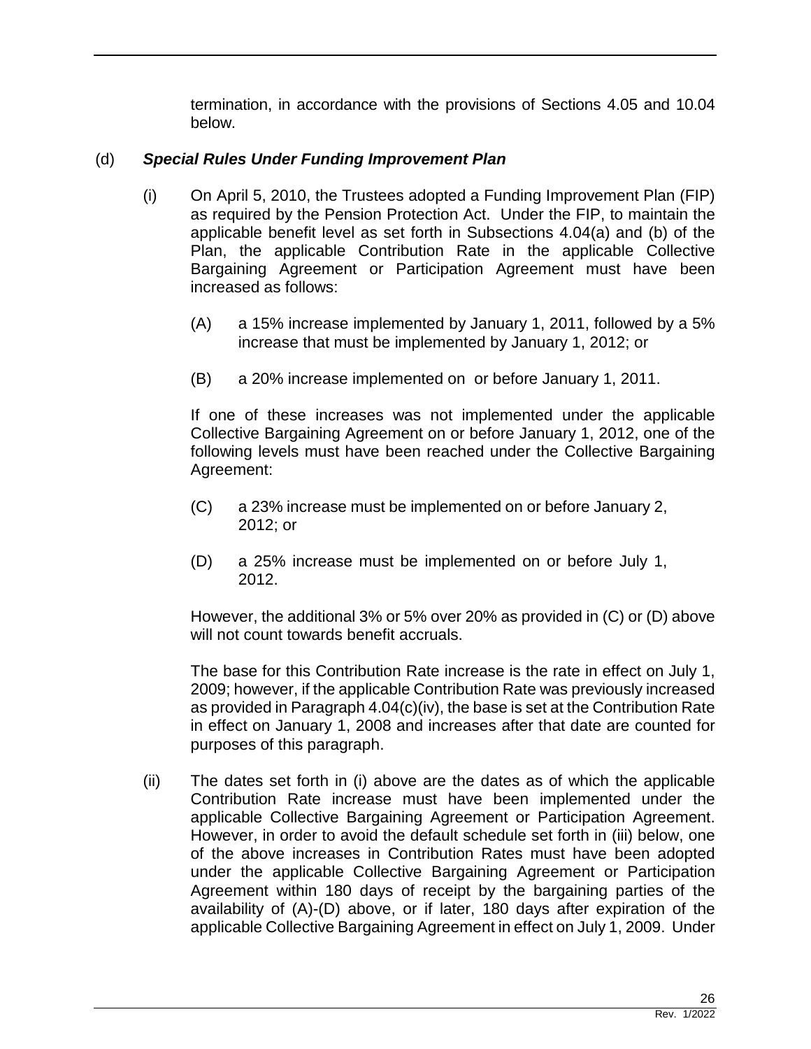termination, in accordance with the provisions of Sections 4.05 and 10.04 below.

(d) ***Special Rules Under Funding Improvement Plan***

(i) On April 5, 2010, the Trustees adopted a Funding Improvement Plan (FIP) as required by the Pension Protection Act. Under the FIP, to maintain the applicable benefit level as set forth in Subsections 4.04(a) and (b) of the Plan, the applicable Contribution Rate in the applicable Collective Bargaining Agreement or Participation Agreement must have been increased as follows:

(A) a 15% increase implemented by January 1, 2011, followed by a 5% increase that must be implemented by January 1, 2012; or

(B) a 20% increase implemented on or before January 1, 2011.

If one of these increases was not implemented under the applicable Collective Bargaining Agreement on or before January 1, 2012, one of the following levels must have been reached under the Collective Bargaining Agreement:

(C) a 23% increase must be implemented on or before January 2, 2012; or

(D) a 25% increase must be implemented on or before July 1, 2012.

However, the additional 3% or 5% over 20% as provided in (C) or (D) above will not count towards benefit accruals.

The base for this Contribution Rate increase is the rate in effect on July 1, 2009; however, if the applicable Contribution Rate was previously increased as provided in Paragraph 4.04(c)(iv), the base is set at the Contribution Rate in effect on January 1, 2008 and increases after that date are counted for purposes of this paragraph.

(ii) The dates set forth in (i) above are the dates as of which the applicable Contribution Rate increase must have been implemented under the applicable Collective Bargaining Agreement or Participation Agreement. However, in order to avoid the default schedule set forth in (iii) below, one of the above increases in Contribution Rates must have been adopted under the applicable Collective Bargaining Agreement or Participation Agreement within 180 days of receipt by the bargaining parties of the availability of (A)-(D) above, or if later, 180 days after expiration of the applicable Collective Bargaining Agreement in effect on July 1, 2009. Under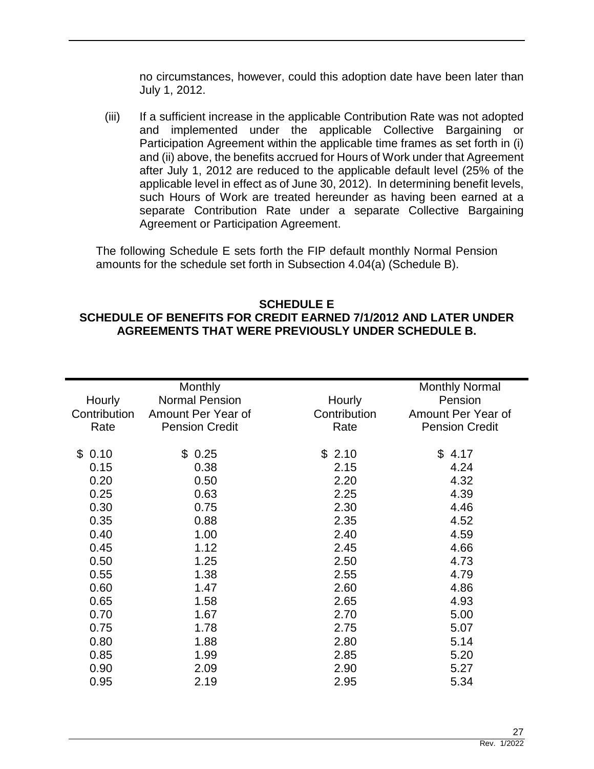no circumstances, however, could this adoption date have been later than July 1, 2012.

(iii) If a sufficient increase in the applicable Contribution Rate was not adopted and implemented under the applicable Collective Bargaining or Participation Agreement within the applicable time frames as set forth in (i) and (ii) above, the benefits accrued for Hours of Work under that Agreement after July 1, 2012 are reduced to the applicable default level (25% of the applicable level in effect as of June 30, 2012). In determining benefit levels, such Hours of Work are treated hereunder as having been earned at a separate Contribution Rate under a separate Collective Bargaining Agreement or Participation Agreement.

The following Schedule E sets forth the FIP default monthly Normal Pension amounts for the schedule set forth in Subsection 4.04(a) (Schedule B).

**SCHEDULE E**
**SCHEDULE OF BENEFITS FOR CREDIT EARNED 7/1/2012 AND LATER UNDER AGREEMENTS THAT WERE PREVIOUSLY UNDER SCHEDULE B.**

| Hourly Contribution Rate | Monthly Normal Pension Amount Per Year of Pension Credit | Hourly Contribution Rate | Monthly Normal Pension Amount Per Year of Pension Credit |
|---|---|---|---|
| $ 0.10 | $ 0.25 | $ 2.10 | $ 4.17 |
| 0.15 | 0.38 | 2.15 | 4.24 |
| 0.20 | 0.50 | 2.20 | 4.32 |
| 0.25 | 0.63 | 2.25 | 4.39 |
| 0.30 | 0.75 | 2.30 | 4.46 |
| 0.35 | 0.88 | 2.35 | 4.52 |
| 0.40 | 1.00 | 2.40 | 4.59 |
| 0.45 | 1.12 | 2.45 | 4.66 |
| 0.50 | 1.25 | 2.50 | 4.73 |
| 0.55 | 1.38 | 2.55 | 4.79 |
| 0.60 | 1.47 | 2.60 | 4.86 |
| 0.65 | 1.58 | 2.65 | 4.93 |
| 0.70 | 1.67 | 2.70 | 5.00 |
| 0.75 | 1.78 | 2.75 | 5.07 |
| 0.80 | 1.88 | 2.80 | 5.14 |
| 0.85 | 1.99 | 2.85 | 5.20 |
| 0.90 | 2.09 | 2.90 | 5.27 |
| 0.95 | 2.19 | 2.95 | 5.34 |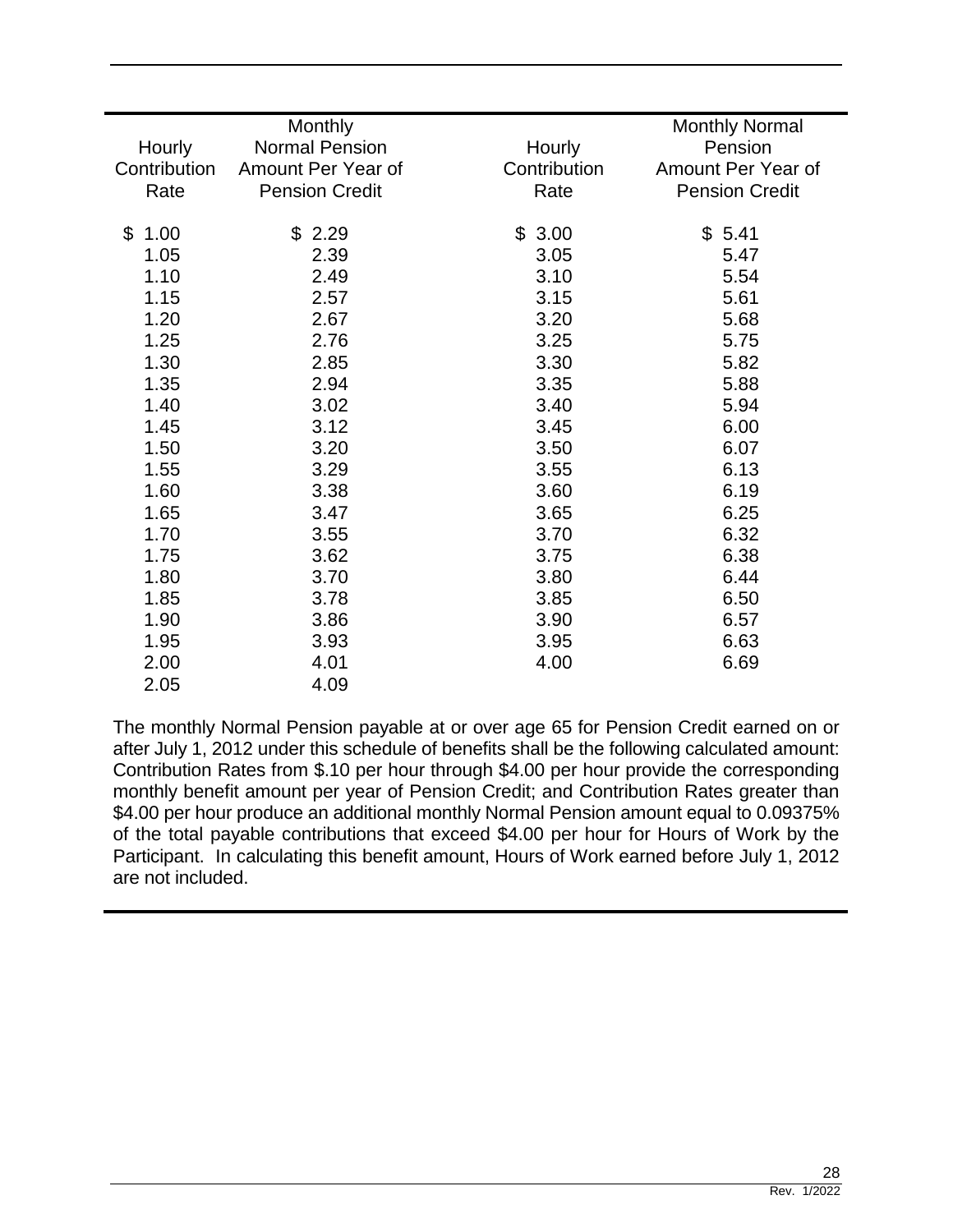| Hourly Contribution Rate | Monthly Normal Pension Amount Per Year of Pension Credit | Hourly Contribution Rate | Monthly Normal Pension Amount Per Year of Pension Credit |
|---|---|---|---|
| $ 1.00 | $ 2.29 | $ 3.00 | $ 5.41 |
| 1.05 | 2.39 | 3.05 | 5.47 |
| 1.10 | 2.49 | 3.10 | 5.54 |
| 1.15 | 2.57 | 3.15 | 5.61 |
| 1.20 | 2.67 | 3.20 | 5.68 |
| 1.25 | 2.76 | 3.25 | 5.75 |
| 1.30 | 2.85 | 3.30 | 5.82 |
| 1.35 | 2.94 | 3.35 | 5.88 |
| 1.40 | 3.02 | 3.40 | 5.94 |
| 1.45 | 3.12 | 3.45 | 6.00 |
| 1.50 | 3.20 | 3.50 | 6.07 |
| 1.55 | 3.29 | 3.55 | 6.13 |
| 1.60 | 3.38 | 3.60 | 6.19 |
| 1.65 | 3.47 | 3.65 | 6.25 |
| 1.70 | 3.55 | 3.70 | 6.32 |
| 1.75 | 3.62 | 3.75 | 6.38 |
| 1.80 | 3.70 | 3.80 | 6.44 |
| 1.85 | 3.78 | 3.85 | 6.50 |
| 1.90 | 3.86 | 3.90 | 6.57 |
| 1.95 | 3.93 | 3.95 | 6.63 |
| 2.00 | 4.01 | 4.00 | 6.69 |
| 2.05 | 4.09 | | |

The monthly Normal Pension payable at or over age 65 for Pension Credit earned on or after July 1, 2012 under this schedule of benefits shall be the following calculated amount: Contribution Rates from $.10 per hour through $4.00 per hour provide the corresponding monthly benefit amount per year of Pension Credit; and Contribution Rates greater than $4.00 per hour produce an additional monthly Normal Pension amount equal to 0.09375% of the total payable contributions that exceed $4.00 per hour for Hours of Work by the Participant. In calculating this benefit amount, Hours of Work earned before July 1, 2012 are not included.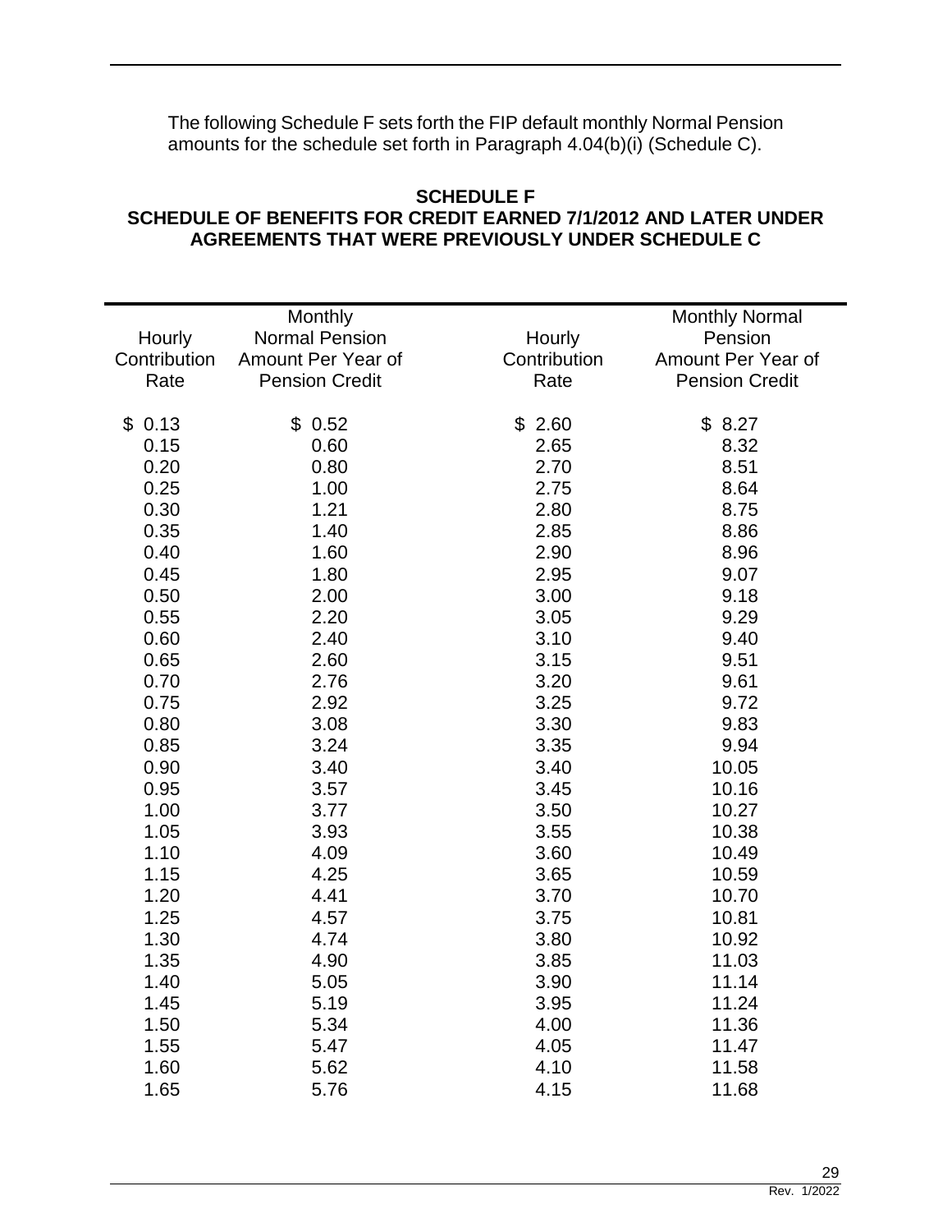The following Schedule F sets forth the FIP default monthly Normal Pension amounts for the schedule set forth in Paragraph 4.04(b)(i) (Schedule C).

## SCHEDULE F
## SCHEDULE OF BENEFITS FOR CREDIT EARNED 7/1/2012 AND LATER UNDER AGREEMENTS THAT WERE PREVIOUSLY UNDER SCHEDULE C

| Hourly Contribution Rate | Monthly Normal Pension Amount Per Year of Pension Credit | Hourly Contribution Rate | Monthly Normal Pension Amount Per Year of Pension Credit |
|---|---|---|---|
| $ 0.13 | $ 0.52 | $ 2.60 | $ 8.27 |
| 0.15 | 0.60 | 2.65 | 8.32 |
| 0.20 | 0.80 | 2.70 | 8.51 |
| 0.25 | 1.00 | 2.75 | 8.64 |
| 0.30 | 1.21 | 2.80 | 8.75 |
| 0.35 | 1.40 | 2.85 | 8.86 |
| 0.40 | 1.60 | 2.90 | 8.96 |
| 0.45 | 1.80 | 2.95 | 9.07 |
| 0.50 | 2.00 | 3.00 | 9.18 |
| 0.55 | 2.20 | 3.05 | 9.29 |
| 0.60 | 2.40 | 3.10 | 9.40 |
| 0.65 | 2.60 | 3.15 | 9.51 |
| 0.70 | 2.76 | 3.20 | 9.61 |
| 0.75 | 2.92 | 3.25 | 9.72 |
| 0.80 | 3.08 | 3.30 | 9.83 |
| 0.85 | 3.24 | 3.35 | 9.94 |
| 0.90 | 3.40 | 3.40 | 10.05 |
| 0.95 | 3.57 | 3.45 | 10.16 |
| 1.00 | 3.77 | 3.50 | 10.27 |
| 1.05 | 3.93 | 3.55 | 10.38 |
| 1.10 | 4.09 | 3.60 | 10.49 |
| 1.15 | 4.25 | 3.65 | 10.59 |
| 1.20 | 4.41 | 3.70 | 10.70 |
| 1.25 | 4.57 | 3.75 | 10.81 |
| 1.30 | 4.74 | 3.80 | 10.92 |
| 1.35 | 4.90 | 3.85 | 11.03 |
| 1.40 | 5.05 | 3.90 | 11.14 |
| 1.45 | 5.19 | 3.95 | 11.24 |
| 1.50 | 5.34 | 4.00 | 11.36 |
| 1.55 | 5.47 | 4.05 | 11.47 |
| 1.60 | 5.62 | 4.10 | 11.58 |
| 1.65 | 5.76 | 4.15 | 11.68 |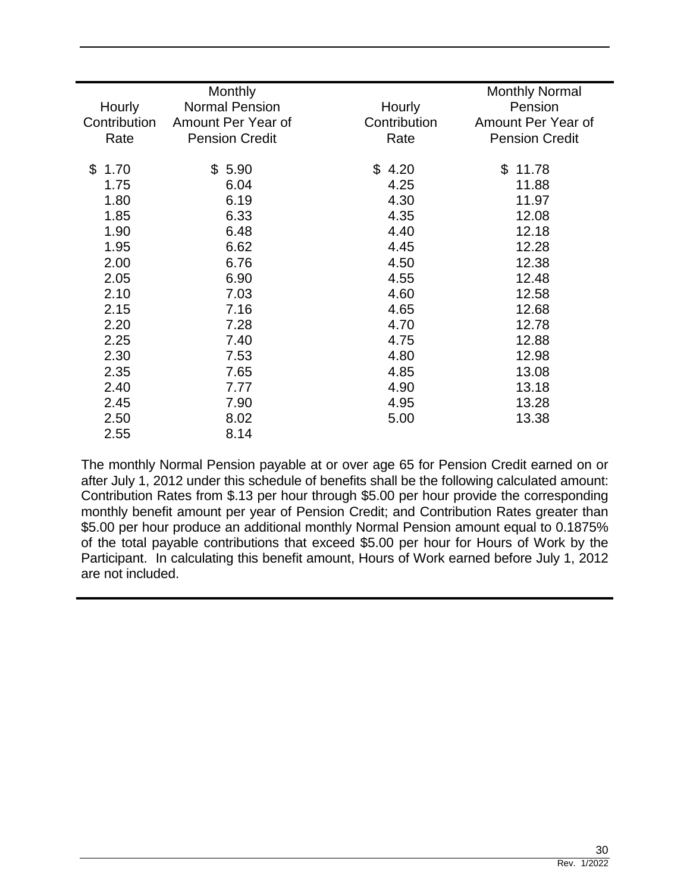| Hourly Contribution Rate | Monthly Normal Pension Amount Per Year of Pension Credit | Hourly Contribution Rate | Monthly Normal Pension Amount Per Year of Pension Credit |
|---|---|---|---|
| $ 1.70 | $ 5.90 | $ 4.20 | $ 11.78 |
| 1.75 | 6.04 | 4.25 | 11.88 |
| 1.80 | 6.19 | 4.30 | 11.97 |
| 1.85 | 6.33 | 4.35 | 12.08 |
| 1.90 | 6.48 | 4.40 | 12.18 |
| 1.95 | 6.62 | 4.45 | 12.28 |
| 2.00 | 6.76 | 4.50 | 12.38 |
| 2.05 | 6.90 | 4.55 | 12.48 |
| 2.10 | 7.03 | 4.60 | 12.58 |
| 2.15 | 7.16 | 4.65 | 12.68 |
| 2.20 | 7.28 | 4.70 | 12.78 |
| 2.25 | 7.40 | 4.75 | 12.88 |
| 2.30 | 7.53 | 4.80 | 12.98 |
| 2.35 | 7.65 | 4.85 | 13.08 |
| 2.40 | 7.77 | 4.90 | 13.18 |
| 2.45 | 7.90 | 4.95 | 13.28 |
| 2.50 | 8.02 | 5.00 | 13.38 |
| 2.55 | 8.14 | | |

The monthly Normal Pension payable at or over age 65 for Pension Credit earned on or after July 1, 2012 under this schedule of benefits shall be the following calculated amount: Contribution Rates from $.13 per hour through $5.00 per hour provide the corresponding monthly benefit amount per year of Pension Credit; and Contribution Rates greater than $5.00 per hour produce an additional monthly Normal Pension amount equal to 0.1875% of the total payable contributions that exceed $5.00 per hour for Hours of Work by the Participant. In calculating this benefit amount, Hours of Work earned before July 1, 2012 are not included.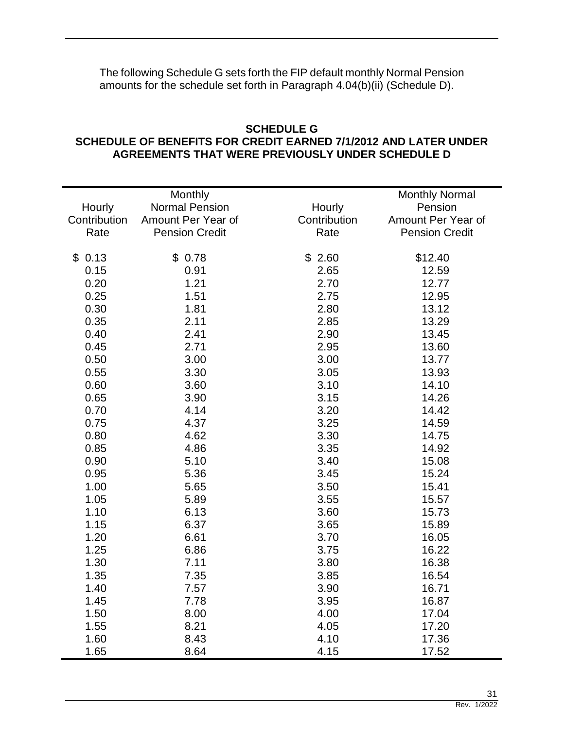The following Schedule G sets forth the FIP default monthly Normal Pension amounts for the schedule set forth in Paragraph 4.04(b)(ii) (Schedule D).

**SCHEDULE G**
**SCHEDULE OF BENEFITS FOR CREDIT EARNED 7/1/2012 AND LATER UNDER AGREEMENTS THAT WERE PREVIOUSLY UNDER SCHEDULE D**

| Hourly Contribution Rate | Monthly Normal Pension Amount Per Year of Pension Credit | Hourly Contribution Rate | Monthly Normal Pension Amount Per Year of Pension Credit |
|---|---|---|---|
| $ 0.13 | $ 0.78 | $ 2.60 | $12.40 |
| 0.15 | 0.91 | 2.65 | 12.59 |
| 0.20 | 1.21 | 2.70 | 12.77 |
| 0.25 | 1.51 | 2.75 | 12.95 |
| 0.30 | 1.81 | 2.80 | 13.12 |
| 0.35 | 2.11 | 2.85 | 13.29 |
| 0.40 | 2.41 | 2.90 | 13.45 |
| 0.45 | 2.71 | 2.95 | 13.60 |
| 0.50 | 3.00 | 3.00 | 13.77 |
| 0.55 | 3.30 | 3.05 | 13.93 |
| 0.60 | 3.60 | 3.10 | 14.10 |
| 0.65 | 3.90 | 3.15 | 14.26 |
| 0.70 | 4.14 | 3.20 | 14.42 |
| 0.75 | 4.37 | 3.25 | 14.59 |
| 0.80 | 4.62 | 3.30 | 14.75 |
| 0.85 | 4.86 | 3.35 | 14.92 |
| 0.90 | 5.10 | 3.40 | 15.08 |
| 0.95 | 5.36 | 3.45 | 15.24 |
| 1.00 | 5.65 | 3.50 | 15.41 |
| 1.05 | 5.89 | 3.55 | 15.57 |
| 1.10 | 6.13 | 3.60 | 15.73 |
| 1.15 | 6.37 | 3.65 | 15.89 |
| 1.20 | 6.61 | 3.70 | 16.05 |
| 1.25 | 6.86 | 3.75 | 16.22 |
| 1.30 | 7.11 | 3.80 | 16.38 |
| 1.35 | 7.35 | 3.85 | 16.54 |
| 1.40 | 7.57 | 3.90 | 16.71 |
| 1.45 | 7.78 | 3.95 | 16.87 |
| 1.50 | 8.00 | 4.00 | 17.04 |
| 1.55 | 8.21 | 4.05 | 17.20 |
| 1.60 | 8.43 | 4.10 | 17.36 |
| 1.65 | 8.64 | 4.15 | 17.52 |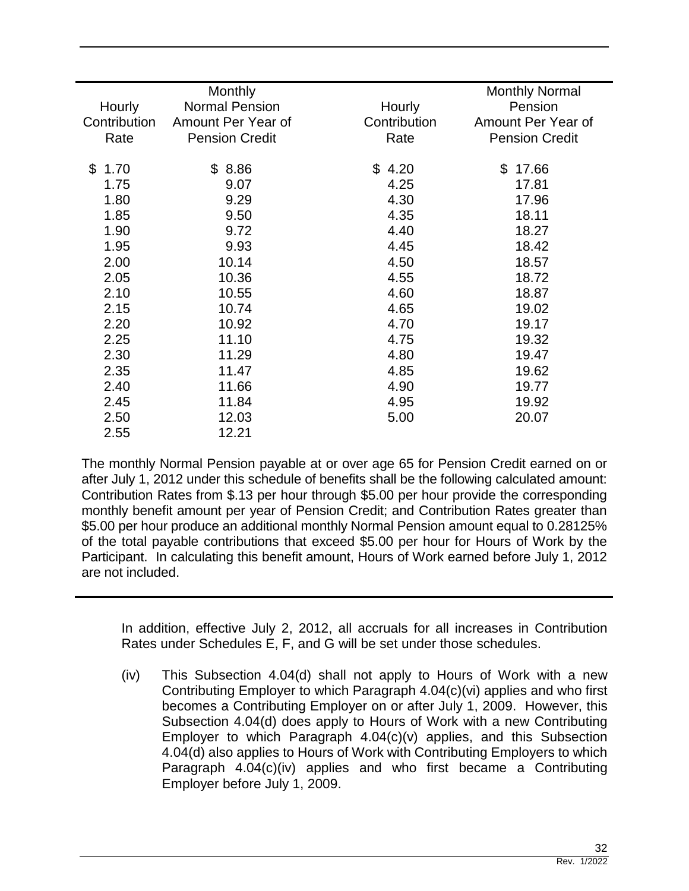| Hourly Contribution Rate | Monthly Normal Pension Amount Per Year of Pension Credit | Hourly Contribution Rate | Monthly Normal Pension Amount Per Year of Pension Credit |
|---|---|---|---|
| $ 1.70 | $ 8.86 | $ 4.20 | $ 17.66 |
| 1.75 | 9.07 | 4.25 | 17.81 |
| 1.80 | 9.29 | 4.30 | 17.96 |
| 1.85 | 9.50 | 4.35 | 18.11 |
| 1.90 | 9.72 | 4.40 | 18.27 |
| 1.95 | 9.93 | 4.45 | 18.42 |
| 2.00 | 10.14 | 4.50 | 18.57 |
| 2.05 | 10.36 | 4.55 | 18.72 |
| 2.10 | 10.55 | 4.60 | 18.87 |
| 2.15 | 10.74 | 4.65 | 19.02 |
| 2.20 | 10.92 | 4.70 | 19.17 |
| 2.25 | 11.10 | 4.75 | 19.32 |
| 2.30 | 11.29 | 4.80 | 19.47 |
| 2.35 | 11.47 | 4.85 | 19.62 |
| 2.40 | 11.66 | 4.90 | 19.77 |
| 2.45 | 11.84 | 4.95 | 19.92 |
| 2.50 | 12.03 | 5.00 | 20.07 |
| 2.55 | 12.21 | | |

The monthly Normal Pension payable at or over age 65 for Pension Credit earned on or after July 1, 2012 under this schedule of benefits shall be the following calculated amount: Contribution Rates from $.13 per hour through $5.00 per hour provide the corresponding monthly benefit amount per year of Pension Credit; and Contribution Rates greater than $5.00 per hour produce an additional monthly Normal Pension amount equal to 0.28125% of the total payable contributions that exceed $5.00 per hour for Hours of Work by the Participant. In calculating this benefit amount, Hours of Work earned before July 1, 2012 are not included.

In addition, effective July 2, 2012, all accruals for all increases in Contribution Rates under Schedules E, F, and G will be set under those schedules.

(iv) This Subsection 4.04(d) shall not apply to Hours of Work with a new Contributing Employer to which Paragraph 4.04(c)(vi) applies and who first becomes a Contributing Employer on or after July 1, 2009. However, this Subsection 4.04(d) does apply to Hours of Work with a new Contributing Employer to which Paragraph 4.04(c)(v) applies, and this Subsection 4.04(d) also applies to Hours of Work with Contributing Employers to which Paragraph 4.04(c)(iv) applies and who first became a Contributing Employer before July 1, 2009.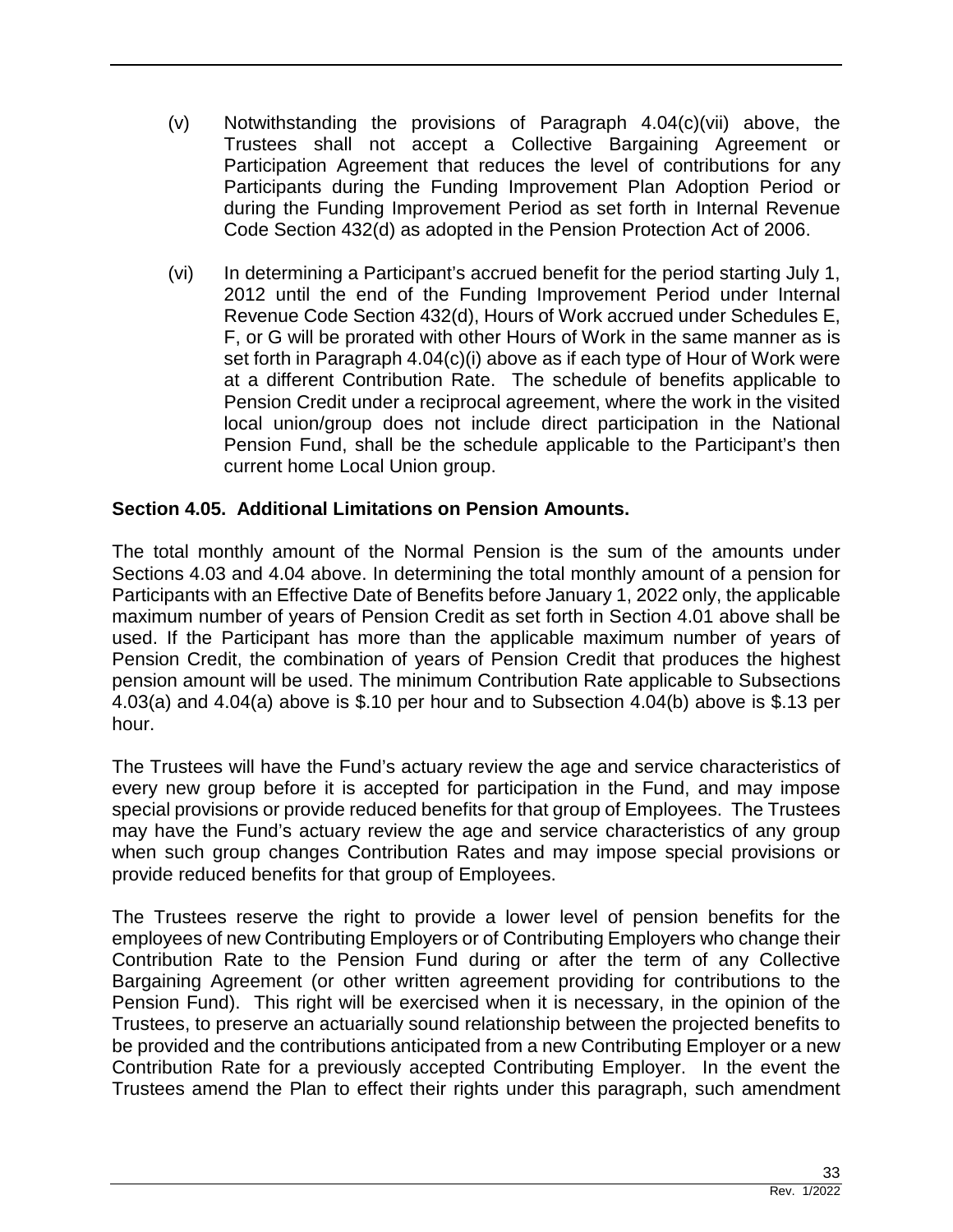(v) Notwithstanding the provisions of Paragraph 4.04(c)(vii) above, the Trustees shall not accept a Collective Bargaining Agreement or Participation Agreement that reduces the level of contributions for any Participants during the Funding Improvement Plan Adoption Period or during the Funding Improvement Period as set forth in Internal Revenue Code Section 432(d) as adopted in the Pension Protection Act of 2006.

(vi) In determining a Participant's accrued benefit for the period starting July 1, 2012 until the end of the Funding Improvement Period under Internal Revenue Code Section 432(d), Hours of Work accrued under Schedules E, F, or G will be prorated with other Hours of Work in the same manner as is set forth in Paragraph 4.04(c)(i) above as if each type of Hour of Work were at a different Contribution Rate. The schedule of benefits applicable to Pension Credit under a reciprocal agreement, where the work in the visited local union/group does not include direct participation in the National Pension Fund, shall be the schedule applicable to the Participant's then current home Local Union group.

**Section 4.05. Additional Limitations on Pension Amounts.**

The total monthly amount of the Normal Pension is the sum of the amounts under Sections 4.03 and 4.04 above. In determining the total monthly amount of a pension for Participants with an Effective Date of Benefits before January 1, 2022 only, the applicable maximum number of years of Pension Credit as set forth in Section 4.01 above shall be used. If the Participant has more than the applicable maximum number of years of Pension Credit, the combination of years of Pension Credit that produces the highest pension amount will be used. The minimum Contribution Rate applicable to Subsections 4.03(a) and 4.04(a) above is $.10 per hour and to Subsection 4.04(b) above is $.13 per hour.

The Trustees will have the Fund's actuary review the age and service characteristics of every new group before it is accepted for participation in the Fund, and may impose special provisions or provide reduced benefits for that group of Employees. The Trustees may have the Fund's actuary review the age and service characteristics of any group when such group changes Contribution Rates and may impose special provisions or provide reduced benefits for that group of Employees.

The Trustees reserve the right to provide a lower level of pension benefits for the employees of new Contributing Employers or of Contributing Employers who change their Contribution Rate to the Pension Fund during or after the term of any Collective Bargaining Agreement (or other written agreement providing for contributions to the Pension Fund). This right will be exercised when it is necessary, in the opinion of the Trustees, to preserve an actuarially sound relationship between the projected benefits to be provided and the contributions anticipated from a new Contributing Employer or a new Contribution Rate for a previously accepted Contributing Employer. In the event the Trustees amend the Plan to effect their rights under this paragraph, such amendment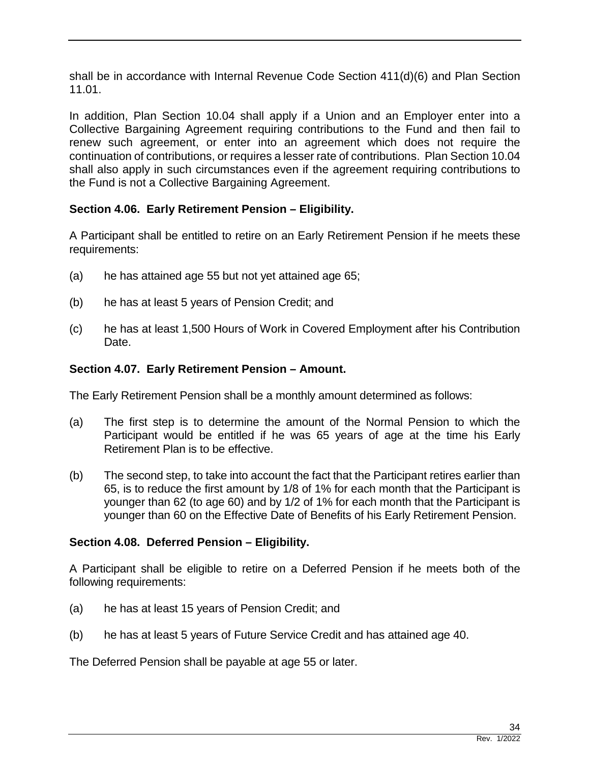shall be in accordance with Internal Revenue Code Section 411(d)(6) and Plan Section 11.01.

In addition, Plan Section 10.04 shall apply if a Union and an Employer enter into a Collective Bargaining Agreement requiring contributions to the Fund and then fail to renew such agreement, or enter into an agreement which does not require the continuation of contributions, or requires a lesser rate of contributions. Plan Section 10.04 shall also apply in such circumstances even if the agreement requiring contributions to the Fund is not a Collective Bargaining Agreement.

**Section 4.06. Early Retirement Pension – Eligibility.**

A Participant shall be entitled to retire on an Early Retirement Pension if he meets these requirements:

(a) he has attained age 55 but not yet attained age 65;

(b) he has at least 5 years of Pension Credit; and

(c) he has at least 1,500 Hours of Work in Covered Employment after his Contribution Date.

**Section 4.07. Early Retirement Pension – Amount.**

The Early Retirement Pension shall be a monthly amount determined as follows:

(a) The first step is to determine the amount of the Normal Pension to which the Participant would be entitled if he was 65 years of age at the time his Early Retirement Plan is to be effective.

(b) The second step, to take into account the fact that the Participant retires earlier than 65, is to reduce the first amount by 1/8 of 1% for each month that the Participant is younger than 62 (to age 60) and by 1/2 of 1% for each month that the Participant is younger than 60 on the Effective Date of Benefits of his Early Retirement Pension.

**Section 4.08. Deferred Pension – Eligibility.**

A Participant shall be eligible to retire on a Deferred Pension if he meets both of the following requirements:

(a) he has at least 15 years of Pension Credit; and

(b) he has at least 5 years of Future Service Credit and has attained age 40.

The Deferred Pension shall be payable at age 55 or later.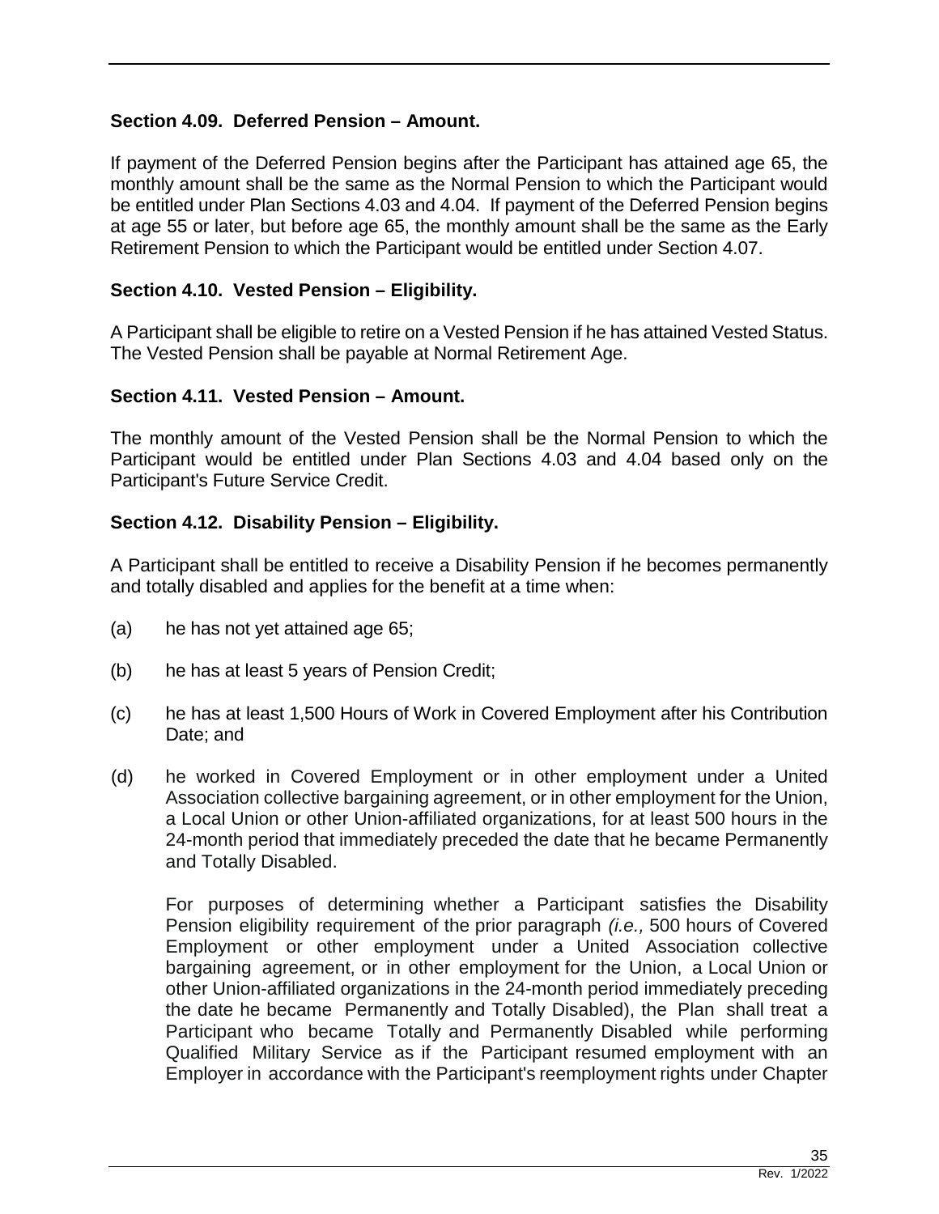### Section 4.09. Deferred Pension – Amount.

If payment of the Deferred Pension begins after the Participant has attained age 65, the monthly amount shall be the same as the Normal Pension to which the Participant would be entitled under Plan Sections 4.03 and 4.04. If payment of the Deferred Pension begins at age 55 or later, but before age 65, the monthly amount shall be the same as the Early Retirement Pension to which the Participant would be entitled under Section 4.07.

### Section 4.10. Vested Pension – Eligibility.

A Participant shall be eligible to retire on a Vested Pension if he has attained Vested Status. The Vested Pension shall be payable at Normal Retirement Age.

### Section 4.11. Vested Pension – Amount.

The monthly amount of the Vested Pension shall be the Normal Pension to which the Participant would be entitled under Plan Sections 4.03 and 4.04 based only on the Participant's Future Service Credit.

### Section 4.12. Disability Pension – Eligibility.

A Participant shall be entitled to receive a Disability Pension if he becomes permanently and totally disabled and applies for the benefit at a time when:

(a) he has not yet attained age 65;

(b) he has at least 5 years of Pension Credit;

(c) he has at least 1,500 Hours of Work in Covered Employment after his Contribution Date; and

(d) he worked in Covered Employment or in other employment under a United Association collective bargaining agreement, or in other employment for the Union, a Local Union or other Union-affiliated organizations, for at least 500 hours in the 24-month period that immediately preceded the date that he became Permanently and Totally Disabled.

For purposes of determining whether a Participant satisfies the Disability Pension eligibility requirement of the prior paragraph *(i.e.,* 500 hours of Covered Employment or other employment under a United Association collective bargaining agreement, or in other employment for the Union, a Local Union or other Union-affiliated organizations in the 24-month period immediately preceding the date he became Permanently and Totally Disabled), the Plan shall treat a Participant who became Totally and Permanently Disabled while performing Qualified Military Service as if the Participant resumed employment with an Employer in accordance with the Participant's reemployment rights under Chapter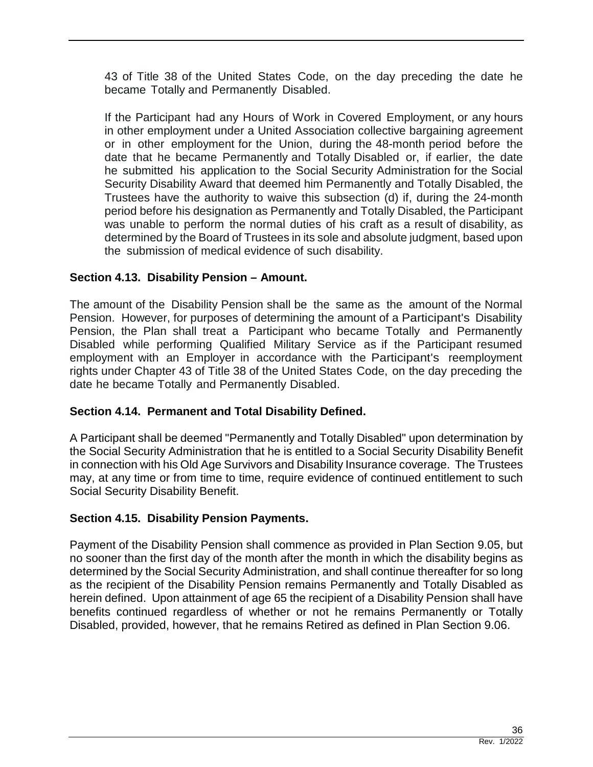43 of Title 38 of the United States Code, on the day preceding the date he became Totally and Permanently Disabled.

If the Participant had any Hours of Work in Covered Employment, or any hours in other employment under a United Association collective bargaining agreement or in other employment for the Union, during the 48-month period before the date that he became Permanently and Totally Disabled or, if earlier, the date he submitted his application to the Social Security Administration for the Social Security Disability Award that deemed him Permanently and Totally Disabled, the Trustees have the authority to waive this subsection (d) if, during the 24-month period before his designation as Permanently and Totally Disabled, the Participant was unable to perform the normal duties of his craft as a result of disability, as determined by the Board of Trustees in its sole and absolute judgment, based upon the submission of medical evidence of such disability.

### Section 4.13. Disability Pension – Amount.

The amount of the Disability Pension shall be the same as the amount of the Normal Pension. However, for purposes of determining the amount of a Participant's Disability Pension, the Plan shall treat a Participant who became Totally and Permanently Disabled while performing Qualified Military Service as if the Participant resumed employment with an Employer in accordance with the Participant's reemployment rights under Chapter 43 of Title 38 of the United States Code, on the day preceding the date he became Totally and Permanently Disabled.

### Section 4.14. Permanent and Total Disability Defined.

A Participant shall be deemed "Permanently and Totally Disabled" upon determination by the Social Security Administration that he is entitled to a Social Security Disability Benefit in connection with his Old Age Survivors and Disability Insurance coverage. The Trustees may, at any time or from time to time, require evidence of continued entitlement to such Social Security Disability Benefit.

### Section 4.15. Disability Pension Payments.

Payment of the Disability Pension shall commence as provided in Plan Section 9.05, but no sooner than the first day of the month after the month in which the disability begins as determined by the Social Security Administration, and shall continue thereafter for so long as the recipient of the Disability Pension remains Permanently and Totally Disabled as herein defined. Upon attainment of age 65 the recipient of a Disability Pension shall have benefits continued regardless of whether or not he remains Permanently or Totally Disabled, provided, however, that he remains Retired as defined in Plan Section 9.06.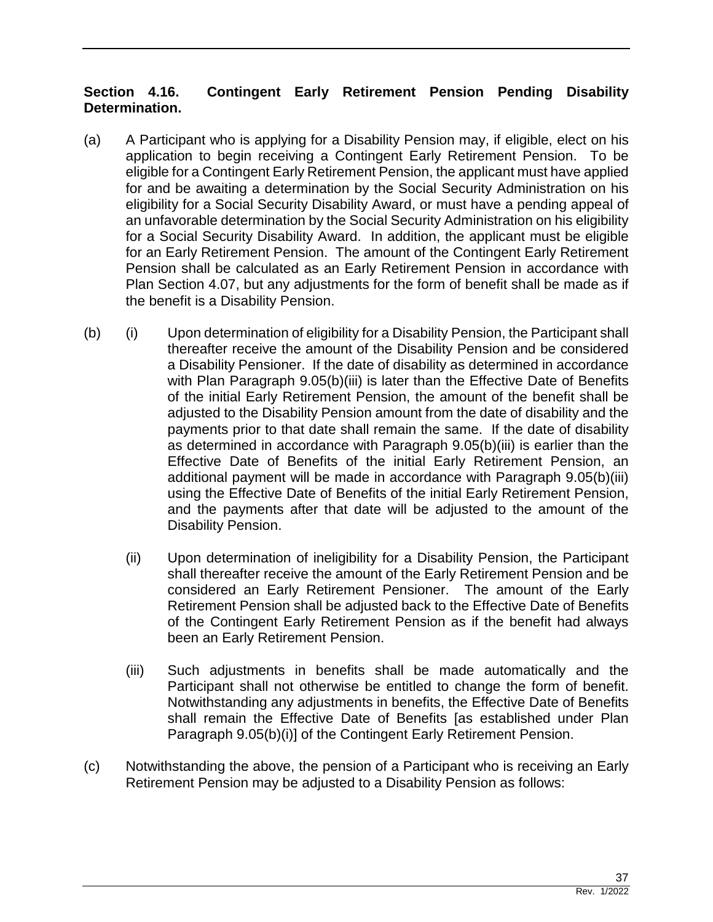**Section 4.16. Contingent Early Retirement Pension Pending Disability Determination.**

(a) A Participant who is applying for a Disability Pension may, if eligible, elect on his application to begin receiving a Contingent Early Retirement Pension. To be eligible for a Contingent Early Retirement Pension, the applicant must have applied for and be awaiting a determination by the Social Security Administration on his eligibility for a Social Security Disability Award, or must have a pending appeal of an unfavorable determination by the Social Security Administration on his eligibility for a Social Security Disability Award. In addition, the applicant must be eligible for an Early Retirement Pension. The amount of the Contingent Early Retirement Pension shall be calculated as an Early Retirement Pension in accordance with Plan Section 4.07, but any adjustments for the form of benefit shall be made as if the benefit is a Disability Pension.

(b) (i) Upon determination of eligibility for a Disability Pension, the Participant shall thereafter receive the amount of the Disability Pension and be considered a Disability Pensioner. If the date of disability as determined in accordance with Plan Paragraph 9.05(b)(iii) is later than the Effective Date of Benefits of the initial Early Retirement Pension, the amount of the benefit shall be adjusted to the Disability Pension amount from the date of disability and the payments prior to that date shall remain the same. If the date of disability as determined in accordance with Paragraph 9.05(b)(iii) is earlier than the Effective Date of Benefits of the initial Early Retirement Pension, an additional payment will be made in accordance with Paragraph 9.05(b)(iii) using the Effective Date of Benefits of the initial Early Retirement Pension, and the payments after that date will be adjusted to the amount of the Disability Pension.

(ii) Upon determination of ineligibility for a Disability Pension, the Participant shall thereafter receive the amount of the Early Retirement Pension and be considered an Early Retirement Pensioner. The amount of the Early Retirement Pension shall be adjusted back to the Effective Date of Benefits of the Contingent Early Retirement Pension as if the benefit had always been an Early Retirement Pension.

(iii) Such adjustments in benefits shall be made automatically and the Participant shall not otherwise be entitled to change the form of benefit. Notwithstanding any adjustments in benefits, the Effective Date of Benefits shall remain the Effective Date of Benefits [as established under Plan Paragraph 9.05(b)(i)] of the Contingent Early Retirement Pension.

(c) Notwithstanding the above, the pension of a Participant who is receiving an Early Retirement Pension may be adjusted to a Disability Pension as follows: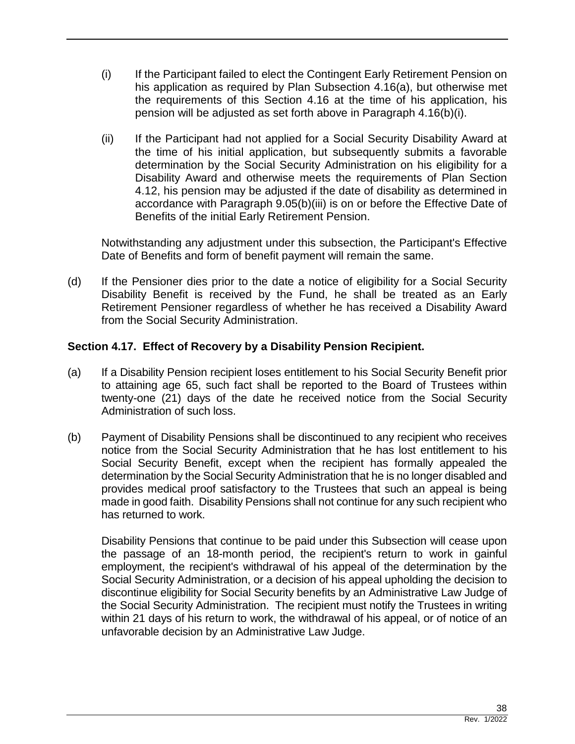(i) If the Participant failed to elect the Contingent Early Retirement Pension on his application as required by Plan Subsection 4.16(a), but otherwise met the requirements of this Section 4.16 at the time of his application, his pension will be adjusted as set forth above in Paragraph 4.16(b)(i).

(ii) If the Participant had not applied for a Social Security Disability Award at the time of his initial application, but subsequently submits a favorable determination by the Social Security Administration on his eligibility for a Disability Award and otherwise meets the requirements of Plan Section 4.12, his pension may be adjusted if the date of disability as determined in accordance with Paragraph 9.05(b)(iii) is on or before the Effective Date of Benefits of the initial Early Retirement Pension.

Notwithstanding any adjustment under this subsection, the Participant's Effective Date of Benefits and form of benefit payment will remain the same.

(d) If the Pensioner dies prior to the date a notice of eligibility for a Social Security Disability Benefit is received by the Fund, he shall be treated as an Early Retirement Pensioner regardless of whether he has received a Disability Award from the Social Security Administration.

**Section 4.17. Effect of Recovery by a Disability Pension Recipient.**

(a) If a Disability Pension recipient loses entitlement to his Social Security Benefit prior to attaining age 65, such fact shall be reported to the Board of Trustees within twenty-one (21) days of the date he received notice from the Social Security Administration of such loss.

(b) Payment of Disability Pensions shall be discontinued to any recipient who receives notice from the Social Security Administration that he has lost entitlement to his Social Security Benefit, except when the recipient has formally appealed the determination by the Social Security Administration that he is no longer disabled and provides medical proof satisfactory to the Trustees that such an appeal is being made in good faith. Disability Pensions shall not continue for any such recipient who has returned to work.

Disability Pensions that continue to be paid under this Subsection will cease upon the passage of an 18-month period, the recipient's return to work in gainful employment, the recipient's withdrawal of his appeal of the determination by the Social Security Administration, or a decision of his appeal upholding the decision to discontinue eligibility for Social Security benefits by an Administrative Law Judge of the Social Security Administration. The recipient must notify the Trustees in writing within 21 days of his return to work, the withdrawal of his appeal, or of notice of an unfavorable decision by an Administrative Law Judge.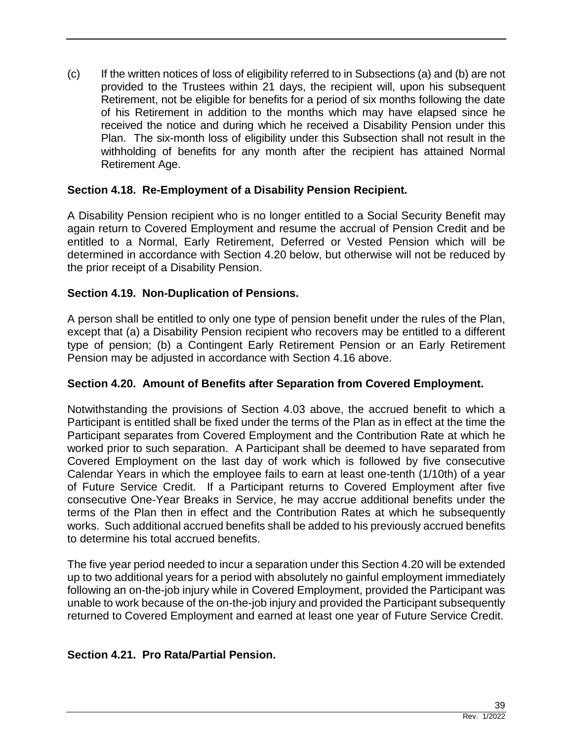(c) If the written notices of loss of eligibility referred to in Subsections (a) and (b) are not provided to the Trustees within 21 days, the recipient will, upon his subsequent Retirement, not be eligible for benefits for a period of six months following the date of his Retirement in addition to the months which may have elapsed since he received the notice and during which he received a Disability Pension under this Plan. The six-month loss of eligibility under this Subsection shall not result in the withholding of benefits for any month after the recipient has attained Normal Retirement Age.

### Section 4.18. Re-Employment of a Disability Pension Recipient.

A Disability Pension recipient who is no longer entitled to a Social Security Benefit may again return to Covered Employment and resume the accrual of Pension Credit and be entitled to a Normal, Early Retirement, Deferred or Vested Pension which will be determined in accordance with Section 4.20 below, but otherwise will not be reduced by the prior receipt of a Disability Pension.

### Section 4.19. Non-Duplication of Pensions.

A person shall be entitled to only one type of pension benefit under the rules of the Plan, except that (a) a Disability Pension recipient who recovers may be entitled to a different type of pension; (b) a Contingent Early Retirement Pension or an Early Retirement Pension may be adjusted in accordance with Section 4.16 above.

### Section 4.20. Amount of Benefits after Separation from Covered Employment.

Notwithstanding the provisions of Section 4.03 above, the accrued benefit to which a Participant is entitled shall be fixed under the terms of the Plan as in effect at the time the Participant separates from Covered Employment and the Contribution Rate at which he worked prior to such separation. A Participant shall be deemed to have separated from Covered Employment on the last day of work which is followed by five consecutive Calendar Years in which the employee fails to earn at least one-tenth (1/10th) of a year of Future Service Credit. If a Participant returns to Covered Employment after five consecutive One-Year Breaks in Service, he may accrue additional benefits under the terms of the Plan then in effect and the Contribution Rates at which he subsequently works. Such additional accrued benefits shall be added to his previously accrued benefits to determine his total accrued benefits.

The five year period needed to incur a separation under this Section 4.20 will be extended up to two additional years for a period with absolutely no gainful employment immediately following an on-the-job injury while in Covered Employment, provided the Participant was unable to work because of the on-the-job injury and provided the Participant subsequently returned to Covered Employment and earned at least one year of Future Service Credit.

### Section 4.21. Pro Rata/Partial Pension.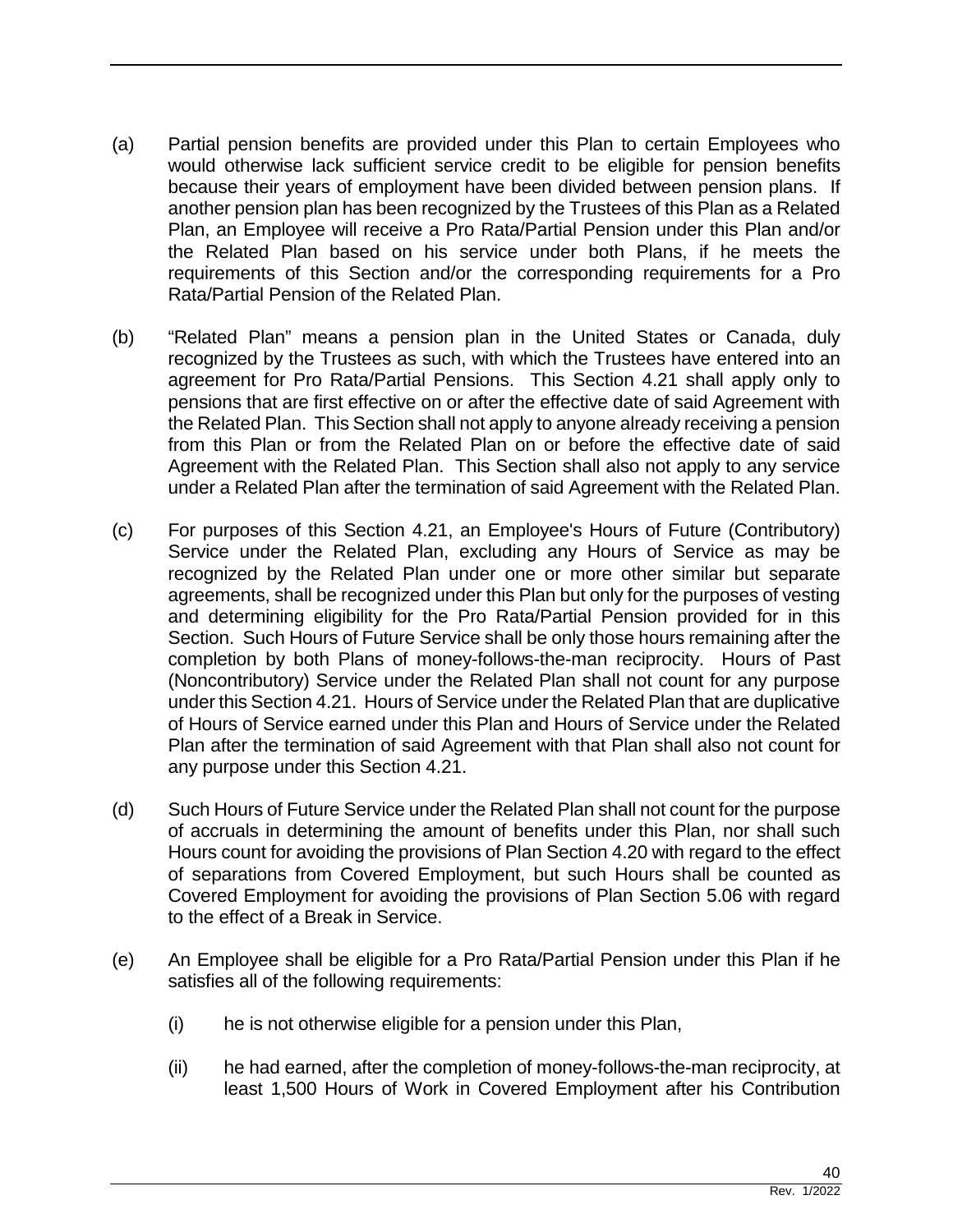(a) Partial pension benefits are provided under this Plan to certain Employees who would otherwise lack sufficient service credit to be eligible for pension benefits because their years of employment have been divided between pension plans. If another pension plan has been recognized by the Trustees of this Plan as a Related Plan, an Employee will receive a Pro Rata/Partial Pension under this Plan and/or the Related Plan based on his service under both Plans, if he meets the requirements of this Section and/or the corresponding requirements for a Pro Rata/Partial Pension of the Related Plan.

(b) "Related Plan" means a pension plan in the United States or Canada, duly recognized by the Trustees as such, with which the Trustees have entered into an agreement for Pro Rata/Partial Pensions. This Section 4.21 shall apply only to pensions that are first effective on or after the effective date of said Agreement with the Related Plan. This Section shall not apply to anyone already receiving a pension from this Plan or from the Related Plan on or before the effective date of said Agreement with the Related Plan. This Section shall also not apply to any service under a Related Plan after the termination of said Agreement with the Related Plan.

(c) For purposes of this Section 4.21, an Employee's Hours of Future (Contributory) Service under the Related Plan, excluding any Hours of Service as may be recognized by the Related Plan under one or more other similar but separate agreements, shall be recognized under this Plan but only for the purposes of vesting and determining eligibility for the Pro Rata/Partial Pension provided for in this Section. Such Hours of Future Service shall be only those hours remaining after the completion by both Plans of money-follows-the-man reciprocity. Hours of Past (Noncontributory) Service under the Related Plan shall not count for any purpose under this Section 4.21. Hours of Service under the Related Plan that are duplicative of Hours of Service earned under this Plan and Hours of Service under the Related Plan after the termination of said Agreement with that Plan shall also not count for any purpose under this Section 4.21.

(d) Such Hours of Future Service under the Related Plan shall not count for the purpose of accruals in determining the amount of benefits under this Plan, nor shall such Hours count for avoiding the provisions of Plan Section 4.20 with regard to the effect of separations from Covered Employment, but such Hours shall be counted as Covered Employment for avoiding the provisions of Plan Section 5.06 with regard to the effect of a Break in Service.

(e) An Employee shall be eligible for a Pro Rata/Partial Pension under this Plan if he satisfies all of the following requirements:

  (i) he is not otherwise eligible for a pension under this Plan,

  (ii) he had earned, after the completion of money-follows-the-man reciprocity, at least 1,500 Hours of Work in Covered Employment after his Contribution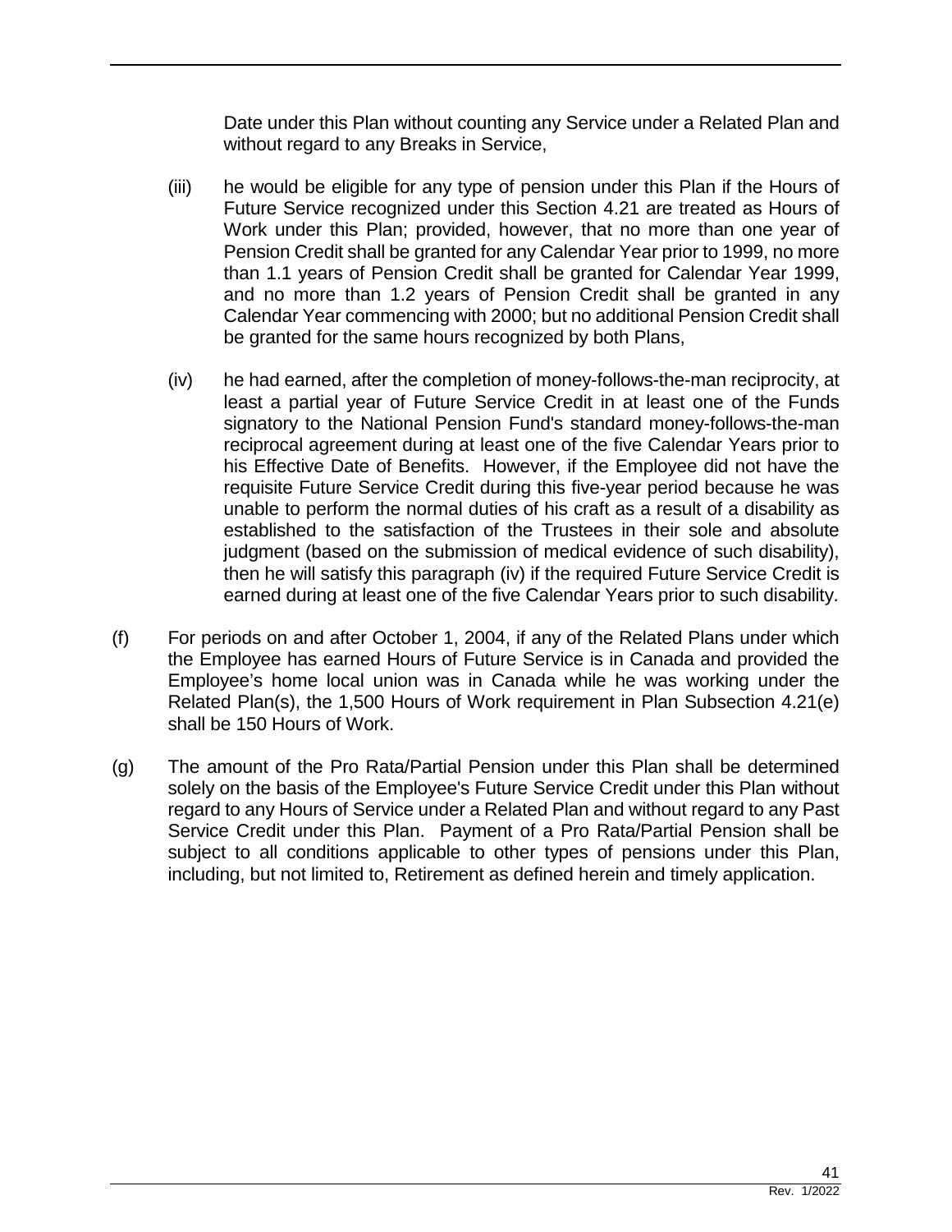Date under this Plan without counting any Service under a Related Plan and without regard to any Breaks in Service,

(iii) he would be eligible for any type of pension under this Plan if the Hours of Future Service recognized under this Section 4.21 are treated as Hours of Work under this Plan; provided, however, that no more than one year of Pension Credit shall be granted for any Calendar Year prior to 1999, no more than 1.1 years of Pension Credit shall be granted for Calendar Year 1999, and no more than 1.2 years of Pension Credit shall be granted in any Calendar Year commencing with 2000; but no additional Pension Credit shall be granted for the same hours recognized by both Plans,

(iv) he had earned, after the completion of money-follows-the-man reciprocity, at least a partial year of Future Service Credit in at least one of the Funds signatory to the National Pension Fund's standard money-follows-the-man reciprocal agreement during at least one of the five Calendar Years prior to his Effective Date of Benefits. However, if the Employee did not have the requisite Future Service Credit during this five-year period because he was unable to perform the normal duties of his craft as a result of a disability as established to the satisfaction of the Trustees in their sole and absolute judgment (based on the submission of medical evidence of such disability), then he will satisfy this paragraph (iv) if the required Future Service Credit is earned during at least one of the five Calendar Years prior to such disability.

(f) For periods on and after October 1, 2004, if any of the Related Plans under which the Employee has earned Hours of Future Service is in Canada and provided the Employee's home local union was in Canada while he was working under the Related Plan(s), the 1,500 Hours of Work requirement in Plan Subsection 4.21(e) shall be 150 Hours of Work.

(g) The amount of the Pro Rata/Partial Pension under this Plan shall be determined solely on the basis of the Employee's Future Service Credit under this Plan without regard to any Hours of Service under a Related Plan and without regard to any Past Service Credit under this Plan. Payment of a Pro Rata/Partial Pension shall be subject to all conditions applicable to other types of pensions under this Plan, including, but not limited to, Retirement as defined herein and timely application.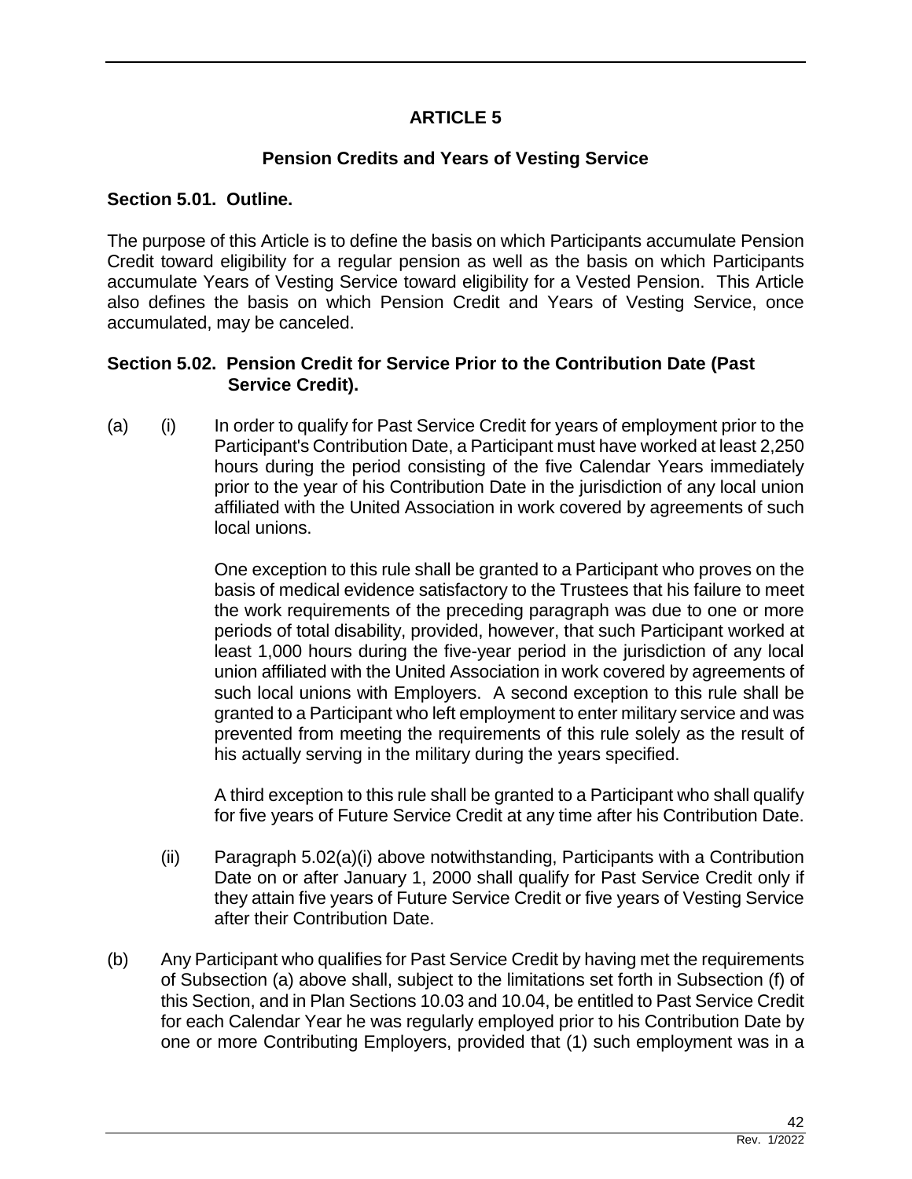# ARTICLE 5

## Pension Credits and Years of Vesting Service

### Section 5.01. Outline.

The purpose of this Article is to define the basis on which Participants accumulate Pension Credit toward eligibility for a regular pension as well as the basis on which Participants accumulate Years of Vesting Service toward eligibility for a Vested Pension. This Article also defines the basis on which Pension Credit and Years of Vesting Service, once accumulated, may be canceled.

### Section 5.02. Pension Credit for Service Prior to the Contribution Date (Past Service Credit).

(a) (i) In order to qualify for Past Service Credit for years of employment prior to the Participant's Contribution Date, a Participant must have worked at least 2,250 hours during the period consisting of the five Calendar Years immediately prior to the year of his Contribution Date in the jurisdiction of any local union affiliated with the United Association in work covered by agreements of such local unions.

One exception to this rule shall be granted to a Participant who proves on the basis of medical evidence satisfactory to the Trustees that his failure to meet the work requirements of the preceding paragraph was due to one or more periods of total disability, provided, however, that such Participant worked at least 1,000 hours during the five-year period in the jurisdiction of any local union affiliated with the United Association in work covered by agreements of such local unions with Employers. A second exception to this rule shall be granted to a Participant who left employment to enter military service and was prevented from meeting the requirements of this rule solely as the result of his actually serving in the military during the years specified.

A third exception to this rule shall be granted to a Participant who shall qualify for five years of Future Service Credit at any time after his Contribution Date.

(ii) Paragraph 5.02(a)(i) above notwithstanding, Participants with a Contribution Date on or after January 1, 2000 shall qualify for Past Service Credit only if they attain five years of Future Service Credit or five years of Vesting Service after their Contribution Date.

(b) Any Participant who qualifies for Past Service Credit by having met the requirements of Subsection (a) above shall, subject to the limitations set forth in Subsection (f) of this Section, and in Plan Sections 10.03 and 10.04, be entitled to Past Service Credit for each Calendar Year he was regularly employed prior to his Contribution Date by one or more Contributing Employers, provided that (1) such employment was in a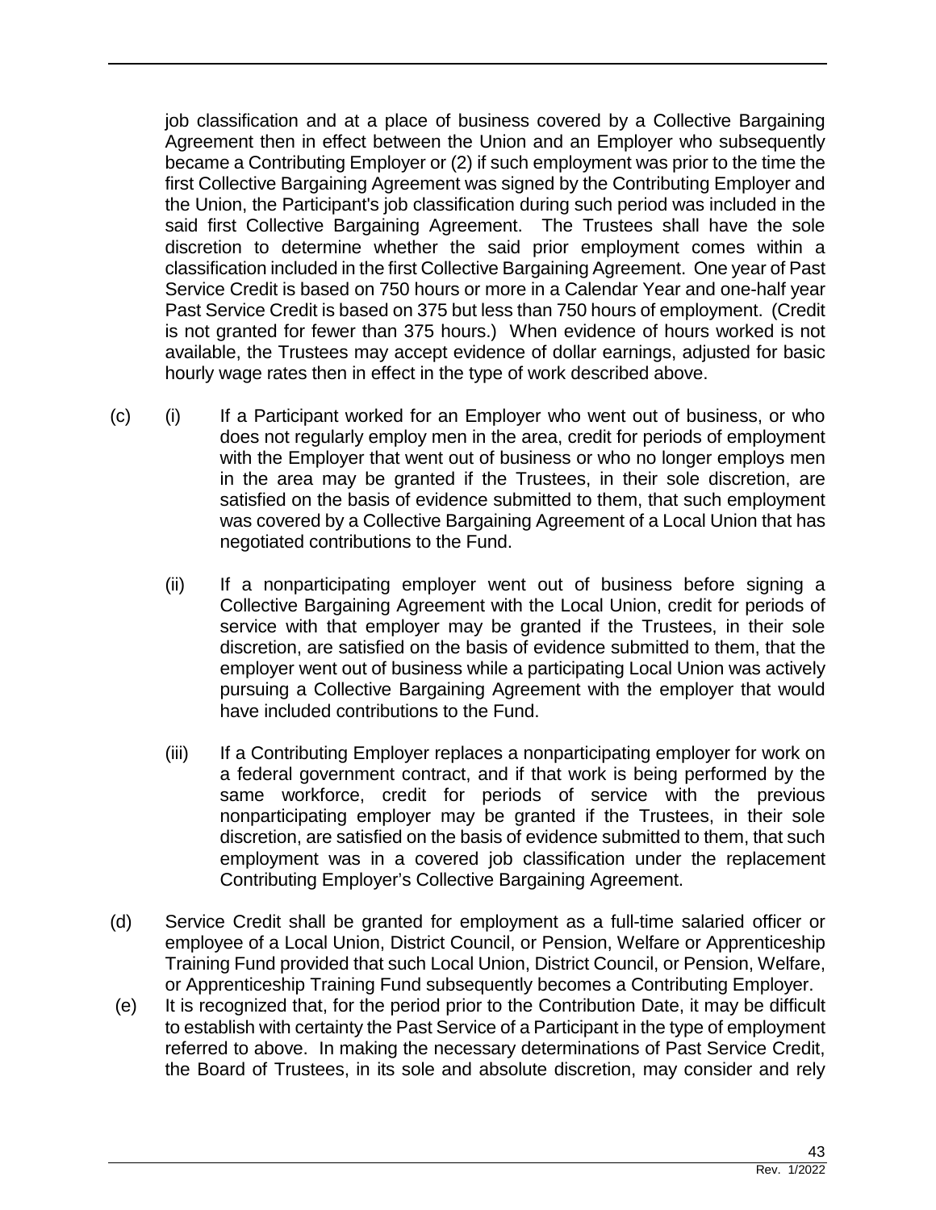job classification and at a place of business covered by a Collective Bargaining Agreement then in effect between the Union and an Employer who subsequently became a Contributing Employer or (2) if such employment was prior to the time the first Collective Bargaining Agreement was signed by the Contributing Employer and the Union, the Participant's job classification during such period was included in the said first Collective Bargaining Agreement. The Trustees shall have the sole discretion to determine whether the said prior employment comes within a classification included in the first Collective Bargaining Agreement. One year of Past Service Credit is based on 750 hours or more in a Calendar Year and one-half year Past Service Credit is based on 375 but less than 750 hours of employment. (Credit is not granted for fewer than 375 hours.) When evidence of hours worked is not available, the Trustees may accept evidence of dollar earnings, adjusted for basic hourly wage rates then in effect in the type of work described above.

(c) (i) If a Participant worked for an Employer who went out of business, or who does not regularly employ men in the area, credit for periods of employment with the Employer that went out of business or who no longer employs men in the area may be granted if the Trustees, in their sole discretion, are satisfied on the basis of evidence submitted to them, that such employment was covered by a Collective Bargaining Agreement of a Local Union that has negotiated contributions to the Fund.

(ii) If a nonparticipating employer went out of business before signing a Collective Bargaining Agreement with the Local Union, credit for periods of service with that employer may be granted if the Trustees, in their sole discretion, are satisfied on the basis of evidence submitted to them, that the employer went out of business while a participating Local Union was actively pursuing a Collective Bargaining Agreement with the employer that would have included contributions to the Fund.

(iii) If a Contributing Employer replaces a nonparticipating employer for work on a federal government contract, and if that work is being performed by the same workforce, credit for periods of service with the previous nonparticipating employer may be granted if the Trustees, in their sole discretion, are satisfied on the basis of evidence submitted to them, that such employment was in a covered job classification under the replacement Contributing Employer's Collective Bargaining Agreement.

(d) Service Credit shall be granted for employment as a full-time salaried officer or employee of a Local Union, District Council, or Pension, Welfare or Apprenticeship Training Fund provided that such Local Union, District Council, or Pension, Welfare, or Apprenticeship Training Fund subsequently becomes a Contributing Employer.

(e) It is recognized that, for the period prior to the Contribution Date, it may be difficult to establish with certainty the Past Service of a Participant in the type of employment referred to above. In making the necessary determinations of Past Service Credit, the Board of Trustees, in its sole and absolute discretion, may consider and rely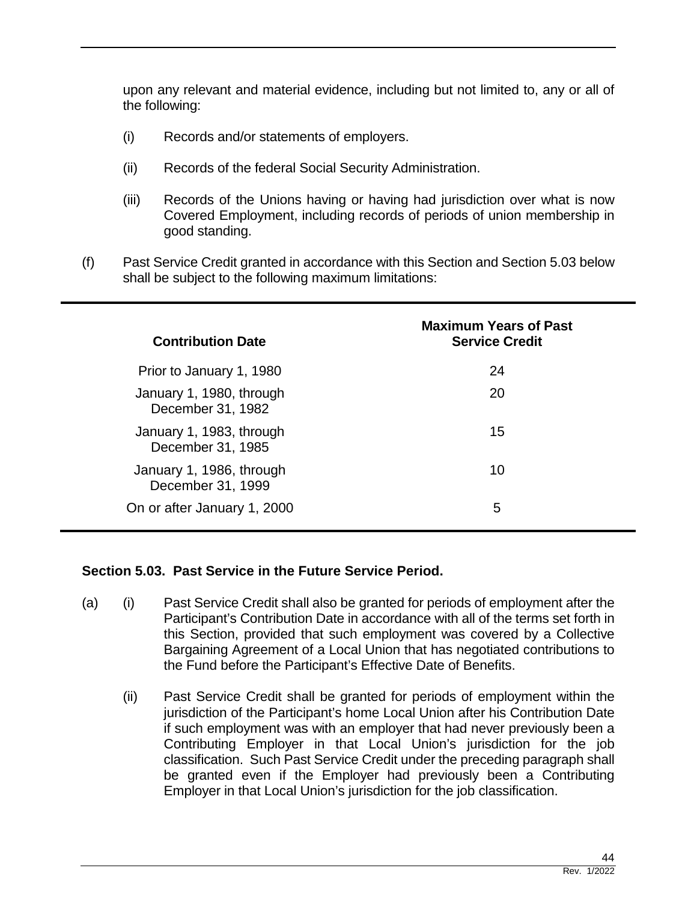upon any relevant and material evidence, including but not limited to, any or all of the following:

(i) Records and/or statements of employers.

(ii) Records of the federal Social Security Administration.

(iii) Records of the Unions having or having had jurisdiction over what is now Covered Employment, including records of periods of union membership in good standing.

(f) Past Service Credit granted in accordance with this Section and Section 5.03 below shall be subject to the following maximum limitations:

| Contribution Date | Maximum Years of Past Service Credit |
|---|---|
| Prior to January 1, 1980 | 24 |
| January 1, 1980, through December 31, 1982 | 20 |
| January 1, 1983, through December 31, 1985 | 15 |
| January 1, 1986, through December 31, 1999 | 10 |
| On or after January 1, 2000 | 5 |

**Section 5.03. Past Service in the Future Service Period.**

(a) (i) Past Service Credit shall also be granted for periods of employment after the Participant's Contribution Date in accordance with all of the terms set forth in this Section, provided that such employment was covered by a Collective Bargaining Agreement of a Local Union that has negotiated contributions to the Fund before the Participant's Effective Date of Benefits.

(ii) Past Service Credit shall be granted for periods of employment within the jurisdiction of the Participant's home Local Union after his Contribution Date if such employment was with an employer that had never previously been a Contributing Employer in that Local Union's jurisdiction for the job classification. Such Past Service Credit under the preceding paragraph shall be granted even if the Employer had previously been a Contributing Employer in that Local Union's jurisdiction for the job classification.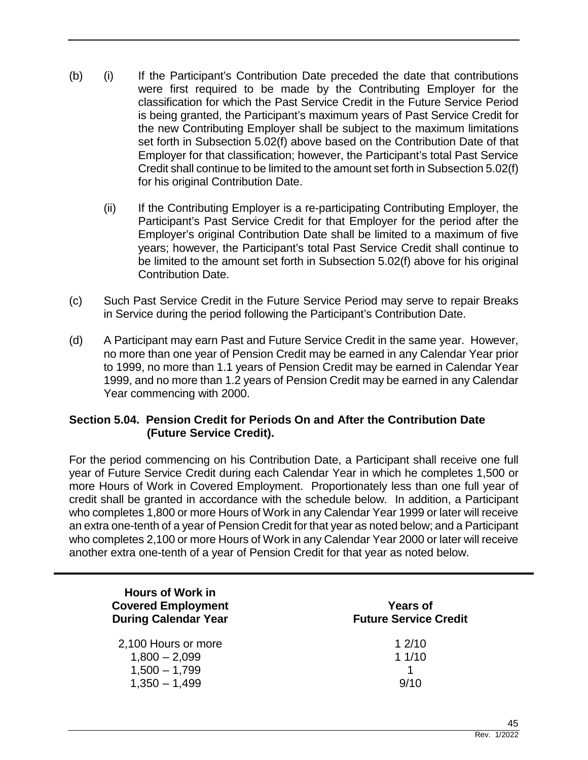(b) (i) If the Participant's Contribution Date preceded the date that contributions were first required to be made by the Contributing Employer for the classification for which the Past Service Credit in the Future Service Period is being granted, the Participant's maximum years of Past Service Credit for the new Contributing Employer shall be subject to the maximum limitations set forth in Subsection 5.02(f) above based on the Contribution Date of that Employer for that classification; however, the Participant's total Past Service Credit shall continue to be limited to the amount set forth in Subsection 5.02(f) for his original Contribution Date.

(ii) If the Contributing Employer is a re-participating Contributing Employer, the Participant's Past Service Credit for that Employer for the period after the Employer's original Contribution Date shall be limited to a maximum of five years; however, the Participant's total Past Service Credit shall continue to be limited to the amount set forth in Subsection 5.02(f) above for his original Contribution Date.

(c) Such Past Service Credit in the Future Service Period may serve to repair Breaks in Service during the period following the Participant's Contribution Date.

(d) A Participant may earn Past and Future Service Credit in the same year. However, no more than one year of Pension Credit may be earned in any Calendar Year prior to 1999, no more than 1.1 years of Pension Credit may be earned in Calendar Year 1999, and no more than 1.2 years of Pension Credit may be earned in any Calendar Year commencing with 2000.

### Section 5.04. Pension Credit for Periods On and After the Contribution Date (Future Service Credit).

For the period commencing on his Contribution Date, a Participant shall receive one full year of Future Service Credit during each Calendar Year in which he completes 1,500 or more Hours of Work in Covered Employment. Proportionately less than one full year of credit shall be granted in accordance with the schedule below. In addition, a Participant who completes 1,800 or more Hours of Work in any Calendar Year 1999 or later will receive an extra one-tenth of a year of Pension Credit for that year as noted below; and a Participant who completes 2,100 or more Hours of Work in any Calendar Year 2000 or later will receive another extra one-tenth of a year of Pension Credit for that year as noted below.

| Hours of Work in Covered Employment During Calendar Year | Years of Future Service Credit |
|---|---|
| 2,100 Hours or more | 1 2/10 |
| 1,800 – 2,099 | 1 1/10 |
| 1,500 – 1,799 | 1 |
| 1,350 – 1,499 | 9/10 |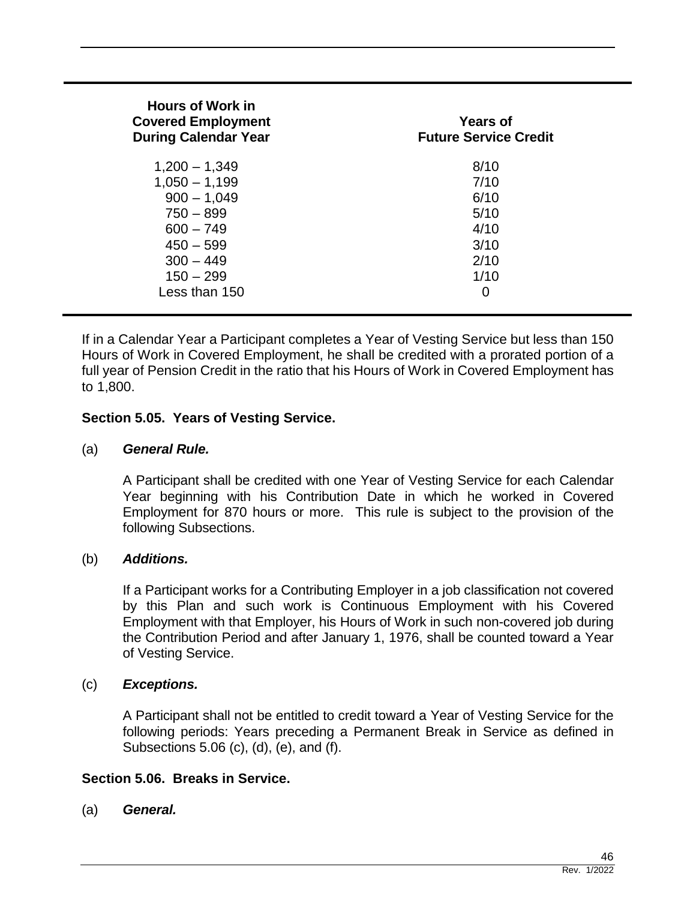| Hours of Work in Covered Employment During Calendar Year | Years of Future Service Credit |
|---|---|
| 1,200 – 1,349 | 8/10 |
| 1,050 – 1,199 | 7/10 |
| 900 – 1,049 | 6/10 |
| 750 – 899 | 5/10 |
| 600 – 749 | 4/10 |
| 450 – 599 | 3/10 |
| 300 – 449 | 2/10 |
| 150 – 299 | 1/10 |
| Less than 150 | 0 |

If in a Calendar Year a Participant completes a Year of Vesting Service but less than 150 Hours of Work in Covered Employment, he shall be credited with a prorated portion of a full year of Pension Credit in the ratio that his Hours of Work in Covered Employment has to 1,800.

**Section 5.05. Years of Vesting Service.**

(a) ***General Rule.***

A Participant shall be credited with one Year of Vesting Service for each Calendar Year beginning with his Contribution Date in which he worked in Covered Employment for 870 hours or more. This rule is subject to the provision of the following Subsections.

(b) ***Additions.***

If a Participant works for a Contributing Employer in a job classification not covered by this Plan and such work is Continuous Employment with his Covered Employment with that Employer, his Hours of Work in such non-covered job during the Contribution Period and after January 1, 1976, shall be counted toward a Year of Vesting Service.

(c) ***Exceptions.***

A Participant shall not be entitled to credit toward a Year of Vesting Service for the following periods: Years preceding a Permanent Break in Service as defined in Subsections 5.06 (c), (d), (e), and (f).

**Section 5.06. Breaks in Service.**

(a) ***General.***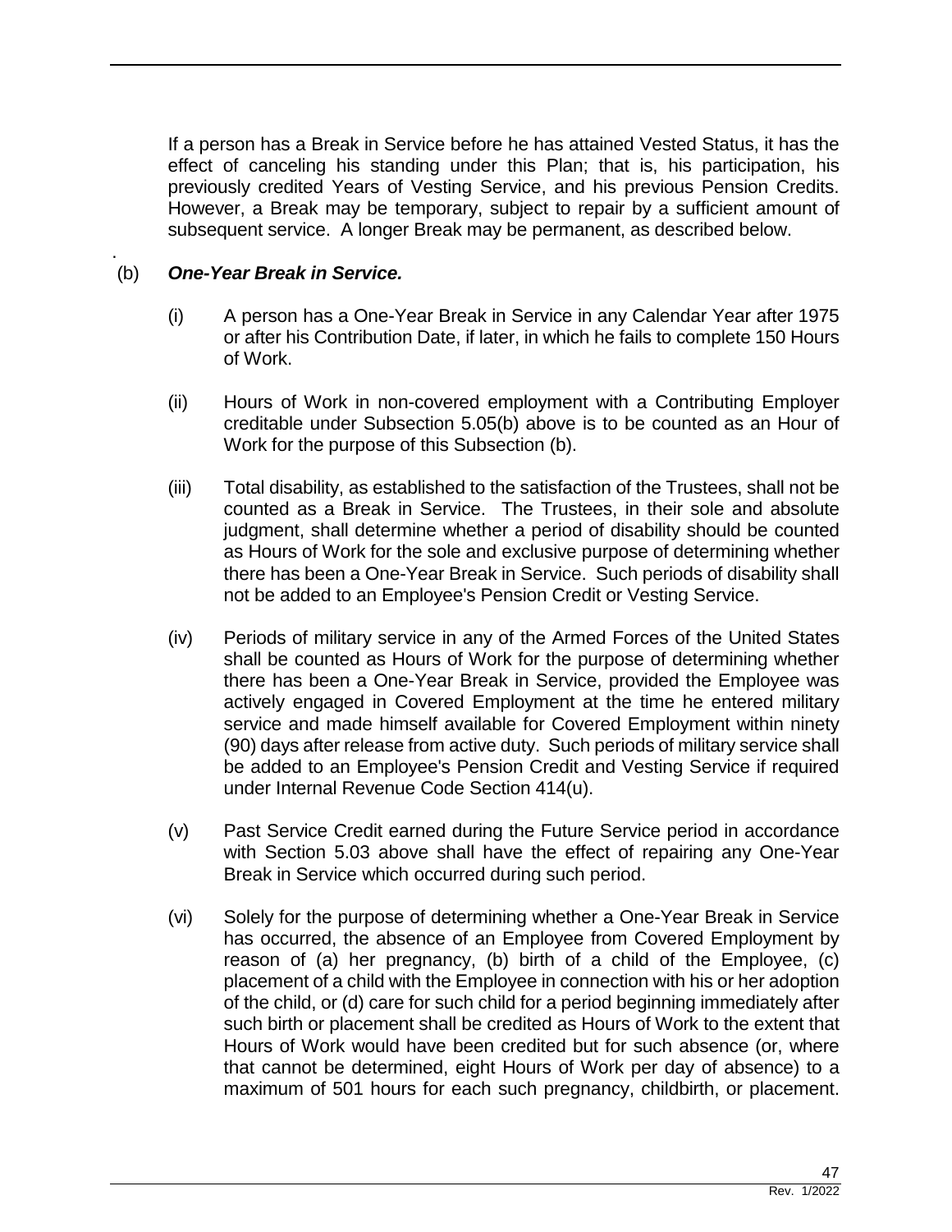If a person has a Break in Service before he has attained Vested Status, it has the effect of canceling his standing under this Plan; that is, his participation, his previously credited Years of Vesting Service, and his previous Pension Credits. However, a Break may be temporary, subject to repair by a sufficient amount of subsequent service. A longer Break may be permanent, as described below.

(b) ***One-Year Break in Service.***

(i) A person has a One-Year Break in Service in any Calendar Year after 1975 or after his Contribution Date, if later, in which he fails to complete 150 Hours of Work.

(ii) Hours of Work in non-covered employment with a Contributing Employer creditable under Subsection 5.05(b) above is to be counted as an Hour of Work for the purpose of this Subsection (b).

(iii) Total disability, as established to the satisfaction of the Trustees, shall not be counted as a Break in Service. The Trustees, in their sole and absolute judgment, shall determine whether a period of disability should be counted as Hours of Work for the sole and exclusive purpose of determining whether there has been a One-Year Break in Service. Such periods of disability shall not be added to an Employee's Pension Credit or Vesting Service.

(iv) Periods of military service in any of the Armed Forces of the United States shall be counted as Hours of Work for the purpose of determining whether there has been a One-Year Break in Service, provided the Employee was actively engaged in Covered Employment at the time he entered military service and made himself available for Covered Employment within ninety (90) days after release from active duty. Such periods of military service shall be added to an Employee's Pension Credit and Vesting Service if required under Internal Revenue Code Section 414(u).

(v) Past Service Credit earned during the Future Service period in accordance with Section 5.03 above shall have the effect of repairing any One-Year Break in Service which occurred during such period.

(vi) Solely for the purpose of determining whether a One-Year Break in Service has occurred, the absence of an Employee from Covered Employment by reason of (a) her pregnancy, (b) birth of a child of the Employee, (c) placement of a child with the Employee in connection with his or her adoption of the child, or (d) care for such child for a period beginning immediately after such birth or placement shall be credited as Hours of Work to the extent that Hours of Work would have been credited but for such absence (or, where that cannot be determined, eight Hours of Work per day of absence) to a maximum of 501 hours for each such pregnancy, childbirth, or placement.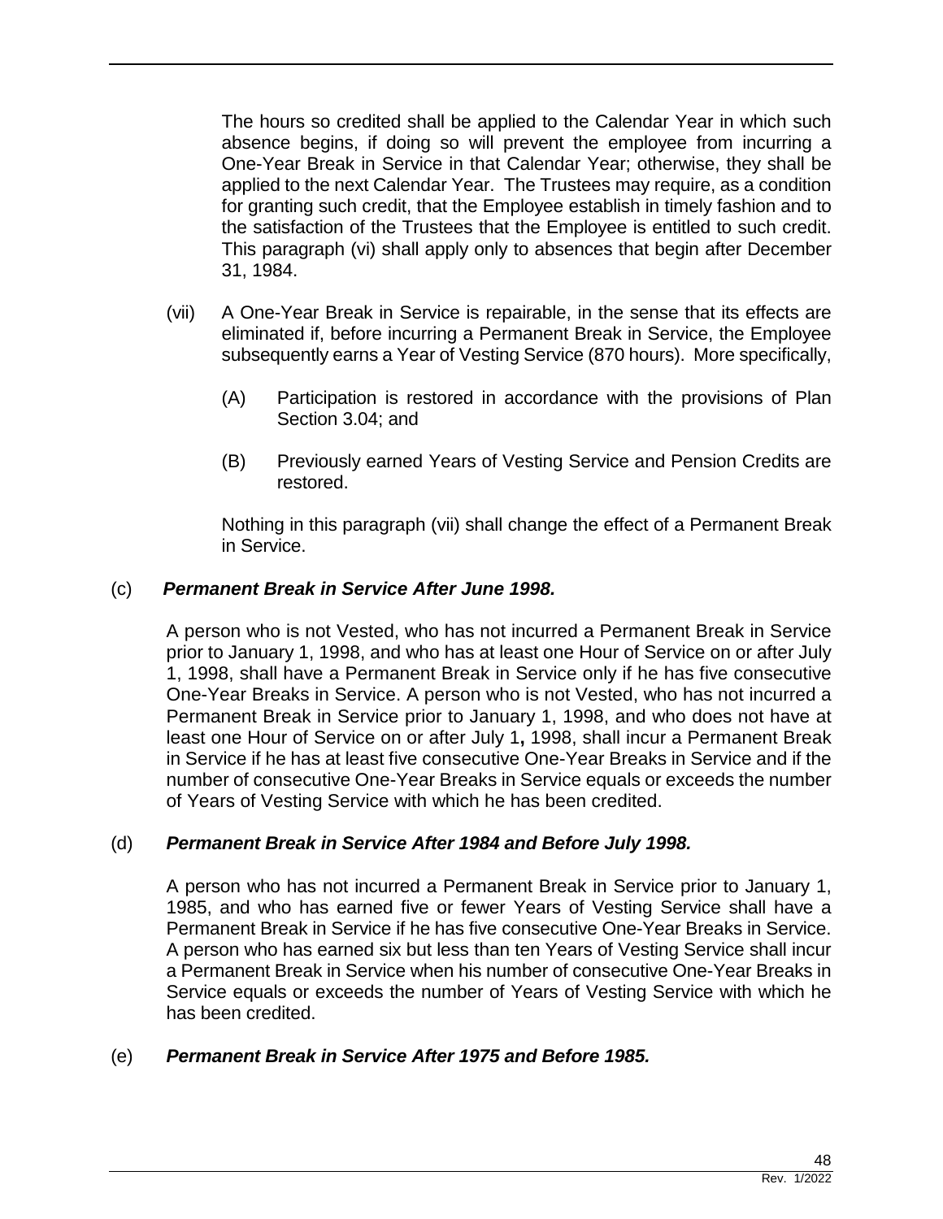The hours so credited shall be applied to the Calendar Year in which such absence begins, if doing so will prevent the employee from incurring a One-Year Break in Service in that Calendar Year; otherwise, they shall be applied to the next Calendar Year. The Trustees may require, as a condition for granting such credit, that the Employee establish in timely fashion and to the satisfaction of the Trustees that the Employee is entitled to such credit. This paragraph (vi) shall apply only to absences that begin after December 31, 1984.

(vii) A One-Year Break in Service is repairable, in the sense that its effects are eliminated if, before incurring a Permanent Break in Service, the Employee subsequently earns a Year of Vesting Service (870 hours). More specifically,

(A) Participation is restored in accordance with the provisions of Plan Section 3.04; and

(B) Previously earned Years of Vesting Service and Pension Credits are restored.

Nothing in this paragraph (vii) shall change the effect of a Permanent Break in Service.

(c) ***Permanent Break in Service After June 1998.***

A person who is not Vested, who has not incurred a Permanent Break in Service prior to January 1, 1998, and who has at least one Hour of Service on or after July 1, 1998, shall have a Permanent Break in Service only if he has five consecutive One-Year Breaks in Service. A person who is not Vested, who has not incurred a Permanent Break in Service prior to January 1, 1998, and who does not have at least one Hour of Service on or after July 1**,** 1998, shall incur a Permanent Break in Service if he has at least five consecutive One-Year Breaks in Service and if the number of consecutive One-Year Breaks in Service equals or exceeds the number of Years of Vesting Service with which he has been credited.

(d) ***Permanent Break in Service After 1984 and Before July 1998.***

A person who has not incurred a Permanent Break in Service prior to January 1, 1985, and who has earned five or fewer Years of Vesting Service shall have a Permanent Break in Service if he has five consecutive One-Year Breaks in Service. A person who has earned six but less than ten Years of Vesting Service shall incur a Permanent Break in Service when his number of consecutive One-Year Breaks in Service equals or exceeds the number of Years of Vesting Service with which he has been credited.

(e) ***Permanent Break in Service After 1975 and Before 1985.***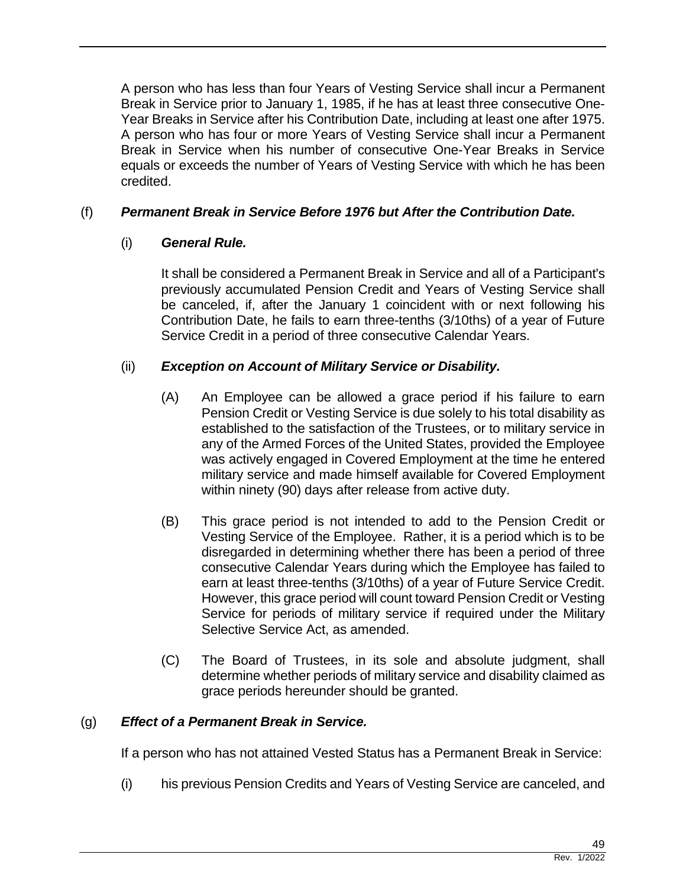A person who has less than four Years of Vesting Service shall incur a Permanent Break in Service prior to January 1, 1985, if he has at least three consecutive One-Year Breaks in Service after his Contribution Date, including at least one after 1975. A person who has four or more Years of Vesting Service shall incur a Permanent Break in Service when his number of consecutive One-Year Breaks in Service equals or exceeds the number of Years of Vesting Service with which he has been credited.

(f) ***Permanent Break in Service Before 1976 but After the Contribution Date.***

(i) ***General Rule.***

It shall be considered a Permanent Break in Service and all of a Participant's previously accumulated Pension Credit and Years of Vesting Service shall be canceled, if, after the January 1 coincident with or next following his Contribution Date, he fails to earn three-tenths (3/10ths) of a year of Future Service Credit in a period of three consecutive Calendar Years.

(ii) ***Exception on Account of Military Service or Disability.***

(A) An Employee can be allowed a grace period if his failure to earn Pension Credit or Vesting Service is due solely to his total disability as established to the satisfaction of the Trustees, or to military service in any of the Armed Forces of the United States, provided the Employee was actively engaged in Covered Employment at the time he entered military service and made himself available for Covered Employment within ninety (90) days after release from active duty.

(B) This grace period is not intended to add to the Pension Credit or Vesting Service of the Employee. Rather, it is a period which is to be disregarded in determining whether there has been a period of three consecutive Calendar Years during which the Employee has failed to earn at least three-tenths (3/10ths) of a year of Future Service Credit. However, this grace period will count toward Pension Credit or Vesting Service for periods of military service if required under the Military Selective Service Act, as amended.

(C) The Board of Trustees, in its sole and absolute judgment, shall determine whether periods of military service and disability claimed as grace periods hereunder should be granted.

(g) ***Effect of a Permanent Break in Service.***

If a person who has not attained Vested Status has a Permanent Break in Service:

(i) his previous Pension Credits and Years of Vesting Service are canceled, and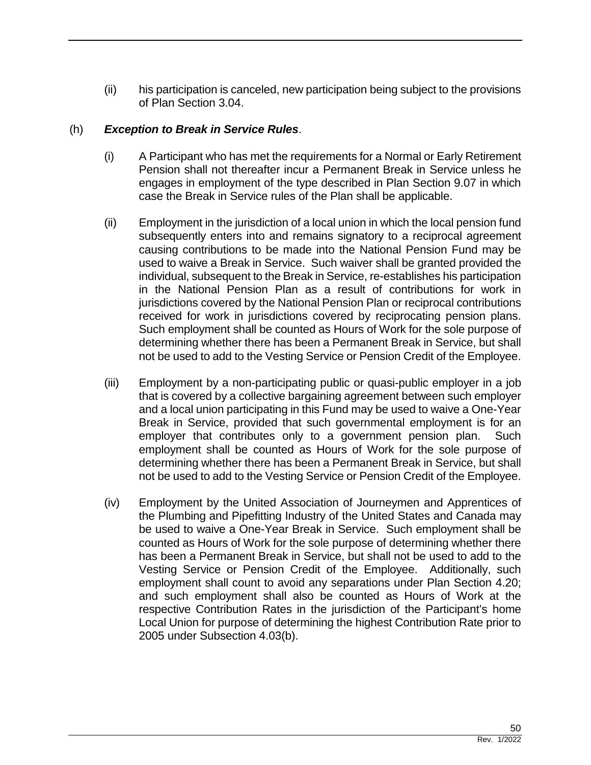(ii) his participation is canceled, new participation being subject to the provisions of Plan Section 3.04.

(h) ***Exception to Break in Service Rules***.

(i) A Participant who has met the requirements for a Normal or Early Retirement Pension shall not thereafter incur a Permanent Break in Service unless he engages in employment of the type described in Plan Section 9.07 in which case the Break in Service rules of the Plan shall be applicable.

(ii) Employment in the jurisdiction of a local union in which the local pension fund subsequently enters into and remains signatory to a reciprocal agreement causing contributions to be made into the National Pension Fund may be used to waive a Break in Service. Such waiver shall be granted provided the individual, subsequent to the Break in Service, re-establishes his participation in the National Pension Plan as a result of contributions for work in jurisdictions covered by the National Pension Plan or reciprocal contributions received for work in jurisdictions covered by reciprocating pension plans. Such employment shall be counted as Hours of Work for the sole purpose of determining whether there has been a Permanent Break in Service, but shall not be used to add to the Vesting Service or Pension Credit of the Employee.

(iii) Employment by a non-participating public or quasi-public employer in a job that is covered by a collective bargaining agreement between such employer and a local union participating in this Fund may be used to waive a One-Year Break in Service, provided that such governmental employment is for an employer that contributes only to a government pension plan. Such employment shall be counted as Hours of Work for the sole purpose of determining whether there has been a Permanent Break in Service, but shall not be used to add to the Vesting Service or Pension Credit of the Employee.

(iv) Employment by the United Association of Journeymen and Apprentices of the Plumbing and Pipefitting Industry of the United States and Canada may be used to waive a One-Year Break in Service. Such employment shall be counted as Hours of Work for the sole purpose of determining whether there has been a Permanent Break in Service, but shall not be used to add to the Vesting Service or Pension Credit of the Employee. Additionally, such employment shall count to avoid any separations under Plan Section 4.20; and such employment shall also be counted as Hours of Work at the respective Contribution Rates in the jurisdiction of the Participant's home Local Union for purpose of determining the highest Contribution Rate prior to 2005 under Subsection 4.03(b).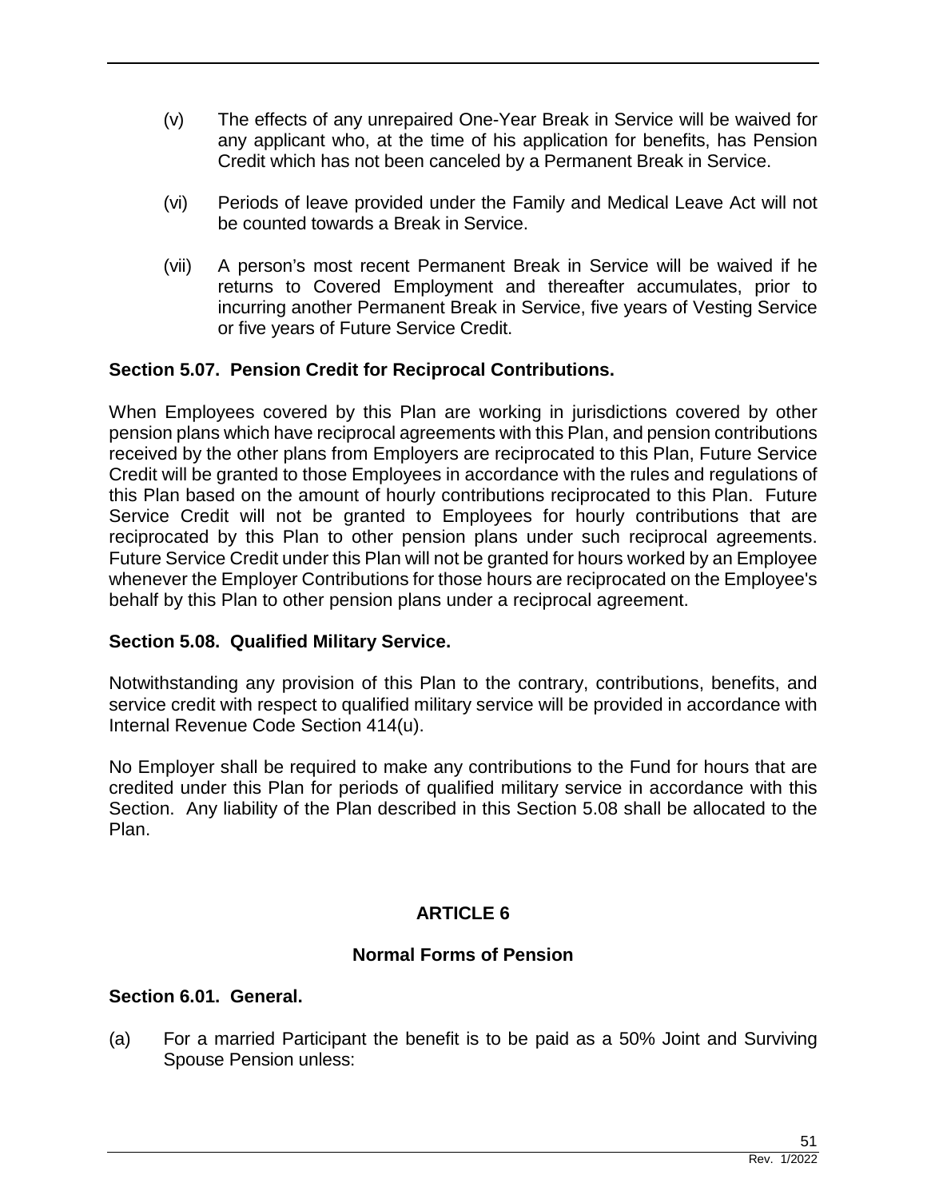(v) The effects of any unrepaired One-Year Break in Service will be waived for any applicant who, at the time of his application for benefits, has Pension Credit which has not been canceled by a Permanent Break in Service.

(vi) Periods of leave provided under the Family and Medical Leave Act will not be counted towards a Break in Service.

(vii) A person's most recent Permanent Break in Service will be waived if he returns to Covered Employment and thereafter accumulates, prior to incurring another Permanent Break in Service, five years of Vesting Service or five years of Future Service Credit.

**Section 5.07. Pension Credit for Reciprocal Contributions.**

When Employees covered by this Plan are working in jurisdictions covered by other pension plans which have reciprocal agreements with this Plan, and pension contributions received by the other plans from Employers are reciprocated to this Plan, Future Service Credit will be granted to those Employees in accordance with the rules and regulations of this Plan based on the amount of hourly contributions reciprocated to this Plan. Future Service Credit will not be granted to Employees for hourly contributions that are reciprocated by this Plan to other pension plans under such reciprocal agreements. Future Service Credit under this Plan will not be granted for hours worked by an Employee whenever the Employer Contributions for those hours are reciprocated on the Employee's behalf by this Plan to other pension plans under a reciprocal agreement.

**Section 5.08. Qualified Military Service.**

Notwithstanding any provision of this Plan to the contrary, contributions, benefits, and service credit with respect to qualified military service will be provided in accordance with Internal Revenue Code Section 414(u).

No Employer shall be required to make any contributions to the Fund for hours that are credited under this Plan for periods of qualified military service in accordance with this Section. Any liability of the Plan described in this Section 5.08 shall be allocated to the Plan.

## ARTICLE 6

## Normal Forms of Pension

**Section 6.01. General.**

(a) For a married Participant the benefit is to be paid as a 50% Joint and Surviving Spouse Pension unless: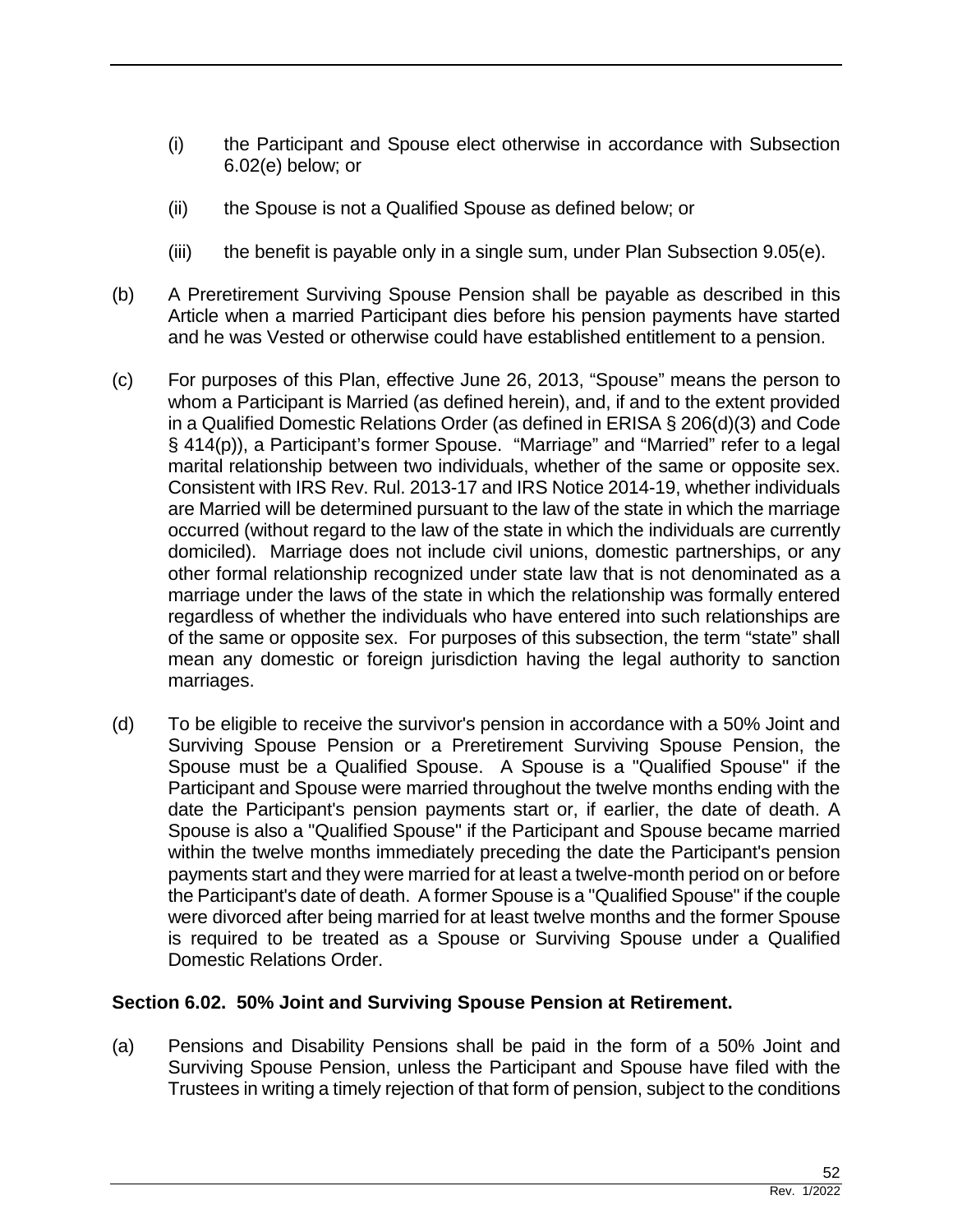(i) the Participant and Spouse elect otherwise in accordance with Subsection 6.02(e) below; or

(ii) the Spouse is not a Qualified Spouse as defined below; or

(iii) the benefit is payable only in a single sum, under Plan Subsection 9.05(e).

(b) A Preretirement Surviving Spouse Pension shall be payable as described in this Article when a married Participant dies before his pension payments have started and he was Vested or otherwise could have established entitlement to a pension.

(c) For purposes of this Plan, effective June 26, 2013, "Spouse" means the person to whom a Participant is Married (as defined herein), and, if and to the extent provided in a Qualified Domestic Relations Order (as defined in ERISA § 206(d)(3) and Code § 414(p)), a Participant's former Spouse. "Marriage" and "Married" refer to a legal marital relationship between two individuals, whether of the same or opposite sex. Consistent with IRS Rev. Rul. 2013-17 and IRS Notice 2014-19, whether individuals are Married will be determined pursuant to the law of the state in which the marriage occurred (without regard to the law of the state in which the individuals are currently domiciled). Marriage does not include civil unions, domestic partnerships, or any other formal relationship recognized under state law that is not denominated as a marriage under the laws of the state in which the relationship was formally entered regardless of whether the individuals who have entered into such relationships are of the same or opposite sex. For purposes of this subsection, the term "state" shall mean any domestic or foreign jurisdiction having the legal authority to sanction marriages.

(d) To be eligible to receive the survivor's pension in accordance with a 50% Joint and Surviving Spouse Pension or a Preretirement Surviving Spouse Pension, the Spouse must be a Qualified Spouse. A Spouse is a "Qualified Spouse" if the Participant and Spouse were married throughout the twelve months ending with the date the Participant's pension payments start or, if earlier, the date of death. A Spouse is also a "Qualified Spouse" if the Participant and Spouse became married within the twelve months immediately preceding the date the Participant's pension payments start and they were married for at least a twelve-month period on or before the Participant's date of death. A former Spouse is a "Qualified Spouse" if the couple were divorced after being married for at least twelve months and the former Spouse is required to be treated as a Spouse or Surviving Spouse under a Qualified Domestic Relations Order.

**Section 6.02. 50% Joint and Surviving Spouse Pension at Retirement.**

(a) Pensions and Disability Pensions shall be paid in the form of a 50% Joint and Surviving Spouse Pension, unless the Participant and Spouse have filed with the Trustees in writing a timely rejection of that form of pension, subject to the conditions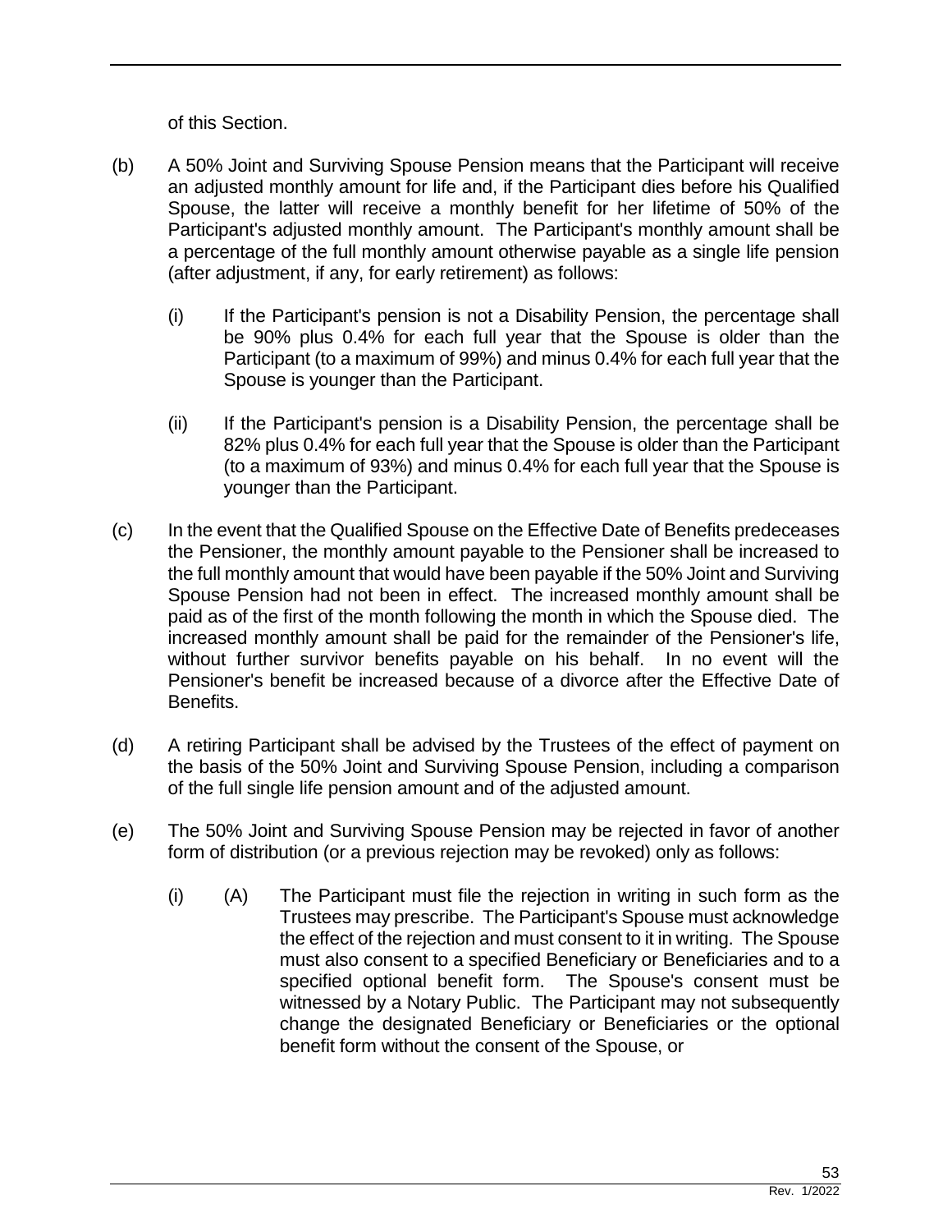of this Section.

(b) A 50% Joint and Surviving Spouse Pension means that the Participant will receive an adjusted monthly amount for life and, if the Participant dies before his Qualified Spouse, the latter will receive a monthly benefit for her lifetime of 50% of the Participant's adjusted monthly amount. The Participant's monthly amount shall be a percentage of the full monthly amount otherwise payable as a single life pension (after adjustment, if any, for early retirement) as follows:

   (i) If the Participant's pension is not a Disability Pension, the percentage shall be 90% plus 0.4% for each full year that the Spouse is older than the Participant (to a maximum of 99%) and minus 0.4% for each full year that the Spouse is younger than the Participant.

   (ii) If the Participant's pension is a Disability Pension, the percentage shall be 82% plus 0.4% for each full year that the Spouse is older than the Participant (to a maximum of 93%) and minus 0.4% for each full year that the Spouse is younger than the Participant.

(c) In the event that the Qualified Spouse on the Effective Date of Benefits predeceases the Pensioner, the monthly amount payable to the Pensioner shall be increased to the full monthly amount that would have been payable if the 50% Joint and Surviving Spouse Pension had not been in effect. The increased monthly amount shall be paid as of the first of the month following the month in which the Spouse died. The increased monthly amount shall be paid for the remainder of the Pensioner's life, without further survivor benefits payable on his behalf. In no event will the Pensioner's benefit be increased because of a divorce after the Effective Date of Benefits.

(d) A retiring Participant shall be advised by the Trustees of the effect of payment on the basis of the 50% Joint and Surviving Spouse Pension, including a comparison of the full single life pension amount and of the adjusted amount.

(e) The 50% Joint and Surviving Spouse Pension may be rejected in favor of another form of distribution (or a previous rejection may be revoked) only as follows:

   (i) (A) The Participant must file the rejection in writing in such form as the Trustees may prescribe. The Participant's Spouse must acknowledge the effect of the rejection and must consent to it in writing. The Spouse must also consent to a specified Beneficiary or Beneficiaries and to a specified optional benefit form. The Spouse's consent must be witnessed by a Notary Public. The Participant may not subsequently change the designated Beneficiary or Beneficiaries or the optional benefit form without the consent of the Spouse, or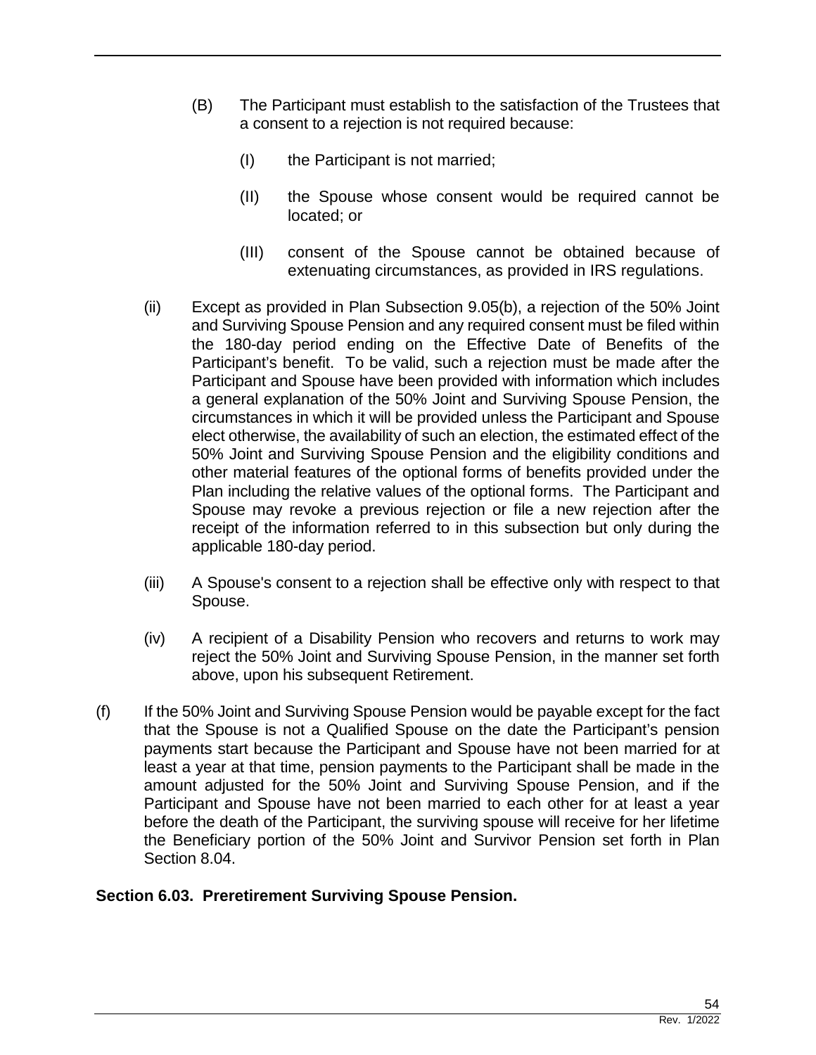(B) The Participant must establish to the satisfaction of the Trustees that a consent to a rejection is not required because:

(I) the Participant is not married;

(II) the Spouse whose consent would be required cannot be located; or

(III) consent of the Spouse cannot be obtained because of extenuating circumstances, as provided in IRS regulations.

(ii) Except as provided in Plan Subsection 9.05(b), a rejection of the 50% Joint and Surviving Spouse Pension and any required consent must be filed within the 180-day period ending on the Effective Date of Benefits of the Participant's benefit. To be valid, such a rejection must be made after the Participant and Spouse have been provided with information which includes a general explanation of the 50% Joint and Surviving Spouse Pension, the circumstances in which it will be provided unless the Participant and Spouse elect otherwise, the availability of such an election, the estimated effect of the 50% Joint and Surviving Spouse Pension and the eligibility conditions and other material features of the optional forms of benefits provided under the Plan including the relative values of the optional forms. The Participant and Spouse may revoke a previous rejection or file a new rejection after the receipt of the information referred to in this subsection but only during the applicable 180-day period.

(iii) A Spouse's consent to a rejection shall be effective only with respect to that Spouse.

(iv) A recipient of a Disability Pension who recovers and returns to work may reject the 50% Joint and Surviving Spouse Pension, in the manner set forth above, upon his subsequent Retirement.

(f) If the 50% Joint and Surviving Spouse Pension would be payable except for the fact that the Spouse is not a Qualified Spouse on the date the Participant's pension payments start because the Participant and Spouse have not been married for at least a year at that time, pension payments to the Participant shall be made in the amount adjusted for the 50% Joint and Surviving Spouse Pension, and if the Participant and Spouse have not been married to each other for at least a year before the death of the Participant, the surviving spouse will receive for her lifetime the Beneficiary portion of the 50% Joint and Survivor Pension set forth in Plan Section 8.04.

**Section 6.03. Preretirement Surviving Spouse Pension.**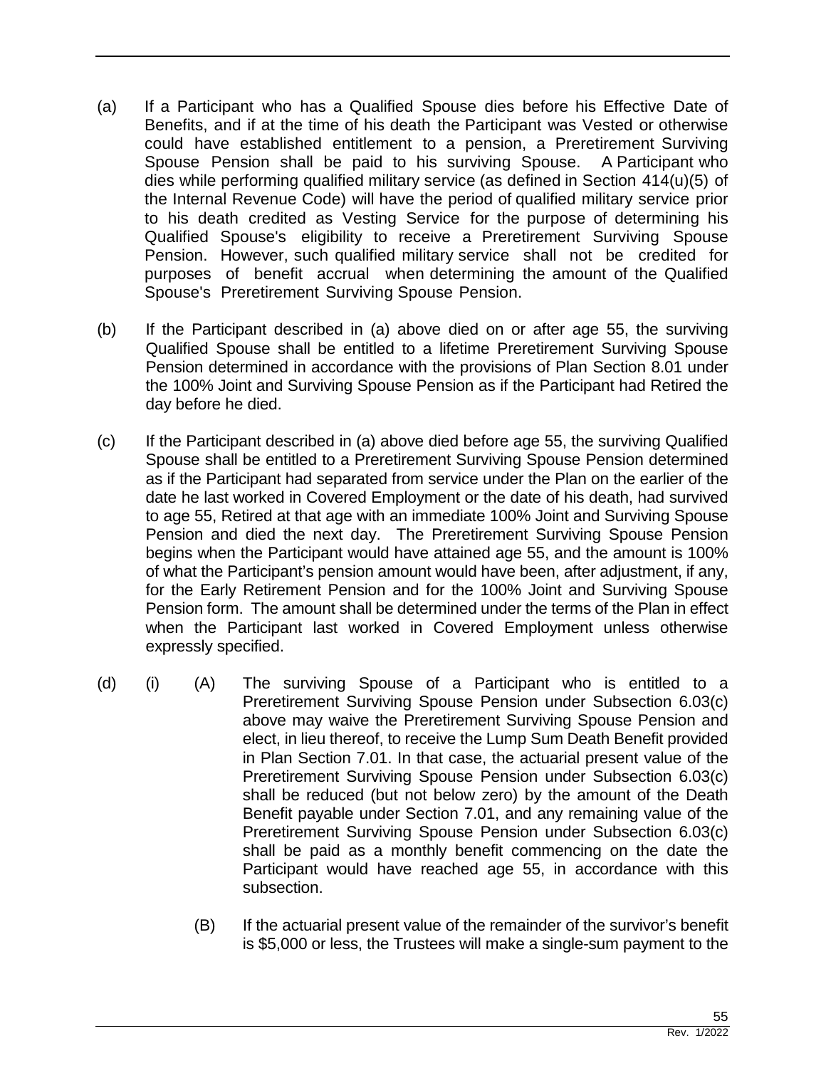(a) If a Participant who has a Qualified Spouse dies before his Effective Date of Benefits, and if at the time of his death the Participant was Vested or otherwise could have established entitlement to a pension, a Preretirement Surviving Spouse Pension shall be paid to his surviving Spouse. A Participant who dies while performing qualified military service (as defined in Section 414(u)(5) of the Internal Revenue Code) will have the period of qualified military service prior to his death credited as Vesting Service for the purpose of determining his Qualified Spouse's eligibility to receive a Preretirement Surviving Spouse Pension. However, such qualified military service shall not be credited for purposes of benefit accrual when determining the amount of the Qualified Spouse's Preretirement Surviving Spouse Pension.

(b) If the Participant described in (a) above died on or after age 55, the surviving Qualified Spouse shall be entitled to a lifetime Preretirement Surviving Spouse Pension determined in accordance with the provisions of Plan Section 8.01 under the 100% Joint and Surviving Spouse Pension as if the Participant had Retired the day before he died.

(c) If the Participant described in (a) above died before age 55, the surviving Qualified Spouse shall be entitled to a Preretirement Surviving Spouse Pension determined as if the Participant had separated from service under the Plan on the earlier of the date he last worked in Covered Employment or the date of his death, had survived to age 55, Retired at that age with an immediate 100% Joint and Surviving Spouse Pension and died the next day. The Preretirement Surviving Spouse Pension begins when the Participant would have attained age 55, and the amount is 100% of what the Participant's pension amount would have been, after adjustment, if any, for the Early Retirement Pension and for the 100% Joint and Surviving Spouse Pension form. The amount shall be determined under the terms of the Plan in effect when the Participant last worked in Covered Employment unless otherwise expressly specified.

(d) (i) (A) The surviving Spouse of a Participant who is entitled to a Preretirement Surviving Spouse Pension under Subsection 6.03(c) above may waive the Preretirement Surviving Spouse Pension and elect, in lieu thereof, to receive the Lump Sum Death Benefit provided in Plan Section 7.01. In that case, the actuarial present value of the Preretirement Surviving Spouse Pension under Subsection 6.03(c) shall be reduced (but not below zero) by the amount of the Death Benefit payable under Section 7.01, and any remaining value of the Preretirement Surviving Spouse Pension under Subsection 6.03(c) shall be paid as a monthly benefit commencing on the date the Participant would have reached age 55, in accordance with this subsection.

(B) If the actuarial present value of the remainder of the survivor's benefit is $5,000 or less, the Trustees will make a single-sum payment to the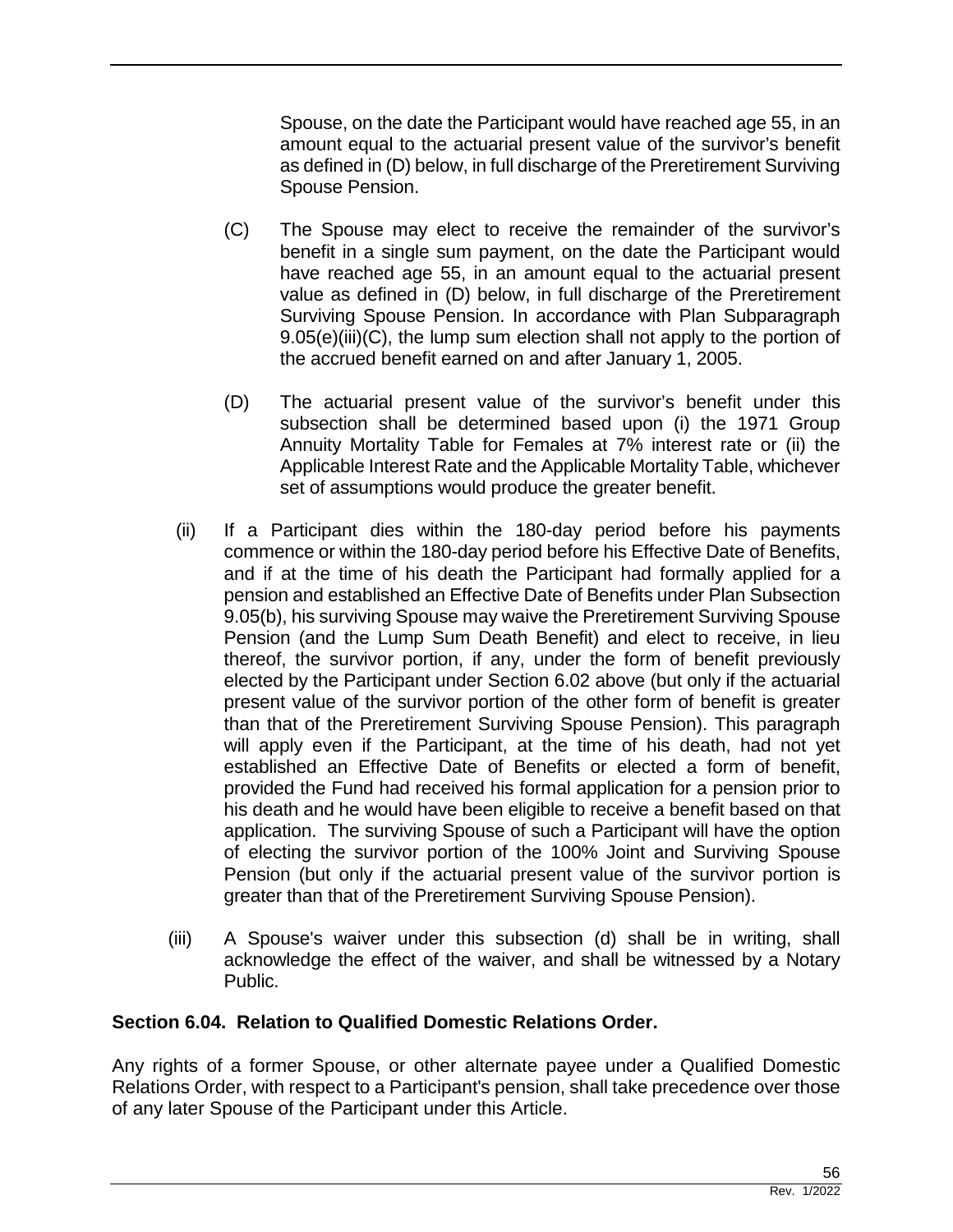Spouse, on the date the Participant would have reached age 55, in an amount equal to the actuarial present value of the survivor's benefit as defined in (D) below, in full discharge of the Preretirement Surviving Spouse Pension.

(C) The Spouse may elect to receive the remainder of the survivor's benefit in a single sum payment, on the date the Participant would have reached age 55, in an amount equal to the actuarial present value as defined in (D) below, in full discharge of the Preretirement Surviving Spouse Pension. In accordance with Plan Subparagraph 9.05(e)(iii)(C), the lump sum election shall not apply to the portion of the accrued benefit earned on and after January 1, 2005.

(D) The actuarial present value of the survivor's benefit under this subsection shall be determined based upon (i) the 1971 Group Annuity Mortality Table for Females at 7% interest rate or (ii) the Applicable Interest Rate and the Applicable Mortality Table, whichever set of assumptions would produce the greater benefit.

(ii) If a Participant dies within the 180-day period before his payments commence or within the 180-day period before his Effective Date of Benefits, and if at the time of his death the Participant had formally applied for a pension and established an Effective Date of Benefits under Plan Subsection 9.05(b), his surviving Spouse may waive the Preretirement Surviving Spouse Pension (and the Lump Sum Death Benefit) and elect to receive, in lieu thereof, the survivor portion, if any, under the form of benefit previously elected by the Participant under Section 6.02 above (but only if the actuarial present value of the survivor portion of the other form of benefit is greater than that of the Preretirement Surviving Spouse Pension). This paragraph will apply even if the Participant, at the time of his death, had not yet established an Effective Date of Benefits or elected a form of benefit, provided the Fund had received his formal application for a pension prior to his death and he would have been eligible to receive a benefit based on that application. The surviving Spouse of such a Participant will have the option of electing the survivor portion of the 100% Joint and Surviving Spouse Pension (but only if the actuarial present value of the survivor portion is greater than that of the Preretirement Surviving Spouse Pension).

(iii) A Spouse's waiver under this subsection (d) shall be in writing, shall acknowledge the effect of the waiver, and shall be witnessed by a Notary Public.

**Section 6.04. Relation to Qualified Domestic Relations Order.**

Any rights of a former Spouse, or other alternate payee under a Qualified Domestic Relations Order, with respect to a Participant's pension, shall take precedence over those of any later Spouse of the Participant under this Article.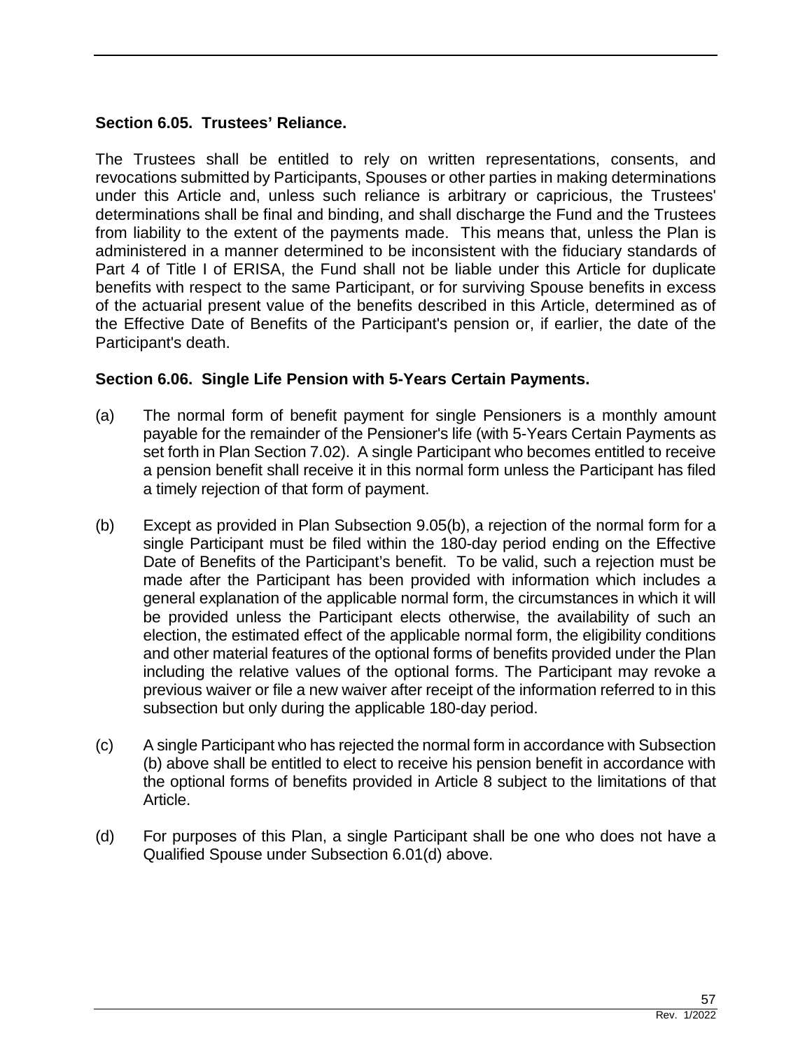### Section 6.05. Trustees' Reliance.

The Trustees shall be entitled to rely on written representations, consents, and revocations submitted by Participants, Spouses or other parties in making determinations under this Article and, unless such reliance is arbitrary or capricious, the Trustees' determinations shall be final and binding, and shall discharge the Fund and the Trustees from liability to the extent of the payments made. This means that, unless the Plan is administered in a manner determined to be inconsistent with the fiduciary standards of Part 4 of Title I of ERISA, the Fund shall not be liable under this Article for duplicate benefits with respect to the same Participant, or for surviving Spouse benefits in excess of the actuarial present value of the benefits described in this Article, determined as of the Effective Date of Benefits of the Participant's pension or, if earlier, the date of the Participant's death.

### Section 6.06. Single Life Pension with 5-Years Certain Payments.

(a) The normal form of benefit payment for single Pensioners is a monthly amount payable for the remainder of the Pensioner's life (with 5-Years Certain Payments as set forth in Plan Section 7.02). A single Participant who becomes entitled to receive a pension benefit shall receive it in this normal form unless the Participant has filed a timely rejection of that form of payment.

(b) Except as provided in Plan Subsection 9.05(b), a rejection of the normal form for a single Participant must be filed within the 180-day period ending on the Effective Date of Benefits of the Participant's benefit. To be valid, such a rejection must be made after the Participant has been provided with information which includes a general explanation of the applicable normal form, the circumstances in which it will be provided unless the Participant elects otherwise, the availability of such an election, the estimated effect of the applicable normal form, the eligibility conditions and other material features of the optional forms of benefits provided under the Plan including the relative values of the optional forms. The Participant may revoke a previous waiver or file a new waiver after receipt of the information referred to in this subsection but only during the applicable 180-day period.

(c) A single Participant who has rejected the normal form in accordance with Subsection (b) above shall be entitled to elect to receive his pension benefit in accordance with the optional forms of benefits provided in Article 8 subject to the limitations of that Article.

(d) For purposes of this Plan, a single Participant shall be one who does not have a Qualified Spouse under Subsection 6.01(d) above.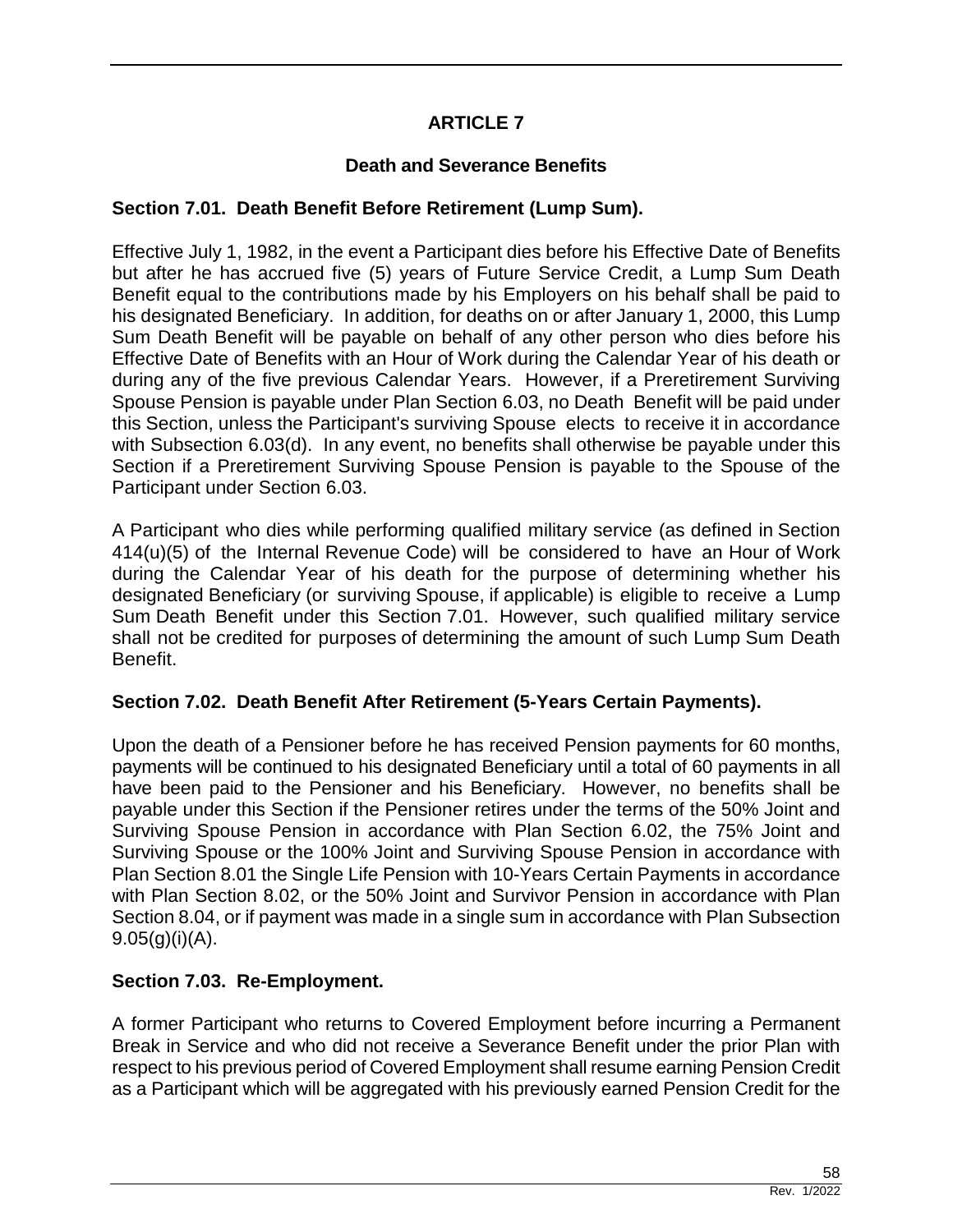# ARTICLE 7

## Death and Severance Benefits

### Section 7.01. Death Benefit Before Retirement (Lump Sum).

Effective July 1, 1982, in the event a Participant dies before his Effective Date of Benefits but after he has accrued five (5) years of Future Service Credit, a Lump Sum Death Benefit equal to the contributions made by his Employers on his behalf shall be paid to his designated Beneficiary. In addition, for deaths on or after January 1, 2000, this Lump Sum Death Benefit will be payable on behalf of any other person who dies before his Effective Date of Benefits with an Hour of Work during the Calendar Year of his death or during any of the five previous Calendar Years. However, if a Preretirement Surviving Spouse Pension is payable under Plan Section 6.03, no Death Benefit will be paid under this Section, unless the Participant's surviving Spouse elects to receive it in accordance with Subsection 6.03(d). In any event, no benefits shall otherwise be payable under this Section if a Preretirement Surviving Spouse Pension is payable to the Spouse of the Participant under Section 6.03.

A Participant who dies while performing qualified military service (as defined in Section 414(u)(5) of the Internal Revenue Code) will be considered to have an Hour of Work during the Calendar Year of his death for the purpose of determining whether his designated Beneficiary (or surviving Spouse, if applicable) is eligible to receive a Lump Sum Death Benefit under this Section 7.01. However, such qualified military service shall not be credited for purposes of determining the amount of such Lump Sum Death Benefit.

### Section 7.02. Death Benefit After Retirement (5-Years Certain Payments).

Upon the death of a Pensioner before he has received Pension payments for 60 months, payments will be continued to his designated Beneficiary until a total of 60 payments in all have been paid to the Pensioner and his Beneficiary. However, no benefits shall be payable under this Section if the Pensioner retires under the terms of the 50% Joint and Surviving Spouse Pension in accordance with Plan Section 6.02, the 75% Joint and Surviving Spouse or the 100% Joint and Surviving Spouse Pension in accordance with Plan Section 8.01 the Single Life Pension with 10-Years Certain Payments in accordance with Plan Section 8.02, or the 50% Joint and Survivor Pension in accordance with Plan Section 8.04, or if payment was made in a single sum in accordance with Plan Subsection 9.05(g)(i)(A).

### Section 7.03. Re-Employment.

A former Participant who returns to Covered Employment before incurring a Permanent Break in Service and who did not receive a Severance Benefit under the prior Plan with respect to his previous period of Covered Employment shall resume earning Pension Credit as a Participant which will be aggregated with his previously earned Pension Credit for the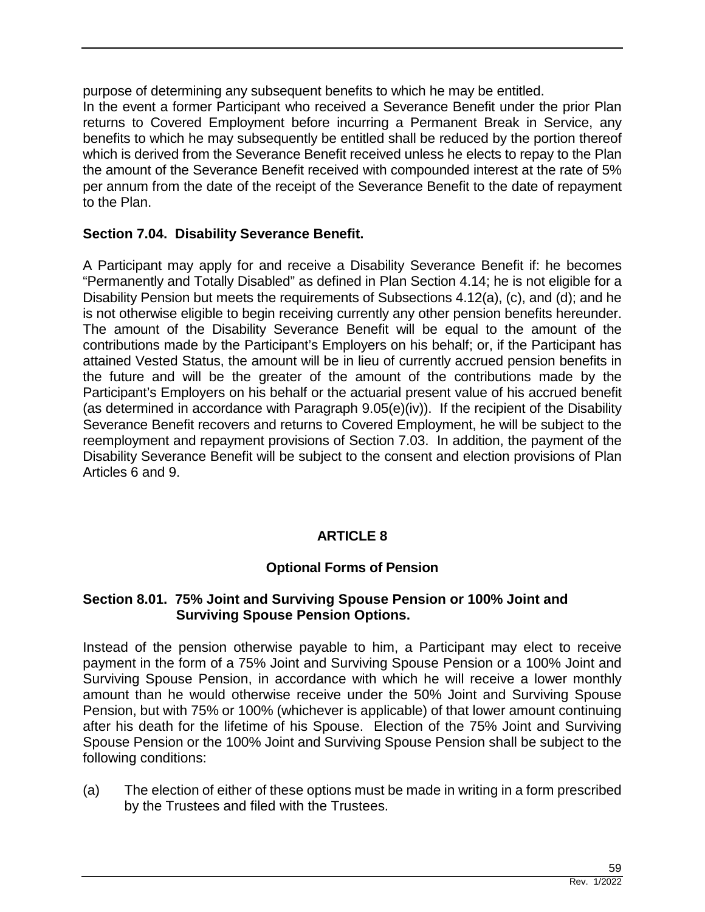purpose of determining any subsequent benefits to which he may be entitled.

In the event a former Participant who received a Severance Benefit under the prior Plan returns to Covered Employment before incurring a Permanent Break in Service, any benefits to which he may subsequently be entitled shall be reduced by the portion thereof which is derived from the Severance Benefit received unless he elects to repay to the Plan the amount of the Severance Benefit received with compounded interest at the rate of 5% per annum from the date of the receipt of the Severance Benefit to the date of repayment to the Plan.

### Section 7.04. Disability Severance Benefit.

A Participant may apply for and receive a Disability Severance Benefit if: he becomes "Permanently and Totally Disabled" as defined in Plan Section 4.14; he is not eligible for a Disability Pension but meets the requirements of Subsections 4.12(a), (c), and (d); and he is not otherwise eligible to begin receiving currently any other pension benefits hereunder. The amount of the Disability Severance Benefit will be equal to the amount of the contributions made by the Participant's Employers on his behalf; or, if the Participant has attained Vested Status, the amount will be in lieu of currently accrued pension benefits in the future and will be the greater of the amount of the contributions made by the Participant's Employers on his behalf or the actuarial present value of his accrued benefit (as determined in accordance with Paragraph 9.05(e)(iv)). If the recipient of the Disability Severance Benefit recovers and returns to Covered Employment, he will be subject to the reemployment and repayment provisions of Section 7.03. In addition, the payment of the Disability Severance Benefit will be subject to the consent and election provisions of Plan Articles 6 and 9.

## ARTICLE 8

## Optional Forms of Pension

### Section 8.01. 75% Joint and Surviving Spouse Pension or 100% Joint and Surviving Spouse Pension Options.

Instead of the pension otherwise payable to him, a Participant may elect to receive payment in the form of a 75% Joint and Surviving Spouse Pension or a 100% Joint and Surviving Spouse Pension, in accordance with which he will receive a lower monthly amount than he would otherwise receive under the 50% Joint and Surviving Spouse Pension, but with 75% or 100% (whichever is applicable) of that lower amount continuing after his death for the lifetime of his Spouse. Election of the 75% Joint and Surviving Spouse Pension or the 100% Joint and Surviving Spouse Pension shall be subject to the following conditions:

(a) The election of either of these options must be made in writing in a form prescribed by the Trustees and filed with the Trustees.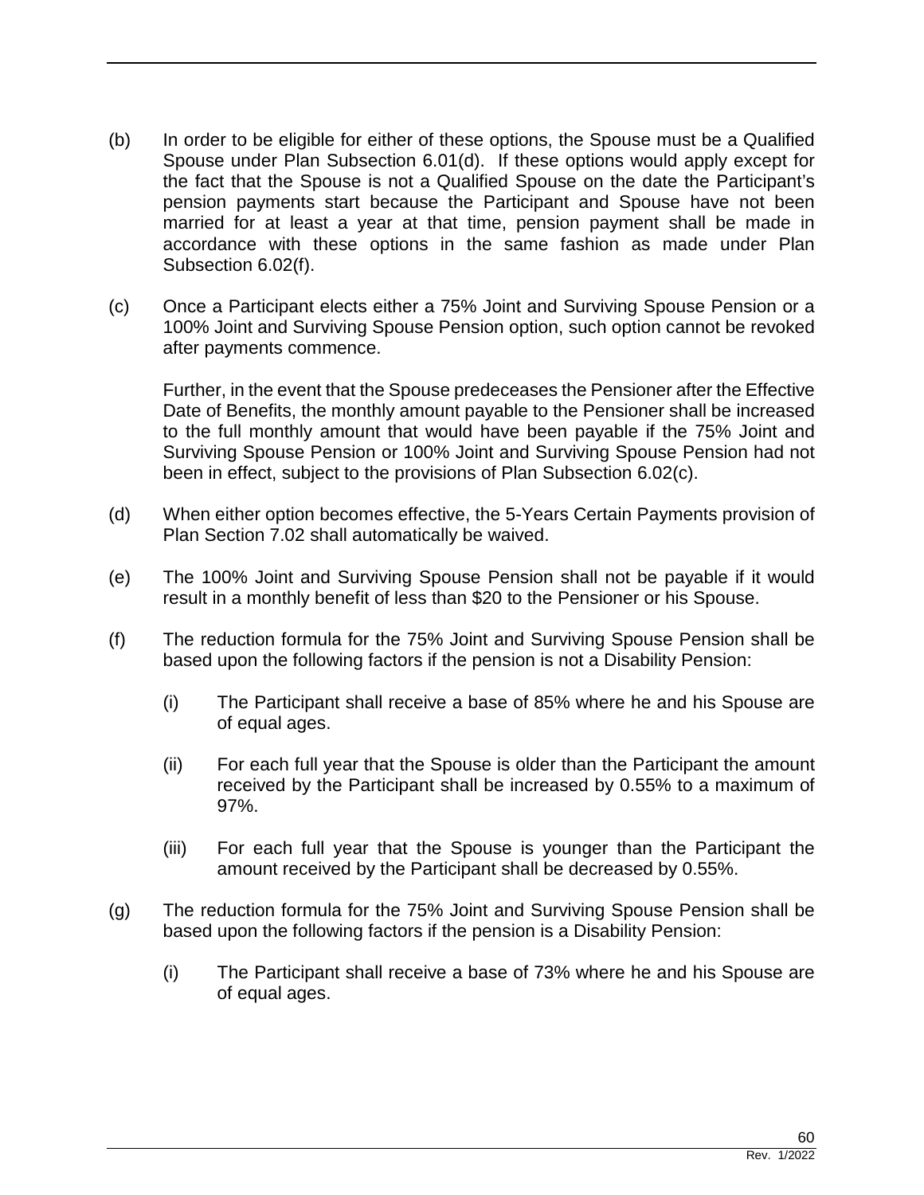(b) In order to be eligible for either of these options, the Spouse must be a Qualified Spouse under Plan Subsection 6.01(d). If these options would apply except for the fact that the Spouse is not a Qualified Spouse on the date the Participant's pension payments start because the Participant and Spouse have not been married for at least a year at that time, pension payment shall be made in accordance with these options in the same fashion as made under Plan Subsection 6.02(f).

(c) Once a Participant elects either a 75% Joint and Surviving Spouse Pension or a 100% Joint and Surviving Spouse Pension option, such option cannot be revoked after payments commence.

    Further, in the event that the Spouse predeceases the Pensioner after the Effective Date of Benefits, the monthly amount payable to the Pensioner shall be increased to the full monthly amount that would have been payable if the 75% Joint and Surviving Spouse Pension or 100% Joint and Surviving Spouse Pension had not been in effect, subject to the provisions of Plan Subsection 6.02(c).

(d) When either option becomes effective, the 5-Years Certain Payments provision of Plan Section 7.02 shall automatically be waived.

(e) The 100% Joint and Surviving Spouse Pension shall not be payable if it would result in a monthly benefit of less than $20 to the Pensioner or his Spouse.

(f) The reduction formula for the 75% Joint and Surviving Spouse Pension shall be based upon the following factors if the pension is not a Disability Pension:

    (i) The Participant shall receive a base of 85% where he and his Spouse are of equal ages.

    (ii) For each full year that the Spouse is older than the Participant the amount received by the Participant shall be increased by 0.55% to a maximum of 97%.

    (iii) For each full year that the Spouse is younger than the Participant the amount received by the Participant shall be decreased by 0.55%.

(g) The reduction formula for the 75% Joint and Surviving Spouse Pension shall be based upon the following factors if the pension is a Disability Pension:

    (i) The Participant shall receive a base of 73% where he and his Spouse are of equal ages.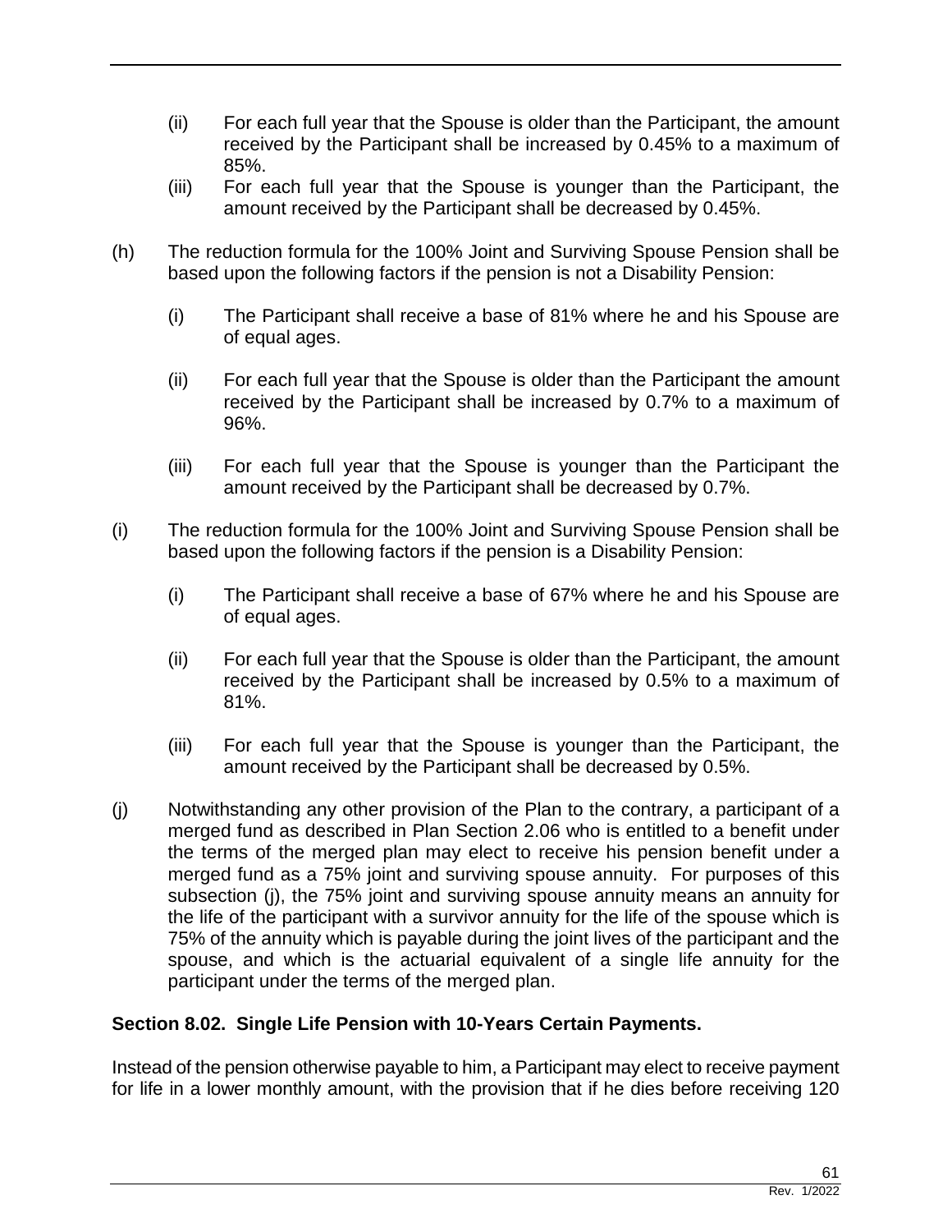(ii) For each full year that the Spouse is older than the Participant, the amount received by the Participant shall be increased by 0.45% to a maximum of 85%.

(iii) For each full year that the Spouse is younger than the Participant, the amount received by the Participant shall be decreased by 0.45%.

(h) The reduction formula for the 100% Joint and Surviving Spouse Pension shall be based upon the following factors if the pension is not a Disability Pension:

(i) The Participant shall receive a base of 81% where he and his Spouse are of equal ages.

(ii) For each full year that the Spouse is older than the Participant the amount received by the Participant shall be increased by 0.7% to a maximum of 96%.

(iii) For each full year that the Spouse is younger than the Participant the amount received by the Participant shall be decreased by 0.7%.

(i) The reduction formula for the 100% Joint and Surviving Spouse Pension shall be based upon the following factors if the pension is a Disability Pension:

(i) The Participant shall receive a base of 67% where he and his Spouse are of equal ages.

(ii) For each full year that the Spouse is older than the Participant, the amount received by the Participant shall be increased by 0.5% to a maximum of 81%.

(iii) For each full year that the Spouse is younger than the Participant, the amount received by the Participant shall be decreased by 0.5%.

(j) Notwithstanding any other provision of the Plan to the contrary, a participant of a merged fund as described in Plan Section 2.06 who is entitled to a benefit under the terms of the merged plan may elect to receive his pension benefit under a merged fund as a 75% joint and surviving spouse annuity. For purposes of this subsection (j), the 75% joint and surviving spouse annuity means an annuity for the life of the participant with a survivor annuity for the life of the spouse which is 75% of the annuity which is payable during the joint lives of the participant and the spouse, and which is the actuarial equivalent of a single life annuity for the participant under the terms of the merged plan.

**Section 8.02. Single Life Pension with 10-Years Certain Payments.**

Instead of the pension otherwise payable to him, a Participant may elect to receive payment for life in a lower monthly amount, with the provision that if he dies before receiving 120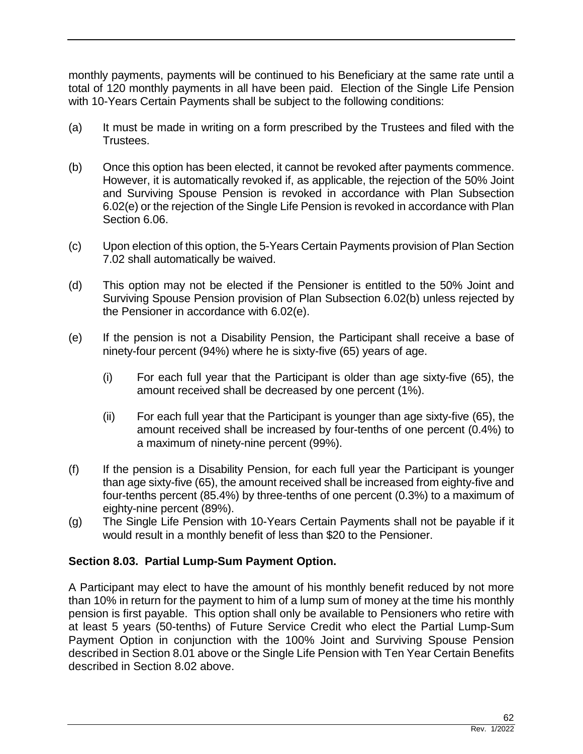monthly payments, payments will be continued to his Beneficiary at the same rate until a total of 120 monthly payments in all have been paid. Election of the Single Life Pension with 10-Years Certain Payments shall be subject to the following conditions:

(a) It must be made in writing on a form prescribed by the Trustees and filed with the Trustees.

(b) Once this option has been elected, it cannot be revoked after payments commence. However, it is automatically revoked if, as applicable, the rejection of the 50% Joint and Surviving Spouse Pension is revoked in accordance with Plan Subsection 6.02(e) or the rejection of the Single Life Pension is revoked in accordance with Plan Section 6.06.

(c) Upon election of this option, the 5-Years Certain Payments provision of Plan Section 7.02 shall automatically be waived.

(d) This option may not be elected if the Pensioner is entitled to the 50% Joint and Surviving Spouse Pension provision of Plan Subsection 6.02(b) unless rejected by the Pensioner in accordance with 6.02(e).

(e) If the pension is not a Disability Pension, the Participant shall receive a base of ninety-four percent (94%) where he is sixty-five (65) years of age.

    (i) For each full year that the Participant is older than age sixty-five (65), the amount received shall be decreased by one percent (1%).

    (ii) For each full year that the Participant is younger than age sixty-five (65), the amount received shall be increased by four-tenths of one percent (0.4%) to a maximum of ninety-nine percent (99%).

(f) If the pension is a Disability Pension, for each full year the Participant is younger than age sixty-five (65), the amount received shall be increased from eighty-five and four-tenths percent (85.4%) by three-tenths of one percent (0.3%) to a maximum of eighty-nine percent (89%).

(g) The Single Life Pension with 10-Years Certain Payments shall not be payable if it would result in a monthly benefit of less than $20 to the Pensioner.

**Section 8.03. Partial Lump-Sum Payment Option.**

A Participant may elect to have the amount of his monthly benefit reduced by not more than 10% in return for the payment to him of a lump sum of money at the time his monthly pension is first payable. This option shall only be available to Pensioners who retire with at least 5 years (50-tenths) of Future Service Credit who elect the Partial Lump-Sum Payment Option in conjunction with the 100% Joint and Surviving Spouse Pension described in Section 8.01 above or the Single Life Pension with Ten Year Certain Benefits described in Section 8.02 above.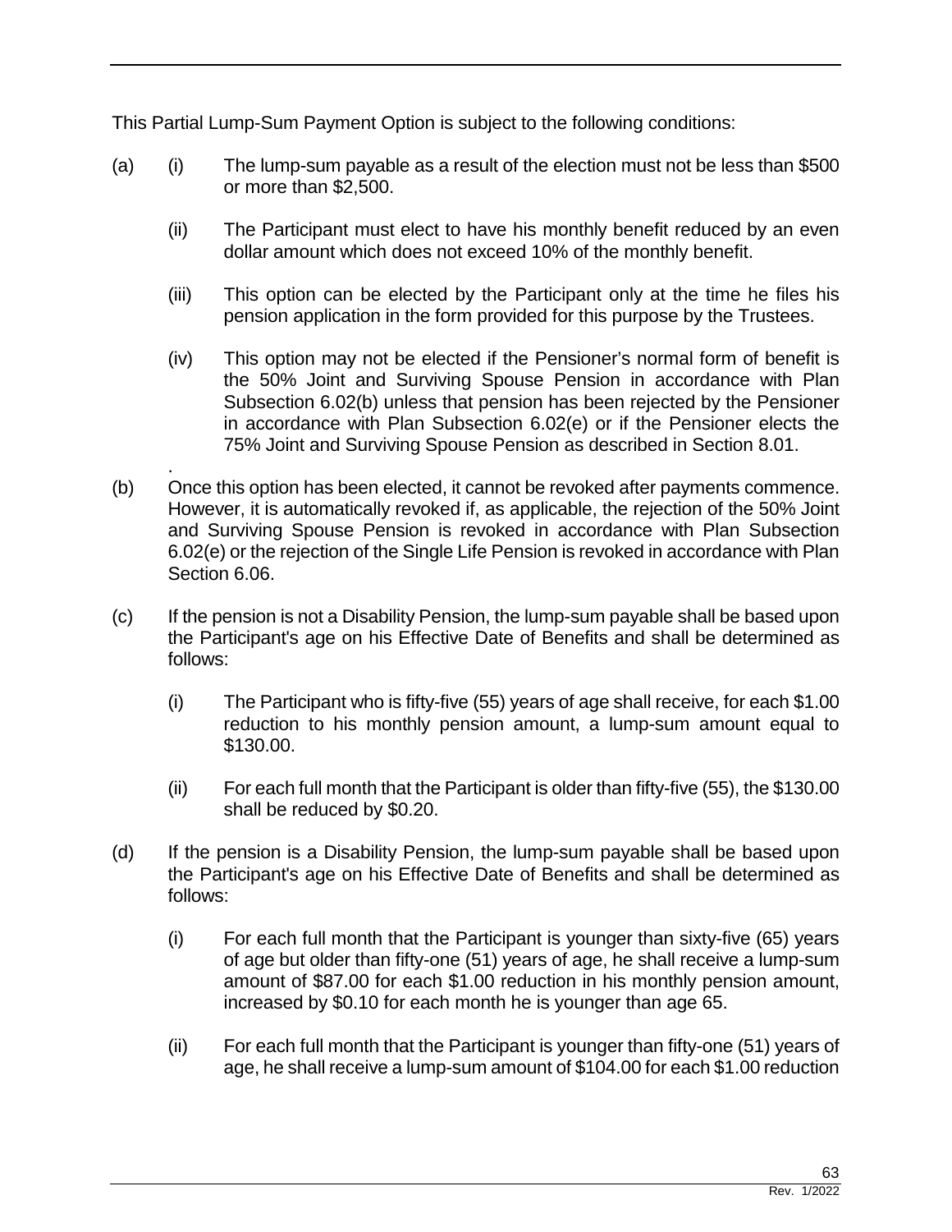This Partial Lump-Sum Payment Option is subject to the following conditions:

(a) (i) The lump-sum payable as a result of the election must not be less than \$500 or more than \$2,500.

(ii) The Participant must elect to have his monthly benefit reduced by an even dollar amount which does not exceed 10% of the monthly benefit.

(iii) This option can be elected by the Participant only at the time he files his pension application in the form provided for this purpose by the Trustees.

(iv) This option may not be elected if the Pensioner's normal form of benefit is the 50% Joint and Surviving Spouse Pension in accordance with Plan Subsection 6.02(b) unless that pension has been rejected by the Pensioner in accordance with Plan Subsection 6.02(e) or if the Pensioner elects the 75% Joint and Surviving Spouse Pension as described in Section 8.01.

(b) Once this option has been elected, it cannot be revoked after payments commence. However, it is automatically revoked if, as applicable, the rejection of the 50% Joint and Surviving Spouse Pension is revoked in accordance with Plan Subsection 6.02(e) or the rejection of the Single Life Pension is revoked in accordance with Plan Section 6.06.

(c) If the pension is not a Disability Pension, the lump-sum payable shall be based upon the Participant's age on his Effective Date of Benefits and shall be determined as follows:

(i) The Participant who is fifty-five (55) years of age shall receive, for each \$1.00 reduction to his monthly pension amount, a lump-sum amount equal to \$130.00.

(ii) For each full month that the Participant is older than fifty-five (55), the \$130.00 shall be reduced by \$0.20.

(d) If the pension is a Disability Pension, the lump-sum payable shall be based upon the Participant's age on his Effective Date of Benefits and shall be determined as follows:

(i) For each full month that the Participant is younger than sixty-five (65) years of age but older than fifty-one (51) years of age, he shall receive a lump-sum amount of \$87.00 for each \$1.00 reduction in his monthly pension amount, increased by \$0.10 for each month he is younger than age 65.

(ii) For each full month that the Participant is younger than fifty-one (51) years of age, he shall receive a lump-sum amount of \$104.00 for each \$1.00 reduction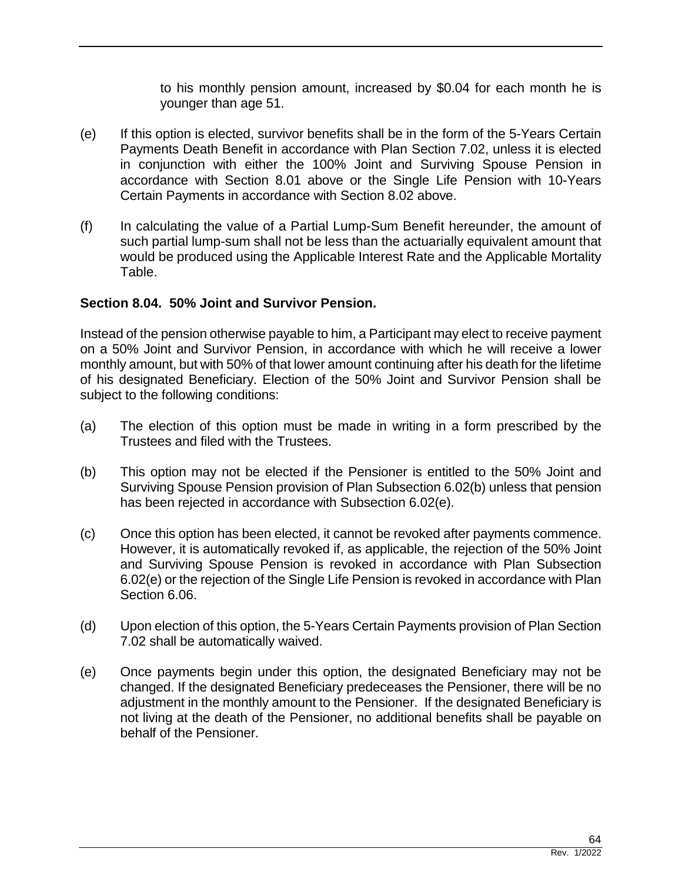to his monthly pension amount, increased by $0.04 for each month he is younger than age 51.

(e) If this option is elected, survivor benefits shall be in the form of the 5-Years Certain Payments Death Benefit in accordance with Plan Section 7.02, unless it is elected in conjunction with either the 100% Joint and Surviving Spouse Pension in accordance with Section 8.01 above or the Single Life Pension with 10-Years Certain Payments in accordance with Section 8.02 above.

(f) In calculating the value of a Partial Lump-Sum Benefit hereunder, the amount of such partial lump-sum shall not be less than the actuarially equivalent amount that would be produced using the Applicable Interest Rate and the Applicable Mortality Table.

**Section 8.04. 50% Joint and Survivor Pension.**

Instead of the pension otherwise payable to him, a Participant may elect to receive payment on a 50% Joint and Survivor Pension, in accordance with which he will receive a lower monthly amount, but with 50% of that lower amount continuing after his death for the lifetime of his designated Beneficiary. Election of the 50% Joint and Survivor Pension shall be subject to the following conditions:

(a) The election of this option must be made in writing in a form prescribed by the Trustees and filed with the Trustees.

(b) This option may not be elected if the Pensioner is entitled to the 50% Joint and Surviving Spouse Pension provision of Plan Subsection 6.02(b) unless that pension has been rejected in accordance with Subsection 6.02(e).

(c) Once this option has been elected, it cannot be revoked after payments commence. However, it is automatically revoked if, as applicable, the rejection of the 50% Joint and Surviving Spouse Pension is revoked in accordance with Plan Subsection 6.02(e) or the rejection of the Single Life Pension is revoked in accordance with Plan Section 6.06.

(d) Upon election of this option, the 5-Years Certain Payments provision of Plan Section 7.02 shall be automatically waived.

(e) Once payments begin under this option, the designated Beneficiary may not be changed. If the designated Beneficiary predeceases the Pensioner, there will be no adjustment in the monthly amount to the Pensioner. If the designated Beneficiary is not living at the death of the Pensioner, no additional benefits shall be payable on behalf of the Pensioner.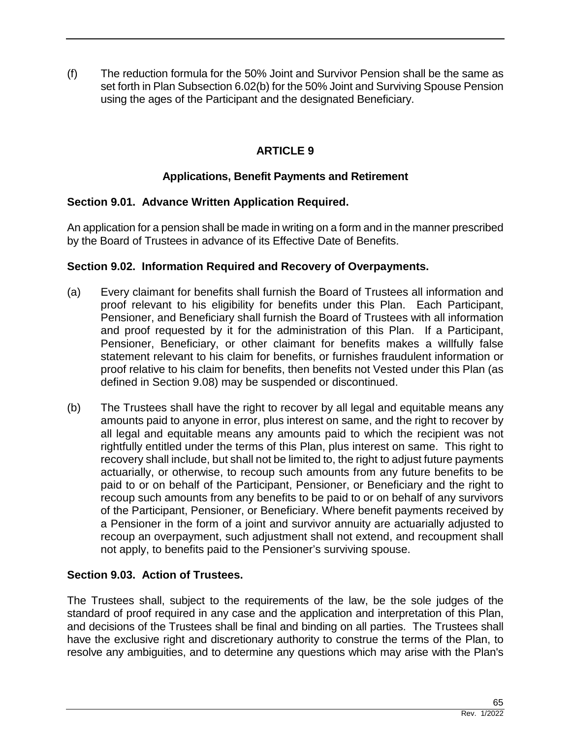(f) The reduction formula for the 50% Joint and Survivor Pension shall be the same as set forth in Plan Subsection 6.02(b) for the 50% Joint and Surviving Spouse Pension using the ages of the Participant and the designated Beneficiary.

# ARTICLE 9

## Applications, Benefit Payments and Retirement

### Section 9.01. Advance Written Application Required.

An application for a pension shall be made in writing on a form and in the manner prescribed by the Board of Trustees in advance of its Effective Date of Benefits.

### Section 9.02. Information Required and Recovery of Overpayments.

(a) Every claimant for benefits shall furnish the Board of Trustees all information and proof relevant to his eligibility for benefits under this Plan. Each Participant, Pensioner, and Beneficiary shall furnish the Board of Trustees with all information and proof requested by it for the administration of this Plan. If a Participant, Pensioner, Beneficiary, or other claimant for benefits makes a willfully false statement relevant to his claim for benefits, or furnishes fraudulent information or proof relative to his claim for benefits, then benefits not Vested under this Plan (as defined in Section 9.08) may be suspended or discontinued.

(b) The Trustees shall have the right to recover by all legal and equitable means any amounts paid to anyone in error, plus interest on same, and the right to recover by all legal and equitable means any amounts paid to which the recipient was not rightfully entitled under the terms of this Plan, plus interest on same. This right to recovery shall include, but shall not be limited to, the right to adjust future payments actuarially, or otherwise, to recoup such amounts from any future benefits to be paid to or on behalf of the Participant, Pensioner, or Beneficiary and the right to recoup such amounts from any benefits to be paid to or on behalf of any survivors of the Participant, Pensioner, or Beneficiary. Where benefit payments received by a Pensioner in the form of a joint and survivor annuity are actuarially adjusted to recoup an overpayment, such adjustment shall not extend, and recoupment shall not apply, to benefits paid to the Pensioner's surviving spouse.

### Section 9.03. Action of Trustees.

The Trustees shall, subject to the requirements of the law, be the sole judges of the standard of proof required in any case and the application and interpretation of this Plan, and decisions of the Trustees shall be final and binding on all parties. The Trustees shall have the exclusive right and discretionary authority to construe the terms of the Plan, to resolve any ambiguities, and to determine any questions which may arise with the Plan's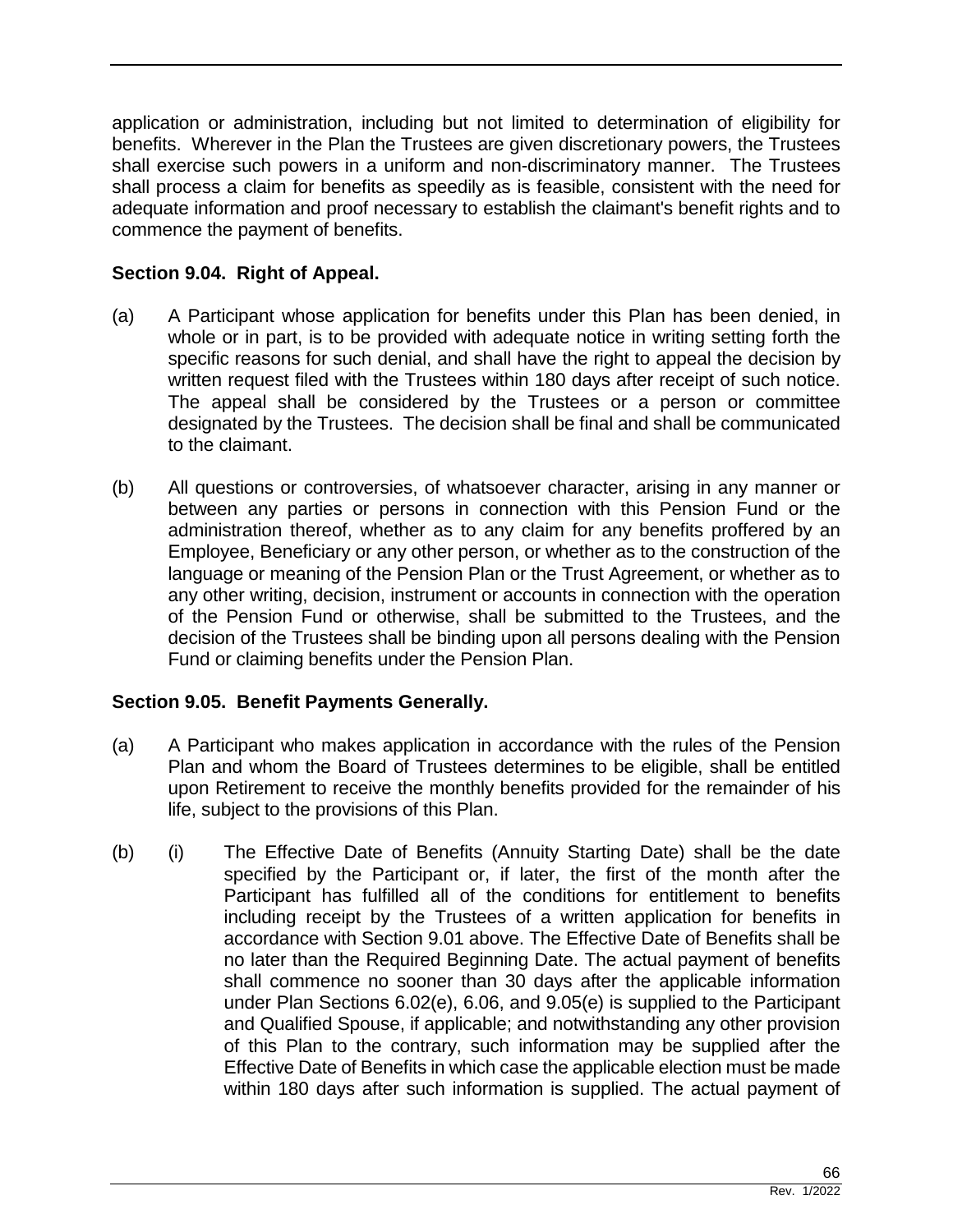application or administration, including but not limited to determination of eligibility for benefits. Wherever in the Plan the Trustees are given discretionary powers, the Trustees shall exercise such powers in a uniform and non-discriminatory manner. The Trustees shall process a claim for benefits as speedily as is feasible, consistent with the need for adequate information and proof necessary to establish the claimant's benefit rights and to commence the payment of benefits.

**Section 9.04. Right of Appeal.**

(a) A Participant whose application for benefits under this Plan has been denied, in whole or in part, is to be provided with adequate notice in writing setting forth the specific reasons for such denial, and shall have the right to appeal the decision by written request filed with the Trustees within 180 days after receipt of such notice. The appeal shall be considered by the Trustees or a person or committee designated by the Trustees. The decision shall be final and shall be communicated to the claimant.

(b) All questions or controversies, of whatsoever character, arising in any manner or between any parties or persons in connection with this Pension Fund or the administration thereof, whether as to any claim for any benefits proffered by an Employee, Beneficiary or any other person, or whether as to the construction of the language or meaning of the Pension Plan or the Trust Agreement, or whether as to any other writing, decision, instrument or accounts in connection with the operation of the Pension Fund or otherwise, shall be submitted to the Trustees, and the decision of the Trustees shall be binding upon all persons dealing with the Pension Fund or claiming benefits under the Pension Plan.

**Section 9.05. Benefit Payments Generally.**

(a) A Participant who makes application in accordance with the rules of the Pension Plan and whom the Board of Trustees determines to be eligible, shall be entitled upon Retirement to receive the monthly benefits provided for the remainder of his life, subject to the provisions of this Plan.

(b) (i) The Effective Date of Benefits (Annuity Starting Date) shall be the date specified by the Participant or, if later, the first of the month after the Participant has fulfilled all of the conditions for entitlement to benefits including receipt by the Trustees of a written application for benefits in accordance with Section 9.01 above. The Effective Date of Benefits shall be no later than the Required Beginning Date. The actual payment of benefits shall commence no sooner than 30 days after the applicable information under Plan Sections 6.02(e), 6.06, and 9.05(e) is supplied to the Participant and Qualified Spouse, if applicable; and notwithstanding any other provision of this Plan to the contrary, such information may be supplied after the Effective Date of Benefits in which case the applicable election must be made within 180 days after such information is supplied. The actual payment of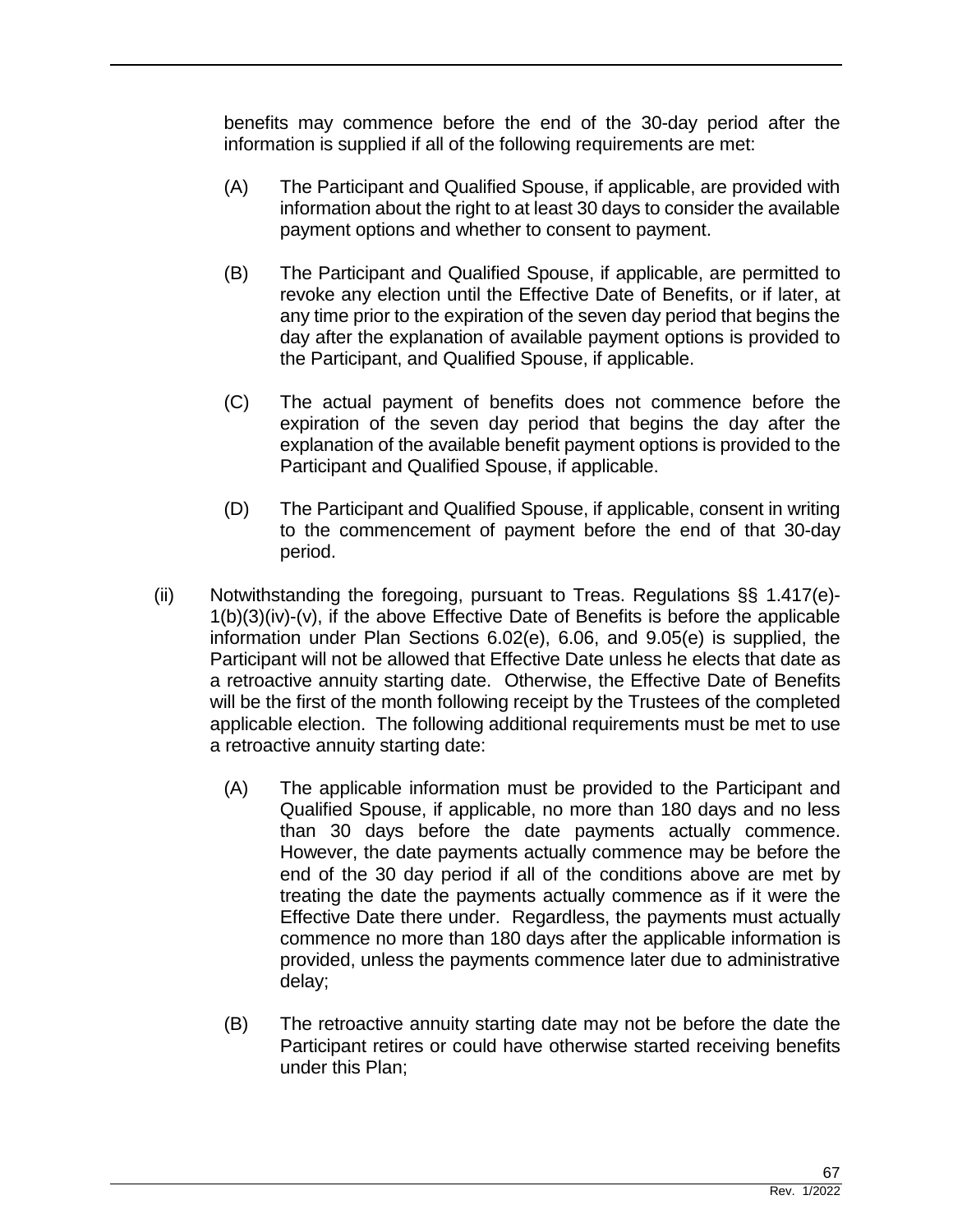benefits may commence before the end of the 30-day period after the information is supplied if all of the following requirements are met:

(A) The Participant and Qualified Spouse, if applicable, are provided with information about the right to at least 30 days to consider the available payment options and whether to consent to payment.

(B) The Participant and Qualified Spouse, if applicable, are permitted to revoke any election until the Effective Date of Benefits, or if later, at any time prior to the expiration of the seven day period that begins the day after the explanation of available payment options is provided to the Participant, and Qualified Spouse, if applicable.

(C) The actual payment of benefits does not commence before the expiration of the seven day period that begins the day after the explanation of the available benefit payment options is provided to the Participant and Qualified Spouse, if applicable.

(D) The Participant and Qualified Spouse, if applicable, consent in writing to the commencement of payment before the end of that 30-day period.

(ii) Notwithstanding the foregoing, pursuant to Treas. Regulations §§ 1.417(e)-1(b)(3)(iv)-(v), if the above Effective Date of Benefits is before the applicable information under Plan Sections 6.02(e), 6.06, and 9.05(e) is supplied, the Participant will not be allowed that Effective Date unless he elects that date as a retroactive annuity starting date. Otherwise, the Effective Date of Benefits will be the first of the month following receipt by the Trustees of the completed applicable election. The following additional requirements must be met to use a retroactive annuity starting date:

(A) The applicable information must be provided to the Participant and Qualified Spouse, if applicable, no more than 180 days and no less than 30 days before the date payments actually commence. However, the date payments actually commence may be before the end of the 30 day period if all of the conditions above are met by treating the date the payments actually commence as if it were the Effective Date there under. Regardless, the payments must actually commence no more than 180 days after the applicable information is provided, unless the payments commence later due to administrative delay;

(B) The retroactive annuity starting date may not be before the date the Participant retires or could have otherwise started receiving benefits under this Plan;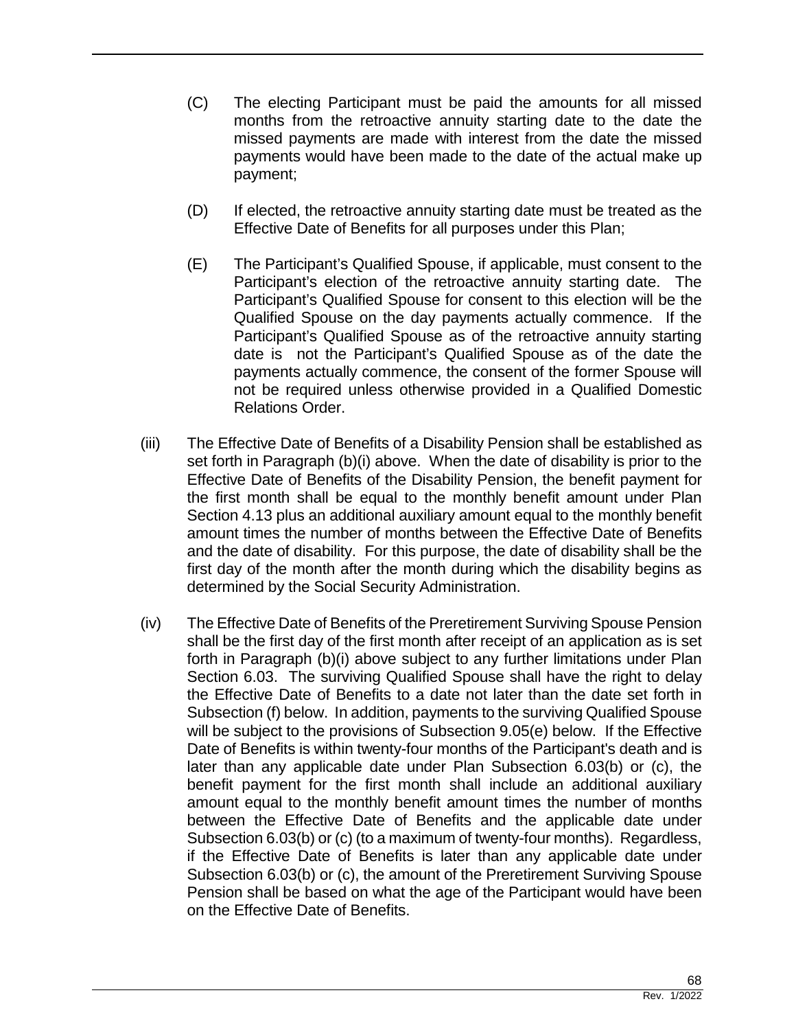(C) The electing Participant must be paid the amounts for all missed months from the retroactive annuity starting date to the date the missed payments are made with interest from the date the missed payments would have been made to the date of the actual make up payment;

(D) If elected, the retroactive annuity starting date must be treated as the Effective Date of Benefits for all purposes under this Plan;

(E) The Participant's Qualified Spouse, if applicable, must consent to the Participant's election of the retroactive annuity starting date. The Participant's Qualified Spouse for consent to this election will be the Qualified Spouse on the day payments actually commence. If the Participant's Qualified Spouse as of the retroactive annuity starting date is not the Participant's Qualified Spouse as of the date the payments actually commence, the consent of the former Spouse will not be required unless otherwise provided in a Qualified Domestic Relations Order.

(iii) The Effective Date of Benefits of a Disability Pension shall be established as set forth in Paragraph (b)(i) above. When the date of disability is prior to the Effective Date of Benefits of the Disability Pension, the benefit payment for the first month shall be equal to the monthly benefit amount under Plan Section 4.13 plus an additional auxiliary amount equal to the monthly benefit amount times the number of months between the Effective Date of Benefits and the date of disability. For this purpose, the date of disability shall be the first day of the month after the month during which the disability begins as determined by the Social Security Administration.

(iv) The Effective Date of Benefits of the Preretirement Surviving Spouse Pension shall be the first day of the first month after receipt of an application as is set forth in Paragraph (b)(i) above subject to any further limitations under Plan Section 6.03. The surviving Qualified Spouse shall have the right to delay the Effective Date of Benefits to a date not later than the date set forth in Subsection (f) below. In addition, payments to the surviving Qualified Spouse will be subject to the provisions of Subsection 9.05(e) below. If the Effective Date of Benefits is within twenty-four months of the Participant's death and is later than any applicable date under Plan Subsection 6.03(b) or (c), the benefit payment for the first month shall include an additional auxiliary amount equal to the monthly benefit amount times the number of months between the Effective Date of Benefits and the applicable date under Subsection 6.03(b) or (c) (to a maximum of twenty-four months). Regardless, if the Effective Date of Benefits is later than any applicable date under Subsection 6.03(b) or (c), the amount of the Preretirement Surviving Spouse Pension shall be based on what the age of the Participant would have been on the Effective Date of Benefits.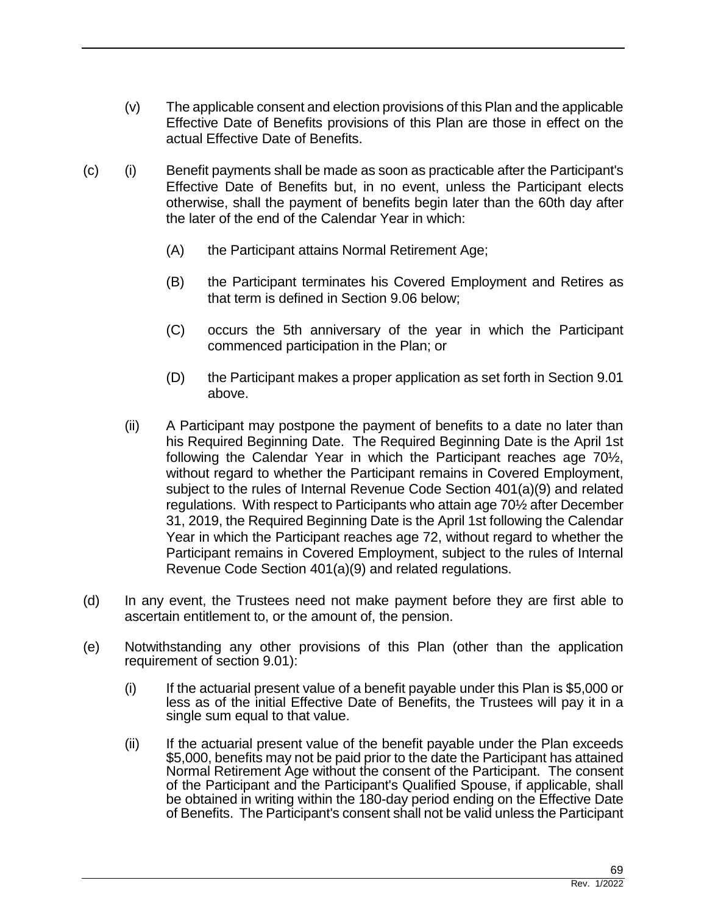(v) The applicable consent and election provisions of this Plan and the applicable Effective Date of Benefits provisions of this Plan are those in effect on the actual Effective Date of Benefits.

(c) (i) Benefit payments shall be made as soon as practicable after the Participant's Effective Date of Benefits but, in no event, unless the Participant elects otherwise, shall the payment of benefits begin later than the 60th day after the later of the end of the Calendar Year in which:

(A) the Participant attains Normal Retirement Age;

(B) the Participant terminates his Covered Employment and Retires as that term is defined in Section 9.06 below;

(C) occurs the 5th anniversary of the year in which the Participant commenced participation in the Plan; or

(D) the Participant makes a proper application as set forth in Section 9.01 above.

(ii) A Participant may postpone the payment of benefits to a date no later than his Required Beginning Date. The Required Beginning Date is the April 1st following the Calendar Year in which the Participant reaches age 70½, without regard to whether the Participant remains in Covered Employment, subject to the rules of Internal Revenue Code Section 401(a)(9) and related regulations. With respect to Participants who attain age 70½ after December 31, 2019, the Required Beginning Date is the April 1st following the Calendar Year in which the Participant reaches age 72, without regard to whether the Participant remains in Covered Employment, subject to the rules of Internal Revenue Code Section 401(a)(9) and related regulations.

(d) In any event, the Trustees need not make payment before they are first able to ascertain entitlement to, or the amount of, the pension.

(e) Notwithstanding any other provisions of this Plan (other than the application requirement of section 9.01):

(i) If the actuarial present value of a benefit payable under this Plan is $5,000 or less as of the initial Effective Date of Benefits, the Trustees will pay it in a single sum equal to that value.

(ii) If the actuarial present value of the benefit payable under the Plan exceeds $5,000, benefits may not be paid prior to the date the Participant has attained Normal Retirement Age without the consent of the Participant. The consent of the Participant and the Participant's Qualified Spouse, if applicable, shall be obtained in writing within the 180-day period ending on the Effective Date of Benefits. The Participant's consent shall not be valid unless the Participant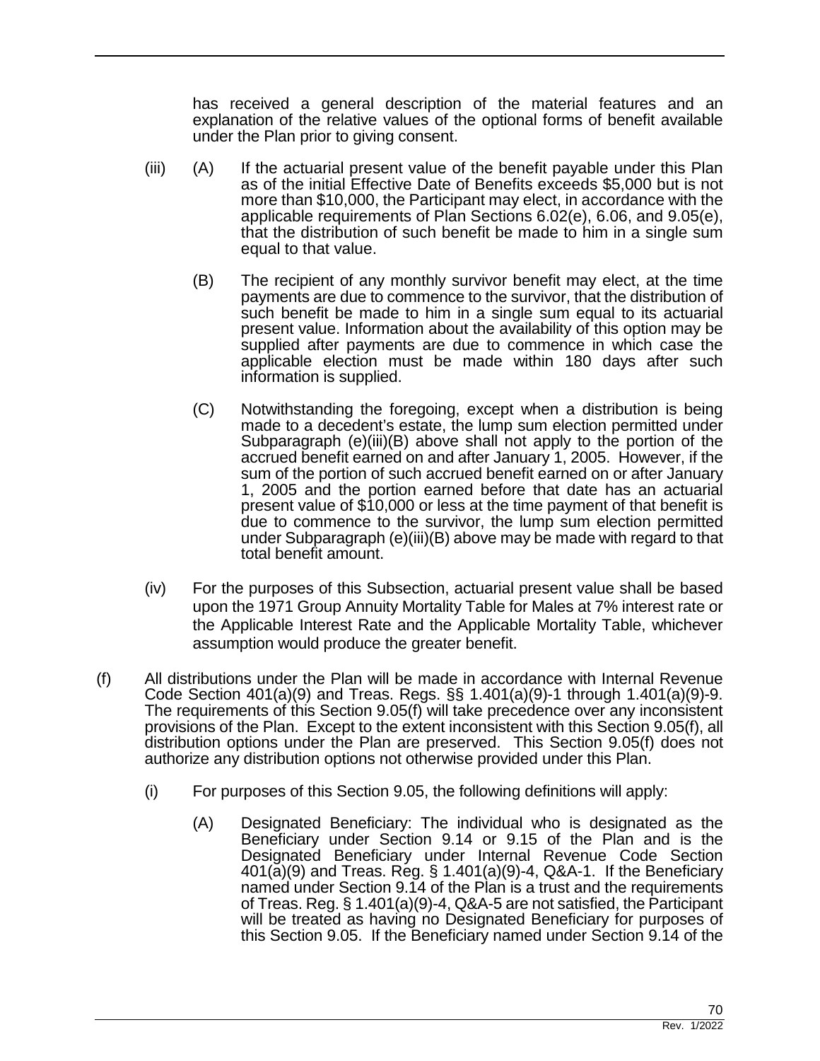has received a general description of the material features and an explanation of the relative values of the optional forms of benefit available under the Plan prior to giving consent.

(iii) (A) If the actuarial present value of the benefit payable under this Plan as of the initial Effective Date of Benefits exceeds $5,000 but is not more than $10,000, the Participant may elect, in accordance with the applicable requirements of Plan Sections 6.02(e), 6.06, and 9.05(e), that the distribution of such benefit be made to him in a single sum equal to that value.

(B) The recipient of any monthly survivor benefit may elect, at the time payments are due to commence to the survivor, that the distribution of such benefit be made to him in a single sum equal to its actuarial present value. Information about the availability of this option may be supplied after payments are due to commence in which case the applicable election must be made within 180 days after such information is supplied.

(C) Notwithstanding the foregoing, except when a distribution is being made to a decedent's estate, the lump sum election permitted under Subparagraph (e)(iii)(B) above shall not apply to the portion of the accrued benefit earned on and after January 1, 2005. However, if the sum of the portion of such accrued benefit earned on or after January 1, 2005 and the portion earned before that date has an actuarial present value of $10,000 or less at the time payment of that benefit is due to commence to the survivor, the lump sum election permitted under Subparagraph (e)(iii)(B) above may be made with regard to that total benefit amount.

(iv) For the purposes of this Subsection, actuarial present value shall be based upon the 1971 Group Annuity Mortality Table for Males at 7% interest rate or the Applicable Interest Rate and the Applicable Mortality Table, whichever assumption would produce the greater benefit.

(f) All distributions under the Plan will be made in accordance with Internal Revenue Code Section 401(a)(9) and Treas. Regs. §§ 1.401(a)(9)-1 through 1.401(a)(9)-9. The requirements of this Section 9.05(f) will take precedence over any inconsistent provisions of the Plan. Except to the extent inconsistent with this Section 9.05(f), all distribution options under the Plan are preserved. This Section 9.05(f) does not authorize any distribution options not otherwise provided under this Plan.

(i) For purposes of this Section 9.05, the following definitions will apply:

(A) Designated Beneficiary: The individual who is designated as the Beneficiary under Section 9.14 or 9.15 of the Plan and is the Designated Beneficiary under Internal Revenue Code Section 401(a)(9) and Treas. Reg. § 1.401(a)(9)-4, Q&A-1. If the Beneficiary named under Section 9.14 of the Plan is a trust and the requirements of Treas. Reg. § 1.401(a)(9)-4, Q&A-5 are not satisfied, the Participant will be treated as having no Designated Beneficiary for purposes of this Section 9.05. If the Beneficiary named under Section 9.14 of the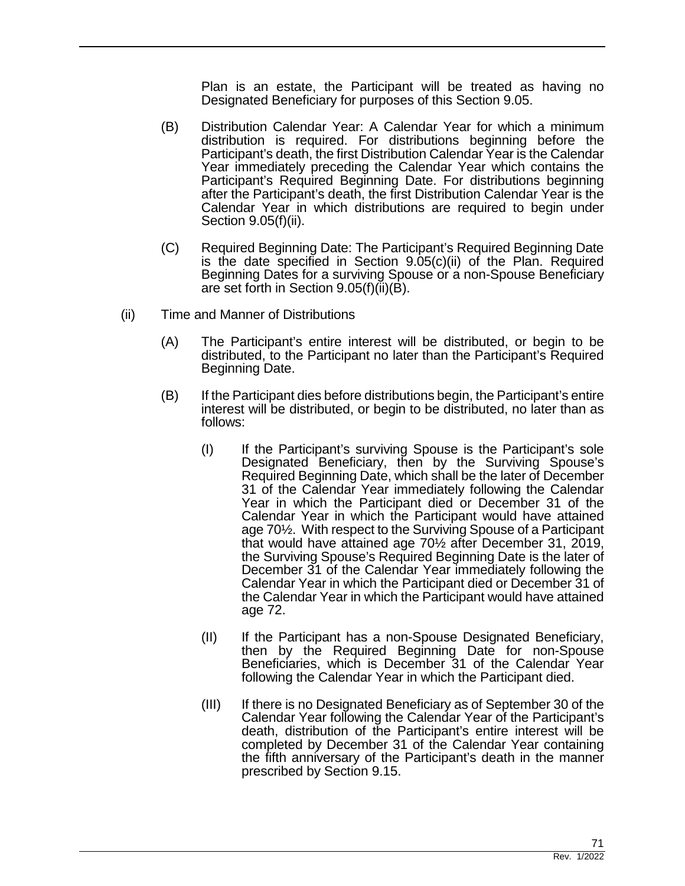Plan is an estate, the Participant will be treated as having no Designated Beneficiary for purposes of this Section 9.05.

(B) Distribution Calendar Year: A Calendar Year for which a minimum distribution is required. For distributions beginning before the Participant's death, the first Distribution Calendar Year is the Calendar Year immediately preceding the Calendar Year which contains the Participant's Required Beginning Date. For distributions beginning after the Participant's death, the first Distribution Calendar Year is the Calendar Year in which distributions are required to begin under Section 9.05(f)(ii).

(C) Required Beginning Date: The Participant's Required Beginning Date is the date specified in Section 9.05(c)(ii) of the Plan. Required Beginning Dates for a surviving Spouse or a non-Spouse Beneficiary are set forth in Section 9.05(f)(ii)(B).

(ii) Time and Manner of Distributions

(A) The Participant's entire interest will be distributed, or begin to be distributed, to the Participant no later than the Participant's Required Beginning Date.

(B) If the Participant dies before distributions begin, the Participant's entire interest will be distributed, or begin to be distributed, no later than as follows:

(I) If the Participant's surviving Spouse is the Participant's sole Designated Beneficiary, then by the Surviving Spouse's Required Beginning Date, which shall be the later of December 31 of the Calendar Year immediately following the Calendar Year in which the Participant died or December 31 of the Calendar Year in which the Participant would have attained age 70½. With respect to the Surviving Spouse of a Participant that would have attained age 70½ after December 31, 2019, the Surviving Spouse's Required Beginning Date is the later of December 31 of the Calendar Year immediately following the Calendar Year in which the Participant died or December 31 of the Calendar Year in which the Participant would have attained age 72.

(II) If the Participant has a non-Spouse Designated Beneficiary, then by the Required Beginning Date for non-Spouse Beneficiaries, which is December 31 of the Calendar Year following the Calendar Year in which the Participant died.

(III) If there is no Designated Beneficiary as of September 30 of the Calendar Year following the Calendar Year of the Participant's death, distribution of the Participant's entire interest will be completed by December 31 of the Calendar Year containing the fifth anniversary of the Participant's death in the manner prescribed by Section 9.15.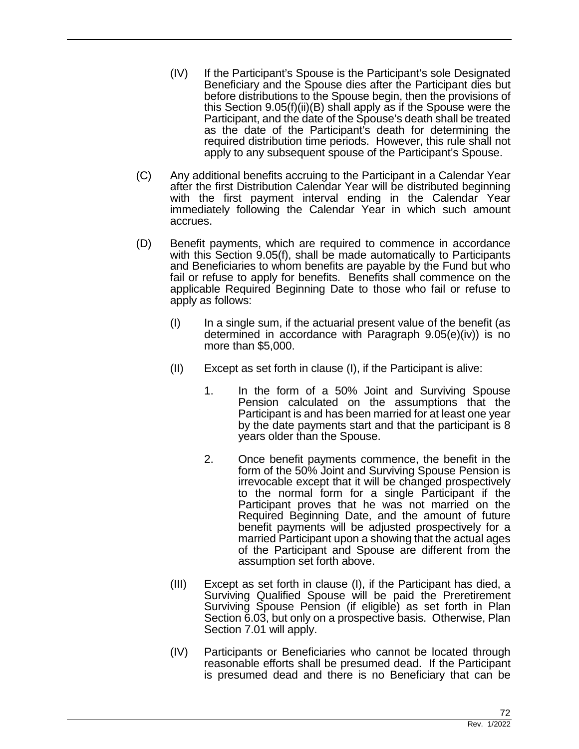(IV) If the Participant's Spouse is the Participant's sole Designated Beneficiary and the Spouse dies after the Participant dies but before distributions to the Spouse begin, then the provisions of this Section 9.05(f)(ii)(B) shall apply as if the Spouse were the Participant, and the date of the Spouse's death shall be treated as the date of the Participant's death for determining the required distribution time periods. However, this rule shall not apply to any subsequent spouse of the Participant's Spouse.

(C) Any additional benefits accruing to the Participant in a Calendar Year after the first Distribution Calendar Year will be distributed beginning with the first payment interval ending in the Calendar Year immediately following the Calendar Year in which such amount accrues.

(D) Benefit payments, which are required to commence in accordance with this Section 9.05(f), shall be made automatically to Participants and Beneficiaries to whom benefits are payable by the Fund but who fail or refuse to apply for benefits. Benefits shall commence on the applicable Required Beginning Date to those who fail or refuse to apply as follows:

(I) In a single sum, if the actuarial present value of the benefit (as determined in accordance with Paragraph 9.05(e)(iv)) is no more than $5,000.

(II) Except as set forth in clause (I), if the Participant is alive:

1. In the form of a 50% Joint and Surviving Spouse Pension calculated on the assumptions that the Participant is and has been married for at least one year by the date payments start and that the participant is 8 years older than the Spouse.

2. Once benefit payments commence, the benefit in the form of the 50% Joint and Surviving Spouse Pension is irrevocable except that it will be changed prospectively to the normal form for a single Participant if the Participant proves that he was not married on the Required Beginning Date, and the amount of future benefit payments will be adjusted prospectively for a married Participant upon a showing that the actual ages of the Participant and Spouse are different from the assumption set forth above.

(III) Except as set forth in clause (I), if the Participant has died, a Surviving Qualified Spouse will be paid the Preretirement Surviving Spouse Pension (if eligible) as set forth in Plan Section 6.03, but only on a prospective basis. Otherwise, Plan Section 7.01 will apply.

(IV) Participants or Beneficiaries who cannot be located through reasonable efforts shall be presumed dead. If the Participant is presumed dead and there is no Beneficiary that can be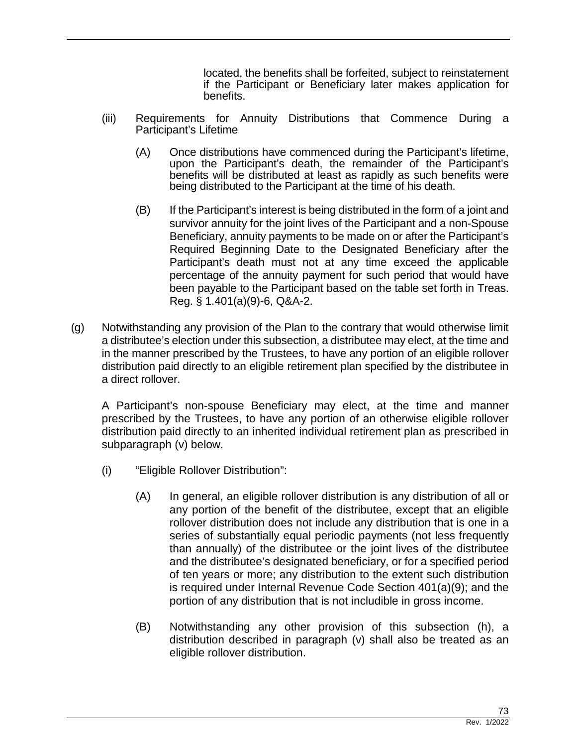located, the benefits shall be forfeited, subject to reinstatement if the Participant or Beneficiary later makes application for benefits.

(iii) Requirements for Annuity Distributions that Commence During a Participant's Lifetime

(A) Once distributions have commenced during the Participant's lifetime, upon the Participant's death, the remainder of the Participant's benefits will be distributed at least as rapidly as such benefits were being distributed to the Participant at the time of his death.

(B) If the Participant's interest is being distributed in the form of a joint and survivor annuity for the joint lives of the Participant and a non-Spouse Beneficiary, annuity payments to be made on or after the Participant's Required Beginning Date to the Designated Beneficiary after the Participant's death must not at any time exceed the applicable percentage of the annuity payment for such period that would have been payable to the Participant based on the table set forth in Treas. Reg. § 1.401(a)(9)-6, Q&A-2.

(g) Notwithstanding any provision of the Plan to the contrary that would otherwise limit a distributee's election under this subsection, a distributee may elect, at the time and in the manner prescribed by the Trustees, to have any portion of an eligible rollover distribution paid directly to an eligible retirement plan specified by the distributee in a direct rollover.

A Participant's non-spouse Beneficiary may elect, at the time and manner prescribed by the Trustees, to have any portion of an otherwise eligible rollover distribution paid directly to an inherited individual retirement plan as prescribed in subparagraph (v) below.

(i) "Eligible Rollover Distribution":

(A) In general, an eligible rollover distribution is any distribution of all or any portion of the benefit of the distributee, except that an eligible rollover distribution does not include any distribution that is one in a series of substantially equal periodic payments (not less frequently than annually) of the distributee or the joint lives of the distributee and the distributee's designated beneficiary, or for a specified period of ten years or more; any distribution to the extent such distribution is required under Internal Revenue Code Section 401(a)(9); and the portion of any distribution that is not includible in gross income.

(B) Notwithstanding any other provision of this subsection (h), a distribution described in paragraph (v) shall also be treated as an eligible rollover distribution.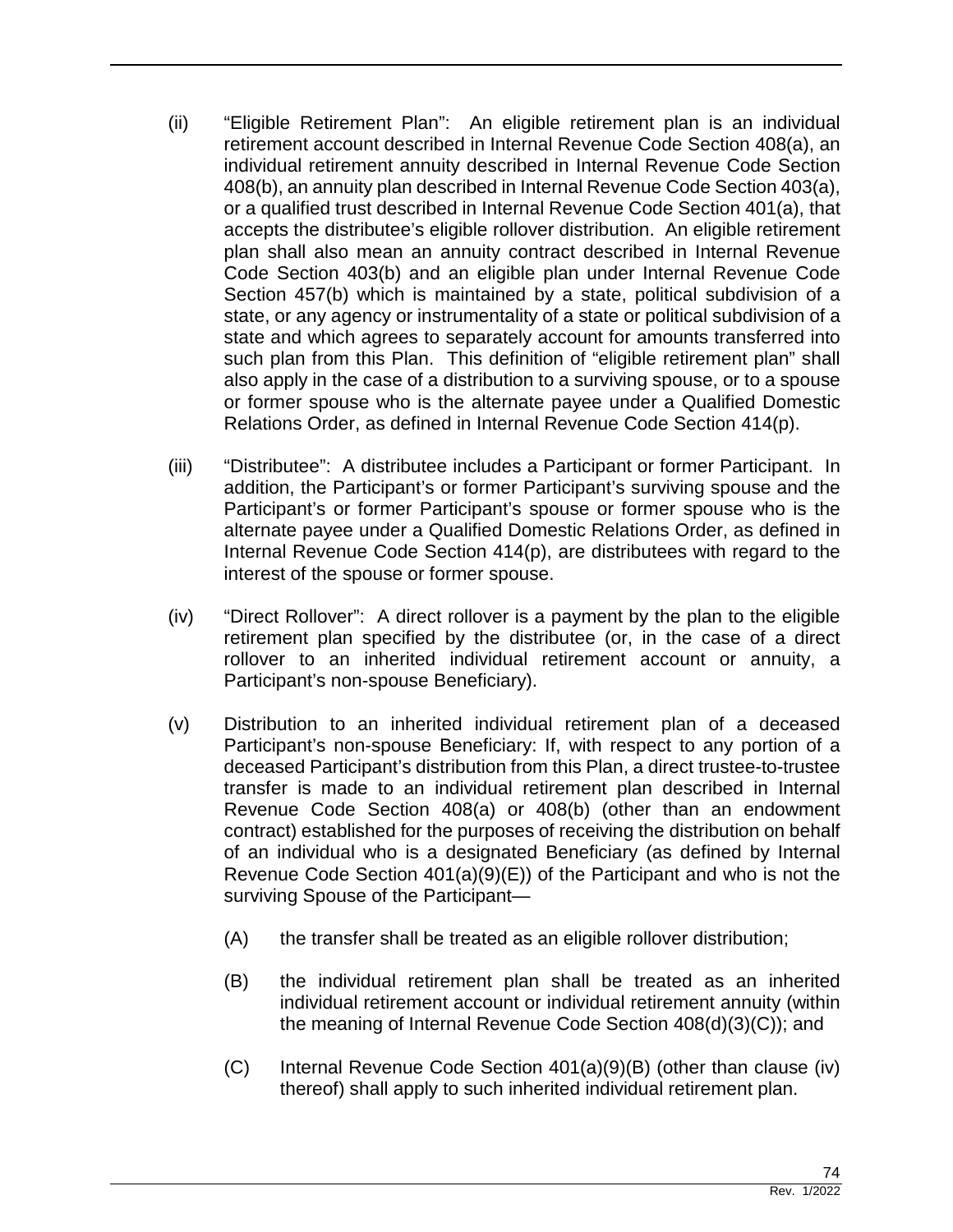(ii) "Eligible Retirement Plan": An eligible retirement plan is an individual retirement account described in Internal Revenue Code Section 408(a), an individual retirement annuity described in Internal Revenue Code Section 408(b), an annuity plan described in Internal Revenue Code Section 403(a), or a qualified trust described in Internal Revenue Code Section 401(a), that accepts the distributee's eligible rollover distribution. An eligible retirement plan shall also mean an annuity contract described in Internal Revenue Code Section 403(b) and an eligible plan under Internal Revenue Code Section 457(b) which is maintained by a state, political subdivision of a state, or any agency or instrumentality of a state or political subdivision of a state and which agrees to separately account for amounts transferred into such plan from this Plan. This definition of "eligible retirement plan" shall also apply in the case of a distribution to a surviving spouse, or to a spouse or former spouse who is the alternate payee under a Qualified Domestic Relations Order, as defined in Internal Revenue Code Section 414(p).

(iii) "Distributee": A distributee includes a Participant or former Participant. In addition, the Participant's or former Participant's surviving spouse and the Participant's or former Participant's spouse or former spouse who is the alternate payee under a Qualified Domestic Relations Order, as defined in Internal Revenue Code Section 414(p), are distributees with regard to the interest of the spouse or former spouse.

(iv) "Direct Rollover": A direct rollover is a payment by the plan to the eligible retirement plan specified by the distributee (or, in the case of a direct rollover to an inherited individual retirement account or annuity, a Participant's non-spouse Beneficiary).

(v) Distribution to an inherited individual retirement plan of a deceased Participant's non-spouse Beneficiary: If, with respect to any portion of a deceased Participant's distribution from this Plan, a direct trustee-to-trustee transfer is made to an individual retirement plan described in Internal Revenue Code Section 408(a) or 408(b) (other than an endowment contract) established for the purposes of receiving the distribution on behalf of an individual who is a designated Beneficiary (as defined by Internal Revenue Code Section 401(a)(9)(E)) of the Participant and who is not the surviving Spouse of the Participant—

   (A) the transfer shall be treated as an eligible rollover distribution;

   (B) the individual retirement plan shall be treated as an inherited individual retirement account or individual retirement annuity (within the meaning of Internal Revenue Code Section 408(d)(3)(C)); and

   (C) Internal Revenue Code Section 401(a)(9)(B) (other than clause (iv) thereof) shall apply to such inherited individual retirement plan.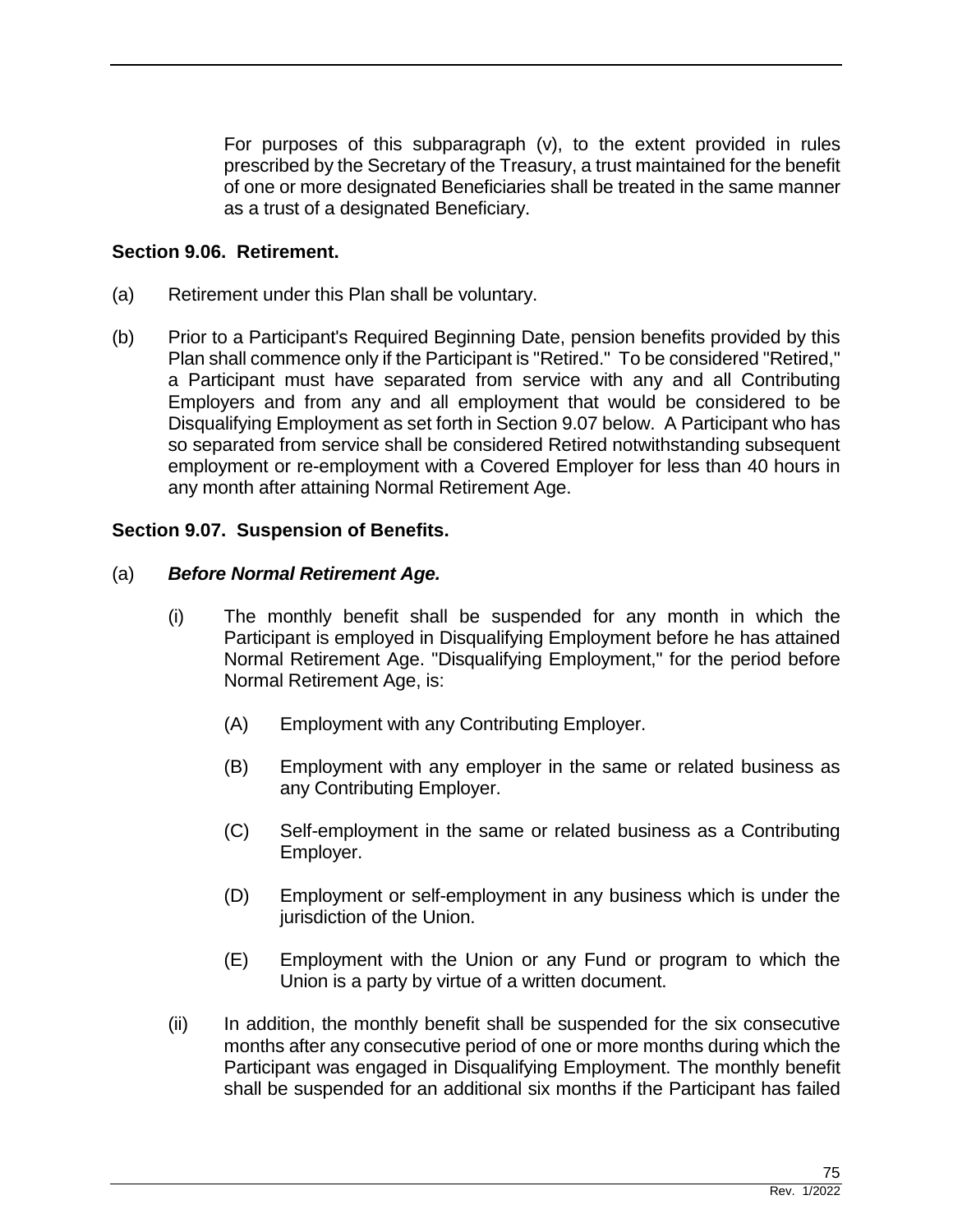For purposes of this subparagraph (v), to the extent provided in rules prescribed by the Secretary of the Treasury, a trust maintained for the benefit of one or more designated Beneficiaries shall be treated in the same manner as a trust of a designated Beneficiary.

**Section 9.06. Retirement.**

(a) Retirement under this Plan shall be voluntary.

(b) Prior to a Participant's Required Beginning Date, pension benefits provided by this Plan shall commence only if the Participant is "Retired." To be considered "Retired," a Participant must have separated from service with any and all Contributing Employers and from any and all employment that would be considered to be Disqualifying Employment as set forth in Section 9.07 below. A Participant who has so separated from service shall be considered Retired notwithstanding subsequent employment or re-employment with a Covered Employer for less than 40 hours in any month after attaining Normal Retirement Age.

**Section 9.07. Suspension of Benefits.**

(a) ***Before Normal Retirement Age.***

(i) The monthly benefit shall be suspended for any month in which the Participant is employed in Disqualifying Employment before he has attained Normal Retirement Age. "Disqualifying Employment," for the period before Normal Retirement Age, is:

(A) Employment with any Contributing Employer.

(B) Employment with any employer in the same or related business as any Contributing Employer.

(C) Self-employment in the same or related business as a Contributing Employer.

(D) Employment or self-employment in any business which is under the jurisdiction of the Union.

(E) Employment with the Union or any Fund or program to which the Union is a party by virtue of a written document.

(ii) In addition, the monthly benefit shall be suspended for the six consecutive months after any consecutive period of one or more months during which the Participant was engaged in Disqualifying Employment. The monthly benefit shall be suspended for an additional six months if the Participant has failed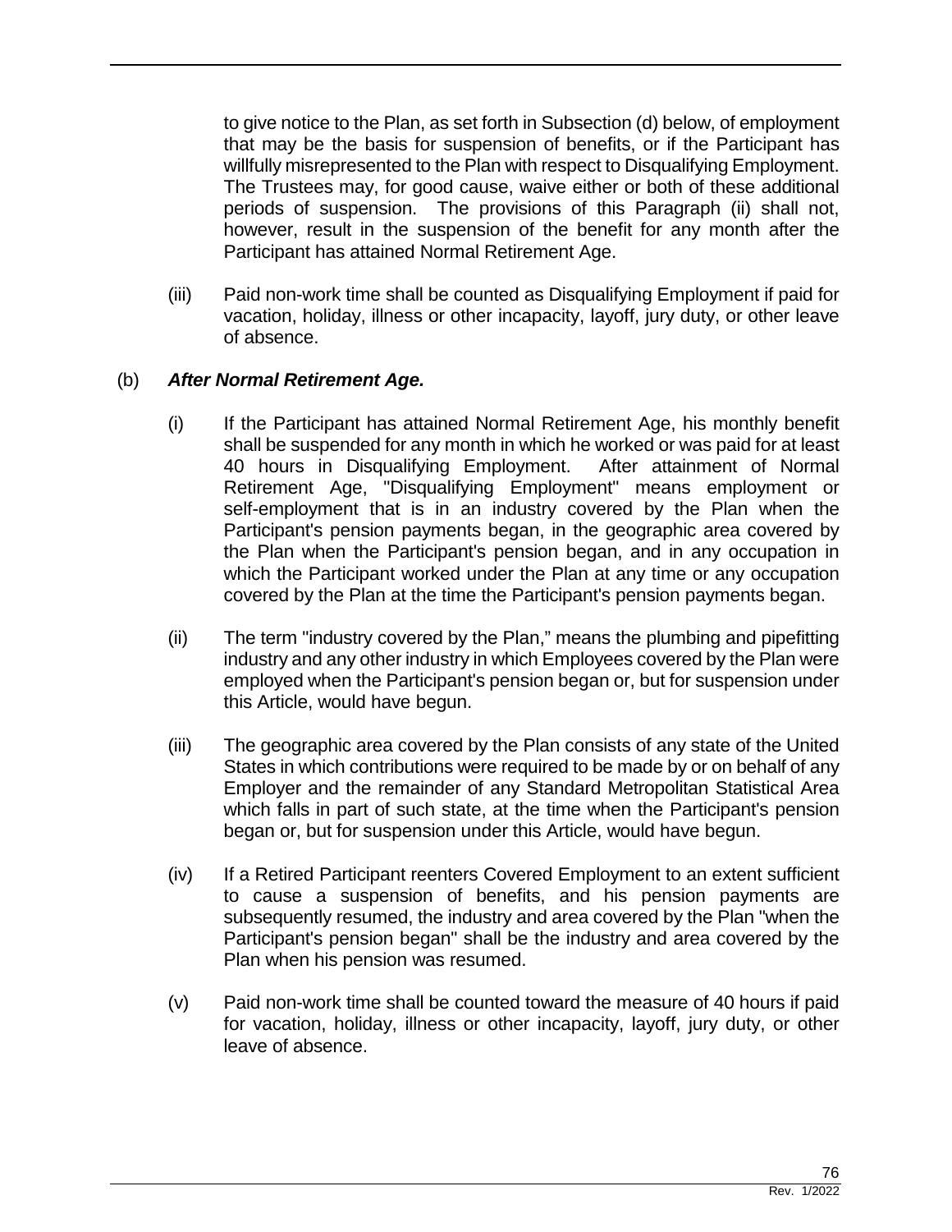to give notice to the Plan, as set forth in Subsection (d) below, of employment that may be the basis for suspension of benefits, or if the Participant has willfully misrepresented to the Plan with respect to Disqualifying Employment. The Trustees may, for good cause, waive either or both of these additional periods of suspension. The provisions of this Paragraph (ii) shall not, however, result in the suspension of the benefit for any month after the Participant has attained Normal Retirement Age.

(iii) Paid non-work time shall be counted as Disqualifying Employment if paid for vacation, holiday, illness or other incapacity, layoff, jury duty, or other leave of absence.

(b) ***After Normal Retirement Age.***

(i) If the Participant has attained Normal Retirement Age, his monthly benefit shall be suspended for any month in which he worked or was paid for at least 40 hours in Disqualifying Employment. After attainment of Normal Retirement Age, "Disqualifying Employment" means employment or self-employment that is in an industry covered by the Plan when the Participant's pension payments began, in the geographic area covered by the Plan when the Participant's pension began, and in any occupation in which the Participant worked under the Plan at any time or any occupation covered by the Plan at the time the Participant's pension payments began.

(ii) The term "industry covered by the Plan," means the plumbing and pipefitting industry and any other industry in which Employees covered by the Plan were employed when the Participant's pension began or, but for suspension under this Article, would have begun.

(iii) The geographic area covered by the Plan consists of any state of the United States in which contributions were required to be made by or on behalf of any Employer and the remainder of any Standard Metropolitan Statistical Area which falls in part of such state, at the time when the Participant's pension began or, but for suspension under this Article, would have begun.

(iv) If a Retired Participant reenters Covered Employment to an extent sufficient to cause a suspension of benefits, and his pension payments are subsequently resumed, the industry and area covered by the Plan "when the Participant's pension began" shall be the industry and area covered by the Plan when his pension was resumed.

(v) Paid non-work time shall be counted toward the measure of 40 hours if paid for vacation, holiday, illness or other incapacity, layoff, jury duty, or other leave of absence.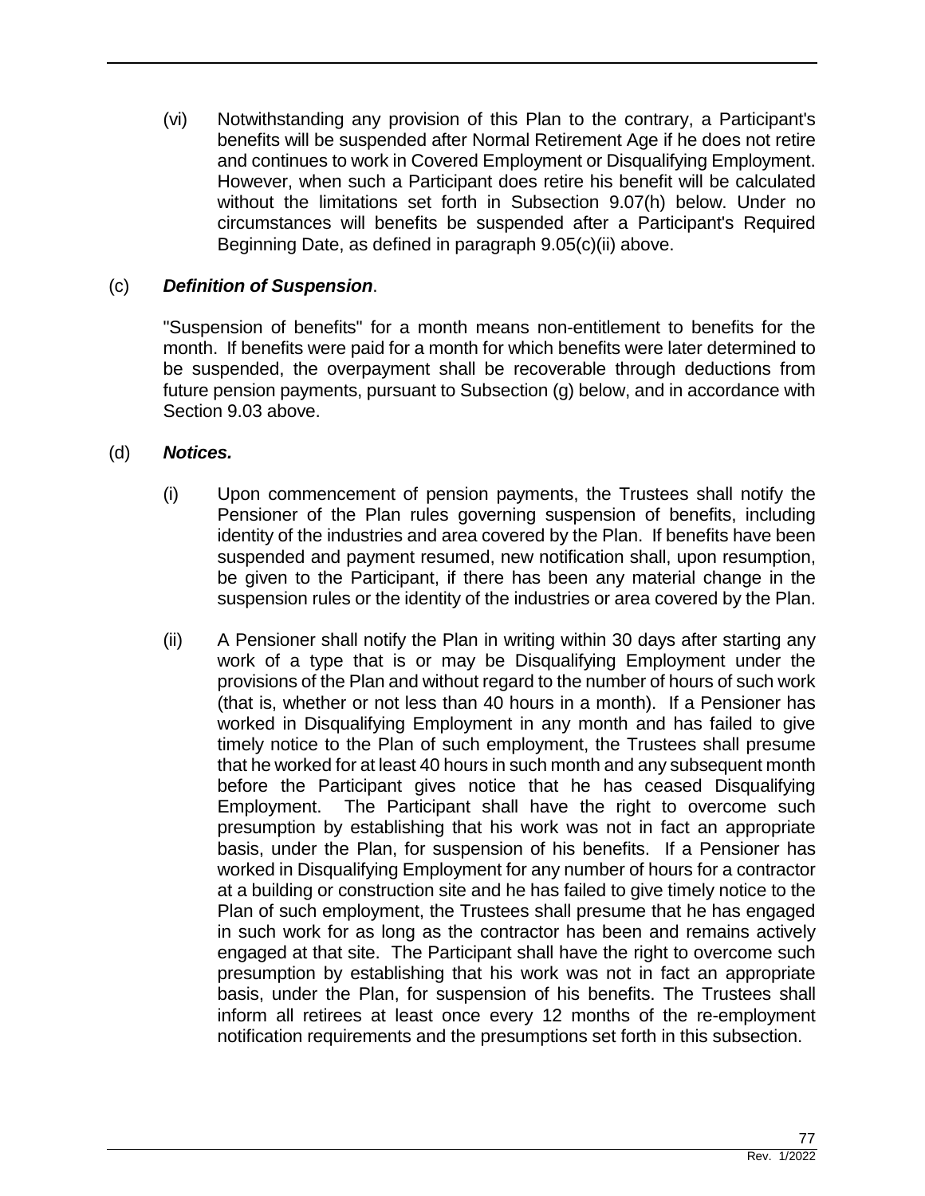(vi) Notwithstanding any provision of this Plan to the contrary, a Participant's benefits will be suspended after Normal Retirement Age if he does not retire and continues to work in Covered Employment or Disqualifying Employment. However, when such a Participant does retire his benefit will be calculated without the limitations set forth in Subsection 9.07(h) below. Under no circumstances will benefits be suspended after a Participant's Required Beginning Date, as defined in paragraph 9.05(c)(ii) above.

(c) ***Definition of Suspension***.

"Suspension of benefits" for a month means non-entitlement to benefits for the month. If benefits were paid for a month for which benefits were later determined to be suspended, the overpayment shall be recoverable through deductions from future pension payments, pursuant to Subsection (g) below, and in accordance with Section 9.03 above.

(d) ***Notices.***

(i) Upon commencement of pension payments, the Trustees shall notify the Pensioner of the Plan rules governing suspension of benefits, including identity of the industries and area covered by the Plan. If benefits have been suspended and payment resumed, new notification shall, upon resumption, be given to the Participant, if there has been any material change in the suspension rules or the identity of the industries or area covered by the Plan.

(ii) A Pensioner shall notify the Plan in writing within 30 days after starting any work of a type that is or may be Disqualifying Employment under the provisions of the Plan and without regard to the number of hours of such work (that is, whether or not less than 40 hours in a month). If a Pensioner has worked in Disqualifying Employment in any month and has failed to give timely notice to the Plan of such employment, the Trustees shall presume that he worked for at least 40 hours in such month and any subsequent month before the Participant gives notice that he has ceased Disqualifying Employment. The Participant shall have the right to overcome such presumption by establishing that his work was not in fact an appropriate basis, under the Plan, for suspension of his benefits. If a Pensioner has worked in Disqualifying Employment for any number of hours for a contractor at a building or construction site and he has failed to give timely notice to the Plan of such employment, the Trustees shall presume that he has engaged in such work for as long as the contractor has been and remains actively engaged at that site. The Participant shall have the right to overcome such presumption by establishing that his work was not in fact an appropriate basis, under the Plan, for suspension of his benefits. The Trustees shall inform all retirees at least once every 12 months of the re-employment notification requirements and the presumptions set forth in this subsection.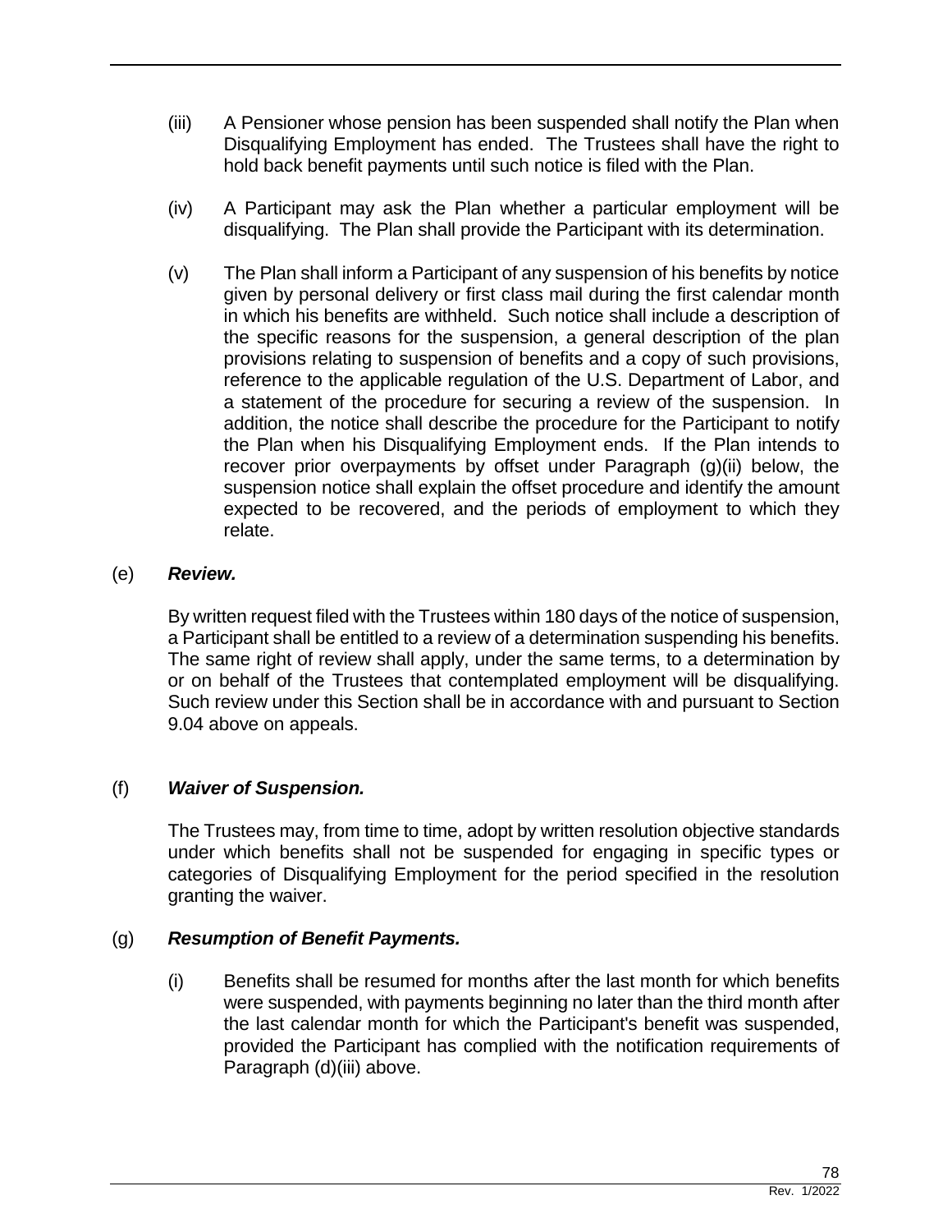(iii) A Pensioner whose pension has been suspended shall notify the Plan when Disqualifying Employment has ended. The Trustees shall have the right to hold back benefit payments until such notice is filed with the Plan.

(iv) A Participant may ask the Plan whether a particular employment will be disqualifying. The Plan shall provide the Participant with its determination.

(v) The Plan shall inform a Participant of any suspension of his benefits by notice given by personal delivery or first class mail during the first calendar month in which his benefits are withheld. Such notice shall include a description of the specific reasons for the suspension, a general description of the plan provisions relating to suspension of benefits and a copy of such provisions, reference to the applicable regulation of the U.S. Department of Labor, and a statement of the procedure for securing a review of the suspension. In addition, the notice shall describe the procedure for the Participant to notify the Plan when his Disqualifying Employment ends. If the Plan intends to recover prior overpayments by offset under Paragraph (g)(ii) below, the suspension notice shall explain the offset procedure and identify the amount expected to be recovered, and the periods of employment to which they relate.

(e) ***Review.***

By written request filed with the Trustees within 180 days of the notice of suspension, a Participant shall be entitled to a review of a determination suspending his benefits. The same right of review shall apply, under the same terms, to a determination by or on behalf of the Trustees that contemplated employment will be disqualifying. Such review under this Section shall be in accordance with and pursuant to Section 9.04 above on appeals.

(f) ***Waiver of Suspension.***

The Trustees may, from time to time, adopt by written resolution objective standards under which benefits shall not be suspended for engaging in specific types or categories of Disqualifying Employment for the period specified in the resolution granting the waiver.

(g) ***Resumption of Benefit Payments.***

(i) Benefits shall be resumed for months after the last month for which benefits were suspended, with payments beginning no later than the third month after the last calendar month for which the Participant's benefit was suspended, provided the Participant has complied with the notification requirements of Paragraph (d)(iii) above.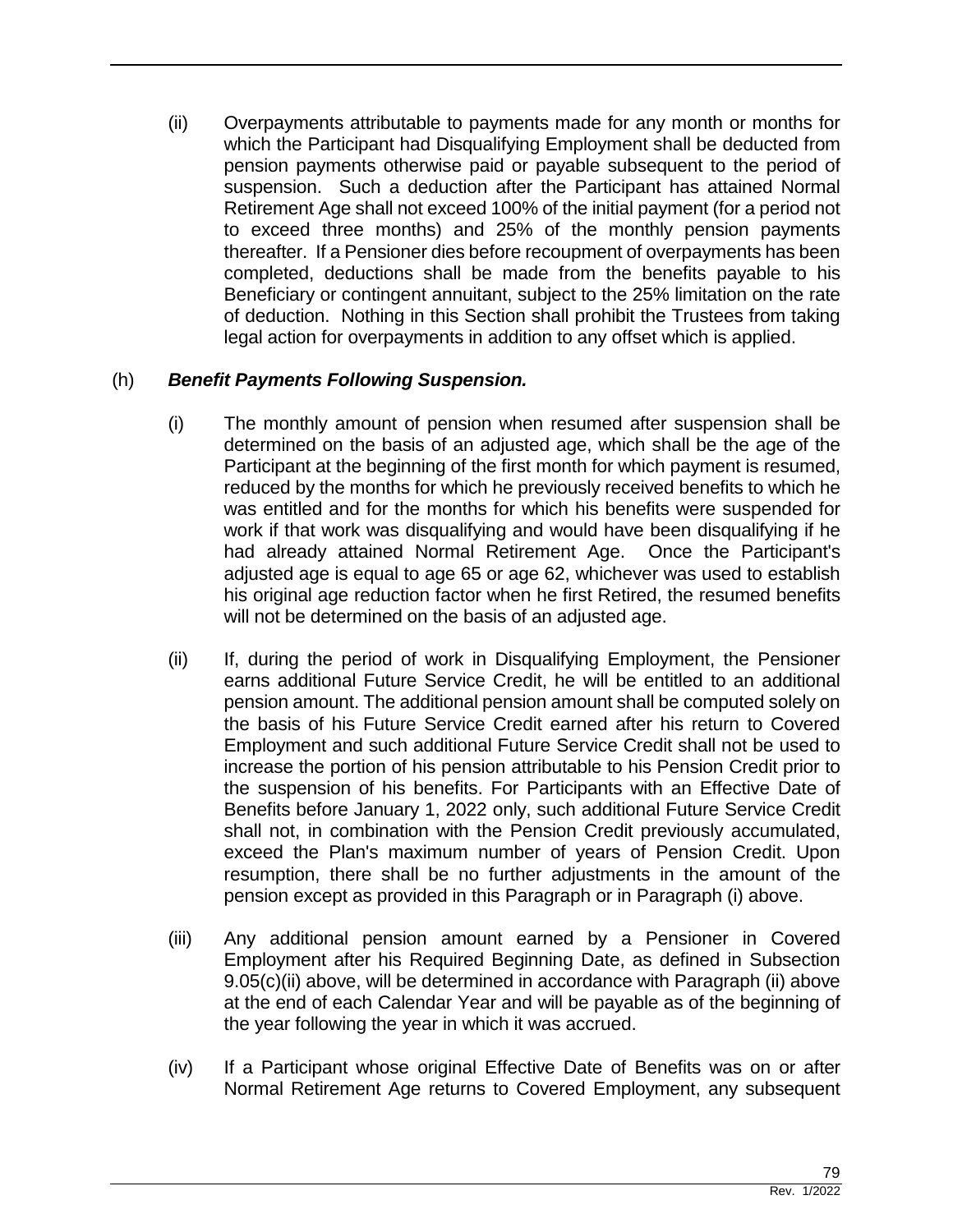(ii) Overpayments attributable to payments made for any month or months for which the Participant had Disqualifying Employment shall be deducted from pension payments otherwise paid or payable subsequent to the period of suspension. Such a deduction after the Participant has attained Normal Retirement Age shall not exceed 100% of the initial payment (for a period not to exceed three months) and 25% of the monthly pension payments thereafter. If a Pensioner dies before recoupment of overpayments has been completed, deductions shall be made from the benefits payable to his Beneficiary or contingent annuitant, subject to the 25% limitation on the rate of deduction. Nothing in this Section shall prohibit the Trustees from taking legal action for overpayments in addition to any offset which is applied.

(h) ***Benefit Payments Following Suspension.***

(i) The monthly amount of pension when resumed after suspension shall be determined on the basis of an adjusted age, which shall be the age of the Participant at the beginning of the first month for which payment is resumed, reduced by the months for which he previously received benefits to which he was entitled and for the months for which his benefits were suspended for work if that work was disqualifying and would have been disqualifying if he had already attained Normal Retirement Age. Once the Participant's adjusted age is equal to age 65 or age 62, whichever was used to establish his original age reduction factor when he first Retired, the resumed benefits will not be determined on the basis of an adjusted age.

(ii) If, during the period of work in Disqualifying Employment, the Pensioner earns additional Future Service Credit, he will be entitled to an additional pension amount. The additional pension amount shall be computed solely on the basis of his Future Service Credit earned after his return to Covered Employment and such additional Future Service Credit shall not be used to increase the portion of his pension attributable to his Pension Credit prior to the suspension of his benefits. For Participants with an Effective Date of Benefits before January 1, 2022 only, such additional Future Service Credit shall not, in combination with the Pension Credit previously accumulated, exceed the Plan's maximum number of years of Pension Credit. Upon resumption, there shall be no further adjustments in the amount of the pension except as provided in this Paragraph or in Paragraph (i) above.

(iii) Any additional pension amount earned by a Pensioner in Covered Employment after his Required Beginning Date, as defined in Subsection 9.05(c)(ii) above, will be determined in accordance with Paragraph (ii) above at the end of each Calendar Year and will be payable as of the beginning of the year following the year in which it was accrued.

(iv) If a Participant whose original Effective Date of Benefits was on or after Normal Retirement Age returns to Covered Employment, any subsequent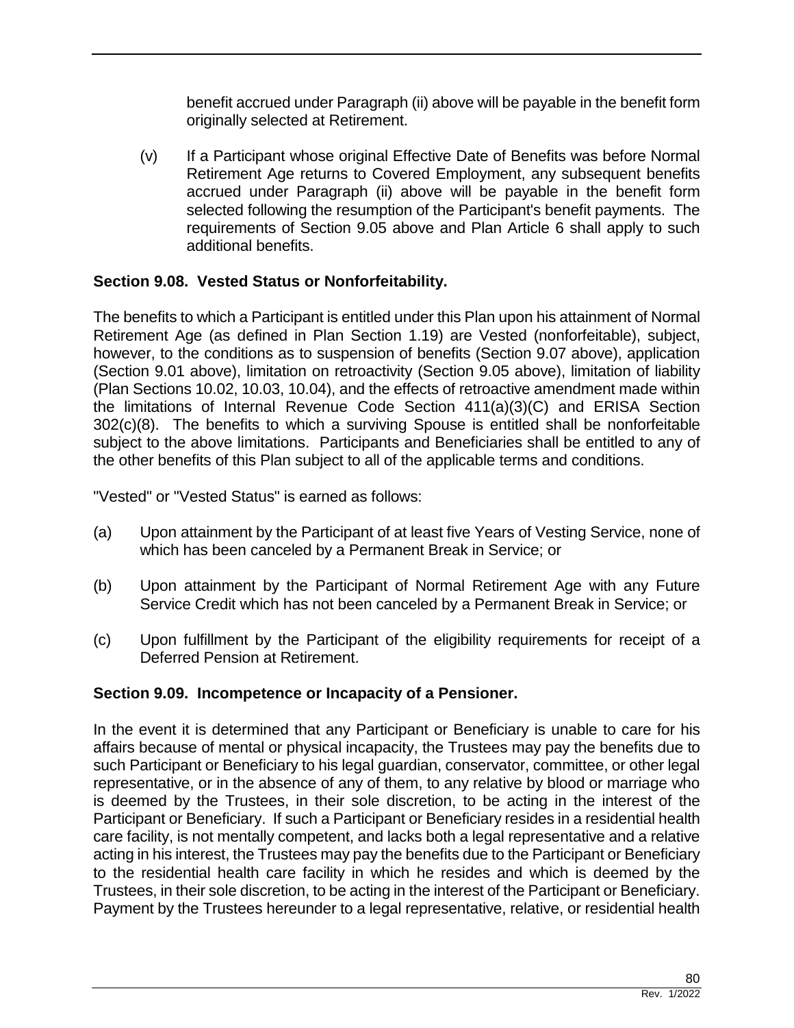benefit accrued under Paragraph (ii) above will be payable in the benefit form originally selected at Retirement.

(v) If a Participant whose original Effective Date of Benefits was before Normal Retirement Age returns to Covered Employment, any subsequent benefits accrued under Paragraph (ii) above will be payable in the benefit form selected following the resumption of the Participant's benefit payments. The requirements of Section 9.05 above and Plan Article 6 shall apply to such additional benefits.

**Section 9.08. Vested Status or Nonforfeitability.**

The benefits to which a Participant is entitled under this Plan upon his attainment of Normal Retirement Age (as defined in Plan Section 1.19) are Vested (nonforfeitable), subject, however, to the conditions as to suspension of benefits (Section 9.07 above), application (Section 9.01 above), limitation on retroactivity (Section 9.05 above), limitation of liability (Plan Sections 10.02, 10.03, 10.04), and the effects of retroactive amendment made within the limitations of Internal Revenue Code Section 411(a)(3)(C) and ERISA Section 302(c)(8). The benefits to which a surviving Spouse is entitled shall be nonforfeitable subject to the above limitations. Participants and Beneficiaries shall be entitled to any of the other benefits of this Plan subject to all of the applicable terms and conditions.

"Vested" or "Vested Status" is earned as follows:

(a) Upon attainment by the Participant of at least five Years of Vesting Service, none of which has been canceled by a Permanent Break in Service; or

(b) Upon attainment by the Participant of Normal Retirement Age with any Future Service Credit which has not been canceled by a Permanent Break in Service; or

(c) Upon fulfillment by the Participant of the eligibility requirements for receipt of a Deferred Pension at Retirement.

**Section 9.09. Incompetence or Incapacity of a Pensioner.**

In the event it is determined that any Participant or Beneficiary is unable to care for his affairs because of mental or physical incapacity, the Trustees may pay the benefits due to such Participant or Beneficiary to his legal guardian, conservator, committee, or other legal representative, or in the absence of any of them, to any relative by blood or marriage who is deemed by the Trustees, in their sole discretion, to be acting in the interest of the Participant or Beneficiary. If such a Participant or Beneficiary resides in a residential health care facility, is not mentally competent, and lacks both a legal representative and a relative acting in his interest, the Trustees may pay the benefits due to the Participant or Beneficiary to the residential health care facility in which he resides and which is deemed by the Trustees, in their sole discretion, to be acting in the interest of the Participant or Beneficiary. Payment by the Trustees hereunder to a legal representative, relative, or residential health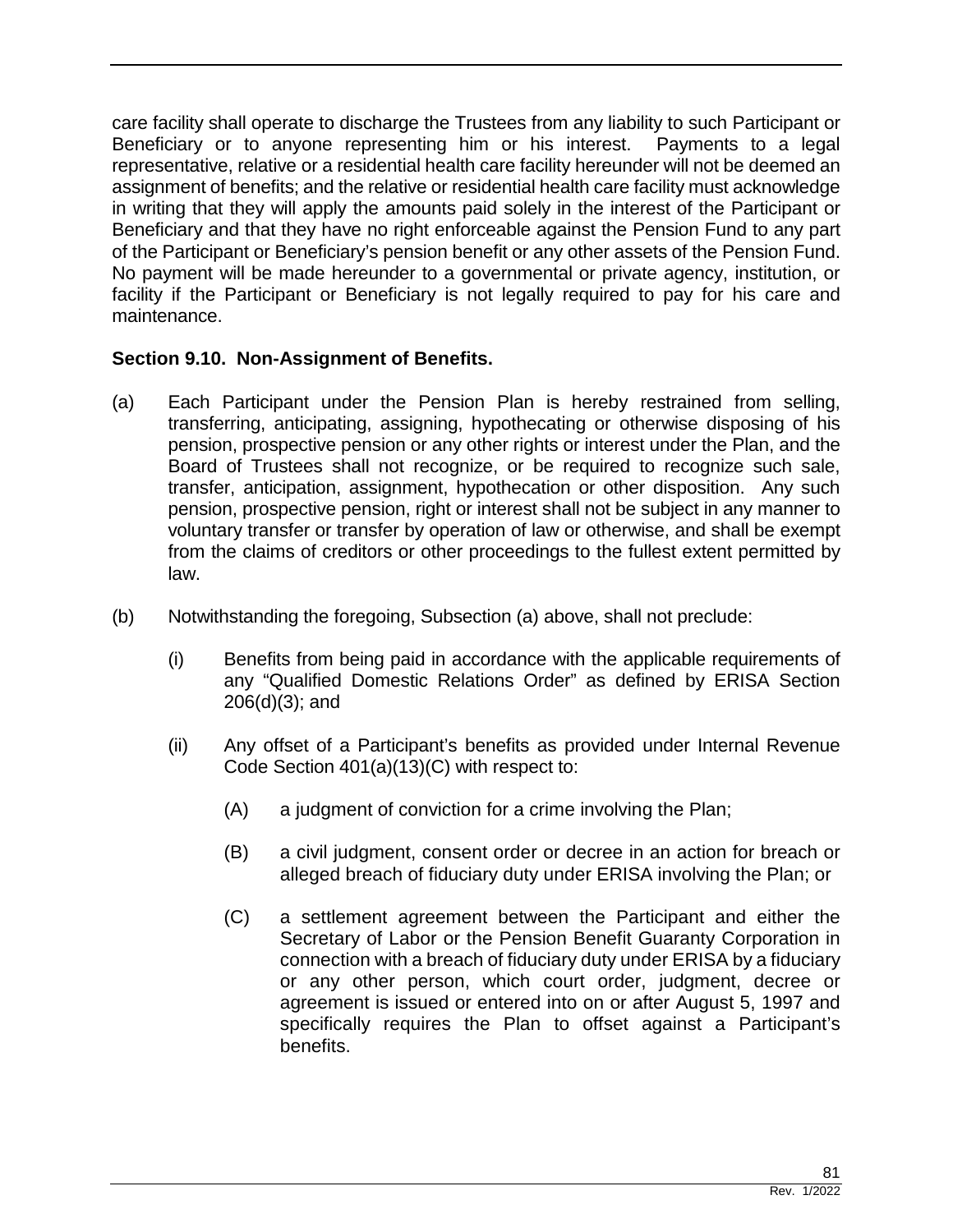care facility shall operate to discharge the Trustees from any liability to such Participant or Beneficiary or to anyone representing him or his interest. Payments to a legal representative, relative or a residential health care facility hereunder will not be deemed an assignment of benefits; and the relative or residential health care facility must acknowledge in writing that they will apply the amounts paid solely in the interest of the Participant or Beneficiary and that they have no right enforceable against the Pension Fund to any part of the Participant or Beneficiary's pension benefit or any other assets of the Pension Fund. No payment will be made hereunder to a governmental or private agency, institution, or facility if the Participant or Beneficiary is not legally required to pay for his care and maintenance.

**Section 9.10. Non-Assignment of Benefits.**

(a) Each Participant under the Pension Plan is hereby restrained from selling, transferring, anticipating, assigning, hypothecating or otherwise disposing of his pension, prospective pension or any other rights or interest under the Plan, and the Board of Trustees shall not recognize, or be required to recognize such sale, transfer, anticipation, assignment, hypothecation or other disposition. Any such pension, prospective pension, right or interest shall not be subject in any manner to voluntary transfer or transfer by operation of law or otherwise, and shall be exempt from the claims of creditors or other proceedings to the fullest extent permitted by law.

(b) Notwithstanding the foregoing, Subsection (a) above, shall not preclude:

  (i) Benefits from being paid in accordance with the applicable requirements of any "Qualified Domestic Relations Order" as defined by ERISA Section 206(d)(3); and

  (ii) Any offset of a Participant's benefits as provided under Internal Revenue Code Section 401(a)(13)(C) with respect to:

    (A) a judgment of conviction for a crime involving the Plan;

    (B) a civil judgment, consent order or decree in an action for breach or alleged breach of fiduciary duty under ERISA involving the Plan; or

    (C) a settlement agreement between the Participant and either the Secretary of Labor or the Pension Benefit Guaranty Corporation in connection with a breach of fiduciary duty under ERISA by a fiduciary or any other person, which court order, judgment, decree or agreement is issued or entered into on or after August 5, 1997 and specifically requires the Plan to offset against a Participant's benefits.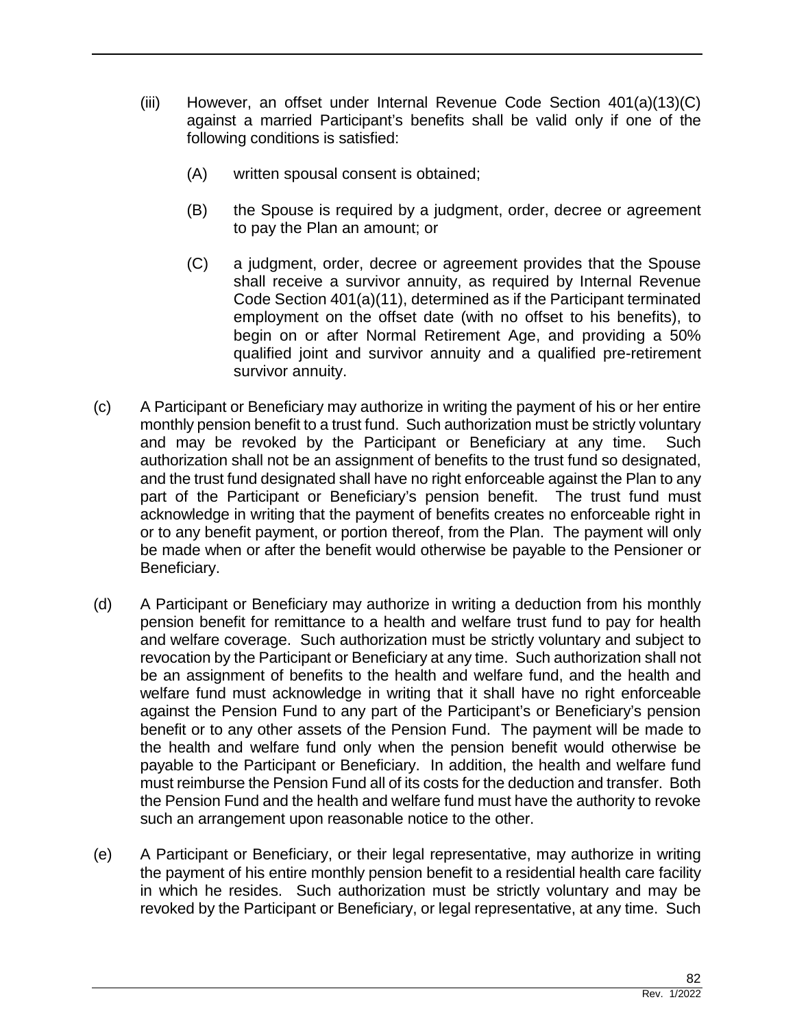(iii) However, an offset under Internal Revenue Code Section 401(a)(13)(C) against a married Participant's benefits shall be valid only if one of the following conditions is satisfied:

(A) written spousal consent is obtained;

(B) the Spouse is required by a judgment, order, decree or agreement to pay the Plan an amount; or

(C) a judgment, order, decree or agreement provides that the Spouse shall receive a survivor annuity, as required by Internal Revenue Code Section 401(a)(11), determined as if the Participant terminated employment on the offset date (with no offset to his benefits), to begin on or after Normal Retirement Age, and providing a 50% qualified joint and survivor annuity and a qualified pre-retirement survivor annuity.

(c) A Participant or Beneficiary may authorize in writing the payment of his or her entire monthly pension benefit to a trust fund. Such authorization must be strictly voluntary and may be revoked by the Participant or Beneficiary at any time. Such authorization shall not be an assignment of benefits to the trust fund so designated, and the trust fund designated shall have no right enforceable against the Plan to any part of the Participant or Beneficiary's pension benefit. The trust fund must acknowledge in writing that the payment of benefits creates no enforceable right in or to any benefit payment, or portion thereof, from the Plan. The payment will only be made when or after the benefit would otherwise be payable to the Pensioner or Beneficiary.

(d) A Participant or Beneficiary may authorize in writing a deduction from his monthly pension benefit for remittance to a health and welfare trust fund to pay for health and welfare coverage. Such authorization must be strictly voluntary and subject to revocation by the Participant or Beneficiary at any time. Such authorization shall not be an assignment of benefits to the health and welfare fund, and the health and welfare fund must acknowledge in writing that it shall have no right enforceable against the Pension Fund to any part of the Participant's or Beneficiary's pension benefit or to any other assets of the Pension Fund. The payment will be made to the health and welfare fund only when the pension benefit would otherwise be payable to the Participant or Beneficiary. In addition, the health and welfare fund must reimburse the Pension Fund all of its costs for the deduction and transfer. Both the Pension Fund and the health and welfare fund must have the authority to revoke such an arrangement upon reasonable notice to the other.

(e) A Participant or Beneficiary, or their legal representative, may authorize in writing the payment of his entire monthly pension benefit to a residential health care facility in which he resides. Such authorization must be strictly voluntary and may be revoked by the Participant or Beneficiary, or legal representative, at any time. Such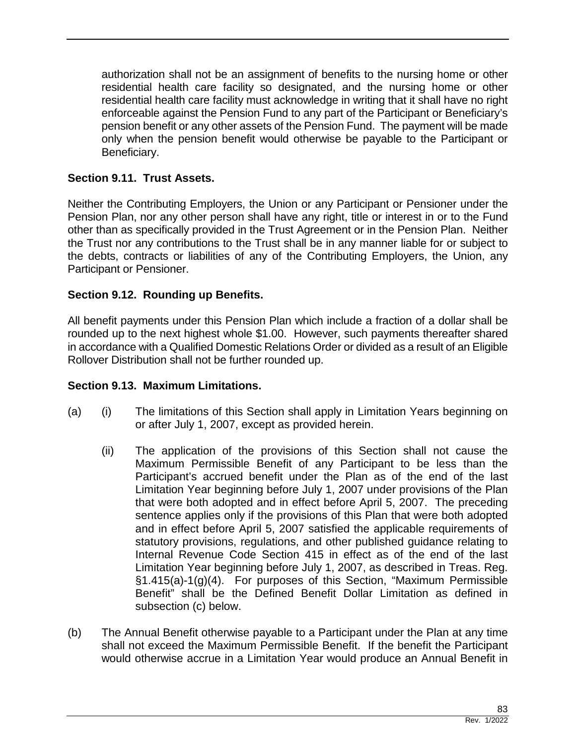authorization shall not be an assignment of benefits to the nursing home or other residential health care facility so designated, and the nursing home or other residential health care facility must acknowledge in writing that it shall have no right enforceable against the Pension Fund to any part of the Participant or Beneficiary's pension benefit or any other assets of the Pension Fund. The payment will be made only when the pension benefit would otherwise be payable to the Participant or Beneficiary.

### Section 9.11. Trust Assets.

Neither the Contributing Employers, the Union or any Participant or Pensioner under the Pension Plan, nor any other person shall have any right, title or interest in or to the Fund other than as specifically provided in the Trust Agreement or in the Pension Plan. Neither the Trust nor any contributions to the Trust shall be in any manner liable for or subject to the debts, contracts or liabilities of any of the Contributing Employers, the Union, any Participant or Pensioner.

### Section 9.12. Rounding up Benefits.

All benefit payments under this Pension Plan which include a fraction of a dollar shall be rounded up to the next highest whole $1.00. However, such payments thereafter shared in accordance with a Qualified Domestic Relations Order or divided as a result of an Eligible Rollover Distribution shall not be further rounded up.

### Section 9.13. Maximum Limitations.

(a) (i) The limitations of this Section shall apply in Limitation Years beginning on or after July 1, 2007, except as provided herein.

(ii) The application of the provisions of this Section shall not cause the Maximum Permissible Benefit of any Participant to be less than the Participant's accrued benefit under the Plan as of the end of the last Limitation Year beginning before July 1, 2007 under provisions of the Plan that were both adopted and in effect before April 5, 2007. The preceding sentence applies only if the provisions of this Plan that were both adopted and in effect before April 5, 2007 satisfied the applicable requirements of statutory provisions, regulations, and other published guidance relating to Internal Revenue Code Section 415 in effect as of the end of the last Limitation Year beginning before July 1, 2007, as described in Treas. Reg. §1.415(a)-1(g)(4). For purposes of this Section, "Maximum Permissible Benefit" shall be the Defined Benefit Dollar Limitation as defined in subsection (c) below.

(b) The Annual Benefit otherwise payable to a Participant under the Plan at any time shall not exceed the Maximum Permissible Benefit. If the benefit the Participant would otherwise accrue in a Limitation Year would produce an Annual Benefit in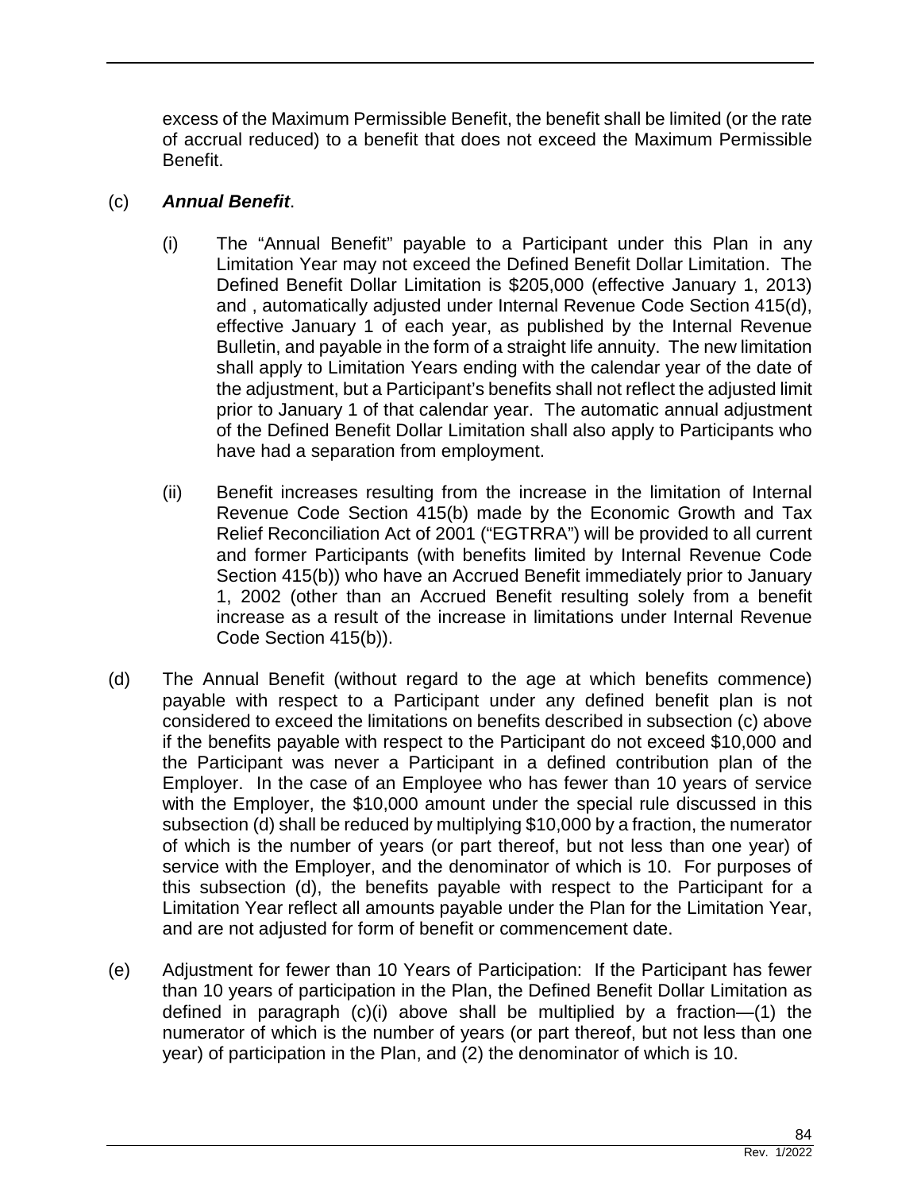excess of the Maximum Permissible Benefit, the benefit shall be limited (or the rate of accrual reduced) to a benefit that does not exceed the Maximum Permissible Benefit.

(c) ***Annual Benefit***.

(i) The "Annual Benefit" payable to a Participant under this Plan in any Limitation Year may not exceed the Defined Benefit Dollar Limitation. The Defined Benefit Dollar Limitation is $205,000 (effective January 1, 2013) and , automatically adjusted under Internal Revenue Code Section 415(d), effective January 1 of each year, as published by the Internal Revenue Bulletin, and payable in the form of a straight life annuity. The new limitation shall apply to Limitation Years ending with the calendar year of the date of the adjustment, but a Participant's benefits shall not reflect the adjusted limit prior to January 1 of that calendar year. The automatic annual adjustment of the Defined Benefit Dollar Limitation shall also apply to Participants who have had a separation from employment.

(ii) Benefit increases resulting from the increase in the limitation of Internal Revenue Code Section 415(b) made by the Economic Growth and Tax Relief Reconciliation Act of 2001 ("EGTRRA") will be provided to all current and former Participants (with benefits limited by Internal Revenue Code Section 415(b)) who have an Accrued Benefit immediately prior to January 1, 2002 (other than an Accrued Benefit resulting solely from a benefit increase as a result of the increase in limitations under Internal Revenue Code Section 415(b)).

(d) The Annual Benefit (without regard to the age at which benefits commence) payable with respect to a Participant under any defined benefit plan is not considered to exceed the limitations on benefits described in subsection (c) above if the benefits payable with respect to the Participant do not exceed $10,000 and the Participant was never a Participant in a defined contribution plan of the Employer. In the case of an Employee who has fewer than 10 years of service with the Employer, the $10,000 amount under the special rule discussed in this subsection (d) shall be reduced by multiplying $10,000 by a fraction, the numerator of which is the number of years (or part thereof, but not less than one year) of service with the Employer, and the denominator of which is 10. For purposes of this subsection (d), the benefits payable with respect to the Participant for a Limitation Year reflect all amounts payable under the Plan for the Limitation Year, and are not adjusted for form of benefit or commencement date.

(e) Adjustment for fewer than 10 Years of Participation: If the Participant has fewer than 10 years of participation in the Plan, the Defined Benefit Dollar Limitation as defined in paragraph (c)(i) above shall be multiplied by a fraction—(1) the numerator of which is the number of years (or part thereof, but not less than one year) of participation in the Plan, and (2) the denominator of which is 10.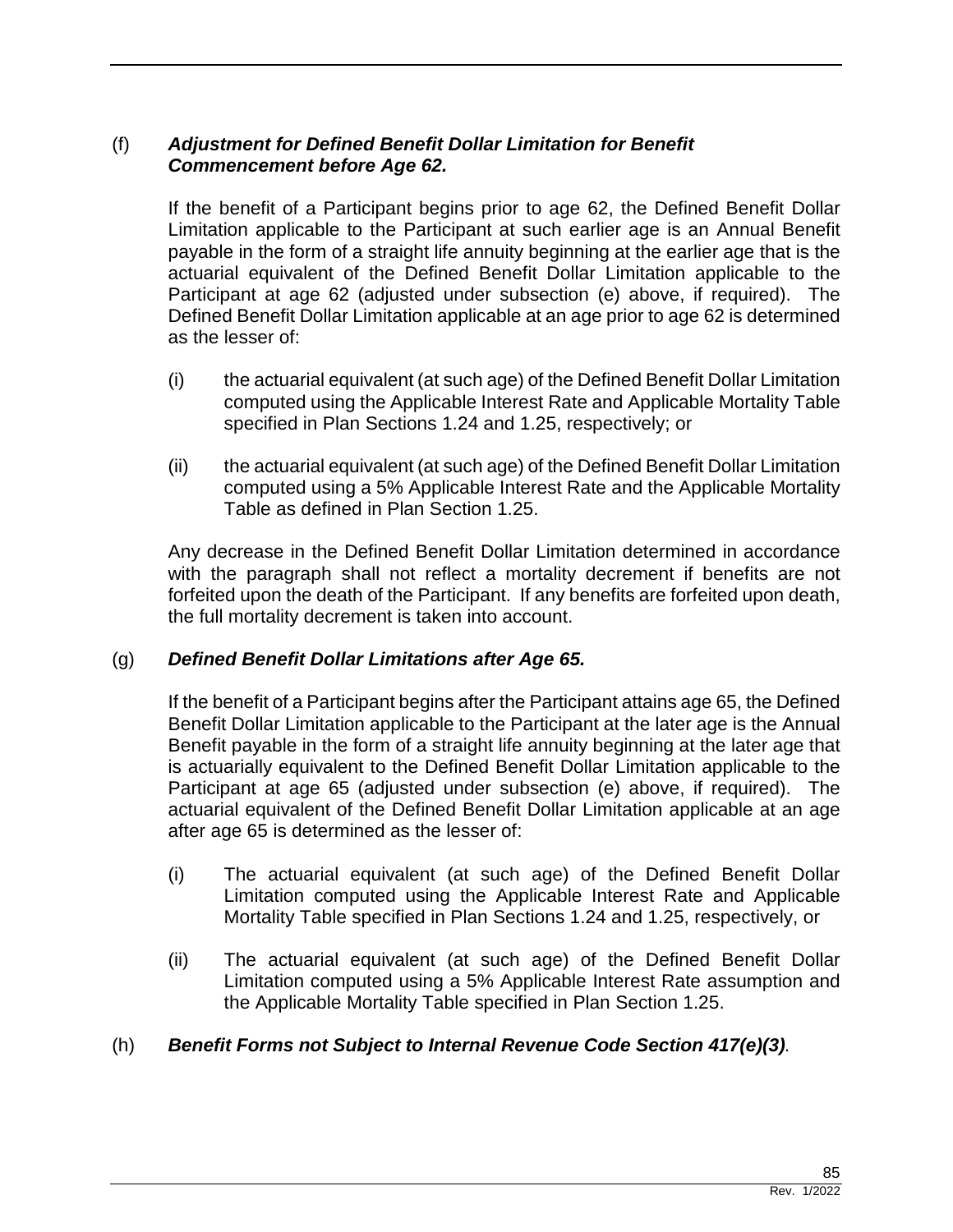(f) ***Adjustment for Defined Benefit Dollar Limitation for Benefit Commencement before Age 62.***

If the benefit of a Participant begins prior to age 62, the Defined Benefit Dollar Limitation applicable to the Participant at such earlier age is an Annual Benefit payable in the form of a straight life annuity beginning at the earlier age that is the actuarial equivalent of the Defined Benefit Dollar Limitation applicable to the Participant at age 62 (adjusted under subsection (e) above, if required). The Defined Benefit Dollar Limitation applicable at an age prior to age 62 is determined as the lesser of:

(i) the actuarial equivalent (at such age) of the Defined Benefit Dollar Limitation computed using the Applicable Interest Rate and Applicable Mortality Table specified in Plan Sections 1.24 and 1.25, respectively; or

(ii) the actuarial equivalent (at such age) of the Defined Benefit Dollar Limitation computed using a 5% Applicable Interest Rate and the Applicable Mortality Table as defined in Plan Section 1.25.

Any decrease in the Defined Benefit Dollar Limitation determined in accordance with the paragraph shall not reflect a mortality decrement if benefits are not forfeited upon the death of the Participant. If any benefits are forfeited upon death, the full mortality decrement is taken into account.

(g) ***Defined Benefit Dollar Limitations after Age 65.***

If the benefit of a Participant begins after the Participant attains age 65, the Defined Benefit Dollar Limitation applicable to the Participant at the later age is the Annual Benefit payable in the form of a straight life annuity beginning at the later age that is actuarially equivalent to the Defined Benefit Dollar Limitation applicable to the Participant at age 65 (adjusted under subsection (e) above, if required). The actuarial equivalent of the Defined Benefit Dollar Limitation applicable at an age after age 65 is determined as the lesser of:

(i) The actuarial equivalent (at such age) of the Defined Benefit Dollar Limitation computed using the Applicable Interest Rate and Applicable Mortality Table specified in Plan Sections 1.24 and 1.25, respectively, or

(ii) The actuarial equivalent (at such age) of the Defined Benefit Dollar Limitation computed using a 5% Applicable Interest Rate assumption and the Applicable Mortality Table specified in Plan Section 1.25.

(h) ***Benefit Forms not Subject to Internal Revenue Code Section 417(e)(3).***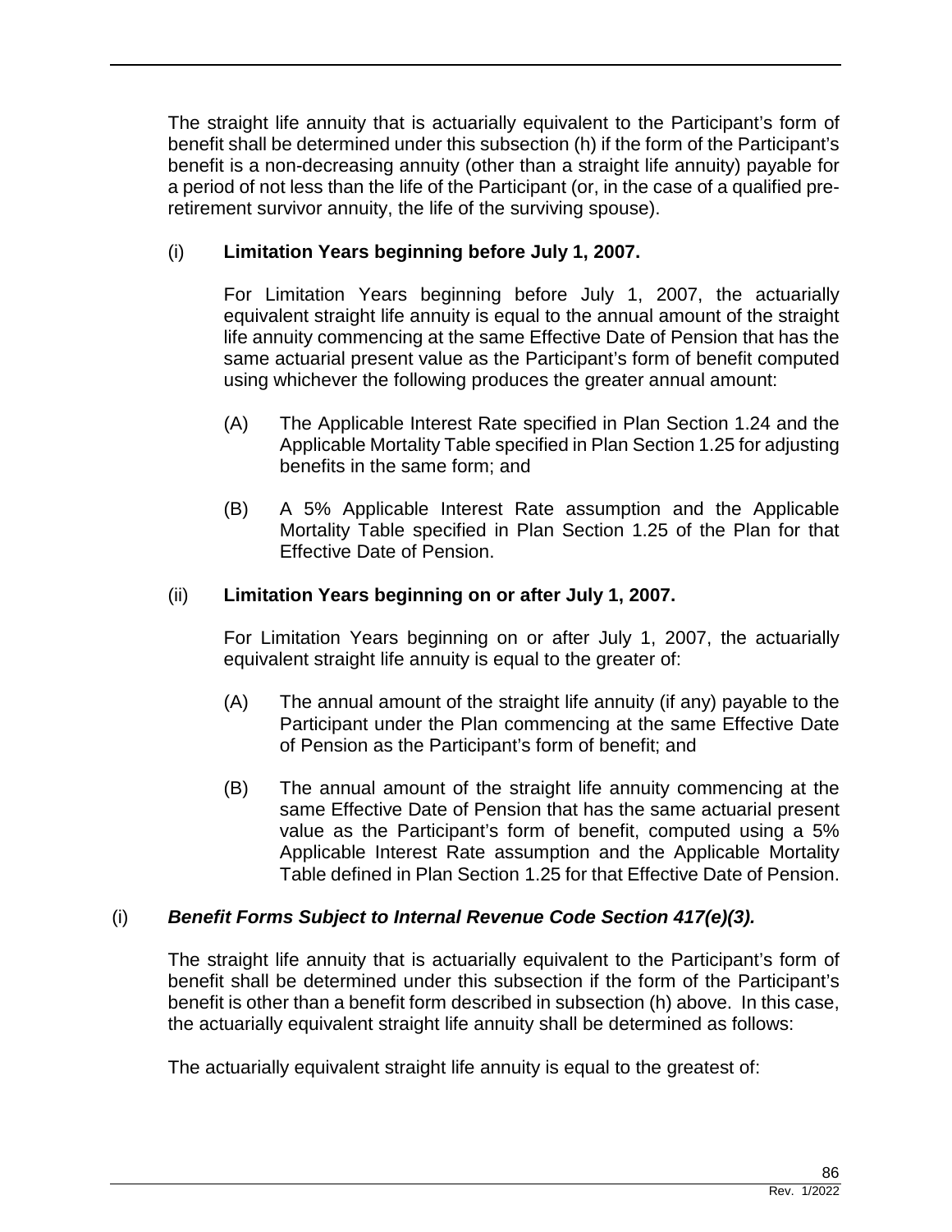The straight life annuity that is actuarially equivalent to the Participant's form of benefit shall be determined under this subsection (h) if the form of the Participant's benefit is a non-decreasing annuity (other than a straight life annuity) payable for a period of not less than the life of the Participant (or, in the case of a qualified pre-retirement survivor annuity, the life of the surviving spouse).

(i) **Limitation Years beginning before July 1, 2007.**

For Limitation Years beginning before July 1, 2007, the actuarially equivalent straight life annuity is equal to the annual amount of the straight life annuity commencing at the same Effective Date of Pension that has the same actuarial present value as the Participant's form of benefit computed using whichever the following produces the greater annual amount:

(A) The Applicable Interest Rate specified in Plan Section 1.24 and the Applicable Mortality Table specified in Plan Section 1.25 for adjusting benefits in the same form; and

(B) A 5% Applicable Interest Rate assumption and the Applicable Mortality Table specified in Plan Section 1.25 of the Plan for that Effective Date of Pension.

(ii) **Limitation Years beginning on or after July 1, 2007.**

For Limitation Years beginning on or after July 1, 2007, the actuarially equivalent straight life annuity is equal to the greater of:

(A) The annual amount of the straight life annuity (if any) payable to the Participant under the Plan commencing at the same Effective Date of Pension as the Participant's form of benefit; and

(B) The annual amount of the straight life annuity commencing at the same Effective Date of Pension that has the same actuarial present value as the Participant's form of benefit, computed using a 5% Applicable Interest Rate assumption and the Applicable Mortality Table defined in Plan Section 1.25 for that Effective Date of Pension.

(i) ***Benefit Forms Subject to Internal Revenue Code Section 417(e)(3).***

The straight life annuity that is actuarially equivalent to the Participant's form of benefit shall be determined under this subsection if the form of the Participant's benefit is other than a benefit form described in subsection (h) above. In this case, the actuarially equivalent straight life annuity shall be determined as follows:

The actuarially equivalent straight life annuity is equal to the greatest of: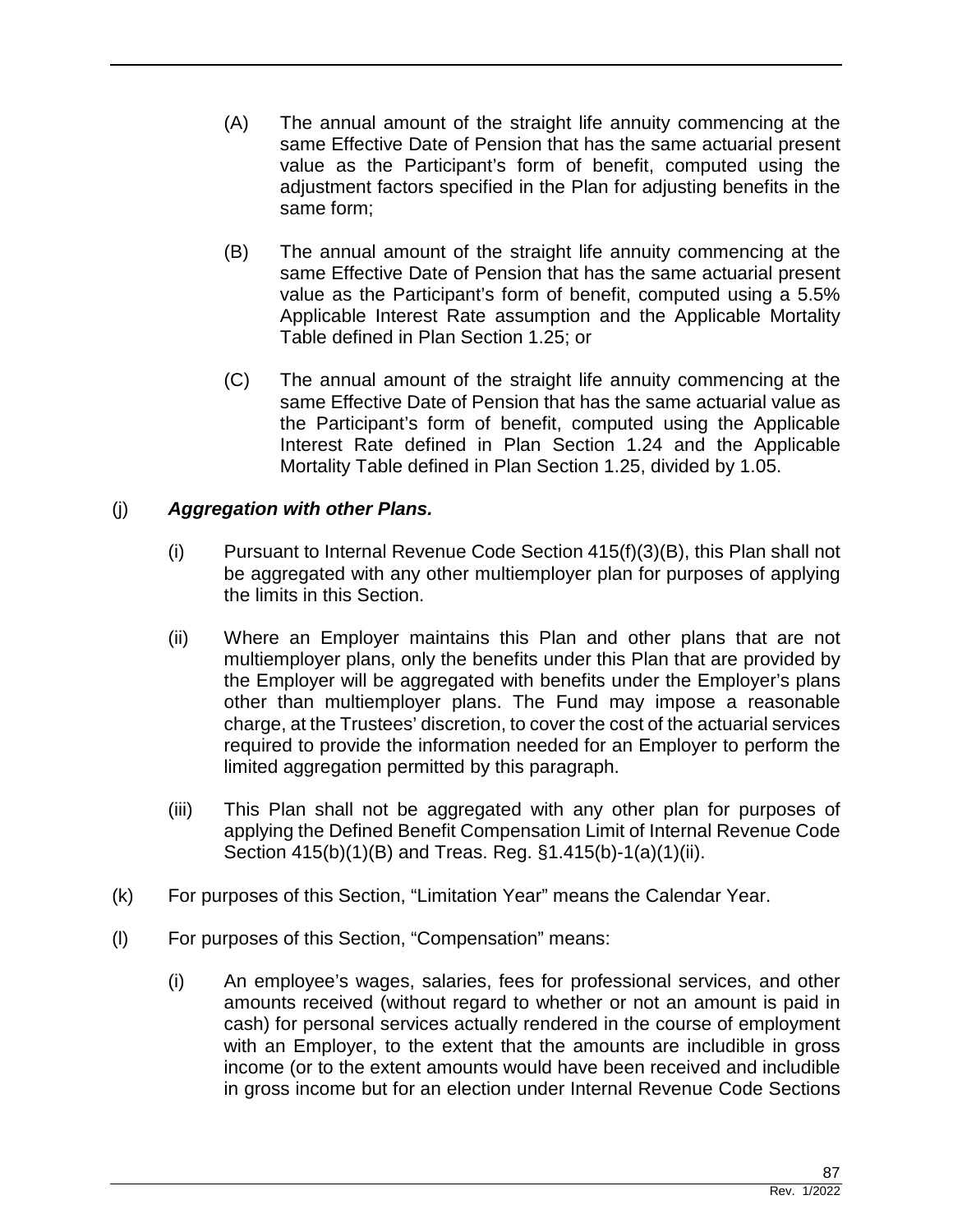(A) The annual amount of the straight life annuity commencing at the same Effective Date of Pension that has the same actuarial present value as the Participant's form of benefit, computed using the adjustment factors specified in the Plan for adjusting benefits in the same form;

(B) The annual amount of the straight life annuity commencing at the same Effective Date of Pension that has the same actuarial present value as the Participant's form of benefit, computed using a 5.5% Applicable Interest Rate assumption and the Applicable Mortality Table defined in Plan Section 1.25; or

(C) The annual amount of the straight life annuity commencing at the same Effective Date of Pension that has the same actuarial value as the Participant's form of benefit, computed using the Applicable Interest Rate defined in Plan Section 1.24 and the Applicable Mortality Table defined in Plan Section 1.25, divided by 1.05.

(j) ***Aggregation with other Plans.***

(i) Pursuant to Internal Revenue Code Section 415(f)(3)(B), this Plan shall not be aggregated with any other multiemployer plan for purposes of applying the limits in this Section.

(ii) Where an Employer maintains this Plan and other plans that are not multiemployer plans, only the benefits under this Plan that are provided by the Employer will be aggregated with benefits under the Employer's plans other than multiemployer plans. The Fund may impose a reasonable charge, at the Trustees' discretion, to cover the cost of the actuarial services required to provide the information needed for an Employer to perform the limited aggregation permitted by this paragraph.

(iii) This Plan shall not be aggregated with any other plan for purposes of applying the Defined Benefit Compensation Limit of Internal Revenue Code Section 415(b)(1)(B) and Treas. Reg. §1.415(b)-1(a)(1)(ii).

(k) For purposes of this Section, "Limitation Year" means the Calendar Year.

(l) For purposes of this Section, "Compensation" means:

(i) An employee's wages, salaries, fees for professional services, and other amounts received (without regard to whether or not an amount is paid in cash) for personal services actually rendered in the course of employment with an Employer, to the extent that the amounts are includible in gross income (or to the extent amounts would have been received and includible in gross income but for an election under Internal Revenue Code Sections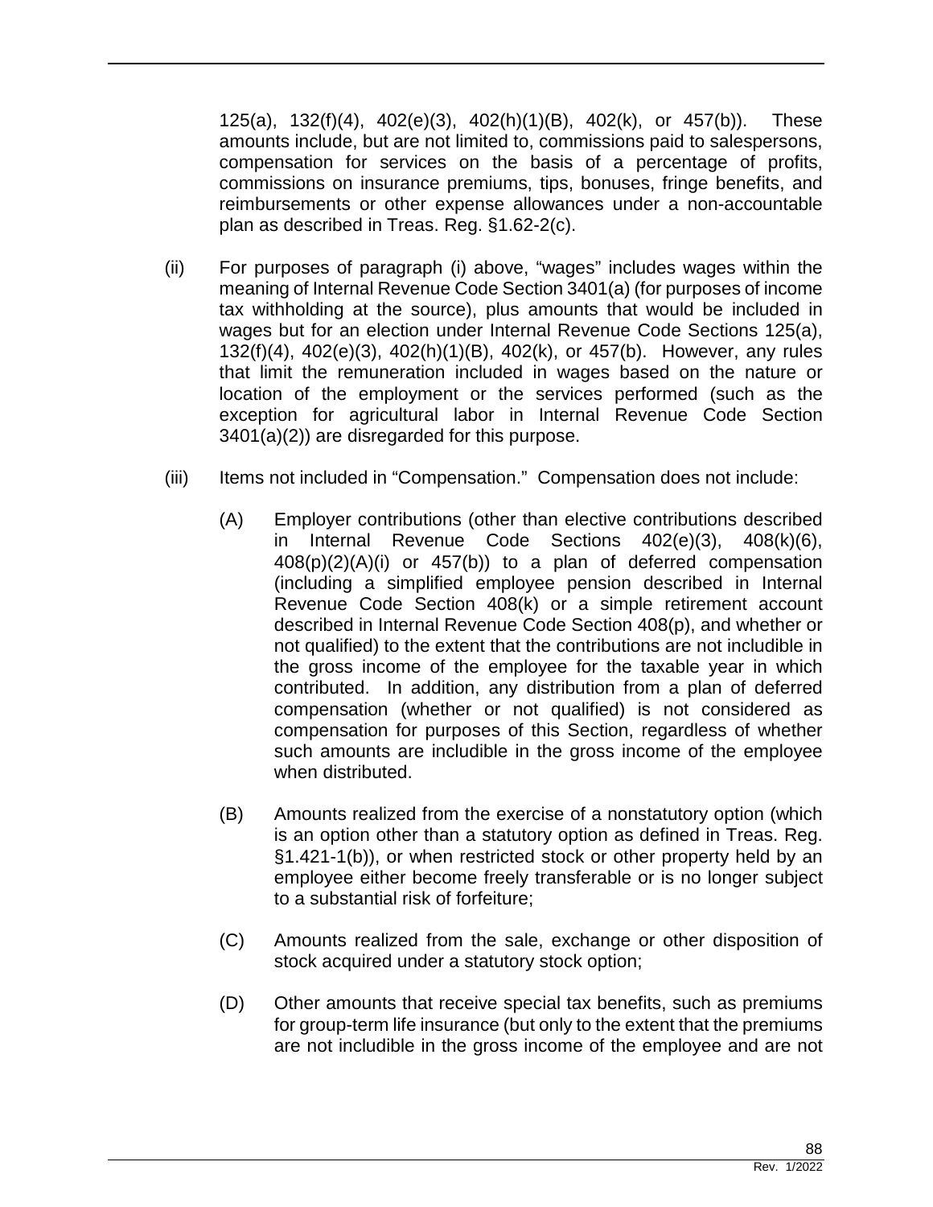125(a), 132(f)(4), 402(e)(3), 402(h)(1)(B), 402(k), or 457(b)). These amounts include, but are not limited to, commissions paid to salespersons, compensation for services on the basis of a percentage of profits, commissions on insurance premiums, tips, bonuses, fringe benefits, and reimbursements or other expense allowances under a non-accountable plan as described in Treas. Reg. §1.62-2(c).

(ii) For purposes of paragraph (i) above, "wages" includes wages within the meaning of Internal Revenue Code Section 3401(a) (for purposes of income tax withholding at the source), plus amounts that would be included in wages but for an election under Internal Revenue Code Sections 125(a), 132(f)(4), 402(e)(3), 402(h)(1)(B), 402(k), or 457(b). However, any rules that limit the remuneration included in wages based on the nature or location of the employment or the services performed (such as the exception for agricultural labor in Internal Revenue Code Section 3401(a)(2)) are disregarded for this purpose.

(iii) Items not included in "Compensation." Compensation does not include:

(A) Employer contributions (other than elective contributions described in Internal Revenue Code Sections 402(e)(3), 408(k)(6), 408(p)(2)(A)(i) or 457(b)) to a plan of deferred compensation (including a simplified employee pension described in Internal Revenue Code Section 408(k) or a simple retirement account described in Internal Revenue Code Section 408(p), and whether or not qualified) to the extent that the contributions are not includible in the gross income of the employee for the taxable year in which contributed. In addition, any distribution from a plan of deferred compensation (whether or not qualified) is not considered as compensation for purposes of this Section, regardless of whether such amounts are includible in the gross income of the employee when distributed.

(B) Amounts realized from the exercise of a nonstatutory option (which is an option other than a statutory option as defined in Treas. Reg. §1.421-1(b)), or when restricted stock or other property held by an employee either become freely transferable or is no longer subject to a substantial risk of forfeiture;

(C) Amounts realized from the sale, exchange or other disposition of stock acquired under a statutory stock option;

(D) Other amounts that receive special tax benefits, such as premiums for group-term life insurance (but only to the extent that the premiums are not includible in the gross income of the employee and are not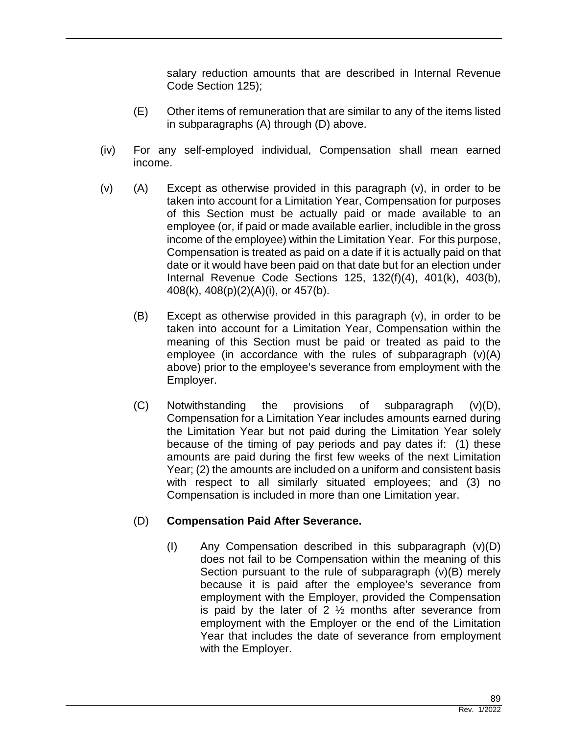salary reduction amounts that are described in Internal Revenue Code Section 125);

(E) Other items of remuneration that are similar to any of the items listed in subparagraphs (A) through (D) above.

(iv) For any self-employed individual, Compensation shall mean earned income.

(v) (A) Except as otherwise provided in this paragraph (v), in order to be taken into account for a Limitation Year, Compensation for purposes of this Section must be actually paid or made available to an employee (or, if paid or made available earlier, includible in the gross income of the employee) within the Limitation Year. For this purpose, Compensation is treated as paid on a date if it is actually paid on that date or it would have been paid on that date but for an election under Internal Revenue Code Sections 125, 132(f)(4), 401(k), 403(b), 408(k), 408(p)(2)(A)(i), or 457(b).

(B) Except as otherwise provided in this paragraph (v), in order to be taken into account for a Limitation Year, Compensation within the meaning of this Section must be paid or treated as paid to the employee (in accordance with the rules of subparagraph (v)(A) above) prior to the employee's severance from employment with the Employer.

(C) Notwithstanding the provisions of subparagraph (v)(D), Compensation for a Limitation Year includes amounts earned during the Limitation Year but not paid during the Limitation Year solely because of the timing of pay periods and pay dates if: (1) these amounts are paid during the first few weeks of the next Limitation Year; (2) the amounts are included on a uniform and consistent basis with respect to all similarly situated employees; and (3) no Compensation is included in more than one Limitation year.

(D) **Compensation Paid After Severance.**

(I) Any Compensation described in this subparagraph (v)(D) does not fail to be Compensation within the meaning of this Section pursuant to the rule of subparagraph (v)(B) merely because it is paid after the employee's severance from employment with the Employer, provided the Compensation is paid by the later of 2 ½ months after severance from employment with the Employer or the end of the Limitation Year that includes the date of severance from employment with the Employer.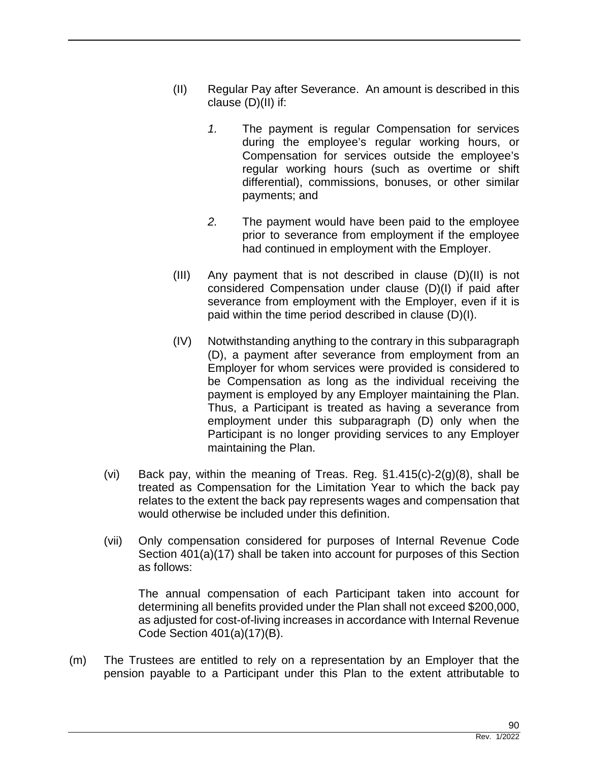(II) Regular Pay after Severance. An amount is described in this clause (D)(II) if:

*1.* The payment is regular Compensation for services during the employee's regular working hours, or Compensation for services outside the employee's regular working hours (such as overtime or shift differential), commissions, bonuses, or other similar payments; and

*2.* The payment would have been paid to the employee prior to severance from employment if the employee had continued in employment with the Employer.

(III) Any payment that is not described in clause (D)(II) is not considered Compensation under clause (D)(I) if paid after severance from employment with the Employer, even if it is paid within the time period described in clause (D)(I).

(IV) Notwithstanding anything to the contrary in this subparagraph (D), a payment after severance from employment from an Employer for whom services were provided is considered to be Compensation as long as the individual receiving the payment is employed by any Employer maintaining the Plan. Thus, a Participant is treated as having a severance from employment under this subparagraph (D) only when the Participant is no longer providing services to any Employer maintaining the Plan.

(vi) Back pay, within the meaning of Treas. Reg. §1.415(c)-2(g)(8), shall be treated as Compensation for the Limitation Year to which the back pay relates to the extent the back pay represents wages and compensation that would otherwise be included under this definition.

(vii) Only compensation considered for purposes of Internal Revenue Code Section 401(a)(17) shall be taken into account for purposes of this Section as follows:

The annual compensation of each Participant taken into account for determining all benefits provided under the Plan shall not exceed $200,000, as adjusted for cost-of-living increases in accordance with Internal Revenue Code Section 401(a)(17)(B).

(m) The Trustees are entitled to rely on a representation by an Employer that the pension payable to a Participant under this Plan to the extent attributable to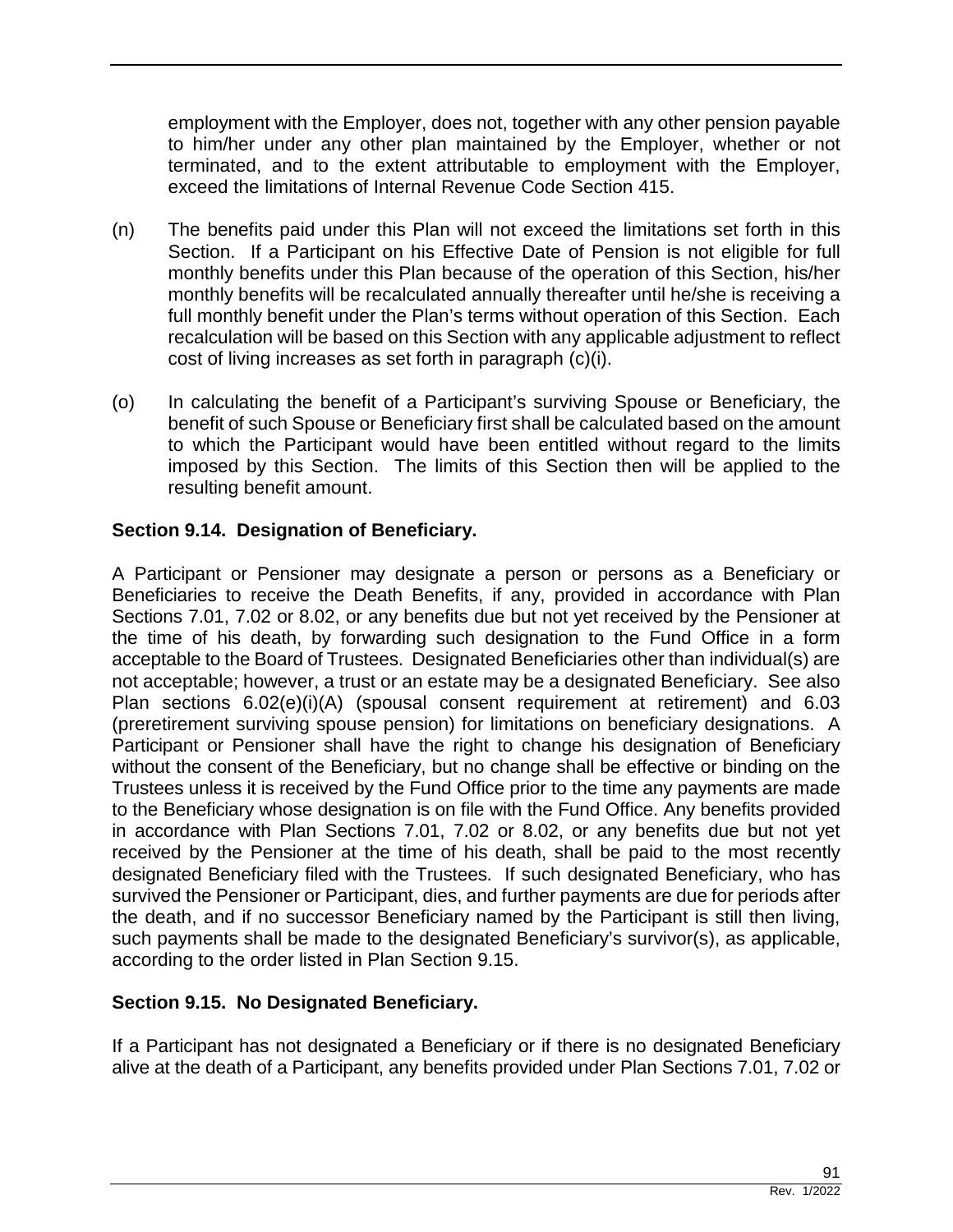employment with the Employer, does not, together with any other pension payable to him/her under any other plan maintained by the Employer, whether or not terminated, and to the extent attributable to employment with the Employer, exceed the limitations of Internal Revenue Code Section 415.

(n) The benefits paid under this Plan will not exceed the limitations set forth in this Section. If a Participant on his Effective Date of Pension is not eligible for full monthly benefits under this Plan because of the operation of this Section, his/her monthly benefits will be recalculated annually thereafter until he/she is receiving a full monthly benefit under the Plan's terms without operation of this Section. Each recalculation will be based on this Section with any applicable adjustment to reflect cost of living increases as set forth in paragraph (c)(i).

(o) In calculating the benefit of a Participant's surviving Spouse or Beneficiary, the benefit of such Spouse or Beneficiary first shall be calculated based on the amount to which the Participant would have been entitled without regard to the limits imposed by this Section. The limits of this Section then will be applied to the resulting benefit amount.

## Section 9.14. Designation of Beneficiary.

A Participant or Pensioner may designate a person or persons as a Beneficiary or Beneficiaries to receive the Death Benefits, if any, provided in accordance with Plan Sections 7.01, 7.02 or 8.02, or any benefits due but not yet received by the Pensioner at the time of his death, by forwarding such designation to the Fund Office in a form acceptable to the Board of Trustees. Designated Beneficiaries other than individual(s) are not acceptable; however, a trust or an estate may be a designated Beneficiary. See also Plan sections 6.02(e)(i)(A) (spousal consent requirement at retirement) and 6.03 (preretirement surviving spouse pension) for limitations on beneficiary designations. A Participant or Pensioner shall have the right to change his designation of Beneficiary without the consent of the Beneficiary, but no change shall be effective or binding on the Trustees unless it is received by the Fund Office prior to the time any payments are made to the Beneficiary whose designation is on file with the Fund Office. Any benefits provided in accordance with Plan Sections 7.01, 7.02 or 8.02, or any benefits due but not yet received by the Pensioner at the time of his death, shall be paid to the most recently designated Beneficiary filed with the Trustees. If such designated Beneficiary, who has survived the Pensioner or Participant, dies, and further payments are due for periods after the death, and if no successor Beneficiary named by the Participant is still then living, such payments shall be made to the designated Beneficiary's survivor(s), as applicable, according to the order listed in Plan Section 9.15.

## Section 9.15. No Designated Beneficiary.

If a Participant has not designated a Beneficiary or if there is no designated Beneficiary alive at the death of a Participant, any benefits provided under Plan Sections 7.01, 7.02 or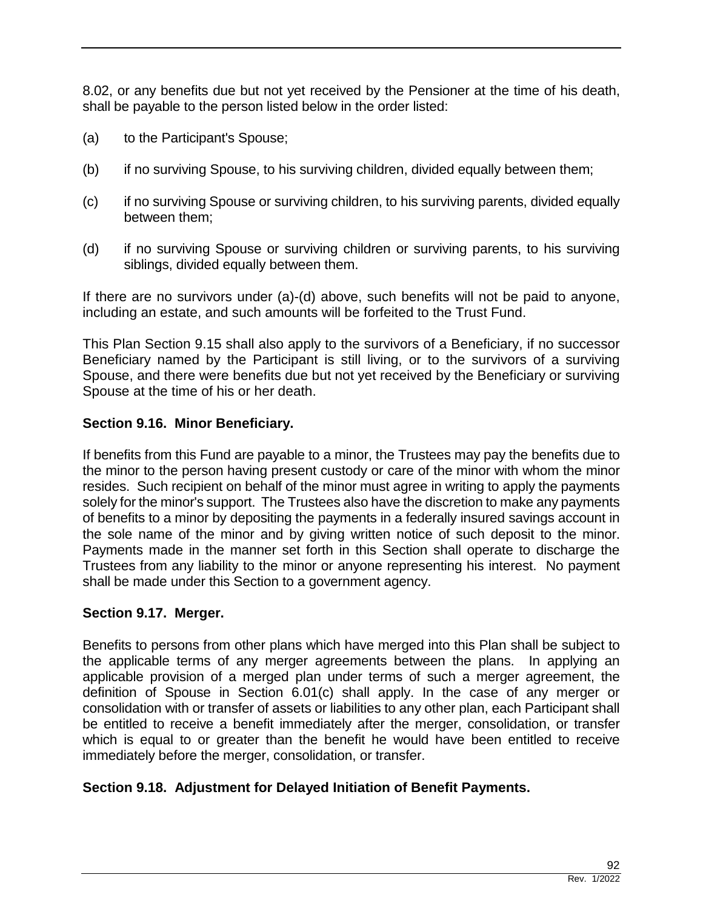8.02, or any benefits due but not yet received by the Pensioner at the time of his death, shall be payable to the person listed below in the order listed:

(a) to the Participant's Spouse;

(b) if no surviving Spouse, to his surviving children, divided equally between them;

(c) if no surviving Spouse or surviving children, to his surviving parents, divided equally between them;

(d) if no surviving Spouse or surviving children or surviving parents, to his surviving siblings, divided equally between them.

If there are no survivors under (a)-(d) above, such benefits will not be paid to anyone, including an estate, and such amounts will be forfeited to the Trust Fund.

This Plan Section 9.15 shall also apply to the survivors of a Beneficiary, if no successor Beneficiary named by the Participant is still living, or to the survivors of a surviving Spouse, and there were benefits due but not yet received by the Beneficiary or surviving Spouse at the time of his or her death.

**Section 9.16. Minor Beneficiary.**

If benefits from this Fund are payable to a minor, the Trustees may pay the benefits due to the minor to the person having present custody or care of the minor with whom the minor resides. Such recipient on behalf of the minor must agree in writing to apply the payments solely for the minor's support. The Trustees also have the discretion to make any payments of benefits to a minor by depositing the payments in a federally insured savings account in the sole name of the minor and by giving written notice of such deposit to the minor. Payments made in the manner set forth in this Section shall operate to discharge the Trustees from any liability to the minor or anyone representing his interest. No payment shall be made under this Section to a government agency.

**Section 9.17. Merger.**

Benefits to persons from other plans which have merged into this Plan shall be subject to the applicable terms of any merger agreements between the plans. In applying an applicable provision of a merged plan under terms of such a merger agreement, the definition of Spouse in Section 6.01(c) shall apply. In the case of any merger or consolidation with or transfer of assets or liabilities to any other plan, each Participant shall be entitled to receive a benefit immediately after the merger, consolidation, or transfer which is equal to or greater than the benefit he would have been entitled to receive immediately before the merger, consolidation, or transfer.

**Section 9.18. Adjustment for Delayed Initiation of Benefit Payments.**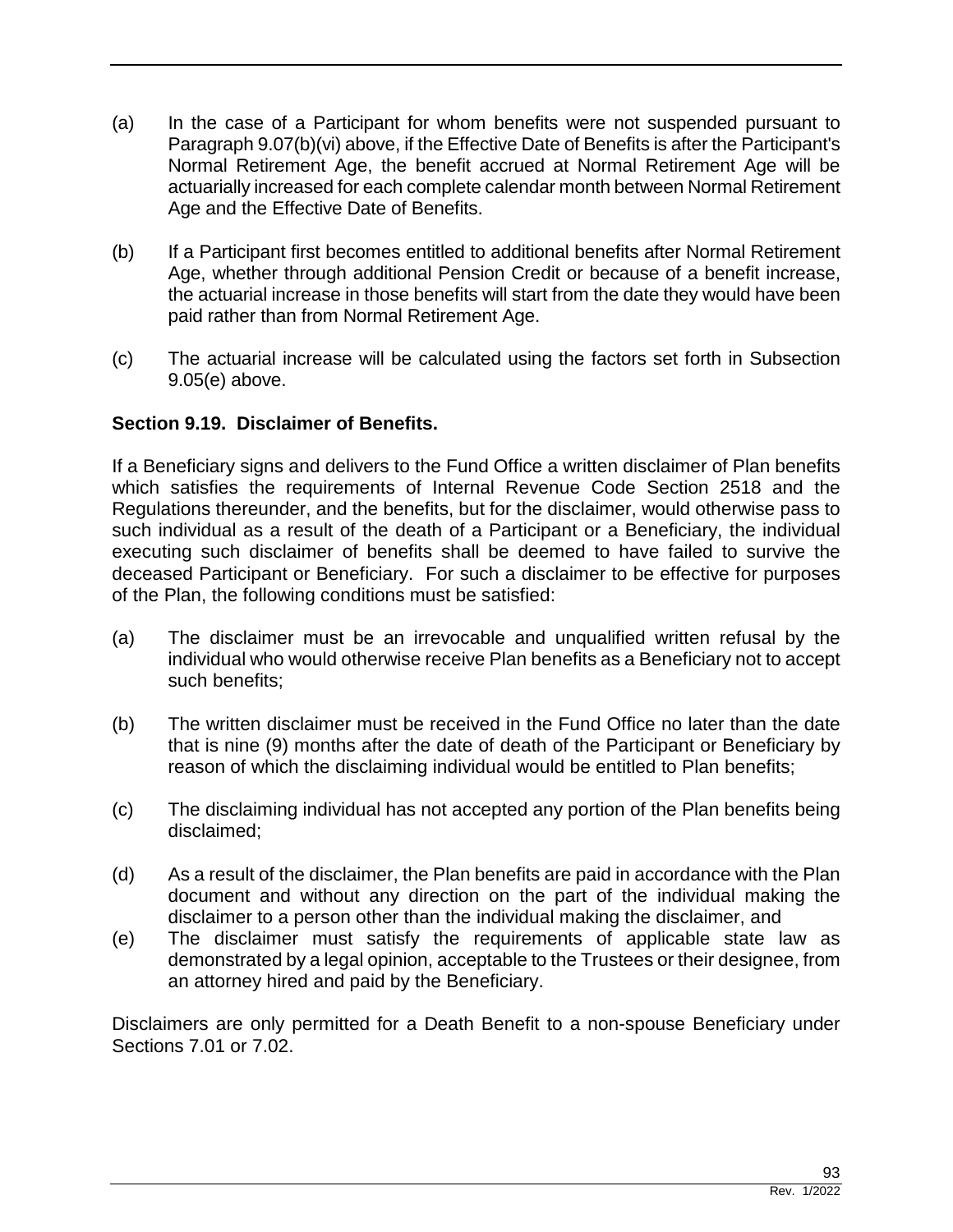(a) In the case of a Participant for whom benefits were not suspended pursuant to Paragraph 9.07(b)(vi) above, if the Effective Date of Benefits is after the Participant's Normal Retirement Age, the benefit accrued at Normal Retirement Age will be actuarially increased for each complete calendar month between Normal Retirement Age and the Effective Date of Benefits.

(b) If a Participant first becomes entitled to additional benefits after Normal Retirement Age, whether through additional Pension Credit or because of a benefit increase, the actuarial increase in those benefits will start from the date they would have been paid rather than from Normal Retirement Age.

(c) The actuarial increase will be calculated using the factors set forth in Subsection 9.05(e) above.

**Section 9.19. Disclaimer of Benefits.**

If a Beneficiary signs and delivers to the Fund Office a written disclaimer of Plan benefits which satisfies the requirements of Internal Revenue Code Section 2518 and the Regulations thereunder, and the benefits, but for the disclaimer, would otherwise pass to such individual as a result of the death of a Participant or a Beneficiary, the individual executing such disclaimer of benefits shall be deemed to have failed to survive the deceased Participant or Beneficiary. For such a disclaimer to be effective for purposes of the Plan, the following conditions must be satisfied:

(a) The disclaimer must be an irrevocable and unqualified written refusal by the individual who would otherwise receive Plan benefits as a Beneficiary not to accept such benefits;

(b) The written disclaimer must be received in the Fund Office no later than the date that is nine (9) months after the date of death of the Participant or Beneficiary by reason of which the disclaiming individual would be entitled to Plan benefits;

(c) The disclaiming individual has not accepted any portion of the Plan benefits being disclaimed;

(d) As a result of the disclaimer, the Plan benefits are paid in accordance with the Plan document and without any direction on the part of the individual making the disclaimer to a person other than the individual making the disclaimer, and

(e) The disclaimer must satisfy the requirements of applicable state law as demonstrated by a legal opinion, acceptable to the Trustees or their designee, from an attorney hired and paid by the Beneficiary.

Disclaimers are only permitted for a Death Benefit to a non-spouse Beneficiary under Sections 7.01 or 7.02.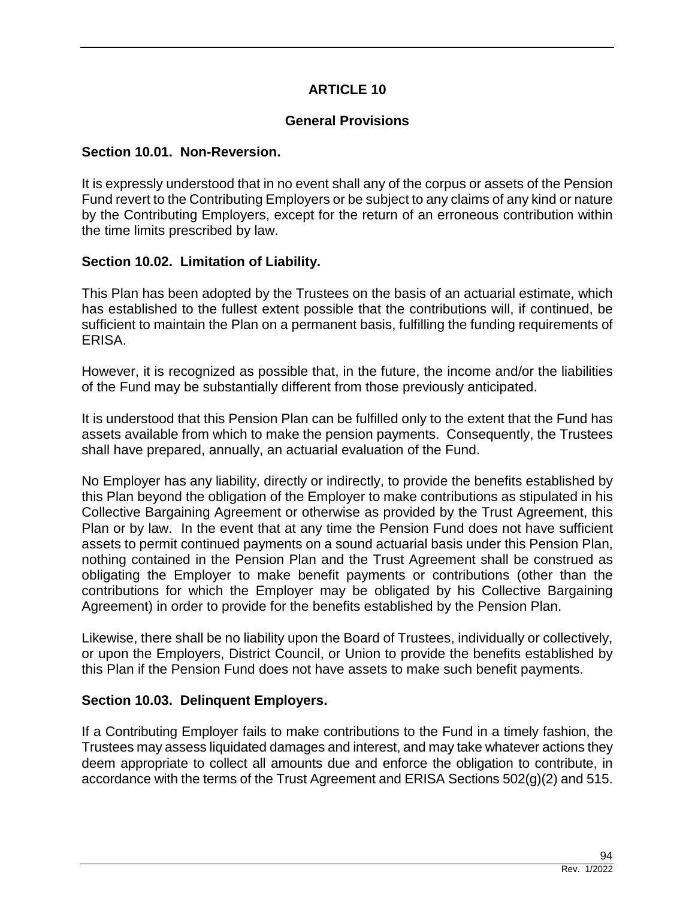# ARTICLE 10

## General Provisions

### Section 10.01. Non-Reversion.

It is expressly understood that in no event shall any of the corpus or assets of the Pension Fund revert to the Contributing Employers or be subject to any claims of any kind or nature by the Contributing Employers, except for the return of an erroneous contribution within the time limits prescribed by law.

### Section 10.02. Limitation of Liability.

This Plan has been adopted by the Trustees on the basis of an actuarial estimate, which has established to the fullest extent possible that the contributions will, if continued, be sufficient to maintain the Plan on a permanent basis, fulfilling the funding requirements of ERISA.

However, it is recognized as possible that, in the future, the income and/or the liabilities of the Fund may be substantially different from those previously anticipated.

It is understood that this Pension Plan can be fulfilled only to the extent that the Fund has assets available from which to make the pension payments. Consequently, the Trustees shall have prepared, annually, an actuarial evaluation of the Fund.

No Employer has any liability, directly or indirectly, to provide the benefits established by this Plan beyond the obligation of the Employer to make contributions as stipulated in his Collective Bargaining Agreement or otherwise as provided by the Trust Agreement, this Plan or by law. In the event that at any time the Pension Fund does not have sufficient assets to permit continued payments on a sound actuarial basis under this Pension Plan, nothing contained in the Pension Plan and the Trust Agreement shall be construed as obligating the Employer to make benefit payments or contributions (other than the contributions for which the Employer may be obligated by his Collective Bargaining Agreement) in order to provide for the benefits established by the Pension Plan.

Likewise, there shall be no liability upon the Board of Trustees, individually or collectively, or upon the Employers, District Council, or Union to provide the benefits established by this Plan if the Pension Fund does not have assets to make such benefit payments.

### Section 10.03. Delinquent Employers.

If a Contributing Employer fails to make contributions to the Fund in a timely fashion, the Trustees may assess liquidated damages and interest, and may take whatever actions they deem appropriate to collect all amounts due and enforce the obligation to contribute, in accordance with the terms of the Trust Agreement and ERISA Sections 502(g)(2) and 515.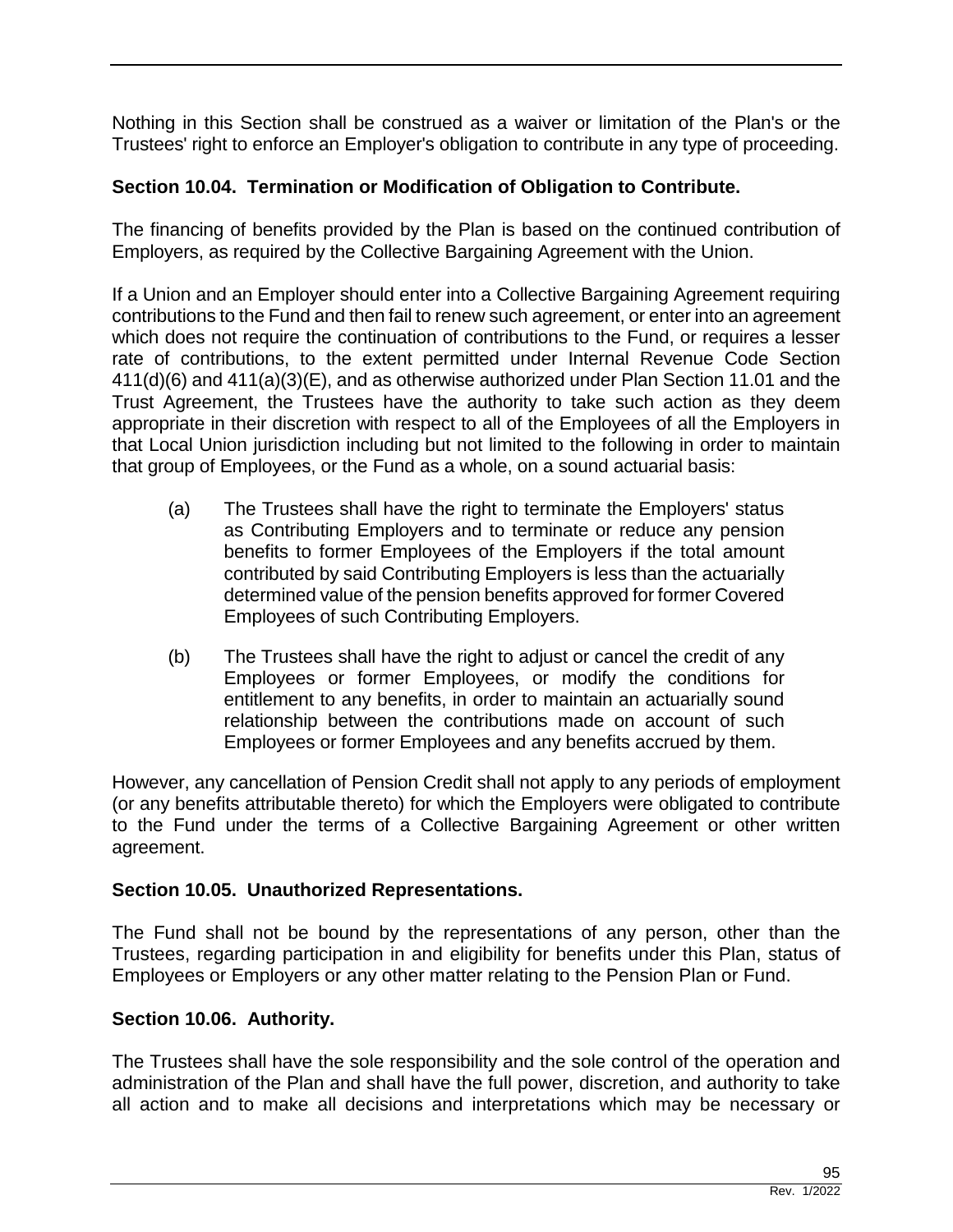Nothing in this Section shall be construed as a waiver or limitation of the Plan's or the Trustees' right to enforce an Employer's obligation to contribute in any type of proceeding.

### Section 10.04. Termination or Modification of Obligation to Contribute.

The financing of benefits provided by the Plan is based on the continued contribution of Employers, as required by the Collective Bargaining Agreement with the Union.

If a Union and an Employer should enter into a Collective Bargaining Agreement requiring contributions to the Fund and then fail to renew such agreement, or enter into an agreement which does not require the continuation of contributions to the Fund, or requires a lesser rate of contributions, to the extent permitted under Internal Revenue Code Section 411(d)(6) and 411(a)(3)(E), and as otherwise authorized under Plan Section 11.01 and the Trust Agreement, the Trustees have the authority to take such action as they deem appropriate in their discretion with respect to all of the Employees of all the Employers in that Local Union jurisdiction including but not limited to the following in order to maintain that group of Employees, or the Fund as a whole, on a sound actuarial basis:

(a) The Trustees shall have the right to terminate the Employers' status as Contributing Employers and to terminate or reduce any pension benefits to former Employees of the Employers if the total amount contributed by said Contributing Employers is less than the actuarially determined value of the pension benefits approved for former Covered Employees of such Contributing Employers.

(b) The Trustees shall have the right to adjust or cancel the credit of any Employees or former Employees, or modify the conditions for entitlement to any benefits, in order to maintain an actuarially sound relationship between the contributions made on account of such Employees or former Employees and any benefits accrued by them.

However, any cancellation of Pension Credit shall not apply to any periods of employment (or any benefits attributable thereto) for which the Employers were obligated to contribute to the Fund under the terms of a Collective Bargaining Agreement or other written agreement.

### Section 10.05. Unauthorized Representations.

The Fund shall not be bound by the representations of any person, other than the Trustees, regarding participation in and eligibility for benefits under this Plan, status of Employees or Employers or any other matter relating to the Pension Plan or Fund.

### Section 10.06. Authority.

The Trustees shall have the sole responsibility and the sole control of the operation and administration of the Plan and shall have the full power, discretion, and authority to take all action and to make all decisions and interpretations which may be necessary or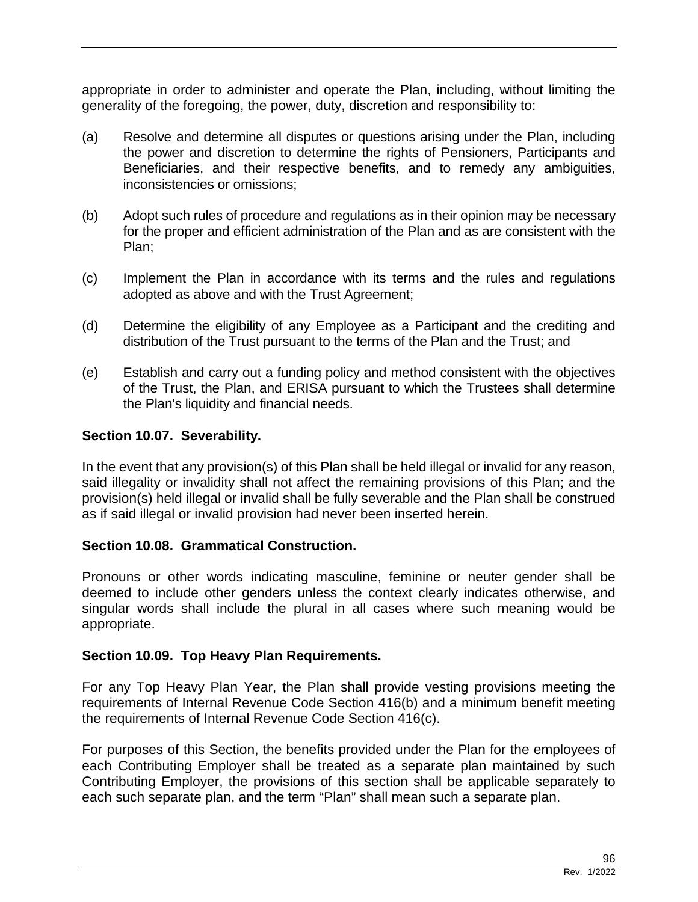appropriate in order to administer and operate the Plan, including, without limiting the generality of the foregoing, the power, duty, discretion and responsibility to:

(a) Resolve and determine all disputes or questions arising under the Plan, including the power and discretion to determine the rights of Pensioners, Participants and Beneficiaries, and their respective benefits, and to remedy any ambiguities, inconsistencies or omissions;

(b) Adopt such rules of procedure and regulations as in their opinion may be necessary for the proper and efficient administration of the Plan and as are consistent with the Plan;

(c) Implement the Plan in accordance with its terms and the rules and regulations adopted as above and with the Trust Agreement;

(d) Determine the eligibility of any Employee as a Participant and the crediting and distribution of the Trust pursuant to the terms of the Plan and the Trust; and

(e) Establish and carry out a funding policy and method consistent with the objectives of the Trust, the Plan, and ERISA pursuant to which the Trustees shall determine the Plan's liquidity and financial needs.

**Section 10.07. Severability.**

In the event that any provision(s) of this Plan shall be held illegal or invalid for any reason, said illegality or invalidity shall not affect the remaining provisions of this Plan; and the provision(s) held illegal or invalid shall be fully severable and the Plan shall be construed as if said illegal or invalid provision had never been inserted herein.

**Section 10.08. Grammatical Construction.**

Pronouns or other words indicating masculine, feminine or neuter gender shall be deemed to include other genders unless the context clearly indicates otherwise, and singular words shall include the plural in all cases where such meaning would be appropriate.

**Section 10.09. Top Heavy Plan Requirements.**

For any Top Heavy Plan Year, the Plan shall provide vesting provisions meeting the requirements of Internal Revenue Code Section 416(b) and a minimum benefit meeting the requirements of Internal Revenue Code Section 416(c).

For purposes of this Section, the benefits provided under the Plan for the employees of each Contributing Employer shall be treated as a separate plan maintained by such Contributing Employer, the provisions of this section shall be applicable separately to each such separate plan, and the term “Plan” shall mean such a separate plan.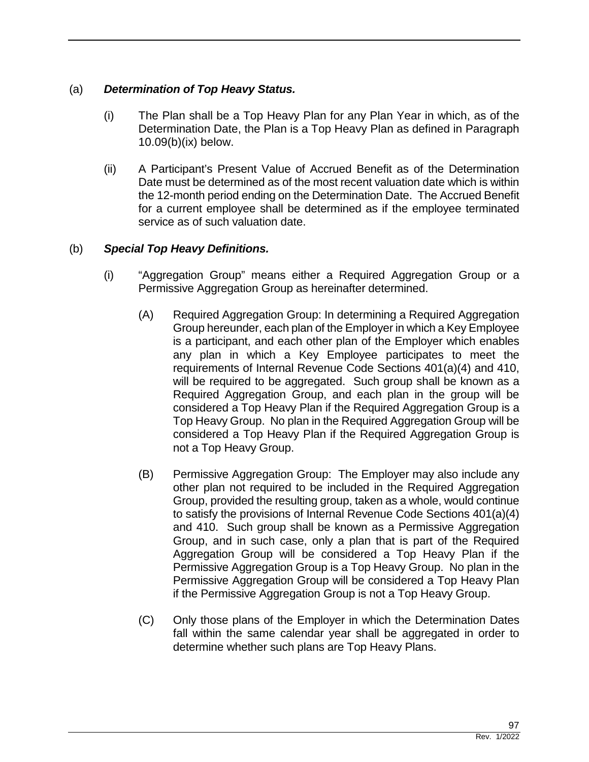(a) ***Determination of Top Heavy Status.***

(i) The Plan shall be a Top Heavy Plan for any Plan Year in which, as of the Determination Date, the Plan is a Top Heavy Plan as defined in Paragraph 10.09(b)(ix) below.

(ii) A Participant's Present Value of Accrued Benefit as of the Determination Date must be determined as of the most recent valuation date which is within the 12-month period ending on the Determination Date. The Accrued Benefit for a current employee shall be determined as if the employee terminated service as of such valuation date.

(b) ***Special Top Heavy Definitions.***

(i) "Aggregation Group" means either a Required Aggregation Group or a Permissive Aggregation Group as hereinafter determined.

(A) Required Aggregation Group: In determining a Required Aggregation Group hereunder, each plan of the Employer in which a Key Employee is a participant, and each other plan of the Employer which enables any plan in which a Key Employee participates to meet the requirements of Internal Revenue Code Sections 401(a)(4) and 410, will be required to be aggregated. Such group shall be known as a Required Aggregation Group, and each plan in the group will be considered a Top Heavy Plan if the Required Aggregation Group is a Top Heavy Group. No plan in the Required Aggregation Group will be considered a Top Heavy Plan if the Required Aggregation Group is not a Top Heavy Group.

(B) Permissive Aggregation Group: The Employer may also include any other plan not required to be included in the Required Aggregation Group, provided the resulting group, taken as a whole, would continue to satisfy the provisions of Internal Revenue Code Sections 401(a)(4) and 410. Such group shall be known as a Permissive Aggregation Group, and in such case, only a plan that is part of the Required Aggregation Group will be considered a Top Heavy Plan if the Permissive Aggregation Group is a Top Heavy Group. No plan in the Permissive Aggregation Group will be considered a Top Heavy Plan if the Permissive Aggregation Group is not a Top Heavy Group.

(C) Only those plans of the Employer in which the Determination Dates fall within the same calendar year shall be aggregated in order to determine whether such plans are Top Heavy Plans.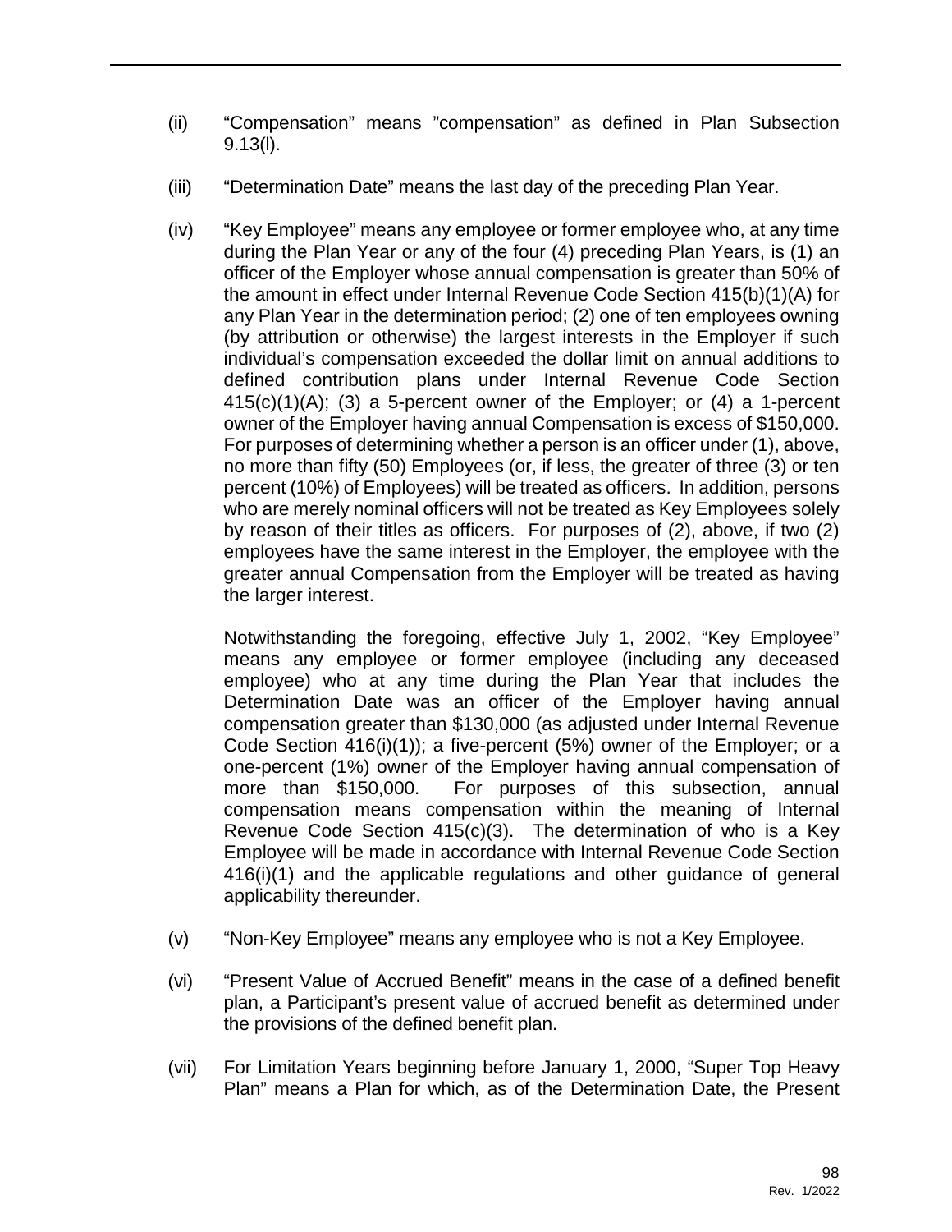(ii) “Compensation” means ”compensation” as defined in Plan Subsection 9.13(l).

(iii) “Determination Date” means the last day of the preceding Plan Year.

(iv) “Key Employee” means any employee or former employee who, at any time during the Plan Year or any of the four (4) preceding Plan Years, is (1) an officer of the Employer whose annual compensation is greater than 50% of the amount in effect under Internal Revenue Code Section 415(b)(1)(A) for any Plan Year in the determination period; (2) one of ten employees owning (by attribution or otherwise) the largest interests in the Employer if such individual’s compensation exceeded the dollar limit on annual additions to defined contribution plans under Internal Revenue Code Section 415(c)(1)(A); (3) a 5-percent owner of the Employer; or (4) a 1-percent owner of the Employer having annual Compensation is excess of $150,000. For purposes of determining whether a person is an officer under (1), above, no more than fifty (50) Employees (or, if less, the greater of three (3) or ten percent (10%) of Employees) will be treated as officers. In addition, persons who are merely nominal officers will not be treated as Key Employees solely by reason of their titles as officers. For purposes of (2), above, if two (2) employees have the same interest in the Employer, the employee with the greater annual Compensation from the Employer will be treated as having the larger interest.

Notwithstanding the foregoing, effective July 1, 2002, “Key Employee” means any employee or former employee (including any deceased employee) who at any time during the Plan Year that includes the Determination Date was an officer of the Employer having annual compensation greater than $130,000 (as adjusted under Internal Revenue Code Section 416(i)(1)); a five-percent (5%) owner of the Employer; or a one-percent (1%) owner of the Employer having annual compensation of more than $150,000. For purposes of this subsection, annual compensation means compensation within the meaning of Internal Revenue Code Section 415(c)(3). The determination of who is a Key Employee will be made in accordance with Internal Revenue Code Section 416(i)(1) and the applicable regulations and other guidance of general applicability thereunder.

(v) “Non-Key Employee” means any employee who is not a Key Employee.

(vi) “Present Value of Accrued Benefit” means in the case of a defined benefit plan, a Participant’s present value of accrued benefit as determined under the provisions of the defined benefit plan.

(vii) For Limitation Years beginning before January 1, 2000, “Super Top Heavy Plan” means a Plan for which, as of the Determination Date, the Present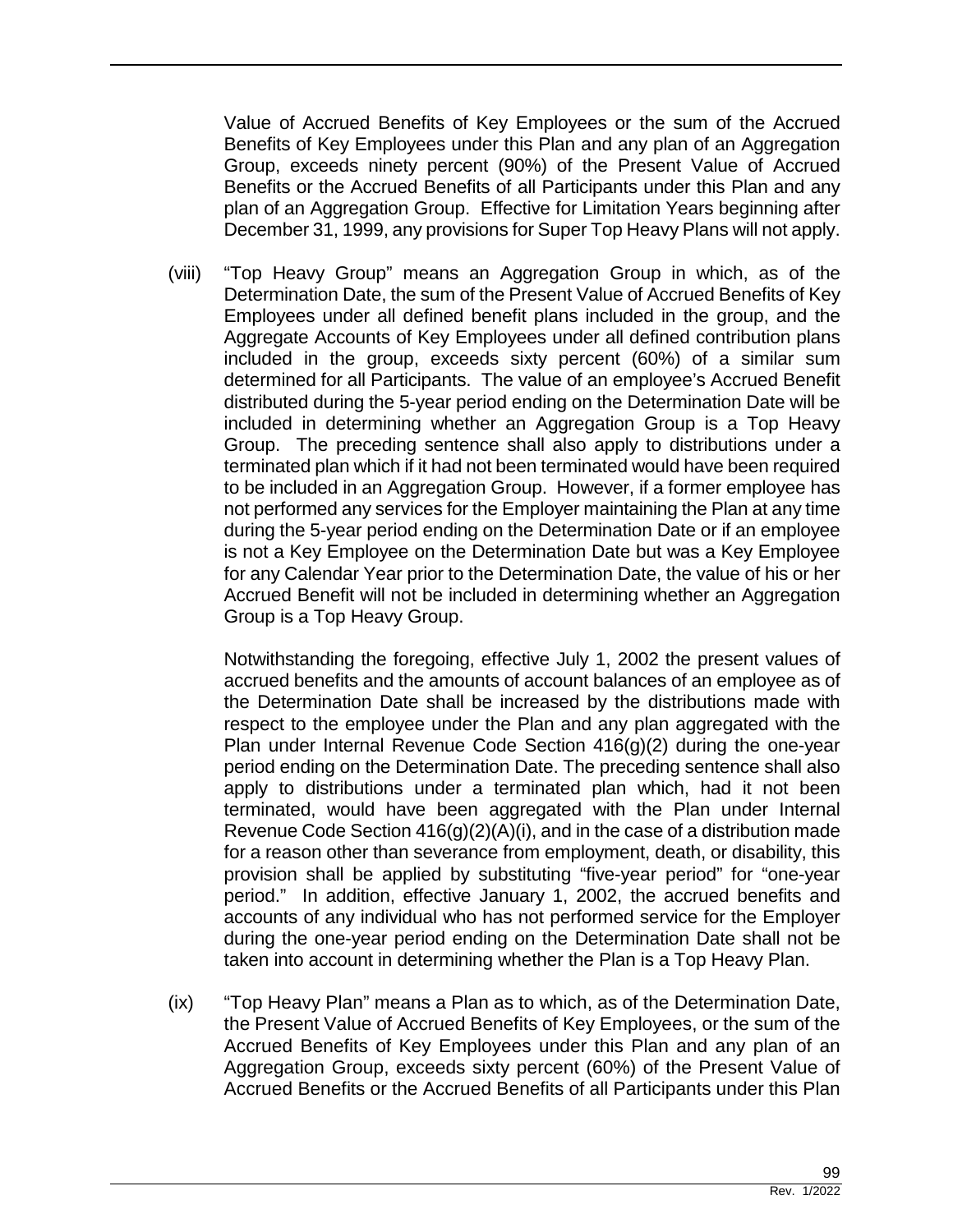Value of Accrued Benefits of Key Employees or the sum of the Accrued Benefits of Key Employees under this Plan and any plan of an Aggregation Group, exceeds ninety percent (90%) of the Present Value of Accrued Benefits or the Accrued Benefits of all Participants under this Plan and any plan of an Aggregation Group. Effective for Limitation Years beginning after December 31, 1999, any provisions for Super Top Heavy Plans will not apply.

(viii) "Top Heavy Group" means an Aggregation Group in which, as of the Determination Date, the sum of the Present Value of Accrued Benefits of Key Employees under all defined benefit plans included in the group, and the Aggregate Accounts of Key Employees under all defined contribution plans included in the group, exceeds sixty percent (60%) of a similar sum determined for all Participants. The value of an employee's Accrued Benefit distributed during the 5-year period ending on the Determination Date will be included in determining whether an Aggregation Group is a Top Heavy Group. The preceding sentence shall also apply to distributions under a terminated plan which if it had not been terminated would have been required to be included in an Aggregation Group. However, if a former employee has not performed any services for the Employer maintaining the Plan at any time during the 5-year period ending on the Determination Date or if an employee is not a Key Employee on the Determination Date but was a Key Employee for any Calendar Year prior to the Determination Date, the value of his or her Accrued Benefit will not be included in determining whether an Aggregation Group is a Top Heavy Group.

Notwithstanding the foregoing, effective July 1, 2002 the present values of accrued benefits and the amounts of account balances of an employee as of the Determination Date shall be increased by the distributions made with respect to the employee under the Plan and any plan aggregated with the Plan under Internal Revenue Code Section 416(g)(2) during the one-year period ending on the Determination Date. The preceding sentence shall also apply to distributions under a terminated plan which, had it not been terminated, would have been aggregated with the Plan under Internal Revenue Code Section 416(g)(2)(A)(i), and in the case of a distribution made for a reason other than severance from employment, death, or disability, this provision shall be applied by substituting "five-year period" for "one-year period." In addition, effective January 1, 2002, the accrued benefits and accounts of any individual who has not performed service for the Employer during the one-year period ending on the Determination Date shall not be taken into account in determining whether the Plan is a Top Heavy Plan.

(ix) "Top Heavy Plan" means a Plan as to which, as of the Determination Date, the Present Value of Accrued Benefits of Key Employees, or the sum of the Accrued Benefits of Key Employees under this Plan and any plan of an Aggregation Group, exceeds sixty percent (60%) of the Present Value of Accrued Benefits or the Accrued Benefits of all Participants under this Plan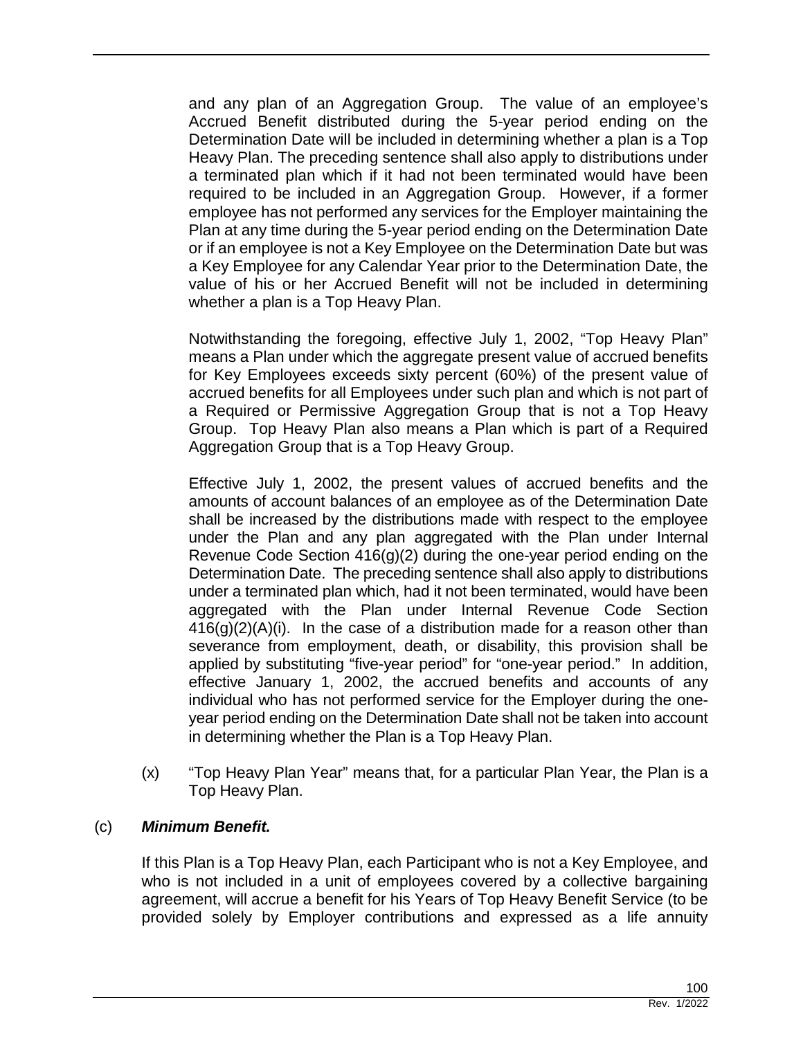and any plan of an Aggregation Group. The value of an employee's Accrued Benefit distributed during the 5-year period ending on the Determination Date will be included in determining whether a plan is a Top Heavy Plan. The preceding sentence shall also apply to distributions under a terminated plan which if it had not been terminated would have been required to be included in an Aggregation Group. However, if a former employee has not performed any services for the Employer maintaining the Plan at any time during the 5-year period ending on the Determination Date or if an employee is not a Key Employee on the Determination Date but was a Key Employee for any Calendar Year prior to the Determination Date, the value of his or her Accrued Benefit will not be included in determining whether a plan is a Top Heavy Plan.

Notwithstanding the foregoing, effective July 1, 2002, "Top Heavy Plan" means a Plan under which the aggregate present value of accrued benefits for Key Employees exceeds sixty percent (60%) of the present value of accrued benefits for all Employees under such plan and which is not part of a Required or Permissive Aggregation Group that is not a Top Heavy Group. Top Heavy Plan also means a Plan which is part of a Required Aggregation Group that is a Top Heavy Group.

Effective July 1, 2002, the present values of accrued benefits and the amounts of account balances of an employee as of the Determination Date shall be increased by the distributions made with respect to the employee under the Plan and any plan aggregated with the Plan under Internal Revenue Code Section 416(g)(2) during the one-year period ending on the Determination Date. The preceding sentence shall also apply to distributions under a terminated plan which, had it not been terminated, would have been aggregated with the Plan under Internal Revenue Code Section 416(g)(2)(A)(i). In the case of a distribution made for a reason other than severance from employment, death, or disability, this provision shall be applied by substituting "five-year period" for "one-year period." In addition, effective January 1, 2002, the accrued benefits and accounts of any individual who has not performed service for the Employer during the one-year period ending on the Determination Date shall not be taken into account in determining whether the Plan is a Top Heavy Plan.

(x) "Top Heavy Plan Year" means that, for a particular Plan Year, the Plan is a Top Heavy Plan.

(c) ***Minimum Benefit.***

If this Plan is a Top Heavy Plan, each Participant who is not a Key Employee, and who is not included in a unit of employees covered by a collective bargaining agreement, will accrue a benefit for his Years of Top Heavy Benefit Service (to be provided solely by Employer contributions and expressed as a life annuity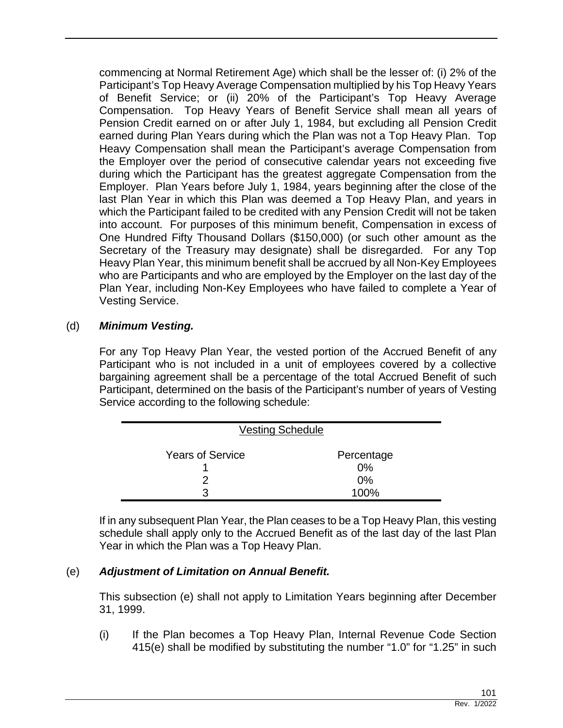commencing at Normal Retirement Age) which shall be the lesser of: (i) 2% of the Participant's Top Heavy Average Compensation multiplied by his Top Heavy Years of Benefit Service; or (ii) 20% of the Participant's Top Heavy Average Compensation. Top Heavy Years of Benefit Service shall mean all years of Pension Credit earned on or after July 1, 1984, but excluding all Pension Credit earned during Plan Years during which the Plan was not a Top Heavy Plan. Top Heavy Compensation shall mean the Participant's average Compensation from the Employer over the period of consecutive calendar years not exceeding five during which the Participant has the greatest aggregate Compensation from the Employer. Plan Years before July 1, 1984, years beginning after the close of the last Plan Year in which this Plan was deemed a Top Heavy Plan, and years in which the Participant failed to be credited with any Pension Credit will not be taken into account. For purposes of this minimum benefit, Compensation in excess of One Hundred Fifty Thousand Dollars ($150,000) (or such other amount as the Secretary of the Treasury may designate) shall be disregarded. For any Top Heavy Plan Year, this minimum benefit shall be accrued by all Non-Key Employees who are Participants and who are employed by the Employer on the last day of the Plan Year, including Non-Key Employees who have failed to complete a Year of Vesting Service.

(d) ***Minimum Vesting.***

For any Top Heavy Plan Year, the vested portion of the Accrued Benefit of any Participant who is not included in a unit of employees covered by a collective bargaining agreement shall be a percentage of the total Accrued Benefit of such Participant, determined on the basis of the Participant's number of years of Vesting Service according to the following schedule:

Vesting Schedule

| Years of Service | Percentage |
|---|---|
| 1 | 0% |
| 2 | 0% |
| 3 | 100% |

If in any subsequent Plan Year, the Plan ceases to be a Top Heavy Plan, this vesting schedule shall apply only to the Accrued Benefit as of the last day of the last Plan Year in which the Plan was a Top Heavy Plan.

(e) ***Adjustment of Limitation on Annual Benefit.***

This subsection (e) shall not apply to Limitation Years beginning after December 31, 1999.

(i) If the Plan becomes a Top Heavy Plan, Internal Revenue Code Section 415(e) shall be modified by substituting the number "1.0" for "1.25" in such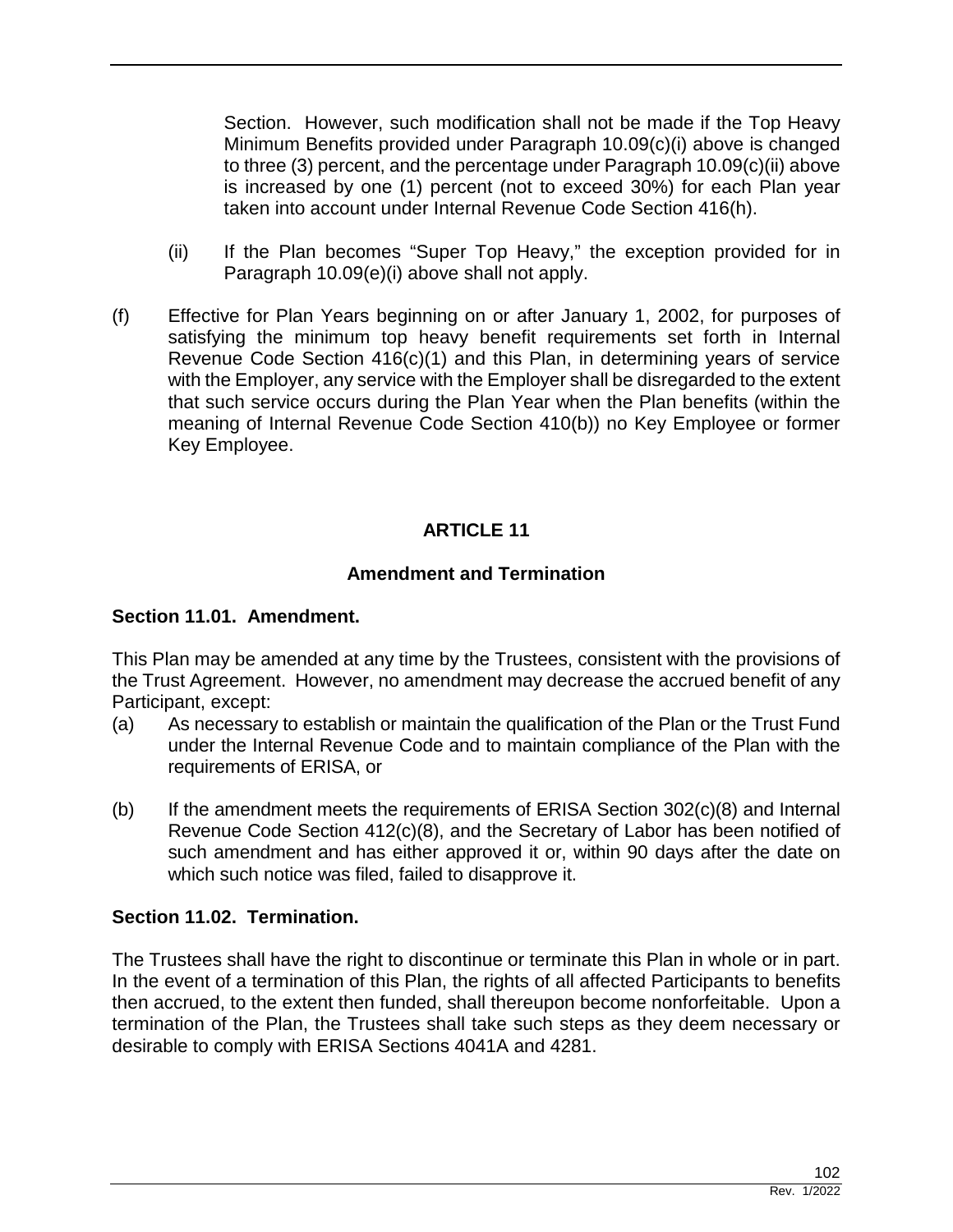Section. However, such modification shall not be made if the Top Heavy Minimum Benefits provided under Paragraph 10.09(c)(i) above is changed to three (3) percent, and the percentage under Paragraph 10.09(c)(ii) above is increased by one (1) percent (not to exceed 30%) for each Plan year taken into account under Internal Revenue Code Section 416(h).

(ii) If the Plan becomes "Super Top Heavy," the exception provided for in Paragraph 10.09(e)(i) above shall not apply.

(f) Effective for Plan Years beginning on or after January 1, 2002, for purposes of satisfying the minimum top heavy benefit requirements set forth in Internal Revenue Code Section 416(c)(1) and this Plan, in determining years of service with the Employer, any service with the Employer shall be disregarded to the extent that such service occurs during the Plan Year when the Plan benefits (within the meaning of Internal Revenue Code Section 410(b)) no Key Employee or former Key Employee.

# ARTICLE 11

## Amendment and Termination

### Section 11.01. Amendment.

This Plan may be amended at any time by the Trustees, consistent with the provisions of the Trust Agreement. However, no amendment may decrease the accrued benefit of any Participant, except:

(a) As necessary to establish or maintain the qualification of the Plan or the Trust Fund under the Internal Revenue Code and to maintain compliance of the Plan with the requirements of ERISA, or

(b) If the amendment meets the requirements of ERISA Section 302(c)(8) and Internal Revenue Code Section 412(c)(8), and the Secretary of Labor has been notified of such amendment and has either approved it or, within 90 days after the date on which such notice was filed, failed to disapprove it.

### Section 11.02. Termination.

The Trustees shall have the right to discontinue or terminate this Plan in whole or in part. In the event of a termination of this Plan, the rights of all affected Participants to benefits then accrued, to the extent then funded, shall thereupon become nonforfeitable. Upon a termination of the Plan, the Trustees shall take such steps as they deem necessary or desirable to comply with ERISA Sections 4041A and 4281.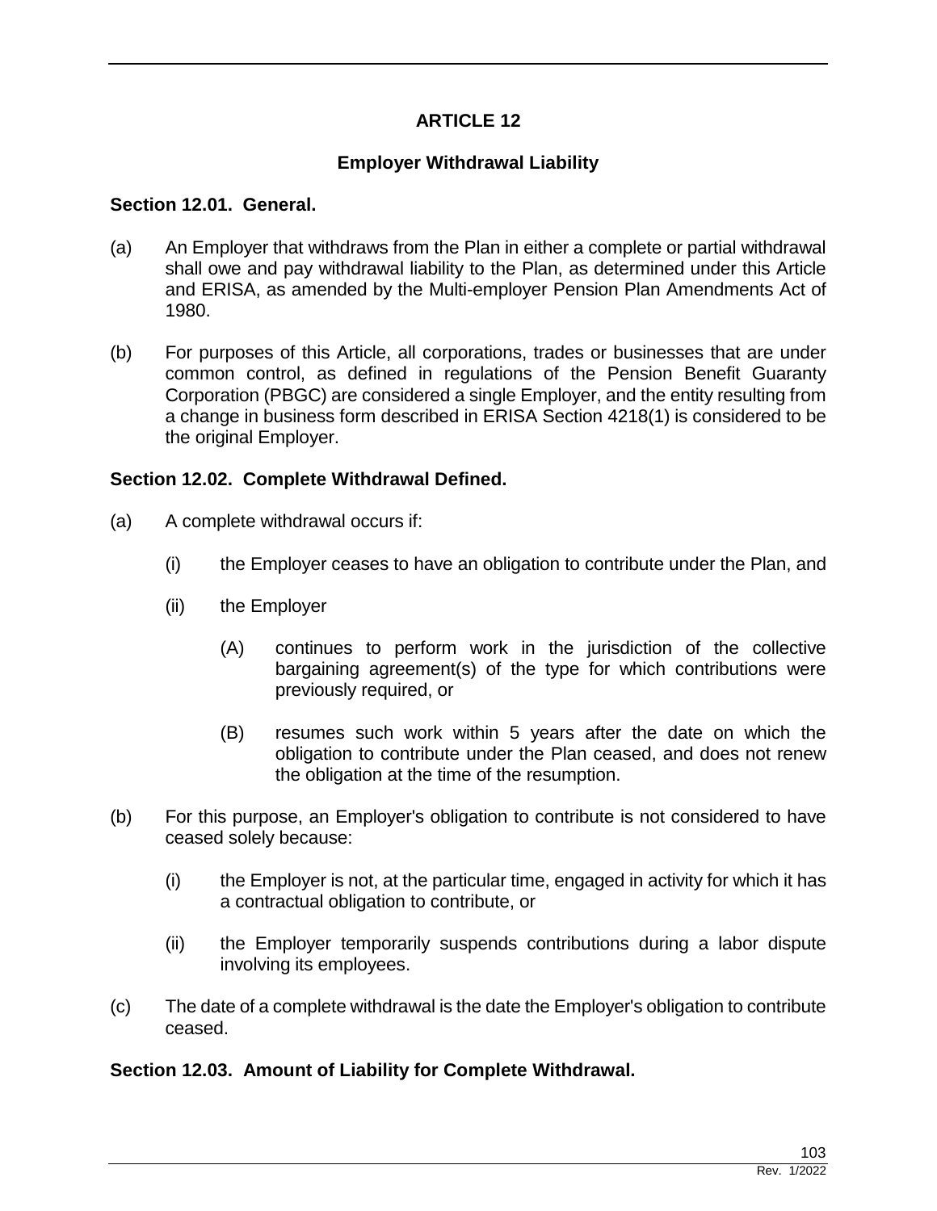# ARTICLE 12

## Employer Withdrawal Liability

### Section 12.01. General.

(a) An Employer that withdraws from the Plan in either a complete or partial withdrawal shall owe and pay withdrawal liability to the Plan, as determined under this Article and ERISA, as amended by the Multi-employer Pension Plan Amendments Act of 1980.

(b) For purposes of this Article, all corporations, trades or businesses that are under common control, as defined in regulations of the Pension Benefit Guaranty Corporation (PBGC) are considered a single Employer, and the entity resulting from a change in business form described in ERISA Section 4218(1) is considered to be the original Employer.

### Section 12.02. Complete Withdrawal Defined.

(a) A complete withdrawal occurs if:

  (i) the Employer ceases to have an obligation to contribute under the Plan, and

  (ii) the Employer

    (A) continues to perform work in the jurisdiction of the collective bargaining agreement(s) of the type for which contributions were previously required, or

    (B) resumes such work within 5 years after the date on which the obligation to contribute under the Plan ceased, and does not renew the obligation at the time of the resumption.

(b) For this purpose, an Employer's obligation to contribute is not considered to have ceased solely because:

  (i) the Employer is not, at the particular time, engaged in activity for which it has a contractual obligation to contribute, or

  (ii) the Employer temporarily suspends contributions during a labor dispute involving its employees.

(c) The date of a complete withdrawal is the date the Employer's obligation to contribute ceased.

### Section 12.03. Amount of Liability for Complete Withdrawal.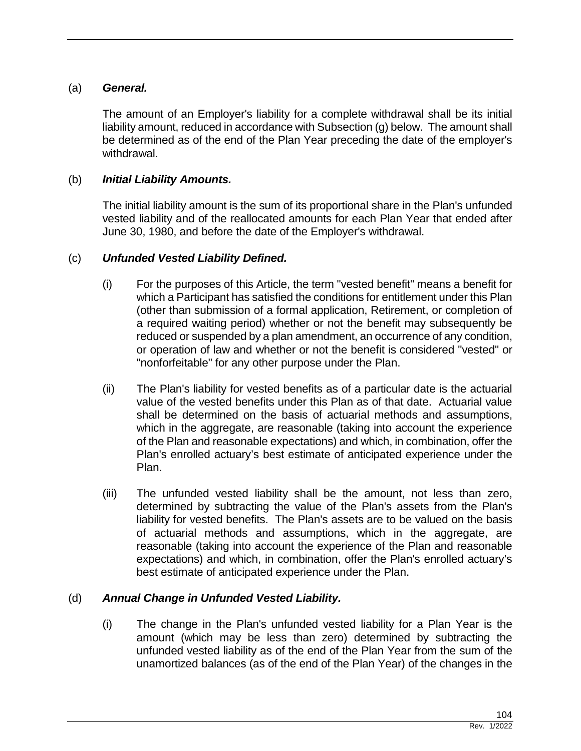(a) ***General.***

The amount of an Employer's liability for a complete withdrawal shall be its initial liability amount, reduced in accordance with Subsection (g) below. The amount shall be determined as of the end of the Plan Year preceding the date of the employer's withdrawal.

(b) ***Initial Liability Amounts.***

The initial liability amount is the sum of its proportional share in the Plan's unfunded vested liability and of the reallocated amounts for each Plan Year that ended after June 30, 1980, and before the date of the Employer's withdrawal.

(c) ***Unfunded Vested Liability Defined.***

(i) For the purposes of this Article, the term "vested benefit" means a benefit for which a Participant has satisfied the conditions for entitlement under this Plan (other than submission of a formal application, Retirement, or completion of a required waiting period) whether or not the benefit may subsequently be reduced or suspended by a plan amendment, an occurrence of any condition, or operation of law and whether or not the benefit is considered "vested" or "nonforfeitable" for any other purpose under the Plan.

(ii) The Plan's liability for vested benefits as of a particular date is the actuarial value of the vested benefits under this Plan as of that date. Actuarial value shall be determined on the basis of actuarial methods and assumptions, which in the aggregate, are reasonable (taking into account the experience of the Plan and reasonable expectations) and which, in combination, offer the Plan's enrolled actuary's best estimate of anticipated experience under the Plan.

(iii) The unfunded vested liability shall be the amount, not less than zero, determined by subtracting the value of the Plan's assets from the Plan's liability for vested benefits. The Plan's assets are to be valued on the basis of actuarial methods and assumptions, which in the aggregate, are reasonable (taking into account the experience of the Plan and reasonable expectations) and which, in combination, offer the Plan's enrolled actuary's best estimate of anticipated experience under the Plan.

(d) ***Annual Change in Unfunded Vested Liability.***

(i) The change in the Plan's unfunded vested liability for a Plan Year is the amount (which may be less than zero) determined by subtracting the unfunded vested liability as of the end of the Plan Year from the sum of the unamortized balances (as of the end of the Plan Year) of the changes in the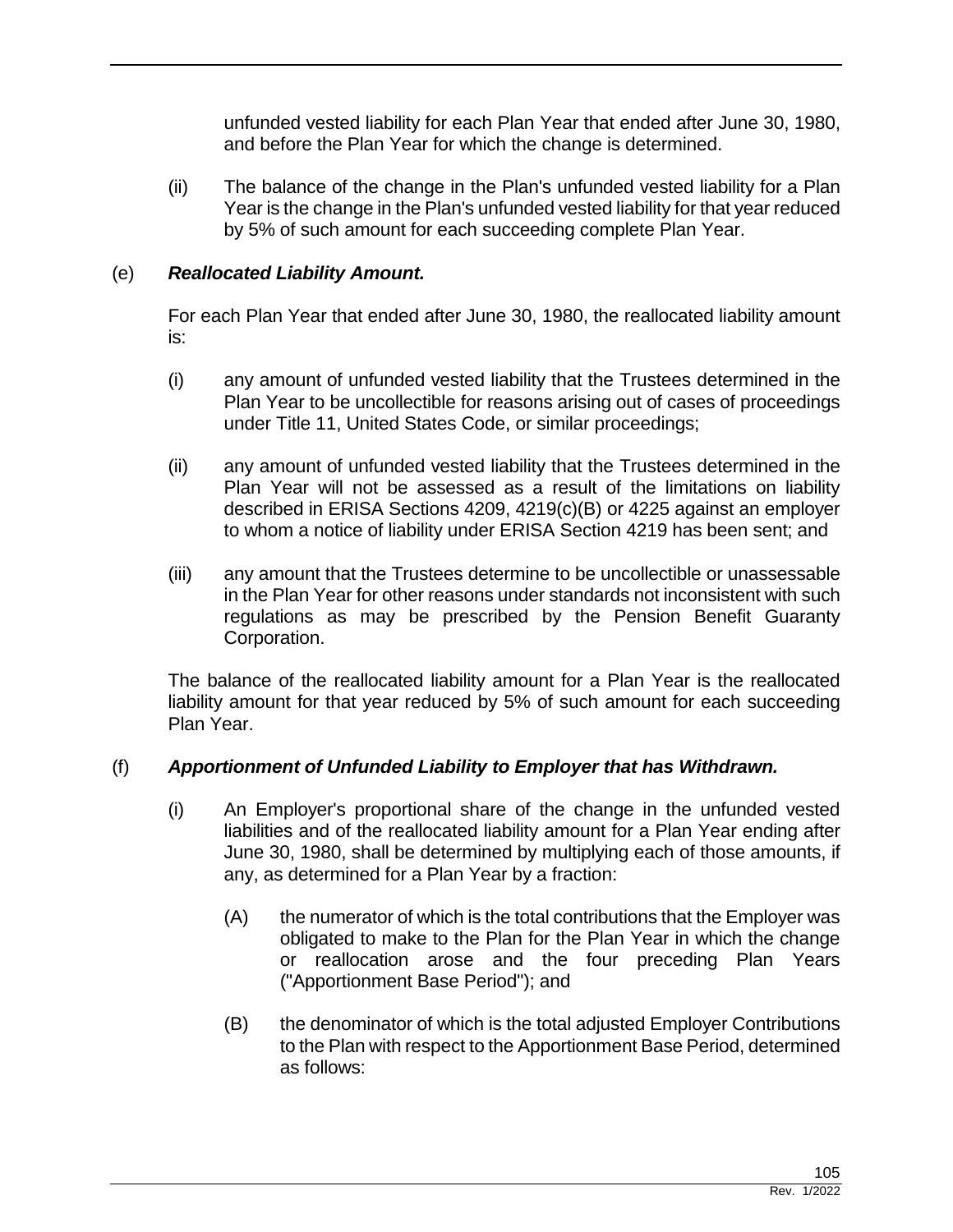unfunded vested liability for each Plan Year that ended after June 30, 1980, and before the Plan Year for which the change is determined.

(ii) The balance of the change in the Plan's unfunded vested liability for a Plan Year is the change in the Plan's unfunded vested liability for that year reduced by 5% of such amount for each succeeding complete Plan Year.

(e) ***Reallocated Liability Amount.***

For each Plan Year that ended after June 30, 1980, the reallocated liability amount is:

(i) any amount of unfunded vested liability that the Trustees determined in the Plan Year to be uncollectible for reasons arising out of cases of proceedings under Title 11, United States Code, or similar proceedings;

(ii) any amount of unfunded vested liability that the Trustees determined in the Plan Year will not be assessed as a result of the limitations on liability described in ERISA Sections 4209, 4219(c)(B) or 4225 against an employer to whom a notice of liability under ERISA Section 4219 has been sent; and

(iii) any amount that the Trustees determine to be uncollectible or unassessable in the Plan Year for other reasons under standards not inconsistent with such regulations as may be prescribed by the Pension Benefit Guaranty Corporation.

The balance of the reallocated liability amount for a Plan Year is the reallocated liability amount for that year reduced by 5% of such amount for each succeeding Plan Year.

(f) ***Apportionment of Unfunded Liability to Employer that has Withdrawn.***

(i) An Employer's proportional share of the change in the unfunded vested liabilities and of the reallocated liability amount for a Plan Year ending after June 30, 1980, shall be determined by multiplying each of those amounts, if any, as determined for a Plan Year by a fraction:

(A) the numerator of which is the total contributions that the Employer was obligated to make to the Plan for the Plan Year in which the change or reallocation arose and the four preceding Plan Years ("Apportionment Base Period"); and

(B) the denominator of which is the total adjusted Employer Contributions to the Plan with respect to the Apportionment Base Period, determined as follows: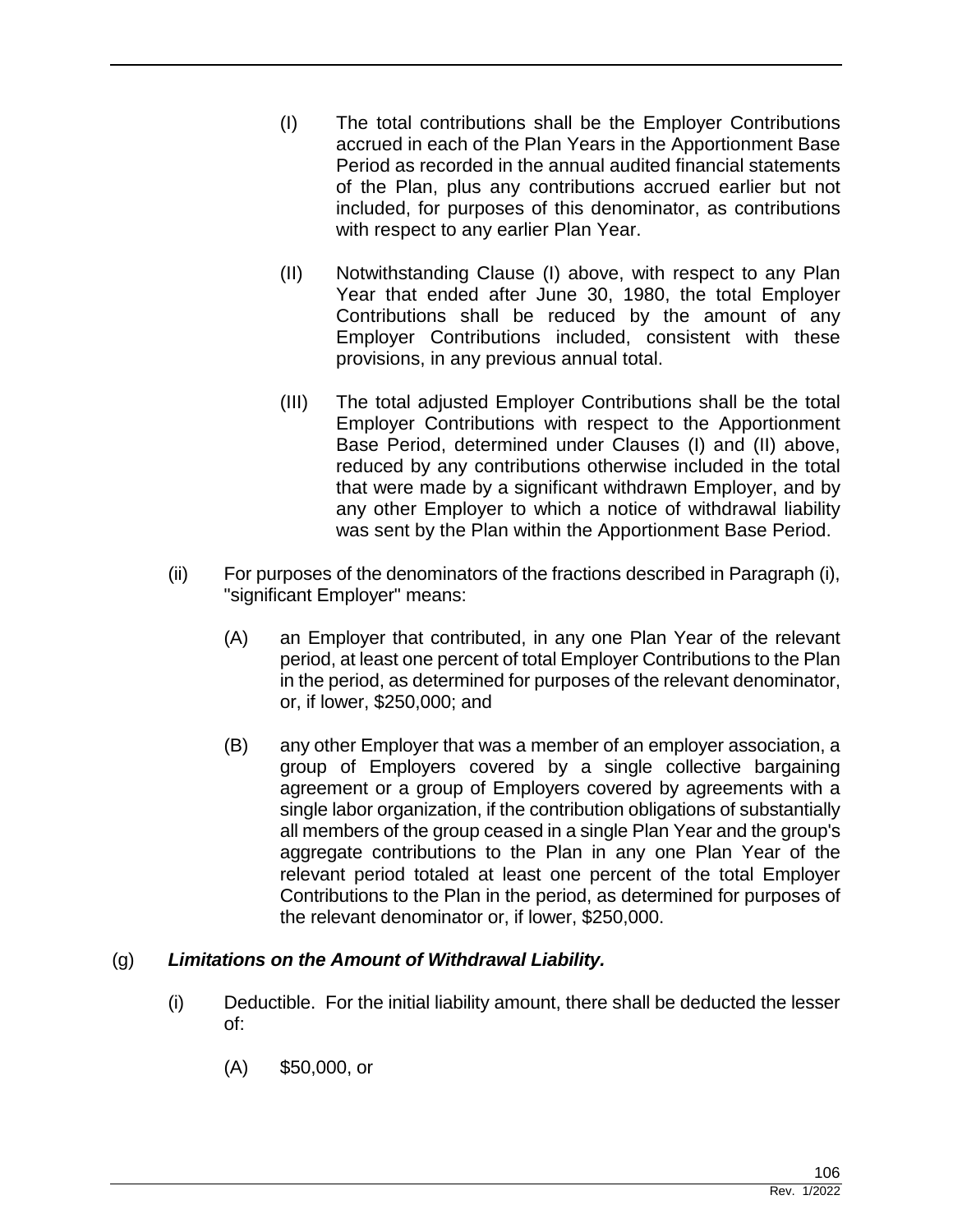(I) The total contributions shall be the Employer Contributions accrued in each of the Plan Years in the Apportionment Base Period as recorded in the annual audited financial statements of the Plan, plus any contributions accrued earlier but not included, for purposes of this denominator, as contributions with respect to any earlier Plan Year.

(II) Notwithstanding Clause (I) above, with respect to any Plan Year that ended after June 30, 1980, the total Employer Contributions shall be reduced by the amount of any Employer Contributions included, consistent with these provisions, in any previous annual total.

(III) The total adjusted Employer Contributions shall be the total Employer Contributions with respect to the Apportionment Base Period, determined under Clauses (I) and (II) above, reduced by any contributions otherwise included in the total that were made by a significant withdrawn Employer, and by any other Employer to which a notice of withdrawal liability was sent by the Plan within the Apportionment Base Period.

(ii) For purposes of the denominators of the fractions described in Paragraph (i), "significant Employer" means:

(A) an Employer that contributed, in any one Plan Year of the relevant period, at least one percent of total Employer Contributions to the Plan in the period, as determined for purposes of the relevant denominator, or, if lower, $250,000; and

(B) any other Employer that was a member of an employer association, a group of Employers covered by a single collective bargaining agreement or a group of Employers covered by agreements with a single labor organization, if the contribution obligations of substantially all members of the group ceased in a single Plan Year and the group's aggregate contributions to the Plan in any one Plan Year of the relevant period totaled at least one percent of the total Employer Contributions to the Plan in the period, as determined for purposes of the relevant denominator or, if lower, $250,000.

(g) ***Limitations on the Amount of Withdrawal Liability.***

(i) Deductible. For the initial liability amount, there shall be deducted the lesser of:

(A) $50,000, or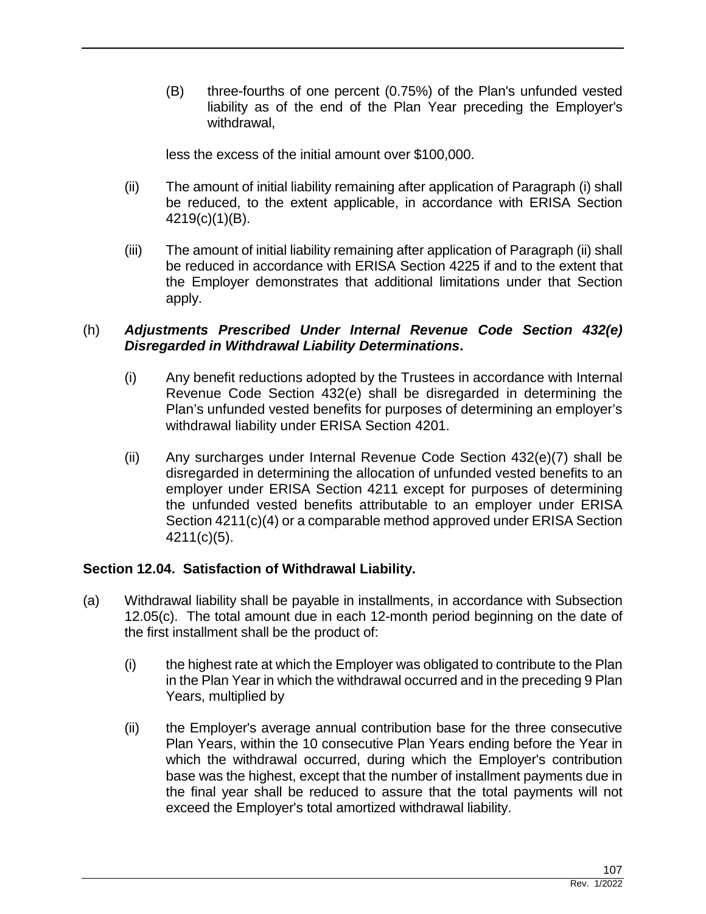(B) three-fourths of one percent (0.75%) of the Plan's unfunded vested liability as of the end of the Plan Year preceding the Employer's withdrawal,

less the excess of the initial amount over $100,000.

(ii) The amount of initial liability remaining after application of Paragraph (i) shall be reduced, to the extent applicable, in accordance with ERISA Section 4219(c)(1)(B).

(iii) The amount of initial liability remaining after application of Paragraph (ii) shall be reduced in accordance with ERISA Section 4225 if and to the extent that the Employer demonstrates that additional limitations under that Section apply.

(h) ***Adjustments Prescribed Under Internal Revenue Code Section 432(e) Disregarded in Withdrawal Liability Determinations*.**

(i) Any benefit reductions adopted by the Trustees in accordance with Internal Revenue Code Section 432(e) shall be disregarded in determining the Plan's unfunded vested benefits for purposes of determining an employer's withdrawal liability under ERISA Section 4201.

(ii) Any surcharges under Internal Revenue Code Section 432(e)(7) shall be disregarded in determining the allocation of unfunded vested benefits to an employer under ERISA Section 4211 except for purposes of determining the unfunded vested benefits attributable to an employer under ERISA Section 4211(c)(4) or a comparable method approved under ERISA Section 4211(c)(5).

**Section 12.04. Satisfaction of Withdrawal Liability.**

(a) Withdrawal liability shall be payable in installments, in accordance with Subsection 12.05(c). The total amount due in each 12-month period beginning on the date of the first installment shall be the product of:

(i) the highest rate at which the Employer was obligated to contribute to the Plan in the Plan Year in which the withdrawal occurred and in the preceding 9 Plan Years, multiplied by

(ii) the Employer's average annual contribution base for the three consecutive Plan Years, within the 10 consecutive Plan Years ending before the Year in which the withdrawal occurred, during which the Employer's contribution base was the highest, except that the number of installment payments due in the final year shall be reduced to assure that the total payments will not exceed the Employer's total amortized withdrawal liability.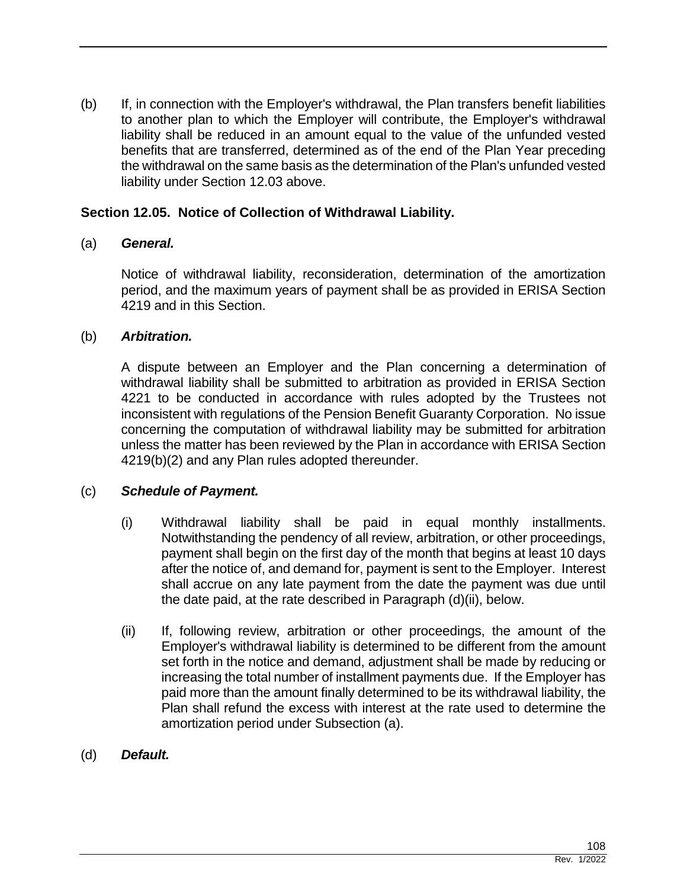(b) If, in connection with the Employer's withdrawal, the Plan transfers benefit liabilities to another plan to which the Employer will contribute, the Employer's withdrawal liability shall be reduced in an amount equal to the value of the unfunded vested benefits that are transferred, determined as of the end of the Plan Year preceding the withdrawal on the same basis as the determination of the Plan's unfunded vested liability under Section 12.03 above.

### Section 12.05. Notice of Collection of Withdrawal Liability.

(a) ***General.***

Notice of withdrawal liability, reconsideration, determination of the amortization period, and the maximum years of payment shall be as provided in ERISA Section 4219 and in this Section.

(b) ***Arbitration.***

A dispute between an Employer and the Plan concerning a determination of withdrawal liability shall be submitted to arbitration as provided in ERISA Section 4221 to be conducted in accordance with rules adopted by the Trustees not inconsistent with regulations of the Pension Benefit Guaranty Corporation. No issue concerning the computation of withdrawal liability may be submitted for arbitration unless the matter has been reviewed by the Plan in accordance with ERISA Section 4219(b)(2) and any Plan rules adopted thereunder.

(c) ***Schedule of Payment.***

(i) Withdrawal liability shall be paid in equal monthly installments. Notwithstanding the pendency of all review, arbitration, or other proceedings, payment shall begin on the first day of the month that begins at least 10 days after the notice of, and demand for, payment is sent to the Employer. Interest shall accrue on any late payment from the date the payment was due until the date paid, at the rate described in Paragraph (d)(ii), below.

(ii) If, following review, arbitration or other proceedings, the amount of the Employer's withdrawal liability is determined to be different from the amount set forth in the notice and demand, adjustment shall be made by reducing or increasing the total number of installment payments due. If the Employer has paid more than the amount finally determined to be its withdrawal liability, the Plan shall refund the excess with interest at the rate used to determine the amortization period under Subsection (a).

(d) ***Default.***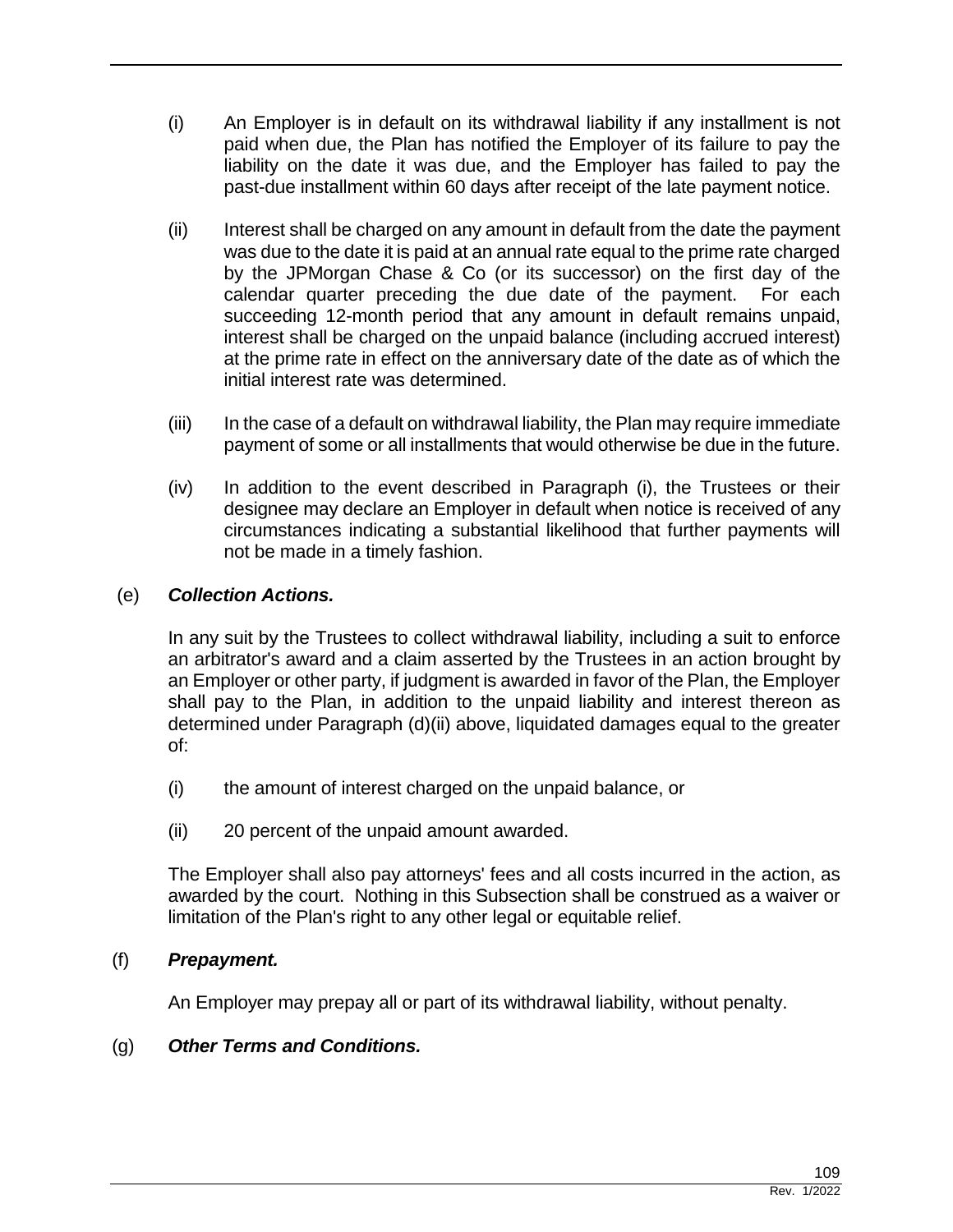(i) An Employer is in default on its withdrawal liability if any installment is not paid when due, the Plan has notified the Employer of its failure to pay the liability on the date it was due, and the Employer has failed to pay the past-due installment within 60 days after receipt of the late payment notice.

(ii) Interest shall be charged on any amount in default from the date the payment was due to the date it is paid at an annual rate equal to the prime rate charged by the JPMorgan Chase & Co (or its successor) on the first day of the calendar quarter preceding the due date of the payment. For each succeeding 12-month period that any amount in default remains unpaid, interest shall be charged on the unpaid balance (including accrued interest) at the prime rate in effect on the anniversary date of the date as of which the initial interest rate was determined.

(iii) In the case of a default on withdrawal liability, the Plan may require immediate payment of some or all installments that would otherwise be due in the future.

(iv) In addition to the event described in Paragraph (i), the Trustees or their designee may declare an Employer in default when notice is received of any circumstances indicating a substantial likelihood that further payments will not be made in a timely fashion.

(e) ***Collection Actions.***

In any suit by the Trustees to collect withdrawal liability, including a suit to enforce an arbitrator's award and a claim asserted by the Trustees in an action brought by an Employer or other party, if judgment is awarded in favor of the Plan, the Employer shall pay to the Plan, in addition to the unpaid liability and interest thereon as determined under Paragraph (d)(ii) above, liquidated damages equal to the greater of:

(i) the amount of interest charged on the unpaid balance, or

(ii) 20 percent of the unpaid amount awarded.

The Employer shall also pay attorneys' fees and all costs incurred in the action, as awarded by the court. Nothing in this Subsection shall be construed as a waiver or limitation of the Plan's right to any other legal or equitable relief.

(f) ***Prepayment.***

An Employer may prepay all or part of its withdrawal liability, without penalty.

(g) ***Other Terms and Conditions.***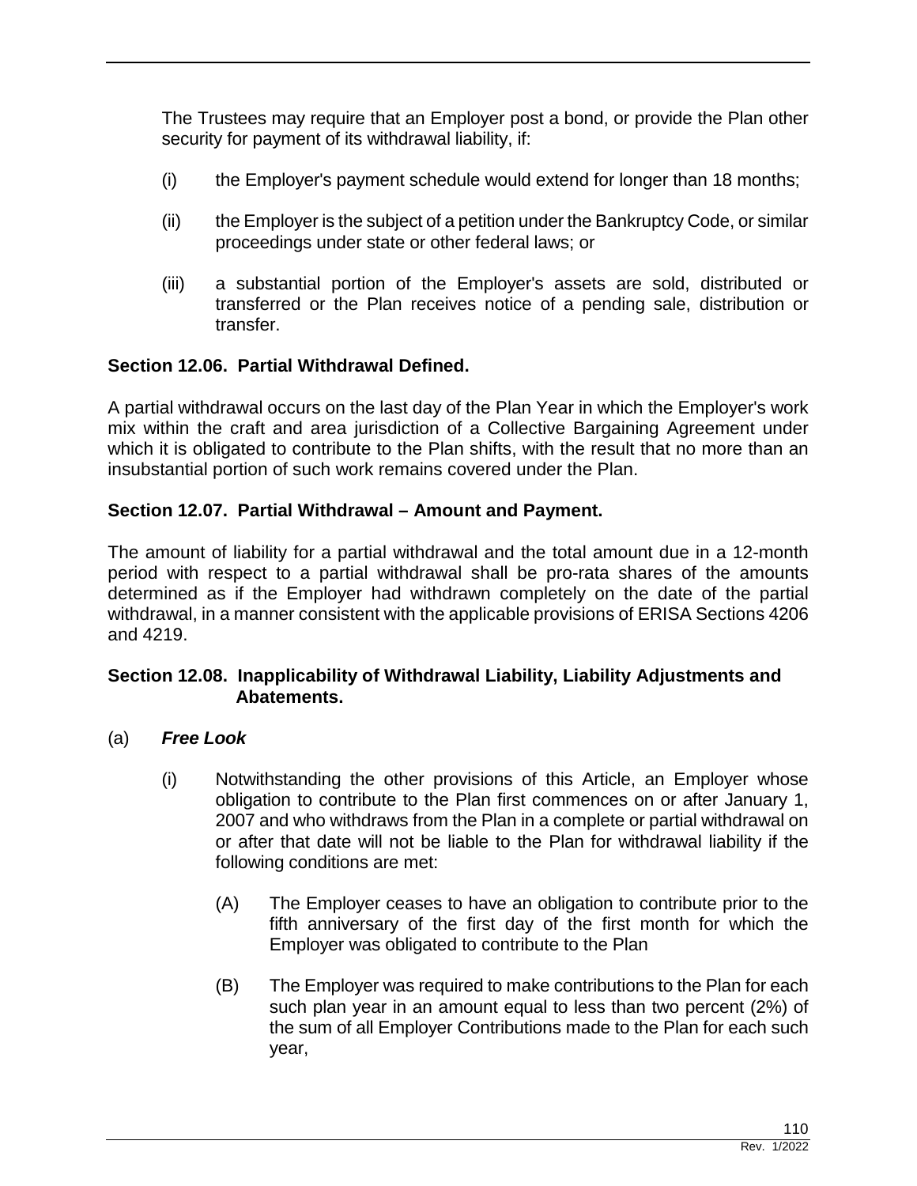The Trustees may require that an Employer post a bond, or provide the Plan other security for payment of its withdrawal liability, if:

(i) the Employer's payment schedule would extend for longer than 18 months;

(ii) the Employer is the subject of a petition under the Bankruptcy Code, or similar proceedings under state or other federal laws; or

(iii) a substantial portion of the Employer's assets are sold, distributed or transferred or the Plan receives notice of a pending sale, distribution or transfer.

**Section 12.06. Partial Withdrawal Defined.**

A partial withdrawal occurs on the last day of the Plan Year in which the Employer's work mix within the craft and area jurisdiction of a Collective Bargaining Agreement under which it is obligated to contribute to the Plan shifts, with the result that no more than an insubstantial portion of such work remains covered under the Plan.

**Section 12.07. Partial Withdrawal – Amount and Payment.**

The amount of liability for a partial withdrawal and the total amount due in a 12-month period with respect to a partial withdrawal shall be pro-rata shares of the amounts determined as if the Employer had withdrawn completely on the date of the partial withdrawal, in a manner consistent with the applicable provisions of ERISA Sections 4206 and 4219.

**Section 12.08. Inapplicability of Withdrawal Liability, Liability Adjustments and Abatements.**

(a) ***Free Look***

(i) Notwithstanding the other provisions of this Article, an Employer whose obligation to contribute to the Plan first commences on or after January 1, 2007 and who withdraws from the Plan in a complete or partial withdrawal on or after that date will not be liable to the Plan for withdrawal liability if the following conditions are met:

(A) The Employer ceases to have an obligation to contribute prior to the fifth anniversary of the first day of the first month for which the Employer was obligated to contribute to the Plan

(B) The Employer was required to make contributions to the Plan for each such plan year in an amount equal to less than two percent (2%) of the sum of all Employer Contributions made to the Plan for each such year,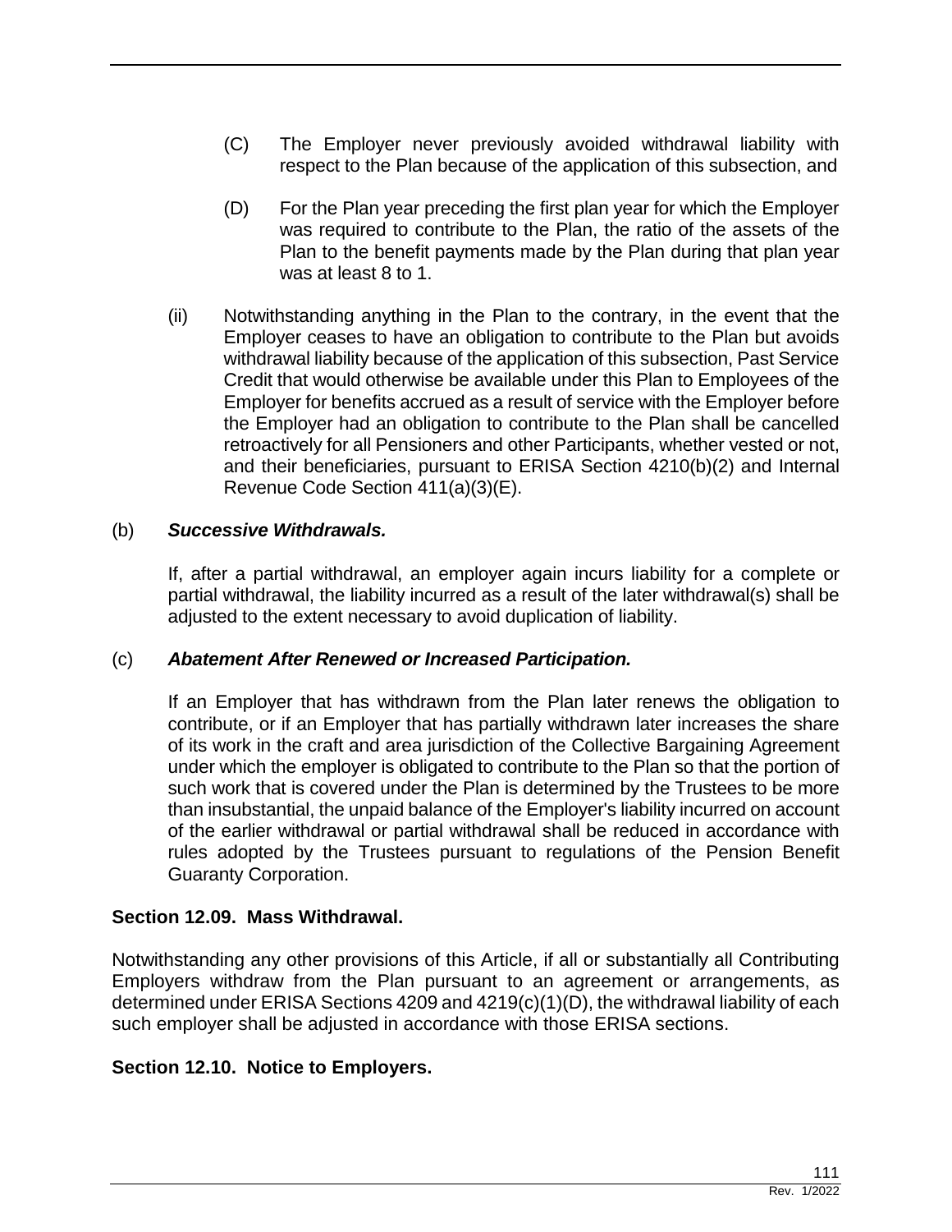(C) The Employer never previously avoided withdrawal liability with respect to the Plan because of the application of this subsection, and

(D) For the Plan year preceding the first plan year for which the Employer was required to contribute to the Plan, the ratio of the assets of the Plan to the benefit payments made by the Plan during that plan year was at least 8 to 1.

(ii) Notwithstanding anything in the Plan to the contrary, in the event that the Employer ceases to have an obligation to contribute to the Plan but avoids withdrawal liability because of the application of this subsection, Past Service Credit that would otherwise be available under this Plan to Employees of the Employer for benefits accrued as a result of service with the Employer before the Employer had an obligation to contribute to the Plan shall be cancelled retroactively for all Pensioners and other Participants, whether vested or not, and their beneficiaries, pursuant to ERISA Section 4210(b)(2) and Internal Revenue Code Section 411(a)(3)(E).

(b) ***Successive Withdrawals.***

If, after a partial withdrawal, an employer again incurs liability for a complete or partial withdrawal, the liability incurred as a result of the later withdrawal(s) shall be adjusted to the extent necessary to avoid duplication of liability.

(c) ***Abatement After Renewed or Increased Participation.***

If an Employer that has withdrawn from the Plan later renews the obligation to contribute, or if an Employer that has partially withdrawn later increases the share of its work in the craft and area jurisdiction of the Collective Bargaining Agreement under which the employer is obligated to contribute to the Plan so that the portion of such work that is covered under the Plan is determined by the Trustees to be more than insubstantial, the unpaid balance of the Employer's liability incurred on account of the earlier withdrawal or partial withdrawal shall be reduced in accordance with rules adopted by the Trustees pursuant to regulations of the Pension Benefit Guaranty Corporation.

**Section 12.09. Mass Withdrawal.**

Notwithstanding any other provisions of this Article, if all or substantially all Contributing Employers withdraw from the Plan pursuant to an agreement or arrangements, as determined under ERISA Sections 4209 and 4219(c)(1)(D), the withdrawal liability of each such employer shall be adjusted in accordance with those ERISA sections.

**Section 12.10. Notice to Employers.**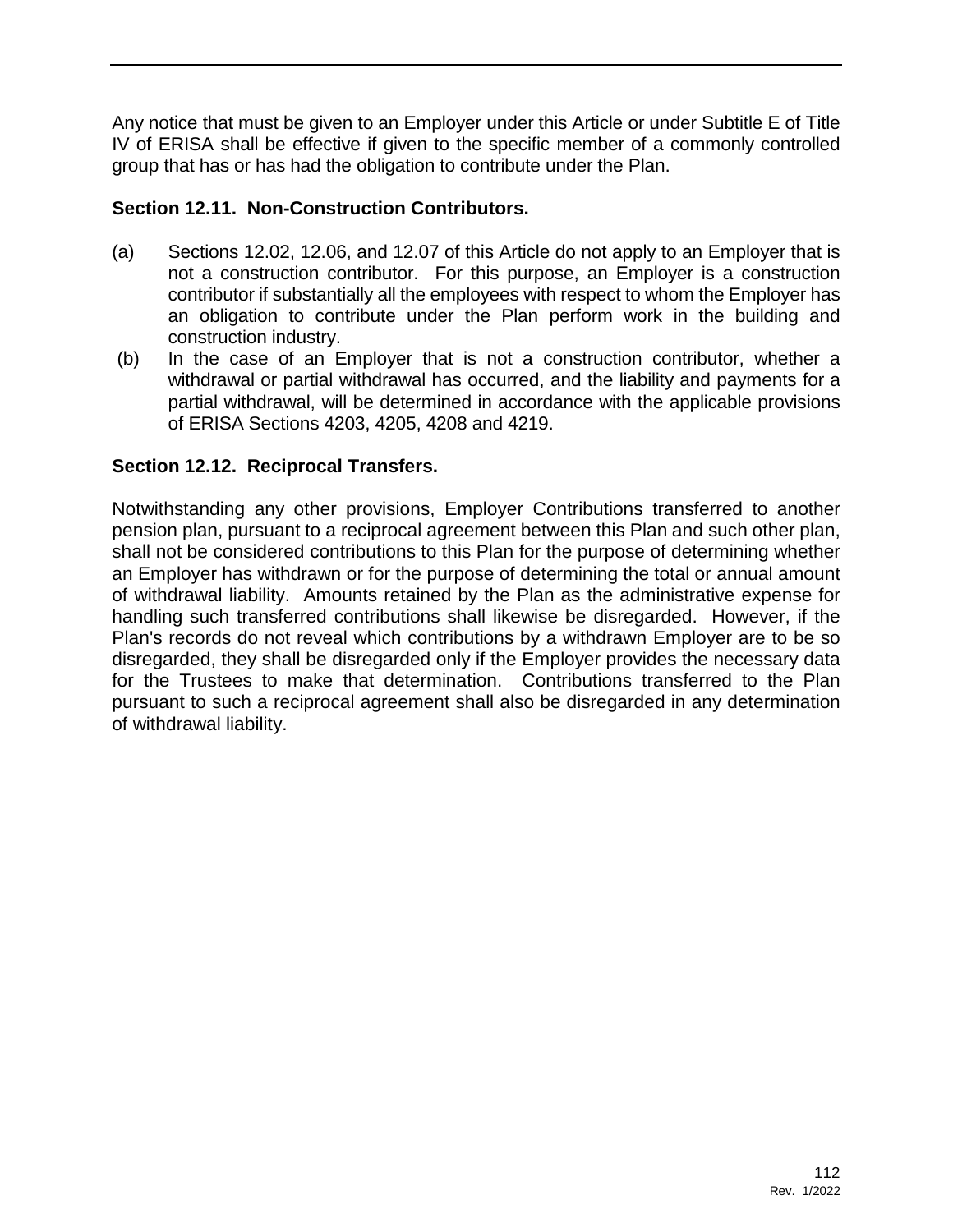Any notice that must be given to an Employer under this Article or under Subtitle E of Title IV of ERISA shall be effective if given to the specific member of a commonly controlled group that has or has had the obligation to contribute under the Plan.

### Section 12.11. Non-Construction Contributors.

(a) Sections 12.02, 12.06, and 12.07 of this Article do not apply to an Employer that is not a construction contributor. For this purpose, an Employer is a construction contributor if substantially all the employees with respect to whom the Employer has an obligation to contribute under the Plan perform work in the building and construction industry.

(b) In the case of an Employer that is not a construction contributor, whether a withdrawal or partial withdrawal has occurred, and the liability and payments for a partial withdrawal, will be determined in accordance with the applicable provisions of ERISA Sections 4203, 4205, 4208 and 4219.

### Section 12.12. Reciprocal Transfers.

Notwithstanding any other provisions, Employer Contributions transferred to another pension plan, pursuant to a reciprocal agreement between this Plan and such other plan, shall not be considered contributions to this Plan for the purpose of determining whether an Employer has withdrawn or for the purpose of determining the total or annual amount of withdrawal liability. Amounts retained by the Plan as the administrative expense for handling such transferred contributions shall likewise be disregarded. However, if the Plan's records do not reveal which contributions by a withdrawn Employer are to be so disregarded, they shall be disregarded only if the Employer provides the necessary data for the Trustees to make that determination. Contributions transferred to the Plan pursuant to such a reciprocal agreement shall also be disregarded in any determination of withdrawal liability.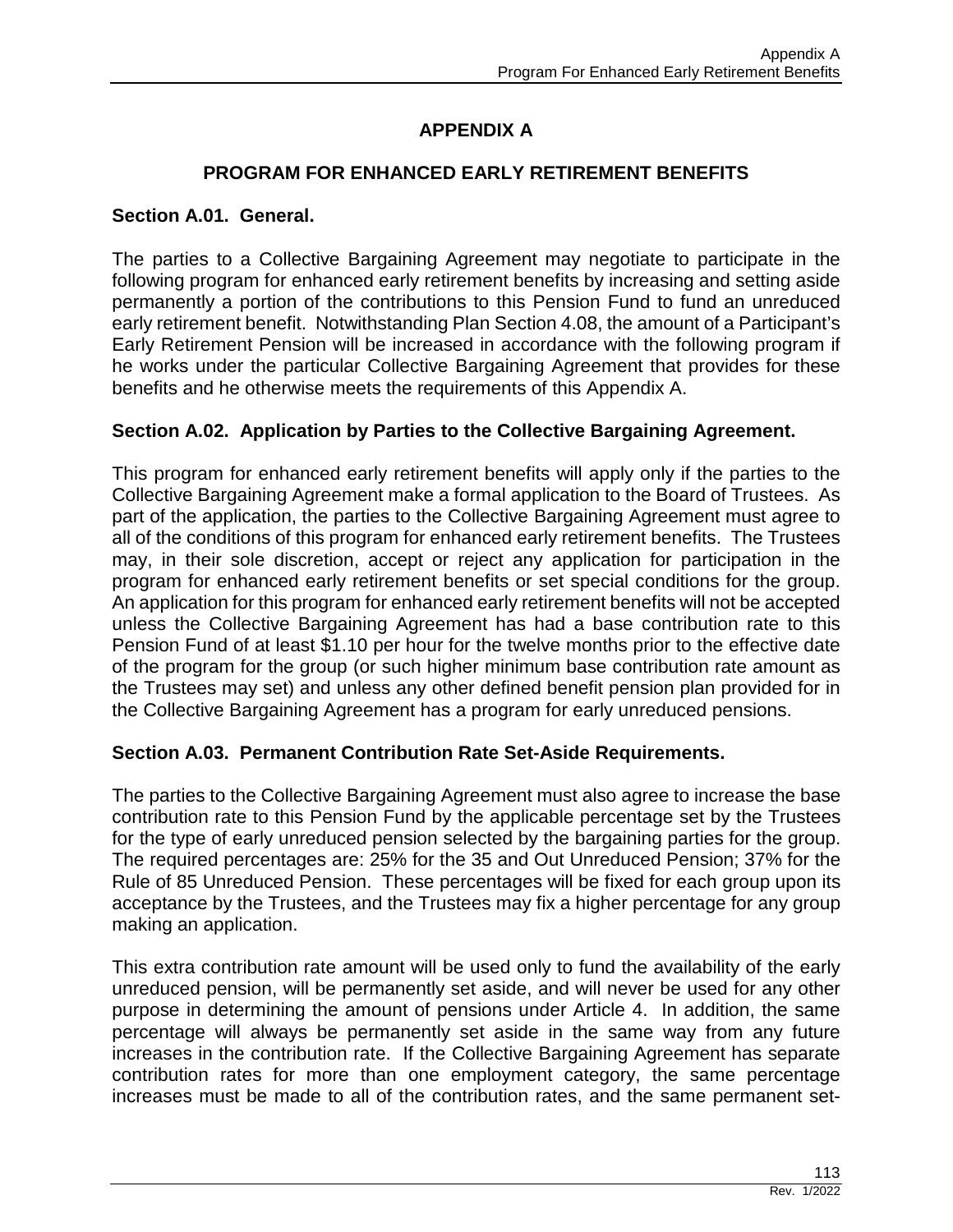# APPENDIX A

## PROGRAM FOR ENHANCED EARLY RETIREMENT BENEFITS

### Section A.01. General.

The parties to a Collective Bargaining Agreement may negotiate to participate in the following program for enhanced early retirement benefits by increasing and setting aside permanently a portion of the contributions to this Pension Fund to fund an unreduced early retirement benefit. Notwithstanding Plan Section 4.08, the amount of a Participant's Early Retirement Pension will be increased in accordance with the following program if he works under the particular Collective Bargaining Agreement that provides for these benefits and he otherwise meets the requirements of this Appendix A.

### Section A.02. Application by Parties to the Collective Bargaining Agreement.

This program for enhanced early retirement benefits will apply only if the parties to the Collective Bargaining Agreement make a formal application to the Board of Trustees. As part of the application, the parties to the Collective Bargaining Agreement must agree to all of the conditions of this program for enhanced early retirement benefits. The Trustees may, in their sole discretion, accept or reject any application for participation in the program for enhanced early retirement benefits or set special conditions for the group. An application for this program for enhanced early retirement benefits will not be accepted unless the Collective Bargaining Agreement has had a base contribution rate to this Pension Fund of at least $1.10 per hour for the twelve months prior to the effective date of the program for the group (or such higher minimum base contribution rate amount as the Trustees may set) and unless any other defined benefit pension plan provided for in the Collective Bargaining Agreement has a program for early unreduced pensions.

### Section A.03. Permanent Contribution Rate Set-Aside Requirements.

The parties to the Collective Bargaining Agreement must also agree to increase the base contribution rate to this Pension Fund by the applicable percentage set by the Trustees for the type of early unreduced pension selected by the bargaining parties for the group. The required percentages are: 25% for the 35 and Out Unreduced Pension; 37% for the Rule of 85 Unreduced Pension. These percentages will be fixed for each group upon its acceptance by the Trustees, and the Trustees may fix a higher percentage for any group making an application.

This extra contribution rate amount will be used only to fund the availability of the early unreduced pension, will be permanently set aside, and will never be used for any other purpose in determining the amount of pensions under Article 4. In addition, the same percentage will always be permanently set aside in the same way from any future increases in the contribution rate. If the Collective Bargaining Agreement has separate contribution rates for more than one employment category, the same percentage increases must be made to all of the contribution rates, and the same permanent set-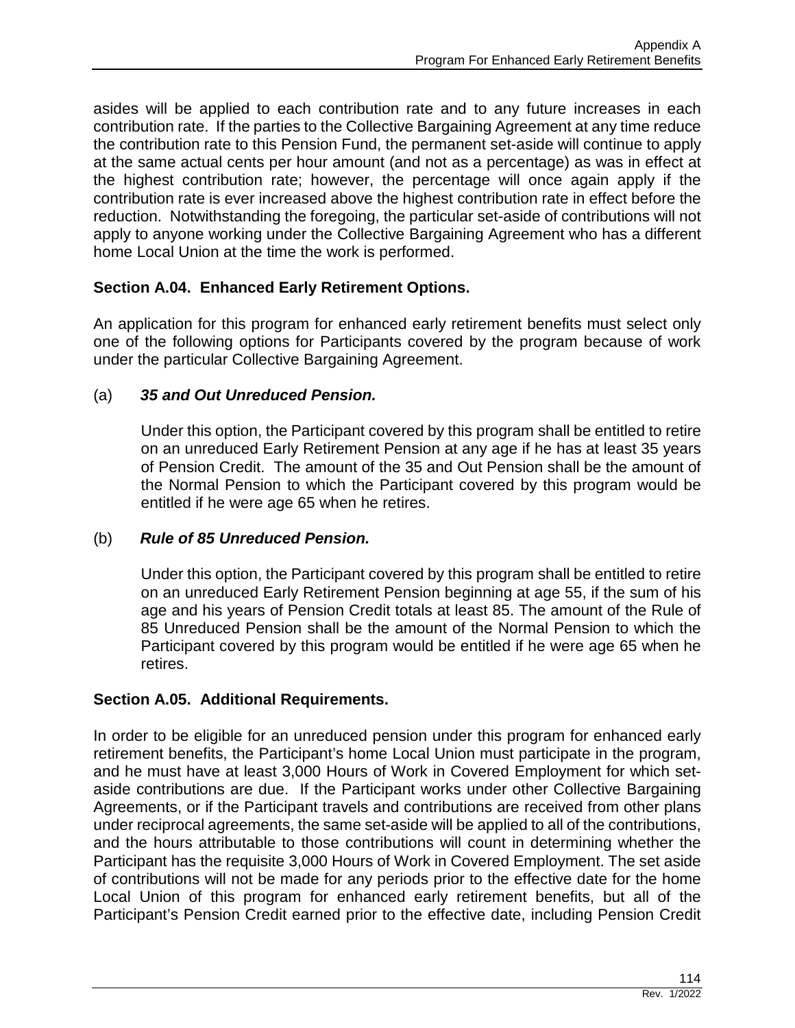asides will be applied to each contribution rate and to any future increases in each contribution rate. If the parties to the Collective Bargaining Agreement at any time reduce the contribution rate to this Pension Fund, the permanent set-aside will continue to apply at the same actual cents per hour amount (and not as a percentage) as was in effect at the highest contribution rate; however, the percentage will once again apply if the contribution rate is ever increased above the highest contribution rate in effect before the reduction. Notwithstanding the foregoing, the particular set-aside of contributions will not apply to anyone working under the Collective Bargaining Agreement who has a different home Local Union at the time the work is performed.

**Section A.04. Enhanced Early Retirement Options.**

An application for this program for enhanced early retirement benefits must select only one of the following options for Participants covered by the program because of work under the particular Collective Bargaining Agreement.

(a) ***35 and Out Unreduced Pension.***

Under this option, the Participant covered by this program shall be entitled to retire on an unreduced Early Retirement Pension at any age if he has at least 35 years of Pension Credit. The amount of the 35 and Out Pension shall be the amount of the Normal Pension to which the Participant covered by this program would be entitled if he were age 65 when he retires.

(b) ***Rule of 85 Unreduced Pension.***

Under this option, the Participant covered by this program shall be entitled to retire on an unreduced Early Retirement Pension beginning at age 55, if the sum of his age and his years of Pension Credit totals at least 85. The amount of the Rule of 85 Unreduced Pension shall be the amount of the Normal Pension to which the Participant covered by this program would be entitled if he were age 65 when he retires.

**Section A.05. Additional Requirements.**

In order to be eligible for an unreduced pension under this program for enhanced early retirement benefits, the Participant's home Local Union must participate in the program, and he must have at least 3,000 Hours of Work in Covered Employment for which set-aside contributions are due. If the Participant works under other Collective Bargaining Agreements, or if the Participant travels and contributions are received from other plans under reciprocal agreements, the same set-aside will be applied to all of the contributions, and the hours attributable to those contributions will count in determining whether the Participant has the requisite 3,000 Hours of Work in Covered Employment. The set aside of contributions will not be made for any periods prior to the effective date for the home Local Union of this program for enhanced early retirement benefits, but all of the Participant's Pension Credit earned prior to the effective date, including Pension Credit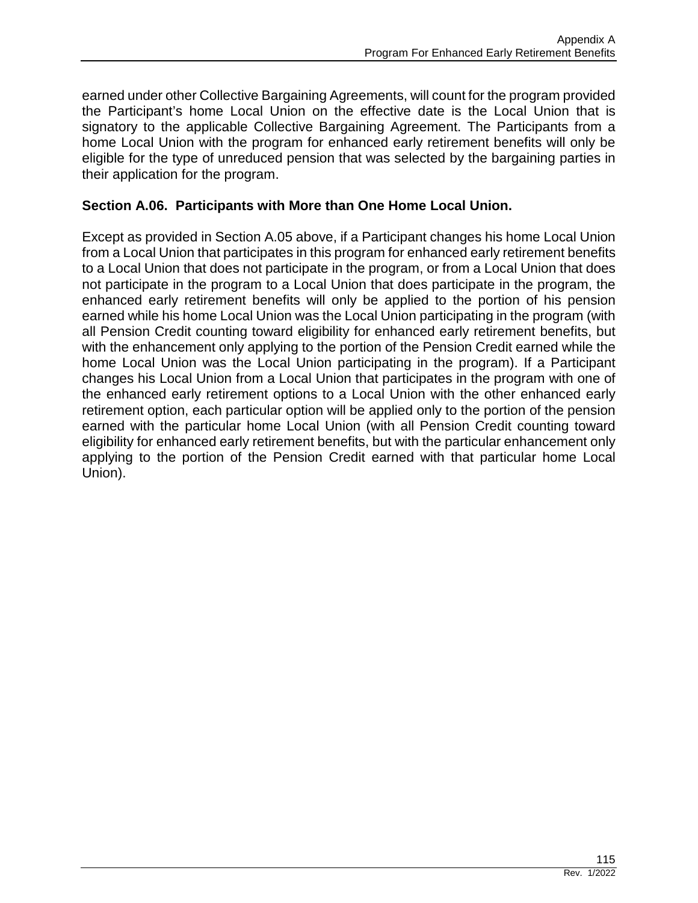earned under other Collective Bargaining Agreements, will count for the program provided the Participant's home Local Union on the effective date is the Local Union that is signatory to the applicable Collective Bargaining Agreement. The Participants from a home Local Union with the program for enhanced early retirement benefits will only be eligible for the type of unreduced pension that was selected by the bargaining parties in their application for the program.

### Section A.06. Participants with More than One Home Local Union.

Except as provided in Section A.05 above, if a Participant changes his home Local Union from a Local Union that participates in this program for enhanced early retirement benefits to a Local Union that does not participate in the program, or from a Local Union that does not participate in the program to a Local Union that does participate in the program, the enhanced early retirement benefits will only be applied to the portion of his pension earned while his home Local Union was the Local Union participating in the program (with all Pension Credit counting toward eligibility for enhanced early retirement benefits, but with the enhancement only applying to the portion of the Pension Credit earned while the home Local Union was the Local Union participating in the program). If a Participant changes his Local Union from a Local Union that participates in the program with one of the enhanced early retirement options to a Local Union with the other enhanced early retirement option, each particular option will be applied only to the portion of the pension earned with the particular home Local Union (with all Pension Credit counting toward eligibility for enhanced early retirement benefits, but with the particular enhancement only applying to the portion of the Pension Credit earned with that particular home Local Union).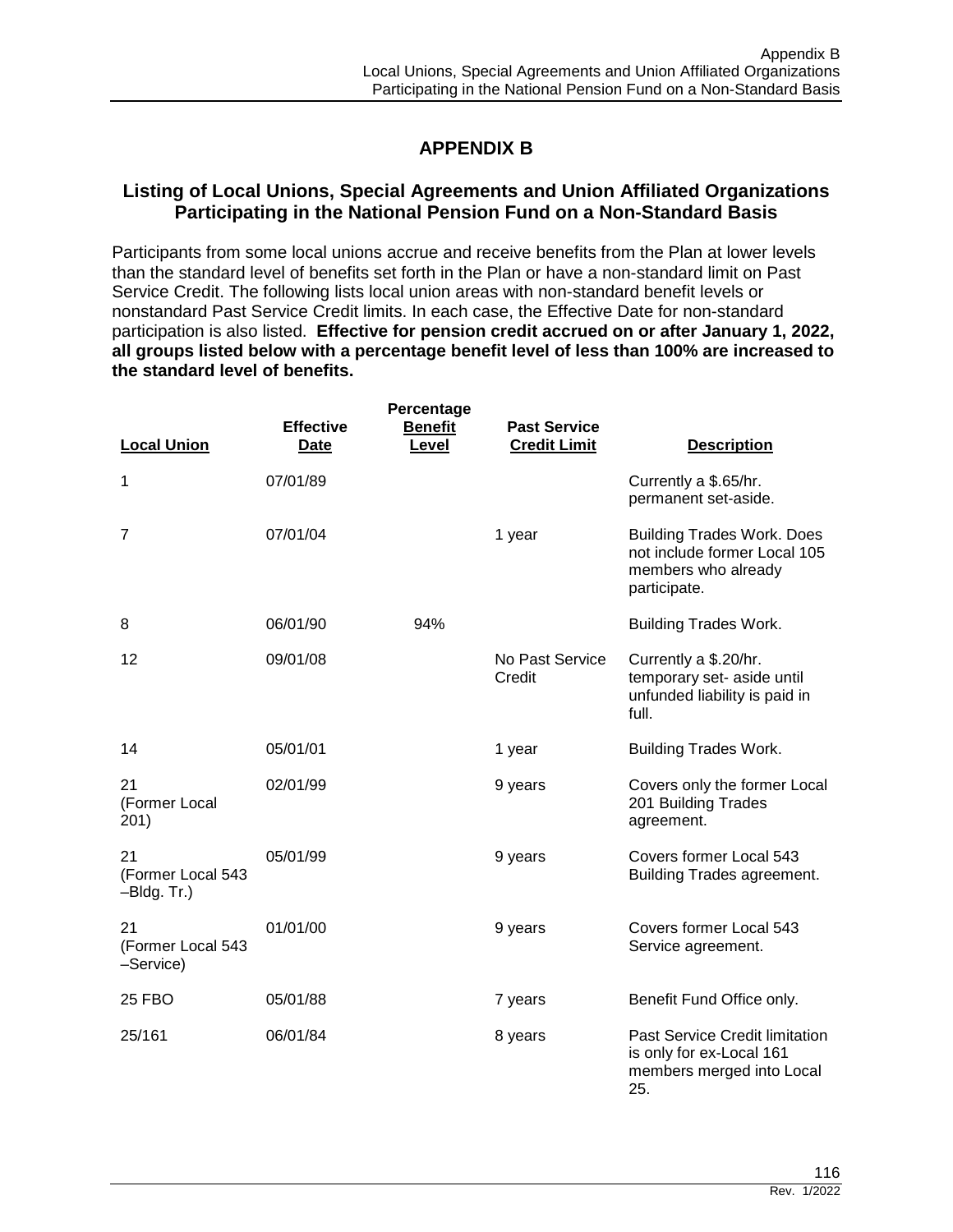# APPENDIX B

## Listing of Local Unions, Special Agreements and Union Affiliated Organizations Participating in the National Pension Fund on a Non-Standard Basis

Participants from some local unions accrue and receive benefits from the Plan at lower levels than the standard level of benefits set forth in the Plan or have a non-standard limit on Past Service Credit. The following lists local union areas with non-standard benefit levels or nonstandard Past Service Credit limits. In each case, the Effective Date for non-standard participation is also listed. **Effective for pension credit accrued on or after January 1, 2022, all groups listed below with a percentage benefit level of less than 100% are increased to the standard level of benefits.**

| Local Union | Effective Date | Percentage Benefit Level | Past Service Credit Limit | Description |
|---|---|---|---|---|
| 1 | 07/01/89 | | | Currently a $.65/hr. permanent set-aside. |
| 7 | 07/01/04 | | 1 year | Building Trades Work. Does not include former Local 105 members who already participate. |
| 8 | 06/01/90 | 94% | | Building Trades Work. |
| 12 | 09/01/08 | | No Past Service Credit | Currently a $.20/hr. temporary set- aside until unfunded liability is paid in full. |
| 14 | 05/01/01 | | 1 year | Building Trades Work. |
| 21 (Former Local 201) | 02/01/99 | | 9 years | Covers only the former Local 201 Building Trades agreement. |
| 21 (Former Local 543 –Bldg. Tr.) | 05/01/99 | | 9 years | Covers former Local 543 Building Trades agreement. |
| 21 (Former Local 543 –Service) | 01/01/00 | | 9 years | Covers former Local 543 Service agreement. |
| 25 FBO | 05/01/88 | | 7 years | Benefit Fund Office only. |
| 25/161 | 06/01/84 | | 8 years | Past Service Credit limitation is only for ex-Local 161 members merged into Local 25. |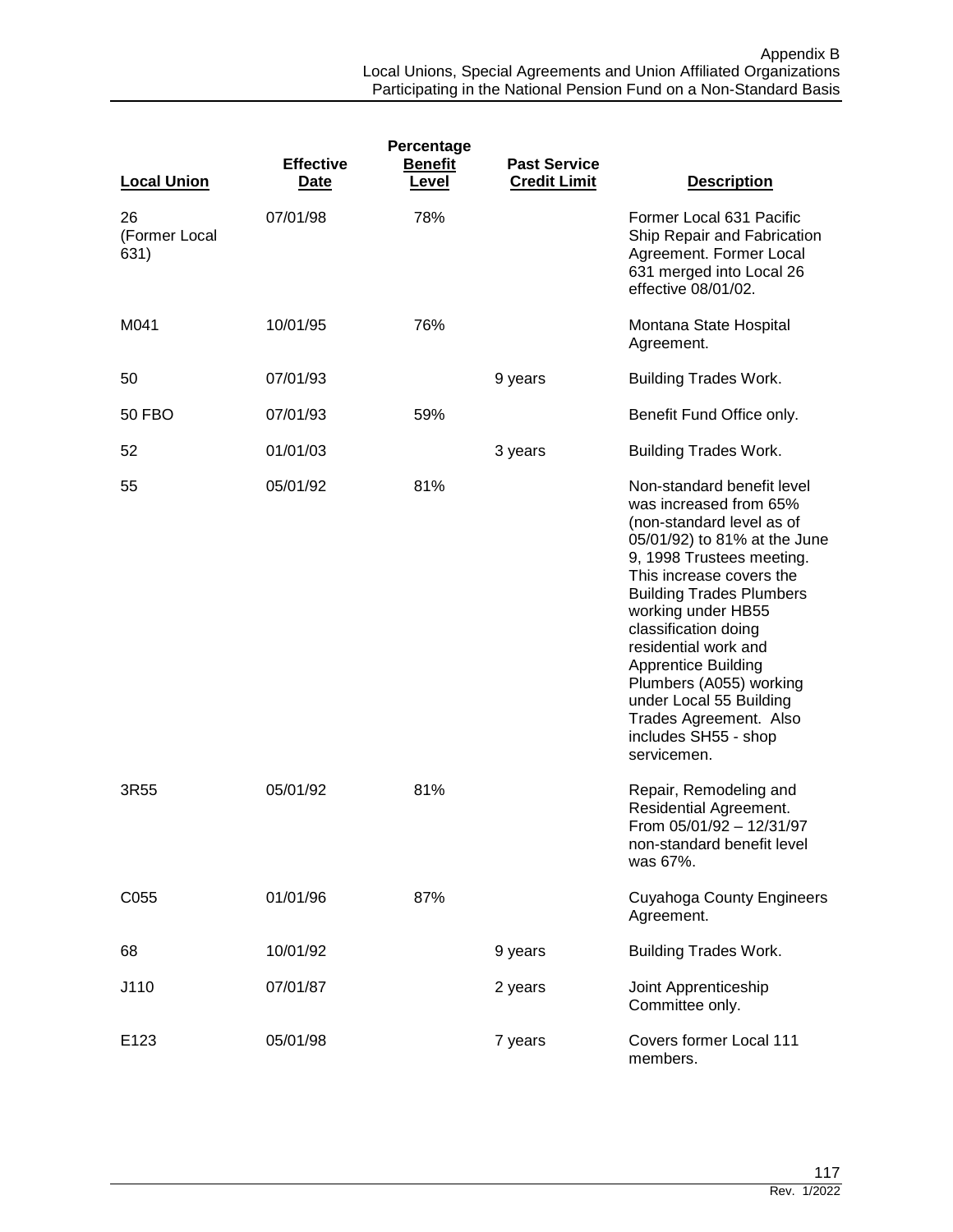| Local Union | Effective Date | Percentage Benefit Level | Past Service Credit Limit | Description |
|---|---|---|---|---|
| 26 (Former Local 631) | 07/01/98 | 78% | | Former Local 631 Pacific Ship Repair and Fabrication Agreement. Former Local 631 merged into Local 26 effective 08/01/02. |
| M041 | 10/01/95 | 76% | | Montana State Hospital Agreement. |
| 50 | 07/01/93 | | 9 years | Building Trades Work. |
| 50 FBO | 07/01/93 | 59% | | Benefit Fund Office only. |
| 52 | 01/01/03 | | 3 years | Building Trades Work. |
| 55 | 05/01/92 | 81% | | Non-standard benefit level was increased from 65% (non-standard level as of 05/01/92) to 81% at the June 9, 1998 Trustees meeting. This increase covers the Building Trades Plumbers working under HB55 classification doing residential work and Apprentice Building Plumbers (A055) working under Local 55 Building Trades Agreement. Also includes SH55 - shop servicemen. |
| 3R55 | 05/01/92 | 81% | | Repair, Remodeling and Residential Agreement. From 05/01/92 – 12/31/97 non-standard benefit level was 67%. |
| C055 | 01/01/96 | 87% | | Cuyahoga County Engineers Agreement. |
| 68 | 10/01/92 | | 9 years | Building Trades Work. |
| J110 | 07/01/87 | | 2 years | Joint Apprenticeship Committee only. |
| E123 | 05/01/98 | | 7 years | Covers former Local 111 members. |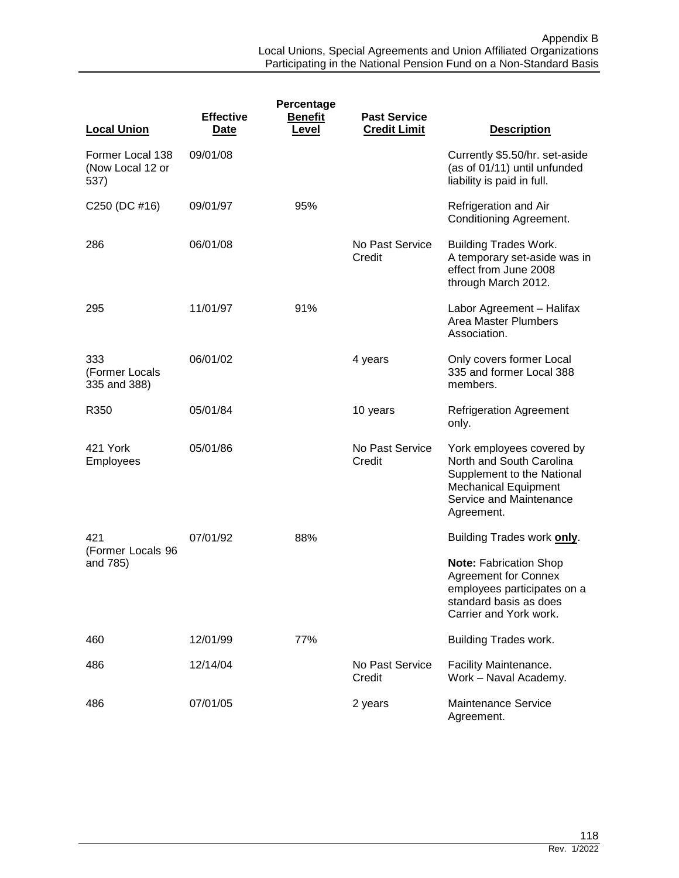Appendix B
Local Unions, Special Agreements and Union Affiliated Organizations Participating in the National Pension Fund on a Non-Standard Basis

| Local Union | Effective Date | Percentage Benefit Level | Past Service Credit Limit | Description |
|---|---|---|---|---|
| Former Local 138 (Now Local 12 or 537) | 09/01/08 | | | Currently $5.50/hr. set-aside (as of 01/11) until unfunded liability is paid in full. |
| C250 (DC #16) | 09/01/97 | 95% | | Refrigeration and Air Conditioning Agreement. |
| 286 | 06/01/08 | | No Past Service Credit | Building Trades Work. A temporary set-aside was in effect from June 2008 through March 2012. |
| 295 | 11/01/97 | 91% | | Labor Agreement – Halifax Area Master Plumbers Association. |
| 333 (Former Locals 335 and 388) | 06/01/02 | | 4 years | Only covers former Local 335 and former Local 388 members. |
| R350 | 05/01/84 | | 10 years | Refrigeration Agreement only. |
| 421 York Employees | 05/01/86 | | No Past Service Credit | York employees covered by North and South Carolina Supplement to the National Mechanical Equipment Service and Maintenance Agreement. |
| 421 (Former Locals 96 and 785) | 07/01/92 | 88% | | Building Trades work **only**. **Note:** Fabrication Shop Agreement for Connex employees participates on a standard basis as does Carrier and York work. |
| 460 | 12/01/99 | 77% | | Building Trades work. |
| 486 | 12/14/04 | | No Past Service Credit | Facility Maintenance. Work – Naval Academy. |
| 486 | 07/01/05 | | 2 years | Maintenance Service Agreement. |

Rev. 1/2022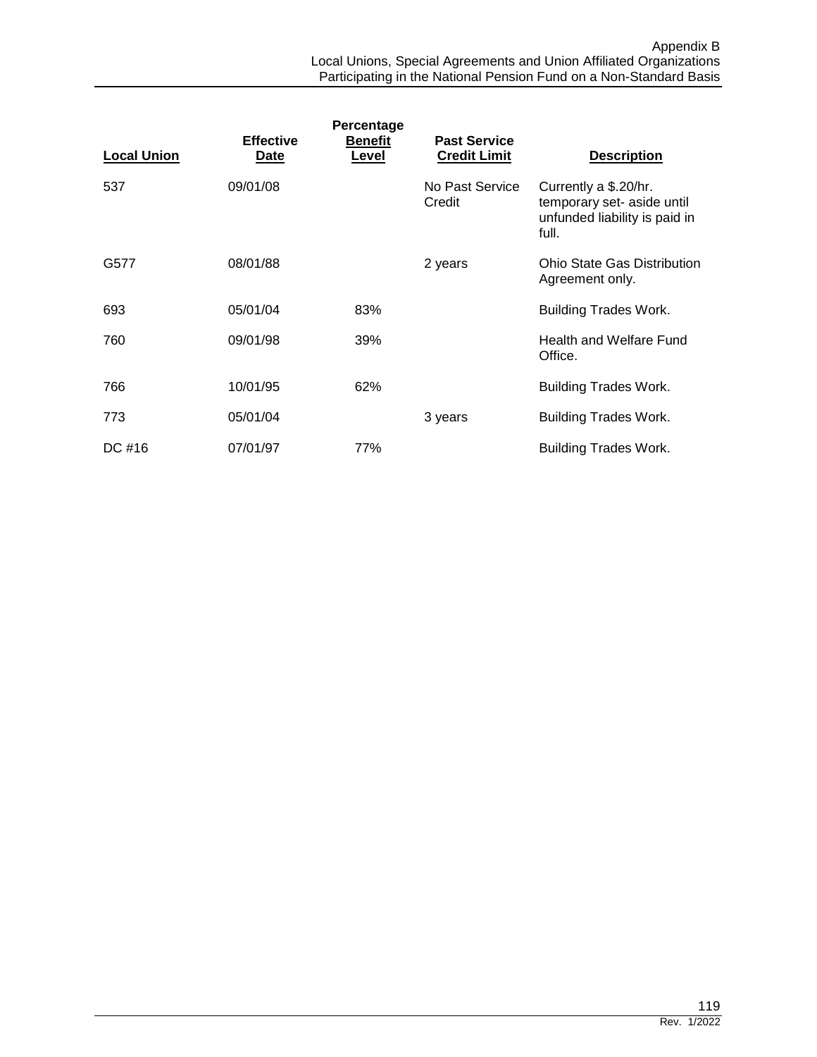| Local Union | Effective Date | Percentage Benefit Level | Past Service Credit Limit | Description |
|---|---|---|---|---|
| 537 | 09/01/08 | | No Past Service Credit | Currently a $.20/hr. temporary set- aside until unfunded liability is paid in full. |
| G577 | 08/01/88 | | 2 years | Ohio State Gas Distribution Agreement only. |
| 693 | 05/01/04 | 83% | | Building Trades Work. |
| 760 | 09/01/98 | 39% | | Health and Welfare Fund Office. |
| 766 | 10/01/95 | 62% | | Building Trades Work. |
| 773 | 05/01/04 | | 3 years | Building Trades Work. |
| DC #16 | 07/01/97 | 77% | | Building Trades Work. |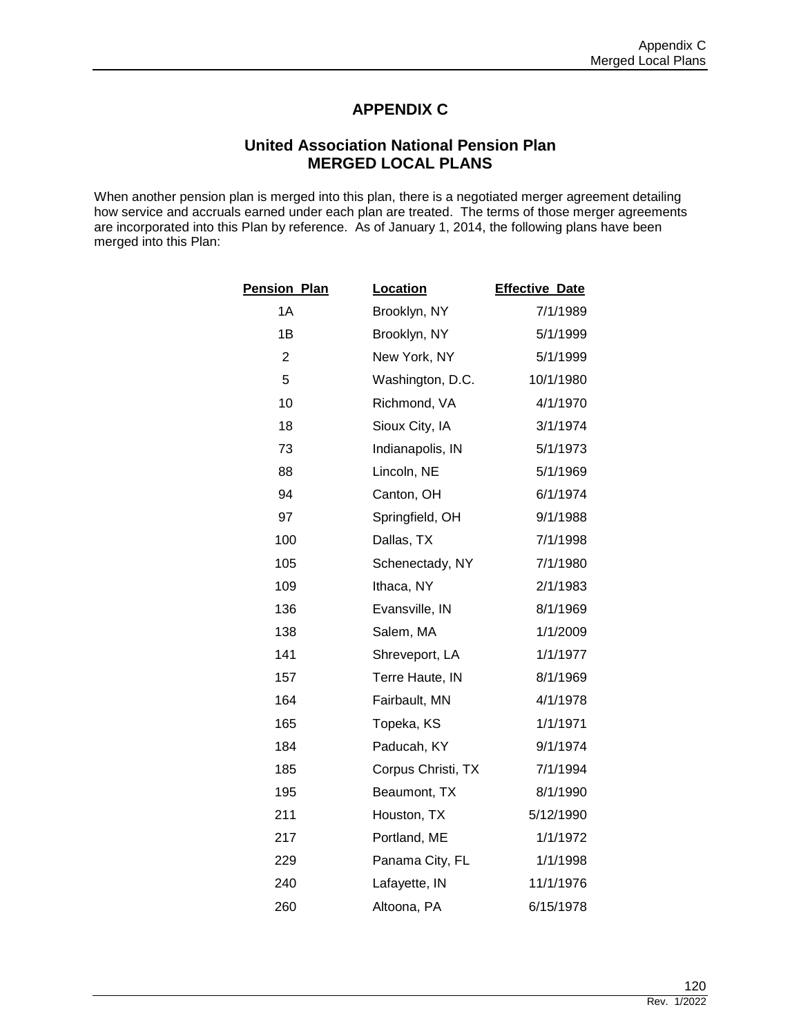# APPENDIX C

## United Association National Pension Plan MERGED LOCAL PLANS

When another pension plan is merged into this plan, there is a negotiated merger agreement detailing how service and accruals earned under each plan are treated. The terms of those merger agreements are incorporated into this Plan by reference. As of January 1, 2014, the following plans have been merged into this Plan:

| Pension Plan | Location | Effective Date |
|---|---|---|
| 1A | Brooklyn, NY | 7/1/1989 |
| 1B | Brooklyn, NY | 5/1/1999 |
| 2 | New York, NY | 5/1/1999 |
| 5 | Washington, D.C. | 10/1/1980 |
| 10 | Richmond, VA | 4/1/1970 |
| 18 | Sioux City, IA | 3/1/1974 |
| 73 | Indianapolis, IN | 5/1/1973 |
| 88 | Lincoln, NE | 5/1/1969 |
| 94 | Canton, OH | 6/1/1974 |
| 97 | Springfield, OH | 9/1/1988 |
| 100 | Dallas, TX | 7/1/1998 |
| 105 | Schenectady, NY | 7/1/1980 |
| 109 | Ithaca, NY | 2/1/1983 |
| 136 | Evansville, IN | 8/1/1969 |
| 138 | Salem, MA | 1/1/2009 |
| 141 | Shreveport, LA | 1/1/1977 |
| 157 | Terre Haute, IN | 8/1/1969 |
| 164 | Fairbault, MN | 4/1/1978 |
| 165 | Topeka, KS | 1/1/1971 |
| 184 | Paducah, KY | 9/1/1974 |
| 185 | Corpus Christi, TX | 7/1/1994 |
| 195 | Beaumont, TX | 8/1/1990 |
| 211 | Houston, TX | 5/12/1990 |
| 217 | Portland, ME | 1/1/1972 |
| 229 | Panama City, FL | 1/1/1998 |
| 240 | Lafayette, IN | 11/1/1976 |
| 260 | Altoona, PA | 6/15/1978 |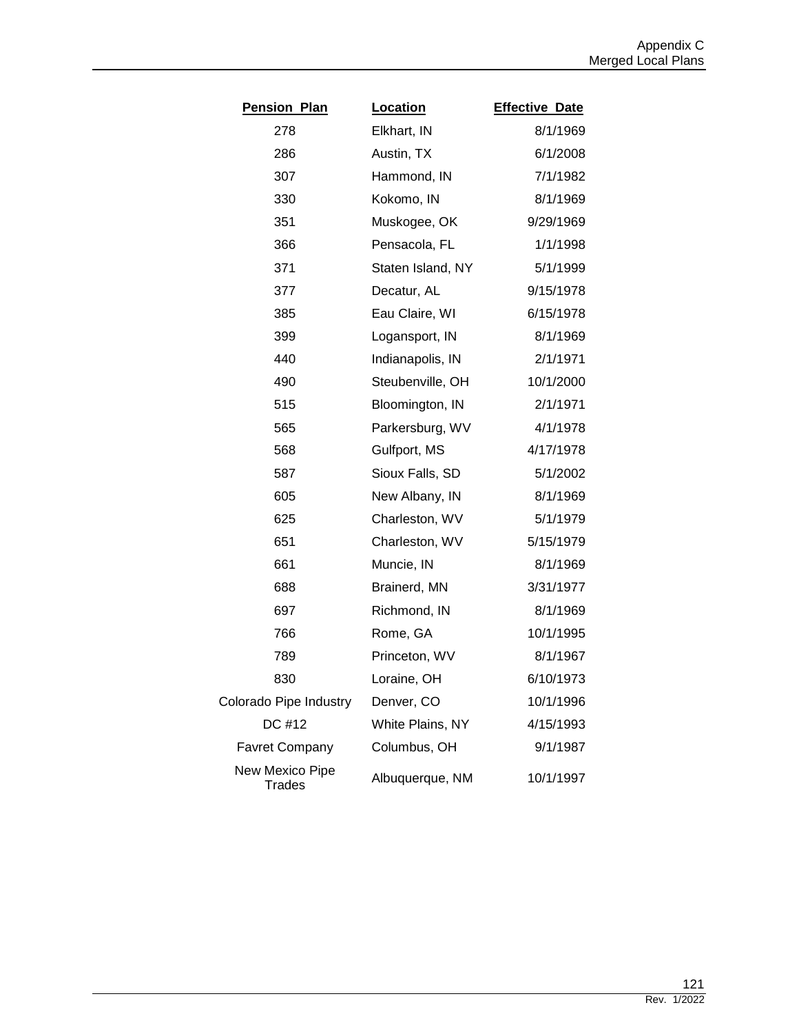| Pension Plan | Location | Effective Date |
| --- | --- | --- |
| 278 | Elkhart, IN | 8/1/1969 |
| 286 | Austin, TX | 6/1/2008 |
| 307 | Hammond, IN | 7/1/1982 |
| 330 | Kokomo, IN | 8/1/1969 |
| 351 | Muskogee, OK | 9/29/1969 |
| 366 | Pensacola, FL | 1/1/1998 |
| 371 | Staten Island, NY | 5/1/1999 |
| 377 | Decatur, AL | 9/15/1978 |
| 385 | Eau Claire, WI | 6/15/1978 |
| 399 | Logansport, IN | 8/1/1969 |
| 440 | Indianapolis, IN | 2/1/1971 |
| 490 | Steubenville, OH | 10/1/2000 |
| 515 | Bloomington, IN | 2/1/1971 |
| 565 | Parkersburg, WV | 4/1/1978 |
| 568 | Gulfport, MS | 4/17/1978 |
| 587 | Sioux Falls, SD | 5/1/2002 |
| 605 | New Albany, IN | 8/1/1969 |
| 625 | Charleston, WV | 5/1/1979 |
| 651 | Charleston, WV | 5/15/1979 |
| 661 | Muncie, IN | 8/1/1969 |
| 688 | Brainerd, MN | 3/31/1977 |
| 697 | Richmond, IN | 8/1/1969 |
| 766 | Rome, GA | 10/1/1995 |
| 789 | Princeton, WV | 8/1/1967 |
| 830 | Loraine, OH | 6/10/1973 |
| Colorado Pipe Industry | Denver, CO | 10/1/1996 |
| DC #12 | White Plains, NY | 4/15/1993 |
| Favret Company | Columbus, OH | 9/1/1987 |
| New Mexico Pipe Trades | Albuquerque, NM | 10/1/1997 |